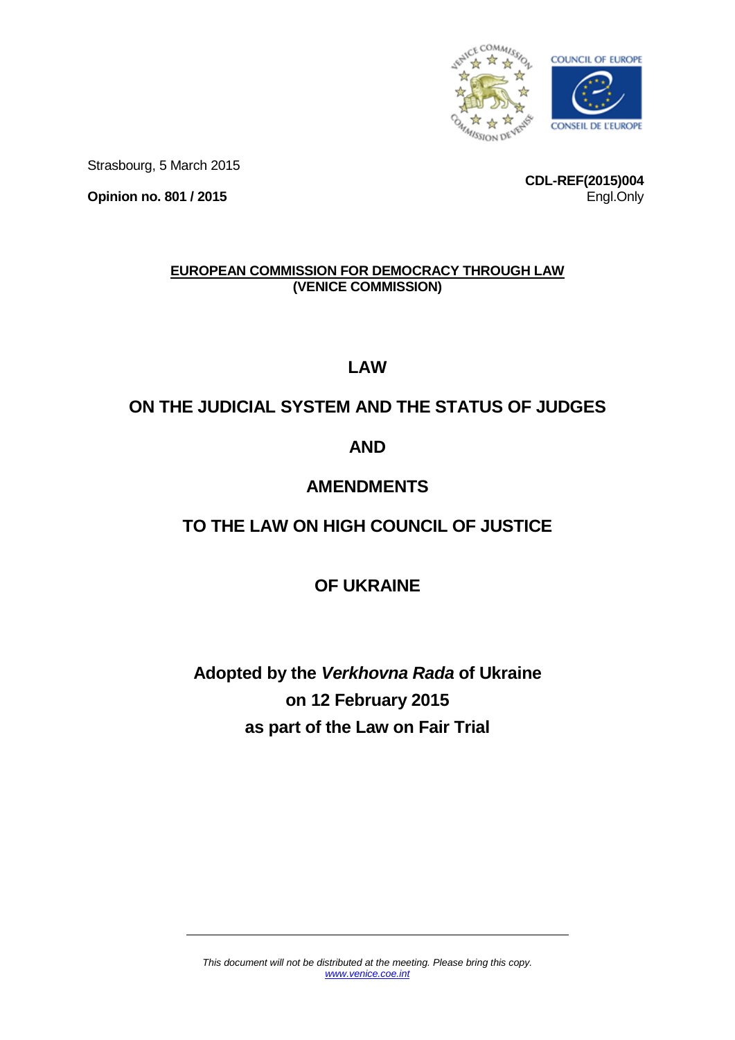Strasbourg, 5 March 2015

**Opinion no. 801 / 2015**

**CDL-REF(2015)004**

Engl.Only

**EUROPEAN COMMISSION FOR DEMOCRACY THROUGH LAW**
**(VENICE COMMISSION)**

# LAW

# ON THE JUDICIAL SYSTEM AND THE STATUS OF JUDGES

# AND

# AMENDMENTS

# TO THE LAW ON HIGH COUNCIL OF JUSTICE

# OF UKRAINE

**Adopted by the *Verkhovna Rada* of Ukraine**
**on 12 February 2015**
**as part of the Law on Fair Trial**

*This document will not be distributed at the meeting. Please bring this copy.*
*www.venice.coe.int*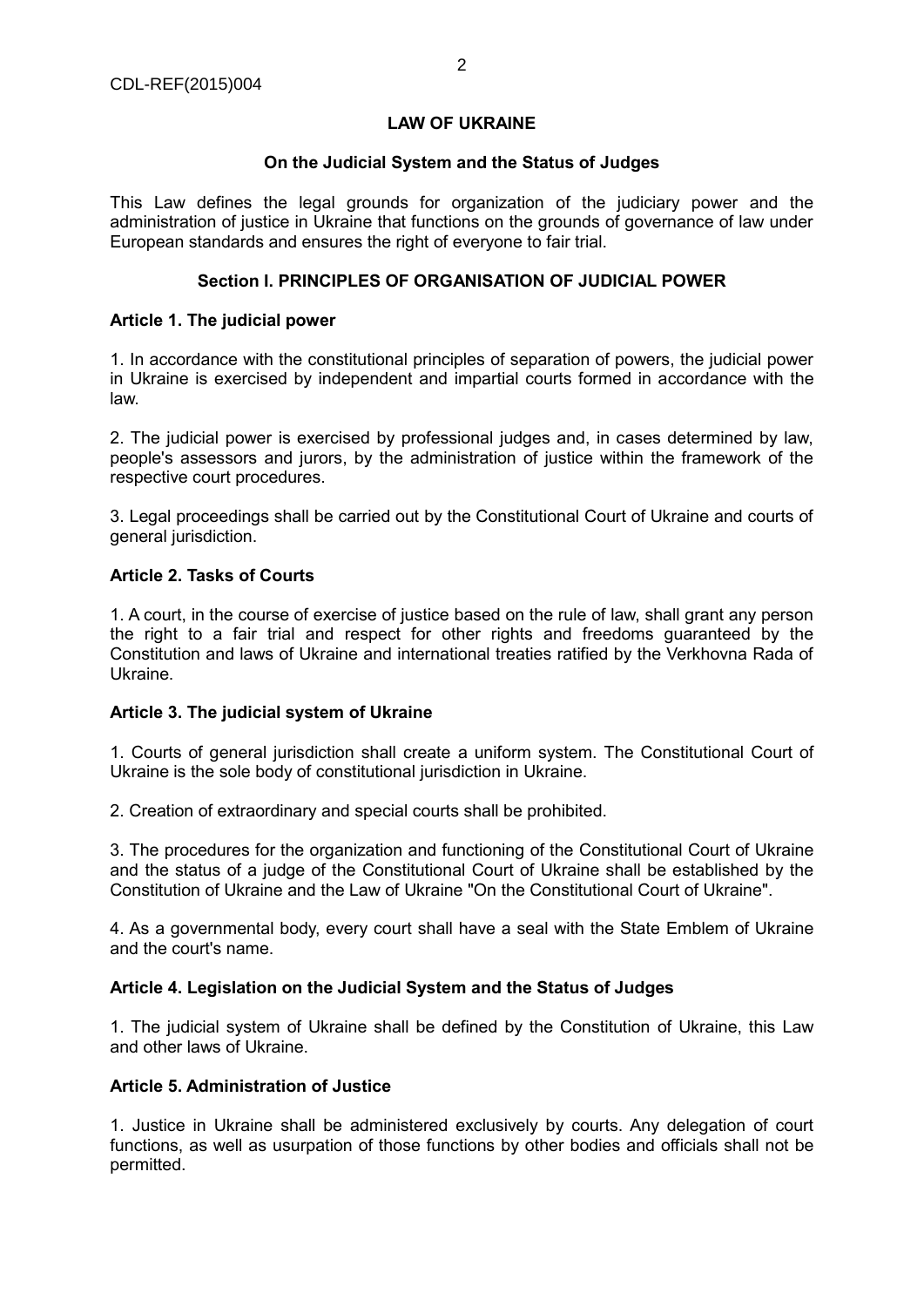**LAW OF UKRAINE**

**On the Judicial System and the Status of Judges**

This Law defines the legal grounds for organization of the judiciary power and the administration of justice in Ukraine that functions on the grounds of governance of law under European standards and ensures the right of everyone to fair trial.

## Section I. PRINCIPLES OF ORGANISATION OF JUDICIAL POWER

### Article 1. The judicial power

1. In accordance with the constitutional principles of separation of powers, the judicial power in Ukraine is exercised by independent and impartial courts formed in accordance with the law.

2. The judicial power is exercised by professional judges and, in cases determined by law, people's assessors and jurors, by the administration of justice within the framework of the respective court procedures.

3. Legal proceedings shall be carried out by the Constitutional Court of Ukraine and courts of general jurisdiction.

### Article 2. Tasks of Courts

1. A court, in the course of exercise of justice based on the rule of law, shall grant any person the right to a fair trial and respect for other rights and freedoms guaranteed by the Constitution and laws of Ukraine and international treaties ratified by the Verkhovna Rada of Ukraine.

### Article 3. The judicial system of Ukraine

1. Courts of general jurisdiction shall create a uniform system. The Constitutional Court of Ukraine is the sole body of constitutional jurisdiction in Ukraine.

2. Creation of extraordinary and special courts shall be prohibited.

3. The procedures for the organization and functioning of the Constitutional Court of Ukraine and the status of a judge of the Constitutional Court of Ukraine shall be established by the Constitution of Ukraine and the Law of Ukraine "On the Constitutional Court of Ukraine".

4. As a governmental body, every court shall have a seal with the State Emblem of Ukraine and the court's name.

### Article 4. Legislation on the Judicial System and the Status of Judges

1. The judicial system of Ukraine shall be defined by the Constitution of Ukraine, this Law and other laws of Ukraine.

### Article 5. Administration of Justice

1. Justice in Ukraine shall be administered exclusively by courts. Any delegation of court functions, as well as usurpation of those functions by other bodies and officials shall not be permitted.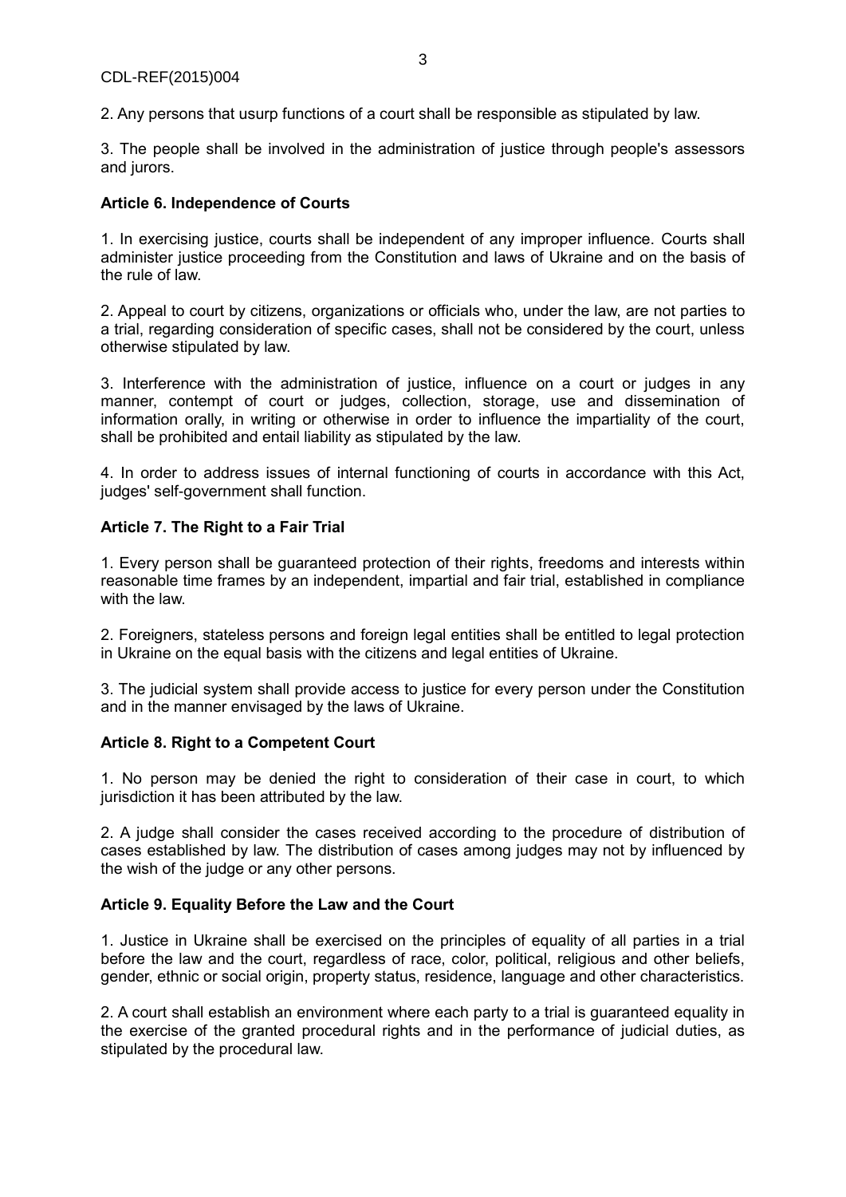2. Any persons that usurp functions of a court shall be responsible as stipulated by law.

3. The people shall be involved in the administration of justice through people's assessors and jurors.

**Article 6. Independence of Courts**

1. In exercising justice, courts shall be independent of any improper influence. Courts shall administer justice proceeding from the Constitution and laws of Ukraine and on the basis of the rule of law.

2. Appeal to court by citizens, organizations or officials who, under the law, are not parties to a trial, regarding consideration of specific cases, shall not be considered by the court, unless otherwise stipulated by law.

3. Interference with the administration of justice, influence on a court or judges in any manner, contempt of court or judges, collection, storage, use and dissemination of information orally, in writing or otherwise in order to influence the impartiality of the court, shall be prohibited and entail liability as stipulated by the law.

4. In order to address issues of internal functioning of courts in accordance with this Act, judges' self-government shall function.

**Article 7. The Right to a Fair Trial**

1. Every person shall be guaranteed protection of their rights, freedoms and interests within reasonable time frames by an independent, impartial and fair trial, established in compliance with the law.

2. Foreigners, stateless persons and foreign legal entities shall be entitled to legal protection in Ukraine on the equal basis with the citizens and legal entities of Ukraine.

3. The judicial system shall provide access to justice for every person under the Constitution and in the manner envisaged by the laws of Ukraine.

**Article 8. Right to a Competent Court**

1. No person may be denied the right to consideration of their case in court, to which jurisdiction it has been attributed by the law.

2. A judge shall consider the cases received according to the procedure of distribution of cases established by law. The distribution of cases among judges may not by influenced by the wish of the judge or any other persons.

**Article 9. Equality Before the Law and the Court**

1. Justice in Ukraine shall be exercised on the principles of equality of all parties in a trial before the law and the court, regardless of race, color, political, religious and other beliefs, gender, ethnic or social origin, property status, residence, language and other characteristics.

2. A court shall establish an environment where each party to a trial is guaranteed equality in the exercise of the granted procedural rights and in the performance of judicial duties, as stipulated by the procedural law.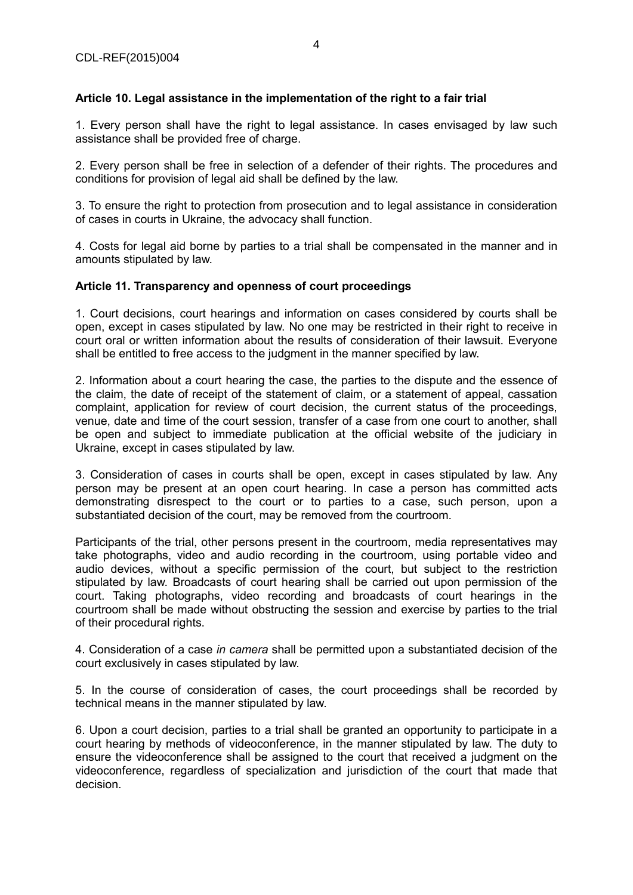**Article 10. Legal assistance in the implementation of the right to a fair trial**

1. Every person shall have the right to legal assistance. In cases envisaged by law such assistance shall be provided free of charge.

2. Every person shall be free in selection of a defender of their rights. The procedures and conditions for provision of legal aid shall be defined by the law.

3. To ensure the right to protection from prosecution and to legal assistance in consideration of cases in courts in Ukraine, the advocacy shall function.

4. Costs for legal aid borne by parties to a trial shall be compensated in the manner and in amounts stipulated by law.

**Article 11. Transparency and openness of court proceedings**

1. Court decisions, court hearings and information on cases considered by courts shall be open, except in cases stipulated by law. No one may be restricted in their right to receive in court oral or written information about the results of consideration of their lawsuit. Everyone shall be entitled to free access to the judgment in the manner specified by law.

2. Information about a court hearing the case, the parties to the dispute and the essence of the claim, the date of receipt of the statement of claim, or a statement of appeal, cassation complaint, application for review of court decision, the current status of the proceedings, venue, date and time of the court session, transfer of a case from one court to another, shall be open and subject to immediate publication at the official website of the judiciary in Ukraine, except in cases stipulated by law.

3. Consideration of cases in courts shall be open, except in cases stipulated by law. Any person may be present at an open court hearing. In case a person has committed acts demonstrating disrespect to the court or to parties to a case, such person, upon a substantiated decision of the court, may be removed from the courtroom.

Participants of the trial, other persons present in the courtroom, media representatives may take photographs, video and audio recording in the courtroom, using portable video and audio devices, without a specific permission of the court, but subject to the restriction stipulated by law. Broadcasts of court hearing shall be carried out upon permission of the court. Taking photographs, video recording and broadcasts of court hearings in the courtroom shall be made without obstructing the session and exercise by parties to the trial of their procedural rights.

4. Consideration of a case *in camera* shall be permitted upon a substantiated decision of the court exclusively in cases stipulated by law.

5. In the course of consideration of cases, the court proceedings shall be recorded by technical means in the manner stipulated by law.

6. Upon a court decision, parties to a trial shall be granted an opportunity to participate in a court hearing by methods of videoconference, in the manner stipulated by law. The duty to ensure the videoconference shall be assigned to the court that received a judgment on the videoconference, regardless of specialization and jurisdiction of the court that made that decision.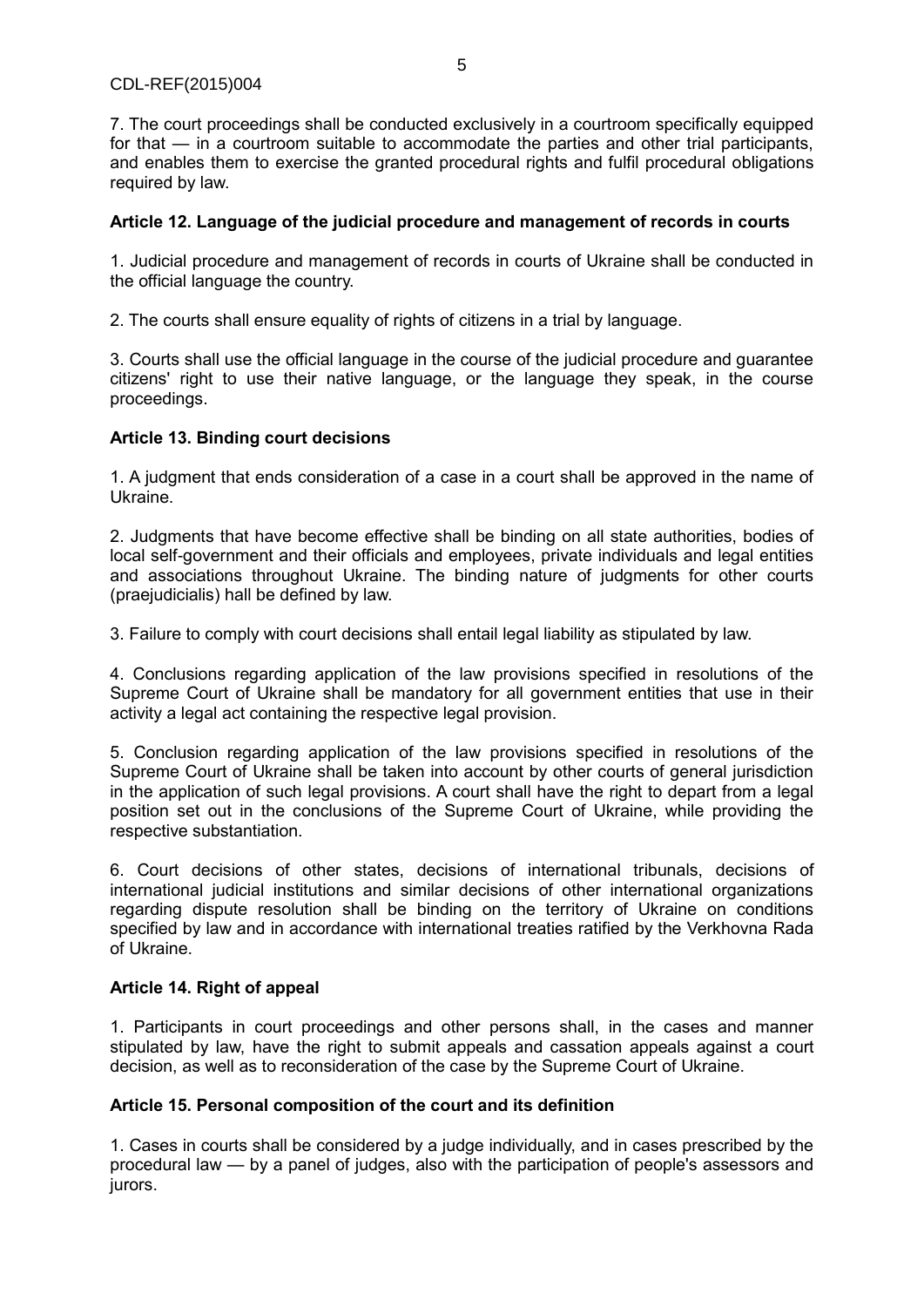7. The court proceedings shall be conducted exclusively in a courtroom specifically equipped for that — in a courtroom suitable to accommodate the parties and other trial participants, and enables them to exercise the granted procedural rights and fulfil procedural obligations required by law.

**Article 12. Language of the judicial procedure and management of records in courts**

1. Judicial procedure and management of records in courts of Ukraine shall be conducted in the official language the country.

2. The courts shall ensure equality of rights of citizens in a trial by language.

3. Courts shall use the official language in the course of the judicial procedure and guarantee citizens' right to use their native language, or the language they speak, in the course proceedings.

**Article 13. Binding court decisions**

1. A judgment that ends consideration of a case in a court shall be approved in the name of Ukraine.

2. Judgments that have become effective shall be binding on all state authorities, bodies of local self-government and their officials and employees, private individuals and legal entities and associations throughout Ukraine. The binding nature of judgments for other courts (praejudicialis) hall be defined by law.

3. Failure to comply with court decisions shall entail legal liability as stipulated by law.

4. Conclusions regarding application of the law provisions specified in resolutions of the Supreme Court of Ukraine shall be mandatory for all government entities that use in their activity a legal act containing the respective legal provision.

5. Conclusion regarding application of the law provisions specified in resolutions of the Supreme Court of Ukraine shall be taken into account by other courts of general jurisdiction in the application of such legal provisions. A court shall have the right to depart from a legal position set out in the conclusions of the Supreme Court of Ukraine, while providing the respective substantiation.

6. Court decisions of other states, decisions of international tribunals, decisions of international judicial institutions and similar decisions of other international organizations regarding dispute resolution shall be binding on the territory of Ukraine on conditions specified by law and in accordance with international treaties ratified by the Verkhovna Rada of Ukraine.

**Article 14. Right of appeal**

1. Participants in court proceedings and other persons shall, in the cases and manner stipulated by law, have the right to submit appeals and cassation appeals against a court decision, as well as to reconsideration of the case by the Supreme Court of Ukraine.

**Article 15. Personal composition of the court and its definition**

1. Cases in courts shall be considered by a judge individually, and in cases prescribed by the procedural law — by a panel of judges, also with the participation of people's assessors and jurors.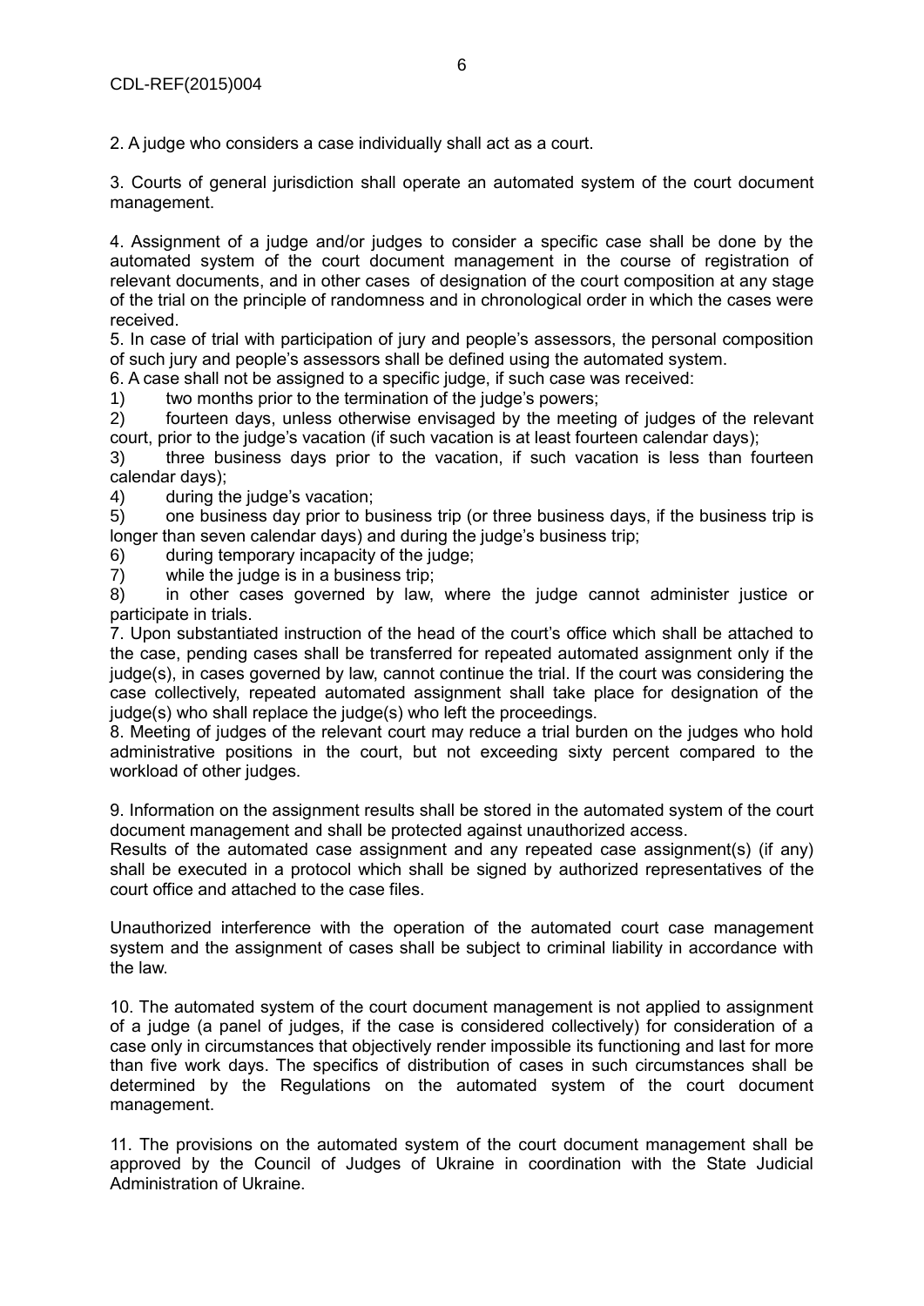2. A judge who considers a case individually shall act as a court.

3. Courts of general jurisdiction shall operate an automated system of the court document management.

4. Assignment of a judge and/or judges to consider a specific case shall be done by the automated system of the court document management in the course of registration of relevant documents, and in other cases of designation of the court composition at any stage of the trial on the principle of randomness and in chronological order in which the cases were received.

5. In case of trial with participation of jury and people's assessors, the personal composition of such jury and people's assessors shall be defined using the automated system.

6. A case shall not be assigned to a specific judge, if such case was received:

1) two months prior to the termination of the judge's powers;
2) fourteen days, unless otherwise envisaged by the meeting of judges of the relevant court, prior to the judge's vacation (if such vacation is at least fourteen calendar days);
3) three business days prior to the vacation, if such vacation is less than fourteen calendar days);
4) during the judge's vacation;
5) one business day prior to business trip (or three business days, if the business trip is longer than seven calendar days) and during the judge's business trip;
6) during temporary incapacity of the judge;
7) while the judge is in a business trip;
8) in other cases governed by law, where the judge cannot administer justice or participate in trials.

7. Upon substantiated instruction of the head of the court's office which shall be attached to the case, pending cases shall be transferred for repeated automated assignment only if the judge(s), in cases governed by law, cannot continue the trial. If the court was considering the case collectively, repeated automated assignment shall take place for designation of the judge(s) who shall replace the judge(s) who left the proceedings.

8. Meeting of judges of the relevant court may reduce a trial burden on the judges who hold administrative positions in the court, but not exceeding sixty percent compared to the workload of other judges.

9. Information on the assignment results shall be stored in the automated system of the court document management and shall be protected against unauthorized access.

Results of the automated case assignment and any repeated case assignment(s) (if any) shall be executed in a protocol which shall be signed by authorized representatives of the court office and attached to the case files.

Unauthorized interference with the operation of the automated court case management system and the assignment of cases shall be subject to criminal liability in accordance with the law.

10. The automated system of the court document management is not applied to assignment of a judge (a panel of judges, if the case is considered collectively) for consideration of a case only in circumstances that objectively render impossible its functioning and last for more than five work days. The specifics of distribution of cases in such circumstances shall be determined by the Regulations on the automated system of the court document management.

11. The provisions on the automated system of the court document management shall be approved by the Council of Judges of Ukraine in coordination with the State Judicial Administration of Ukraine.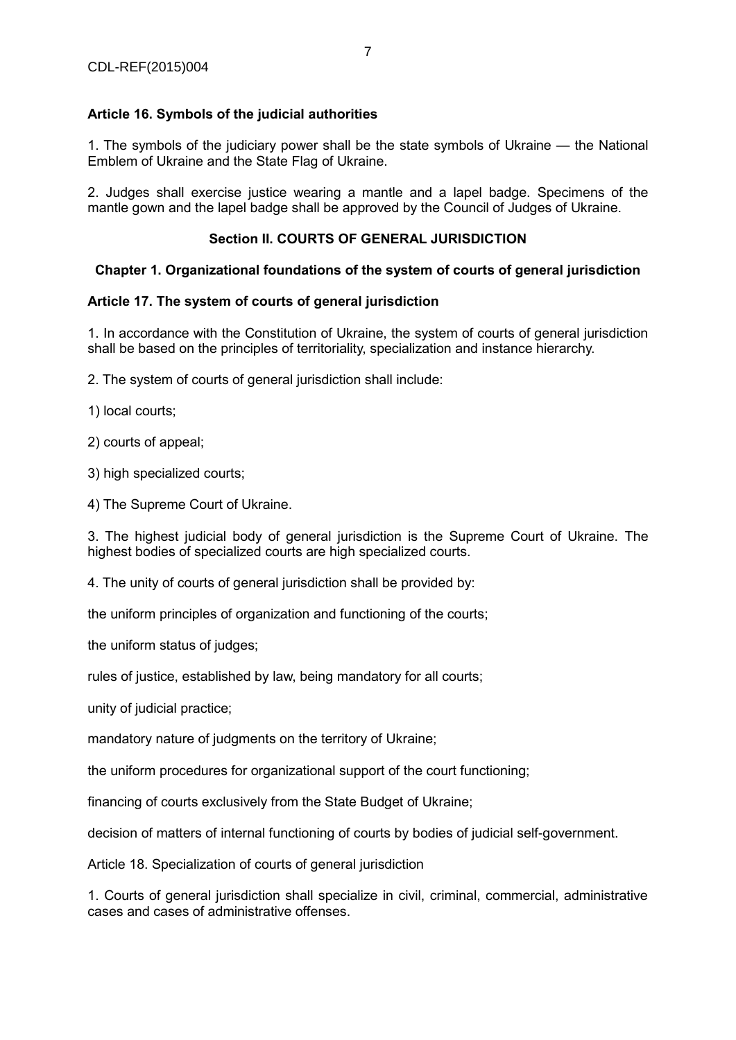**Article 16. Symbols of the judicial authorities**

1. The symbols of the judiciary power shall be the state symbols of Ukraine — the National Emblem of Ukraine and the State Flag of Ukraine.

2. Judges shall exercise justice wearing a mantle and a lapel badge. Specimens of the mantle gown and the lapel badge shall be approved by the Council of Judges of Ukraine.

## Section II. COURTS OF GENERAL JURISDICTION

### Chapter 1. Organizational foundations of the system of courts of general jurisdiction

**Article 17. The system of courts of general jurisdiction**

1. In accordance with the Constitution of Ukraine, the system of courts of general jurisdiction shall be based on the principles of territoriality, specialization and instance hierarchy.

2. The system of courts of general jurisdiction shall include:

1) local courts;

2) courts of appeal;

3) high specialized courts;

4) The Supreme Court of Ukraine.

3. The highest judicial body of general jurisdiction is the Supreme Court of Ukraine. The highest bodies of specialized courts are high specialized courts.

4. The unity of courts of general jurisdiction shall be provided by:

the uniform principles of organization and functioning of the courts;

the uniform status of judges;

rules of justice, established by law, being mandatory for all courts;

unity of judicial practice;

mandatory nature of judgments on the territory of Ukraine;

the uniform procedures for organizational support of the court functioning;

financing of courts exclusively from the State Budget of Ukraine;

decision of matters of internal functioning of courts by bodies of judicial self-government.

Article 18. Specialization of courts of general jurisdiction

1. Courts of general jurisdiction shall specialize in civil, criminal, commercial, administrative cases and cases of administrative offenses.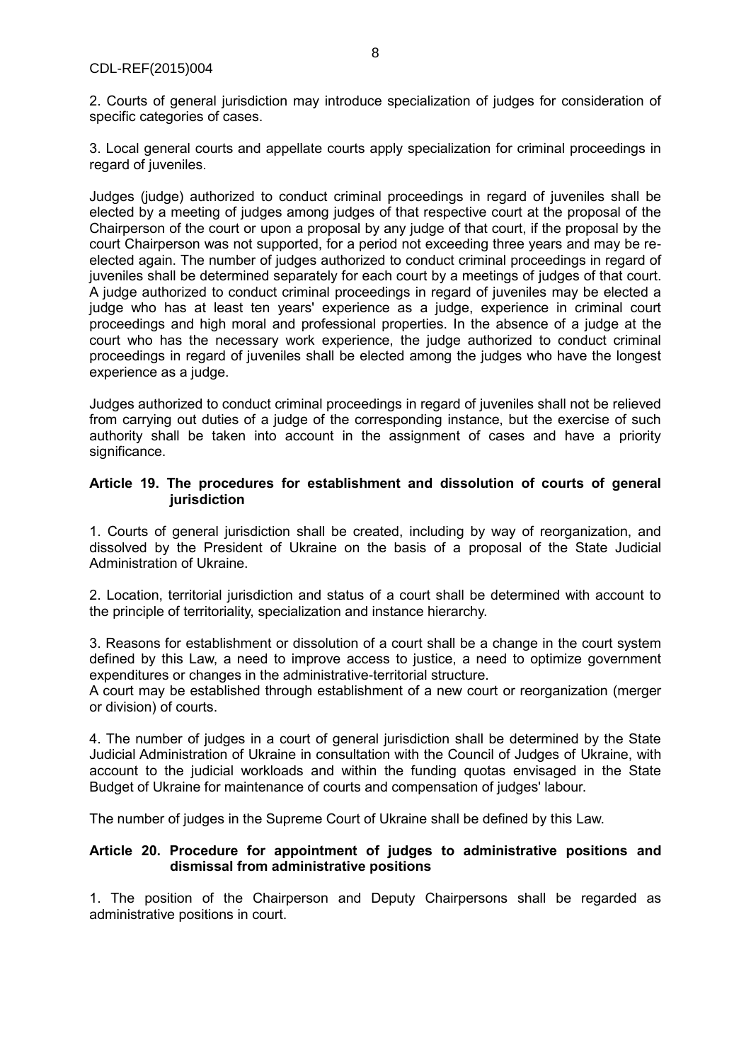2. Courts of general jurisdiction may introduce specialization of judges for consideration of specific categories of cases.

3. Local general courts and appellate courts apply specialization for criminal proceedings in regard of juveniles.

Judges (judge) authorized to conduct criminal proceedings in regard of juveniles shall be elected by a meeting of judges among judges of that respective court at the proposal of the Chairperson of the court or upon a proposal by any judge of that court, if the proposal by the court Chairperson was not supported, for a period not exceeding three years and may be re-elected again. The number of judges authorized to conduct criminal proceedings in regard of juveniles shall be determined separately for each court by a meetings of judges of that court. A judge authorized to conduct criminal proceedings in regard of juveniles may be elected a judge who has at least ten years' experience as a judge, experience in criminal court proceedings and high moral and professional properties. In the absence of a judge at the court who has the necessary work experience, the judge authorized to conduct criminal proceedings in regard of juveniles shall be elected among the judges who have the longest experience as a judge.

Judges authorized to conduct criminal proceedings in regard of juveniles shall not be relieved from carrying out duties of a judge of the corresponding instance, but the exercise of such authority shall be taken into account in the assignment of cases and have a priority significance.

**Article 19. The procedures for establishment and dissolution of courts of general jurisdiction**

1. Courts of general jurisdiction shall be created, including by way of reorganization, and dissolved by the President of Ukraine on the basis of a proposal of the State Judicial Administration of Ukraine.

2. Location, territorial jurisdiction and status of a court shall be determined with account to the principle of territoriality, specialization and instance hierarchy.

3. Reasons for establishment or dissolution of a court shall be a change in the court system defined by this Law, a need to improve access to justice, a need to optimize government expenditures or changes in the administrative-territorial structure.
A court may be established through establishment of a new court or reorganization (merger or division) of courts.

4. The number of judges in a court of general jurisdiction shall be determined by the State Judicial Administration of Ukraine in consultation with the Council of Judges of Ukraine, with account to the judicial workloads and within the funding quotas envisaged in the State Budget of Ukraine for maintenance of courts and compensation of judges' labour.

The number of judges in the Supreme Court of Ukraine shall be defined by this Law.

**Article 20. Procedure for appointment of judges to administrative positions and dismissal from administrative positions**

1. The position of the Chairperson and Deputy Chairpersons shall be regarded as administrative positions in court.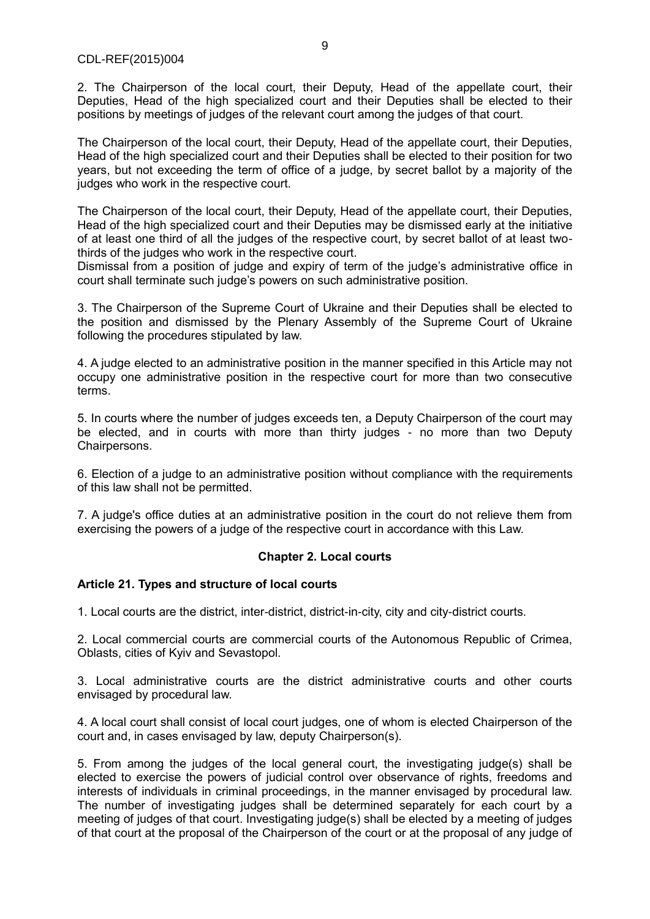2. The Chairperson of the local court, their Deputy, Head of the appellate court, their Deputies, Head of the high specialized court and their Deputies shall be elected to their positions by meetings of judges of the relevant court among the judges of that court.

The Chairperson of the local court, their Deputy, Head of the appellate court, their Deputies, Head of the high specialized court and their Deputies shall be elected to their position for two years, but not exceeding the term of office of a judge, by secret ballot by a majority of the judges who work in the respective court.

The Chairperson of the local court, their Deputy, Head of the appellate court, their Deputies, Head of the high specialized court and their Deputies may be dismissed early at the initiative of at least one third of all the judges of the respective court, by secret ballot of at least two-thirds of the judges who work in the respective court.
Dismissal from a position of judge and expiry of term of the judge's administrative office in court shall terminate such judge's powers on such administrative position.

3. The Chairperson of the Supreme Court of Ukraine and their Deputies shall be elected to the position and dismissed by the Plenary Assembly of the Supreme Court of Ukraine following the procedures stipulated by law.

4. A judge elected to an administrative position in the manner specified in this Article may not occupy one administrative position in the respective court for more than two consecutive terms.

5. In courts where the number of judges exceeds ten, a Deputy Chairperson of the court may be elected, and in courts with more than thirty judges - no more than two Deputy Chairpersons.

6. Election of a judge to an administrative position without compliance with the requirements of this law shall not be permitted.

7. A judge's office duties at an administrative position in the court do not relieve them from exercising the powers of a judge of the respective court in accordance with this Law.

## Chapter 2. Local courts

### Article 21. Types and structure of local courts

1. Local courts are the district, inter-district, district-in-city, city and city-district courts.

2. Local commercial courts are commercial courts of the Autonomous Republic of Crimea, Oblasts, cities of Kyiv and Sevastopol.

3. Local administrative courts are the district administrative courts and other courts envisaged by procedural law.

4. A local court shall consist of local court judges, one of whom is elected Chairperson of the court and, in cases envisaged by law, deputy Chairperson(s).

5. From among the judges of the local general court, the investigating judge(s) shall be elected to exercise the powers of judicial control over observance of rights, freedoms and interests of individuals in criminal proceedings, in the manner envisaged by procedural law. The number of investigating judges shall be determined separately for each court by a meeting of judges of that court. Investigating judge(s) shall be elected by a meeting of judges of that court at the proposal of the Chairperson of the court or at the proposal of any judge of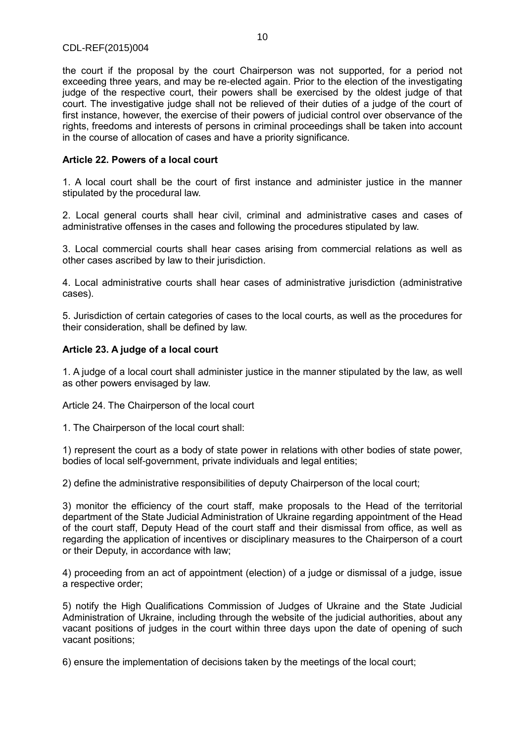the court if the proposal by the court Chairperson was not supported, for a period not exceeding three years, and may be re-elected again. Prior to the election of the investigating judge of the respective court, their powers shall be exercised by the oldest judge of that court. The investigative judge shall not be relieved of their duties of a judge of the court of first instance, however, the exercise of their powers of judicial control over observance of the rights, freedoms and interests of persons in criminal proceedings shall be taken into account in the course of allocation of cases and have a priority significance.

**Article 22. Powers of a local court**

1. A local court shall be the court of first instance and administer justice in the manner stipulated by the procedural law.

2. Local general courts shall hear civil, criminal and administrative cases and cases of administrative offenses in the cases and following the procedures stipulated by law.

3. Local commercial courts shall hear cases arising from commercial relations as well as other cases ascribed by law to their jurisdiction.

4. Local administrative courts shall hear cases of administrative jurisdiction (administrative cases).

5. Jurisdiction of certain categories of cases to the local courts, as well as the procedures for their consideration, shall be defined by law.

**Article 23. A judge of a local court**

1. A judge of a local court shall administer justice in the manner stipulated by the law, as well as other powers envisaged by law.

Article 24. The Chairperson of the local court

1. The Chairperson of the local court shall:

1) represent the court as a body of state power in relations with other bodies of state power, bodies of local self-government, private individuals and legal entities;

2) define the administrative responsibilities of deputy Chairperson of the local court;

3) monitor the efficiency of the court staff, make proposals to the Head of the territorial department of the State Judicial Administration of Ukraine regarding appointment of the Head of the court staff, Deputy Head of the court staff and their dismissal from office, as well as regarding the application of incentives or disciplinary measures to the Chairperson of a court or their Deputy, in accordance with law;

4) proceeding from an act of appointment (election) of a judge or dismissal of a judge, issue a respective order;

5) notify the High Qualifications Commission of Judges of Ukraine and the State Judicial Administration of Ukraine, including through the website of the judicial authorities, about any vacant positions of judges in the court within three days upon the date of opening of such vacant positions;

6) ensure the implementation of decisions taken by the meetings of the local court;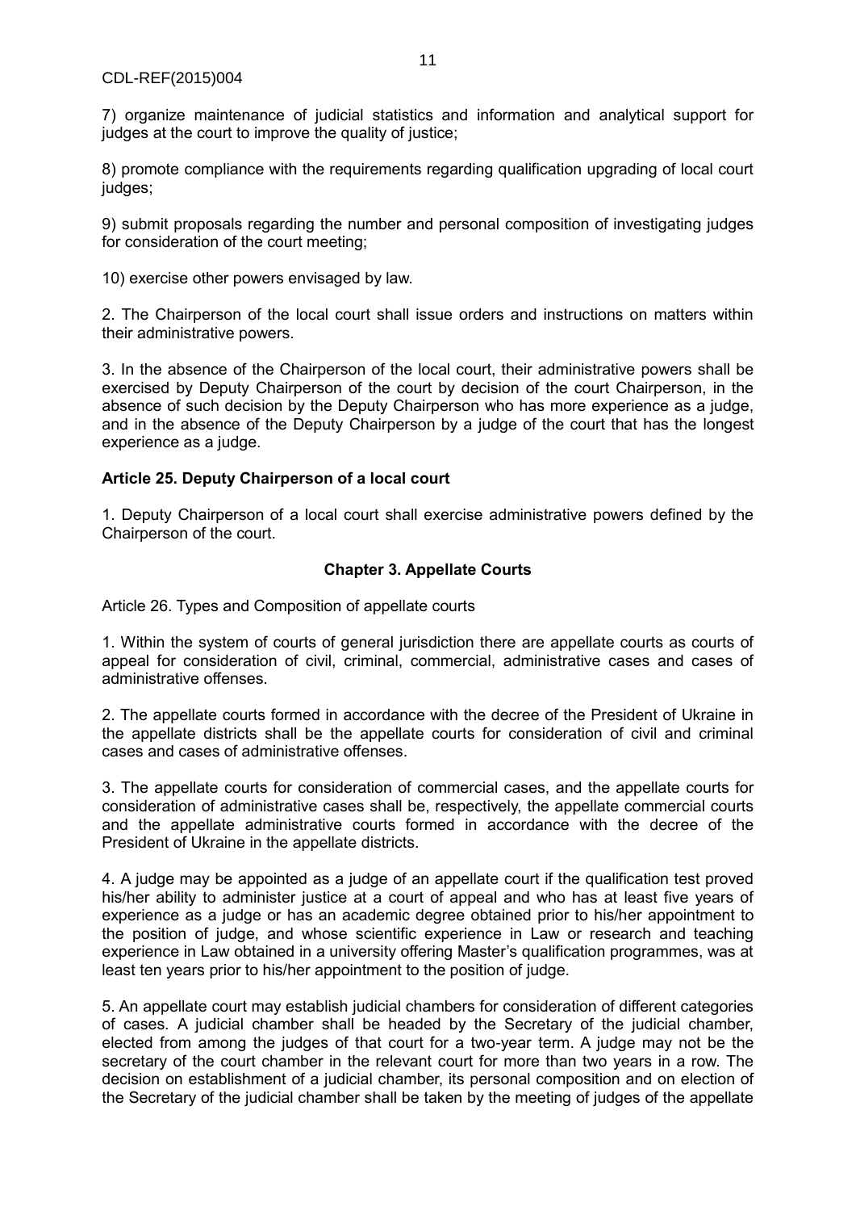7) organize maintenance of judicial statistics and information and analytical support for judges at the court to improve the quality of justice;

8) promote compliance with the requirements regarding qualification upgrading of local court judges;

9) submit proposals regarding the number and personal composition of investigating judges for consideration of the court meeting;

10) exercise other powers envisaged by law.

2. The Chairperson of the local court shall issue orders and instructions on matters within their administrative powers.

3. In the absence of the Chairperson of the local court, their administrative powers shall be exercised by Deputy Chairperson of the court by decision of the court Chairperson, in the absence of such decision by the Deputy Chairperson who has more experience as a judge, and in the absence of the Deputy Chairperson by a judge of the court that has the longest experience as a judge.

**Article 25. Deputy Chairperson of a local court**

1. Deputy Chairperson of a local court shall exercise administrative powers defined by the Chairperson of the court.

## Chapter 3. Appellate Courts

Article 26. Types and Composition of appellate courts

1. Within the system of courts of general jurisdiction there are appellate courts as courts of appeal for consideration of civil, criminal, commercial, administrative cases and cases of administrative offenses.

2. The appellate courts formed in accordance with the decree of the President of Ukraine in the appellate districts shall be the appellate courts for consideration of civil and criminal cases and cases of administrative offenses.

3. The appellate courts for consideration of commercial cases, and the appellate courts for consideration of administrative cases shall be, respectively, the appellate commercial courts and the appellate administrative courts formed in accordance with the decree of the President of Ukraine in the appellate districts.

4. A judge may be appointed as a judge of an appellate court if the qualification test proved his/her ability to administer justice at a court of appeal and who has at least five years of experience as a judge or has an academic degree obtained prior to his/her appointment to the position of judge, and whose scientific experience in Law or research and teaching experience in Law obtained in a university offering Master's qualification programmes, was at least ten years prior to his/her appointment to the position of judge.

5. An appellate court may establish judicial chambers for consideration of different categories of cases. A judicial chamber shall be headed by the Secretary of the judicial chamber, elected from among the judges of that court for a two-year term. A judge may not be the secretary of the court chamber in the relevant court for more than two years in a row. The decision on establishment of a judicial chamber, its personal composition and on election of the Secretary of the judicial chamber shall be taken by the meeting of judges of the appellate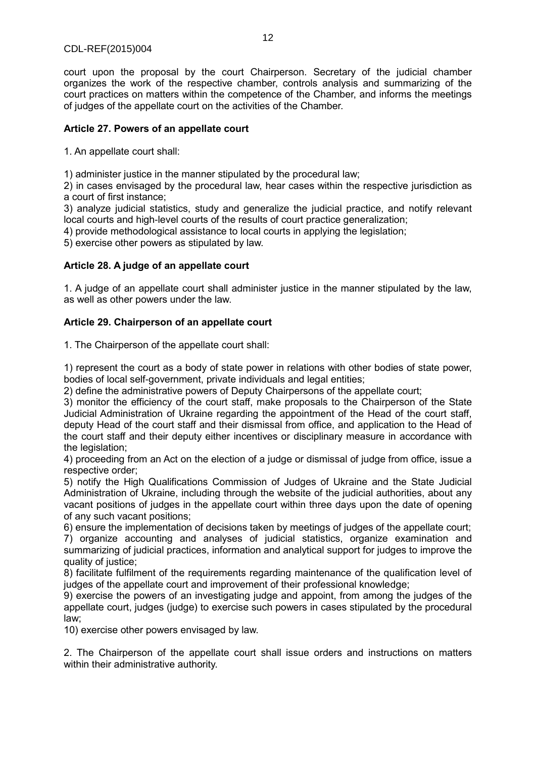court upon the proposal by the court Chairperson. Secretary of the judicial chamber organizes the work of the respective chamber, controls analysis and summarizing of the court practices on matters within the competence of the Chamber, and informs the meetings of judges of the appellate court on the activities of the Chamber.

### Article 27. Powers of an appellate court

1. An appellate court shall:

1) administer justice in the manner stipulated by the procedural law;
2) in cases envisaged by the procedural law, hear cases within the respective jurisdiction as a court of first instance;
3) analyze judicial statistics, study and generalize the judicial practice, and notify relevant local courts and high-level courts of the results of court practice generalization;
4) provide methodological assistance to local courts in applying the legislation;
5) exercise other powers as stipulated by law.

### Article 28. A judge of an appellate court

1. A judge of an appellate court shall administer justice in the manner stipulated by the law, as well as other powers under the law.

### Article 29. Chairperson of an appellate court

1. The Chairperson of the appellate court shall:

1) represent the court as a body of state power in relations with other bodies of state power, bodies of local self-government, private individuals and legal entities;
2) define the administrative powers of Deputy Chairpersons of the appellate court;
3) monitor the efficiency of the court staff, make proposals to the Chairperson of the State Judicial Administration of Ukraine regarding the appointment of the Head of the court staff, deputy Head of the court staff and their dismissal from office, and application to the Head of the court staff and their deputy either incentives or disciplinary measure in accordance with the legislation;
4) proceeding from an Act on the election of a judge or dismissal of judge from office, issue a respective order;
5) notify the High Qualifications Commission of Judges of Ukraine and the State Judicial Administration of Ukraine, including through the website of the judicial authorities, about any vacant positions of judges in the appellate court within three days upon the date of opening of any such vacant positions;
6) ensure the implementation of decisions taken by meetings of judges of the appellate court;
7) organize accounting and analyses of judicial statistics, organize examination and summarizing of judicial practices, information and analytical support for judges to improve the quality of justice;
8) facilitate fulfilment of the requirements regarding maintenance of the qualification level of judges of the appellate court and improvement of their professional knowledge;
9) exercise the powers of an investigating judge and appoint, from among the judges of the appellate court, judges (judge) to exercise such powers in cases stipulated by the procedural law;
10) exercise other powers envisaged by law.

2. The Chairperson of the appellate court shall issue orders and instructions on matters within their administrative authority.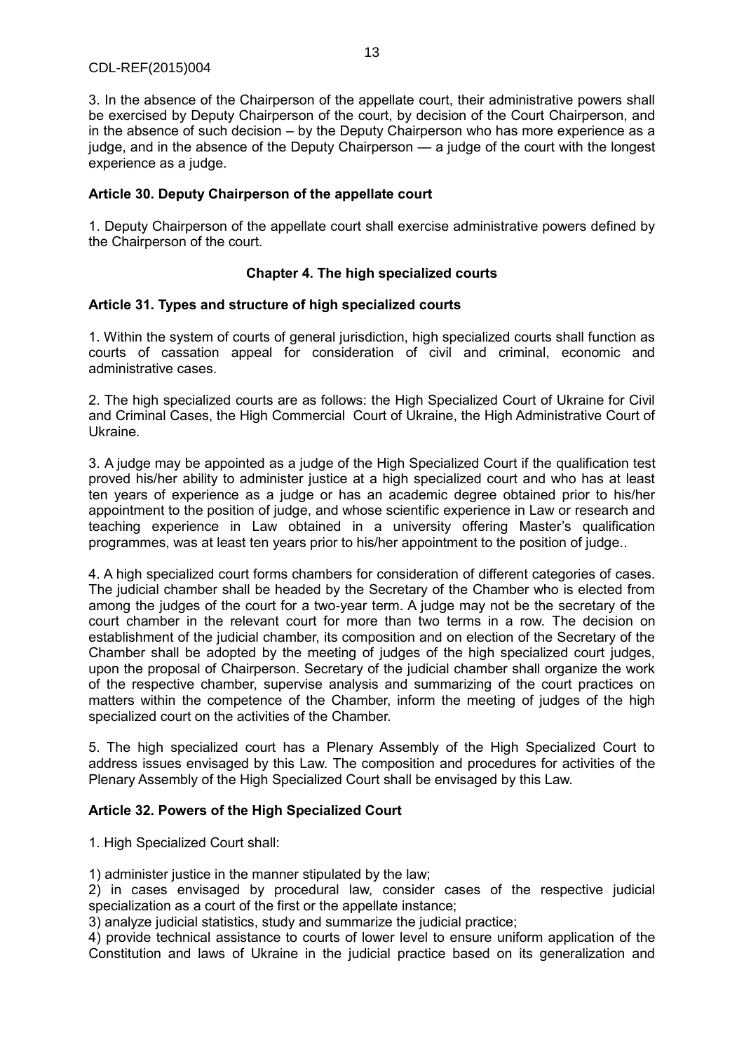3. In the absence of the Chairperson of the appellate court, their administrative powers shall be exercised by Deputy Chairperson of the court, by decision of the Court Chairperson, and in the absence of such decision – by the Deputy Chairperson who has more experience as a judge, and in the absence of the Deputy Chairperson — a judge of the court with the longest experience as a judge.

**Article 30. Deputy Chairperson of the appellate court**

1. Deputy Chairperson of the appellate court shall exercise administrative powers defined by the Chairperson of the court.

## Chapter 4. The high specialized courts

**Article 31. Types and structure of high specialized courts**

1. Within the system of courts of general jurisdiction, high specialized courts shall function as courts of cassation appeal for consideration of civil and criminal, economic and administrative cases.

2. The high specialized courts are as follows: the High Specialized Court of Ukraine for Civil and Criminal Cases, the High Commercial Court of Ukraine, the High Administrative Court of Ukraine.

3. A judge may be appointed as a judge of the High Specialized Court if the qualification test proved his/her ability to administer justice at a high specialized court and who has at least ten years of experience as a judge or has an academic degree obtained prior to his/her appointment to the position of judge, and whose scientific experience in Law or research and teaching experience in Law obtained in a university offering Master's qualification programmes, was at least ten years prior to his/her appointment to the position of judge..

4. A high specialized court forms chambers for consideration of different categories of cases. The judicial chamber shall be headed by the Secretary of the Chamber who is elected from among the judges of the court for a two-year term. A judge may not be the secretary of the court chamber in the relevant court for more than two terms in a row. The decision on establishment of the judicial chamber, its composition and on election of the Secretary of the Chamber shall be adopted by the meeting of judges of the high specialized court judges, upon the proposal of Chairperson. Secretary of the judicial chamber shall organize the work of the respective chamber, supervise analysis and summarizing of the court practices on matters within the competence of the Chamber, inform the meeting of judges of the high specialized court on the activities of the Chamber.

5. The high specialized court has a Plenary Assembly of the High Specialized Court to address issues envisaged by this Law. The composition and procedures for activities of the Plenary Assembly of the High Specialized Court shall be envisaged by this Law.

**Article 32. Powers of the High Specialized Court**

1. High Specialized Court shall:

1) administer justice in the manner stipulated by the law;
2) in cases envisaged by procedural law, consider cases of the respective judicial specialization as a court of the first or the appellate instance;
3) analyze judicial statistics, study and summarize the judicial practice;
4) provide technical assistance to courts of lower level to ensure uniform application of the Constitution and laws of Ukraine in the judicial practice based on its generalization and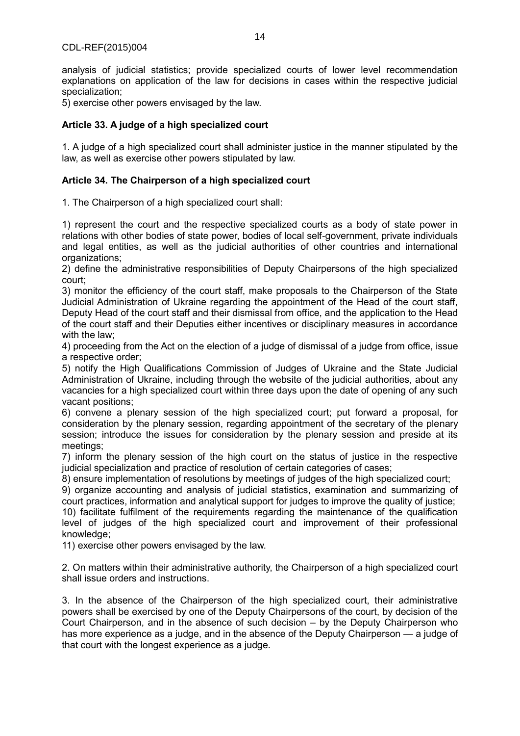analysis of judicial statistics; provide specialized courts of lower level recommendation explanations on application of the law for decisions in cases within the respective judicial specialization;

5) exercise other powers envisaged by the law.

### Article 33. A judge of a high specialized court

1. A judge of a high specialized court shall administer justice in the manner stipulated by the law, as well as exercise other powers stipulated by law.

### Article 34. The Chairperson of a high specialized court

1. The Chairperson of a high specialized court shall:

1) represent the court and the respective specialized courts as a body of state power in relations with other bodies of state power, bodies of local self-government, private individuals and legal entities, as well as the judicial authorities of other countries and international organizations;

2) define the administrative responsibilities of Deputy Chairpersons of the high specialized court;

3) monitor the efficiency of the court staff, make proposals to the Chairperson of the State Judicial Administration of Ukraine regarding the appointment of the Head of the court staff, Deputy Head of the court staff and their dismissal from office, and the application to the Head of the court staff and their Deputies either incentives or disciplinary measures in accordance with the law;

4) proceeding from the Act on the election of a judge of dismissal of a judge from office, issue a respective order;

5) notify the High Qualifications Commission of Judges of Ukraine and the State Judicial Administration of Ukraine, including through the website of the judicial authorities, about any vacancies for a high specialized court within three days upon the date of opening of any such vacant positions;

6) convene a plenary session of the high specialized court; put forward a proposal, for consideration by the plenary session, regarding appointment of the secretary of the plenary session; introduce the issues for consideration by the plenary session and preside at its meetings;

7) inform the plenary session of the high court on the status of justice in the respective judicial specialization and practice of resolution of certain categories of cases;

8) ensure implementation of resolutions by meetings of judges of the high specialized court;

9) organize accounting and analysis of judicial statistics, examination and summarizing of court practices, information and analytical support for judges to improve the quality of justice;

10) facilitate fulfilment of the requirements regarding the maintenance of the qualification level of judges of the high specialized court and improvement of their professional knowledge;

11) exercise other powers envisaged by the law.

2. On matters within their administrative authority, the Chairperson of a high specialized court shall issue orders and instructions.

3. In the absence of the Chairperson of the high specialized court, their administrative powers shall be exercised by one of the Deputy Chairpersons of the court, by decision of the Court Chairperson, and in the absence of such decision – by the Deputy Chairperson who has more experience as a judge, and in the absence of the Deputy Chairperson — a judge of that court with the longest experience as a judge.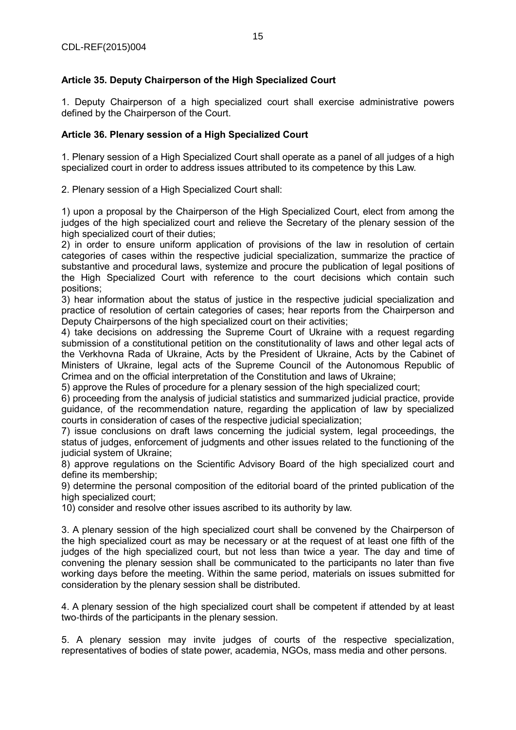**Article 35. Deputy Chairperson of the High Specialized Court**

1. Deputy Chairperson of a high specialized court shall exercise administrative powers defined by the Chairperson of the Court.

**Article 36. Plenary session of a High Specialized Court**

1. Plenary session of a High Specialized Court shall operate as a panel of all judges of a high specialized court in order to address issues attributed to its competence by this Law.

2. Plenary session of a High Specialized Court shall:

1) upon a proposal by the Chairperson of the High Specialized Court, elect from among the judges of the high specialized court and relieve the Secretary of the plenary session of the high specialized court of their duties;
2) in order to ensure uniform application of provisions of the law in resolution of certain categories of cases within the respective judicial specialization, summarize the practice of substantive and procedural laws, systemize and procure the publication of legal positions of the High Specialized Court with reference to the court decisions which contain such positions;
3) hear information about the status of justice in the respective judicial specialization and practice of resolution of certain categories of cases; hear reports from the Chairperson and Deputy Chairpersons of the high specialized court on their activities;
4) take decisions on addressing the Supreme Court of Ukraine with a request regarding submission of a constitutional petition on the constitutionality of laws and other legal acts of the Verkhovna Rada of Ukraine, Acts by the President of Ukraine, Acts by the Cabinet of Ministers of Ukraine, legal acts of the Supreme Council of the Autonomous Republic of Crimea and on the official interpretation of the Constitution and laws of Ukraine;
5) approve the Rules of procedure for a plenary session of the high specialized court;
6) proceeding from the analysis of judicial statistics and summarized judicial practice, provide guidance, of the recommendation nature, regarding the application of law by specialized courts in consideration of cases of the respective judicial specialization;
7) issue conclusions on draft laws concerning the judicial system, legal proceedings, the status of judges, enforcement of judgments and other issues related to the functioning of the judicial system of Ukraine;
8) approve regulations on the Scientific Advisory Board of the high specialized court and define its membership;
9) determine the personal composition of the editorial board of the printed publication of the high specialized court;
10) consider and resolve other issues ascribed to its authority by law.

3. A plenary session of the high specialized court shall be convened by the Chairperson of the high specialized court as may be necessary or at the request of at least one fifth of the judges of the high specialized court, but not less than twice a year. The day and time of convening the plenary session shall be communicated to the participants no later than five working days before the meeting. Within the same period, materials on issues submitted for consideration by the plenary session shall be distributed.

4. A plenary session of the high specialized court shall be competent if attended by at least two-thirds of the participants in the plenary session.

5. A plenary session may invite judges of courts of the respective specialization, representatives of bodies of state power, academia, NGOs, mass media and other persons.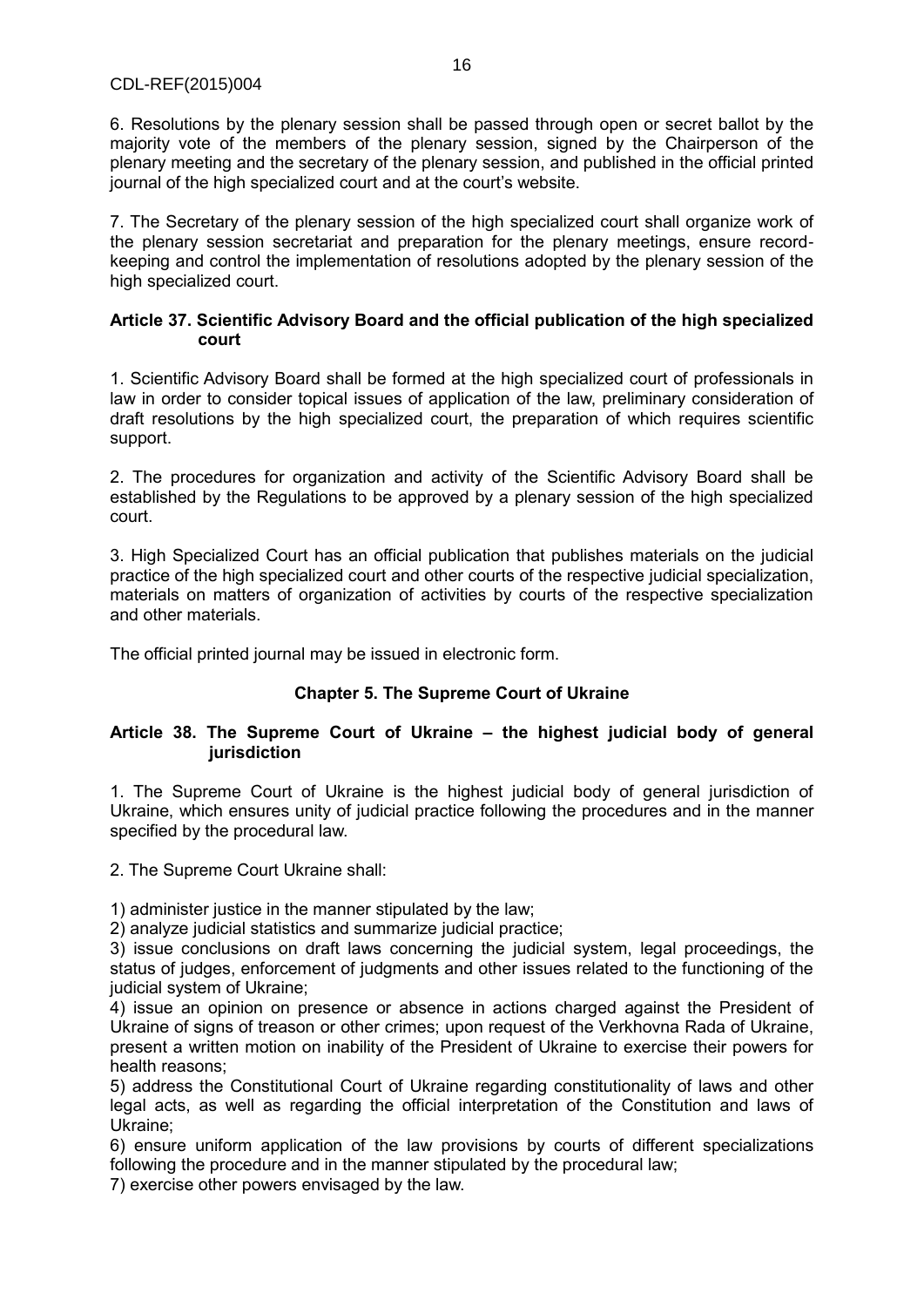6. Resolutions by the plenary session shall be passed through open or secret ballot by the majority vote of the members of the plenary session, signed by the Chairperson of the plenary meeting and the secretary of the plenary session, and published in the official printed journal of the high specialized court and at the court's website.

7. The Secretary of the plenary session of the high specialized court shall organize work of the plenary session secretariat and preparation for the plenary meetings, ensure record-keeping and control the implementation of resolutions adopted by the plenary session of the high specialized court.

#### Article 37. Scientific Advisory Board and the official publication of the high specialized court

1. Scientific Advisory Board shall be formed at the high specialized court of professionals in law in order to consider topical issues of application of the law, preliminary consideration of draft resolutions by the high specialized court, the preparation of which requires scientific support.

2. The procedures for organization and activity of the Scientific Advisory Board shall be established by the Regulations to be approved by a plenary session of the high specialized court.

3. High Specialized Court has an official publication that publishes materials on the judicial practice of the high specialized court and other courts of the respective judicial specialization, materials on matters of organization of activities by courts of the respective specialization and other materials.

The official printed journal may be issued in electronic form.

### Chapter 5. The Supreme Court of Ukraine

#### Article 38. The Supreme Court of Ukraine – the highest judicial body of general jurisdiction

1. The Supreme Court of Ukraine is the highest judicial body of general jurisdiction of Ukraine, which ensures unity of judicial practice following the procedures and in the manner specified by the procedural law.

2. The Supreme Court Ukraine shall:

1) administer justice in the manner stipulated by the law;
2) analyze judicial statistics and summarize judicial practice;
3) issue conclusions on draft laws concerning the judicial system, legal proceedings, the status of judges, enforcement of judgments and other issues related to the functioning of the judicial system of Ukraine;
4) issue an opinion on presence or absence in actions charged against the President of Ukraine of signs of treason or other crimes; upon request of the Verkhovna Rada of Ukraine, present a written motion on inability of the President of Ukraine to exercise their powers for health reasons;
5) address the Constitutional Court of Ukraine regarding constitutionality of laws and other legal acts, as well as regarding the official interpretation of the Constitution and laws of Ukraine;
6) ensure uniform application of the law provisions by courts of different specializations following the procedure and in the manner stipulated by the procedural law;
7) exercise other powers envisaged by the law.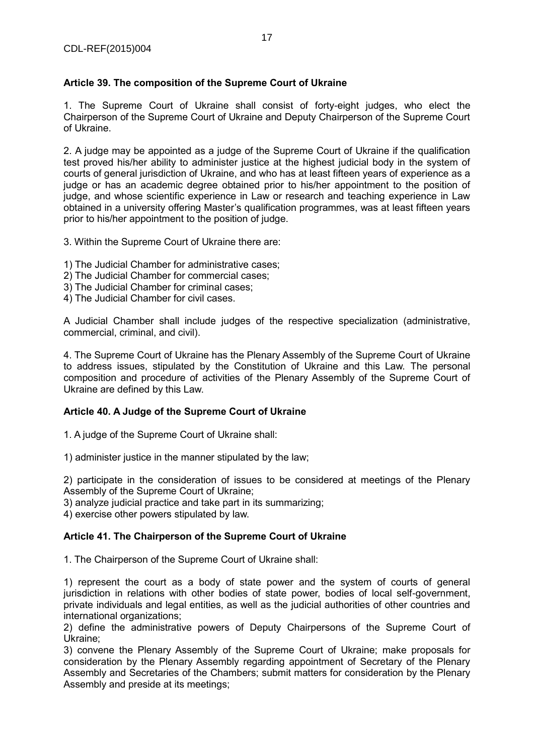**Article 39. The composition of the Supreme Court of Ukraine**

1. The Supreme Court of Ukraine shall consist of forty-eight judges, who elect the Chairperson of the Supreme Court of Ukraine and Deputy Chairperson of the Supreme Court of Ukraine.

2. A judge may be appointed as a judge of the Supreme Court of Ukraine if the qualification test proved his/her ability to administer justice at the highest judicial body in the system of courts of general jurisdiction of Ukraine, and who has at least fifteen years of experience as a judge or has an academic degree obtained prior to his/her appointment to the position of judge, and whose scientific experience in Law or research and teaching experience in Law obtained in a university offering Master's qualification programmes, was at least fifteen years prior to his/her appointment to the position of judge.

3. Within the Supreme Court of Ukraine there are:

1) The Judicial Chamber for administrative cases;
2) The Judicial Chamber for commercial cases;
3) The Judicial Chamber for criminal cases;
4) The Judicial Chamber for civil cases.

A Judicial Chamber shall include judges of the respective specialization (administrative, commercial, criminal, and civil).

4. The Supreme Court of Ukraine has the Plenary Assembly of the Supreme Court of Ukraine to address issues, stipulated by the Constitution of Ukraine and this Law. The personal composition and procedure of activities of the Plenary Assembly of the Supreme Court of Ukraine are defined by this Law.

**Article 40. A Judge of the Supreme Court of Ukraine**

1. A judge of the Supreme Court of Ukraine shall:

1) administer justice in the manner stipulated by the law;

2) participate in the consideration of issues to be considered at meetings of the Plenary Assembly of the Supreme Court of Ukraine;
3) analyze judicial practice and take part in its summarizing;
4) exercise other powers stipulated by law.

**Article 41. The Chairperson of the Supreme Court of Ukraine**

1. The Chairperson of the Supreme Court of Ukraine shall:

1) represent the court as a body of state power and the system of courts of general jurisdiction in relations with other bodies of state power, bodies of local self-government, private individuals and legal entities, as well as the judicial authorities of other countries and international organizations;
2) define the administrative powers of Deputy Chairpersons of the Supreme Court of Ukraine;
3) convene the Plenary Assembly of the Supreme Court of Ukraine; make proposals for consideration by the Plenary Assembly regarding appointment of Secretary of the Plenary Assembly and Secretaries of the Chambers; submit matters for consideration by the Plenary Assembly and preside at its meetings;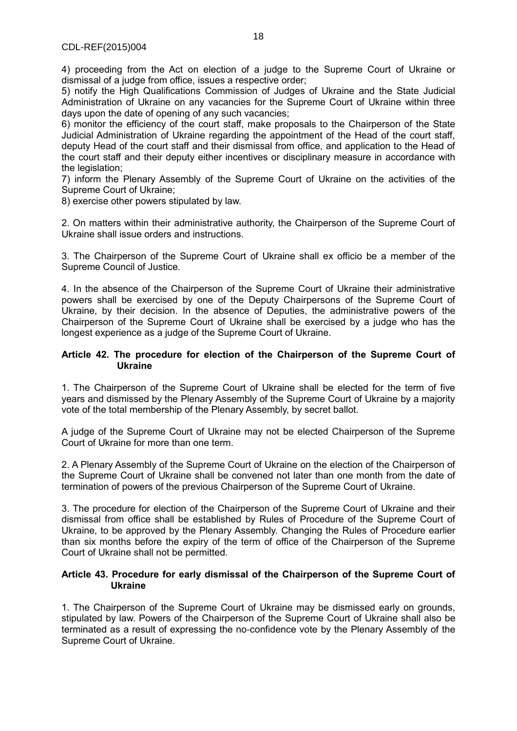4) proceeding from the Act on election of a judge to the Supreme Court of Ukraine or dismissal of a judge from office, issues a respective order;

5) notify the High Qualifications Commission of Judges of Ukraine and the State Judicial Administration of Ukraine on any vacancies for the Supreme Court of Ukraine within three days upon the date of opening of any such vacancies;

6) monitor the efficiency of the court staff, make proposals to the Chairperson of the State Judicial Administration of Ukraine regarding the appointment of the Head of the court staff, deputy Head of the court staff and their dismissal from office, and application to the Head of the court staff and their deputy either incentives or disciplinary measure in accordance with the legislation;

7) inform the Plenary Assembly of the Supreme Court of Ukraine on the activities of the Supreme Court of Ukraine;

8) exercise other powers stipulated by law.

2. On matters within their administrative authority, the Chairperson of the Supreme Court of Ukraine shall issue orders and instructions.

3. The Chairperson of the Supreme Court of Ukraine shall ex officio be a member of the Supreme Council of Justice.

4. In the absence of the Chairperson of the Supreme Court of Ukraine their administrative powers shall be exercised by one of the Deputy Chairpersons of the Supreme Court of Ukraine, by their decision. In the absence of Deputies, the administrative powers of the Chairperson of the Supreme Court of Ukraine shall be exercised by a judge who has the longest experience as a judge of the Supreme Court of Ukraine.

**Article 42. The procedure for election of the Chairperson of the Supreme Court of Ukraine**

1. The Chairperson of the Supreme Court of Ukraine shall be elected for the term of five years and dismissed by the Plenary Assembly of the Supreme Court of Ukraine by a majority vote of the total membership of the Plenary Assembly, by secret ballot.

A judge of the Supreme Court of Ukraine may not be elected Chairperson of the Supreme Court of Ukraine for more than one term.

2. A Plenary Assembly of the Supreme Court of Ukraine on the election of the Chairperson of the Supreme Court of Ukraine shall be convened not later than one month from the date of termination of powers of the previous Chairperson of the Supreme Court of Ukraine.

3. The procedure for election of the Chairperson of the Supreme Court of Ukraine and their dismissal from office shall be established by Rules of Procedure of the Supreme Court of Ukraine, to be approved by the Plenary Assembly. Changing the Rules of Procedure earlier than six months before the expiry of the term of office of the Chairperson of the Supreme Court of Ukraine shall not be permitted.

**Article 43. Procedure for early dismissal of the Chairperson of the Supreme Court of Ukraine**

1. The Chairperson of the Supreme Court of Ukraine may be dismissed early on grounds, stipulated by law. Powers of the Chairperson of the Supreme Court of Ukraine shall also be terminated as a result of expressing the no-confidence vote by the Plenary Assembly of the Supreme Court of Ukraine.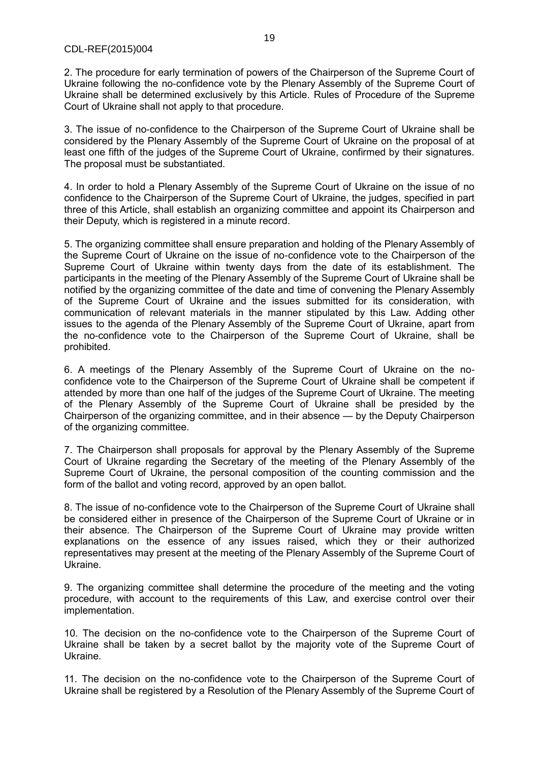2. The procedure for early termination of powers of the Chairperson of the Supreme Court of Ukraine following the no-confidence vote by the Plenary Assembly of the Supreme Court of Ukraine shall be determined exclusively by this Article. Rules of Procedure of the Supreme Court of Ukraine shall not apply to that procedure.

3. The issue of no-confidence to the Chairperson of the Supreme Court of Ukraine shall be considered by the Plenary Assembly of the Supreme Court of Ukraine on the proposal of at least one fifth of the judges of the Supreme Court of Ukraine, confirmed by their signatures. The proposal must be substantiated.

4. In order to hold a Plenary Assembly of the Supreme Court of Ukraine on the issue of no confidence to the Chairperson of the Supreme Court of Ukraine, the judges, specified in part three of this Article, shall establish an organizing committee and appoint its Chairperson and their Deputy, which is registered in a minute record.

5. The organizing committee shall ensure preparation and holding of the Plenary Assembly of the Supreme Court of Ukraine on the issue of no-confidence vote to the Chairperson of the Supreme Court of Ukraine within twenty days from the date of its establishment. The participants in the meeting of the Plenary Assembly of the Supreme Court of Ukraine shall be notified by the organizing committee of the date and time of convening the Plenary Assembly of the Supreme Court of Ukraine and the issues submitted for its consideration, with communication of relevant materials in the manner stipulated by this Law. Adding other issues to the agenda of the Plenary Assembly of the Supreme Court of Ukraine, apart from the no-confidence vote to the Chairperson of the Supreme Court of Ukraine, shall be prohibited.

6. A meetings of the Plenary Assembly of the Supreme Court of Ukraine on the no-confidence vote to the Chairperson of the Supreme Court of Ukraine shall be competent if attended by more than one half of the judges of the Supreme Court of Ukraine. The meeting of the Plenary Assembly of the Supreme Court of Ukraine shall be presided by the Chairperson of the organizing committee, and in their absence — by the Deputy Chairperson of the organizing committee.

7. The Chairperson shall proposals for approval by the Plenary Assembly of the Supreme Court of Ukraine regarding the Secretary of the meeting of the Plenary Assembly of the Supreme Court of Ukraine, the personal composition of the counting commission and the form of the ballot and voting record, approved by an open ballot.

8. The issue of no-confidence vote to the Chairperson of the Supreme Court of Ukraine shall be considered either in presence of the Chairperson of the Supreme Court of Ukraine or in their absence. The Chairperson of the Supreme Court of Ukraine may provide written explanations on the essence of any issues raised, which they or their authorized representatives may present at the meeting of the Plenary Assembly of the Supreme Court of Ukraine.

9. The organizing committee shall determine the procedure of the meeting and the voting procedure, with account to the requirements of this Law, and exercise control over their implementation.

10. The decision on the no-confidence vote to the Chairperson of the Supreme Court of Ukraine shall be taken by a secret ballot by the majority vote of the Supreme Court of Ukraine.

11. The decision on the no-confidence vote to the Chairperson of the Supreme Court of Ukraine shall be registered by a Resolution of the Plenary Assembly of the Supreme Court of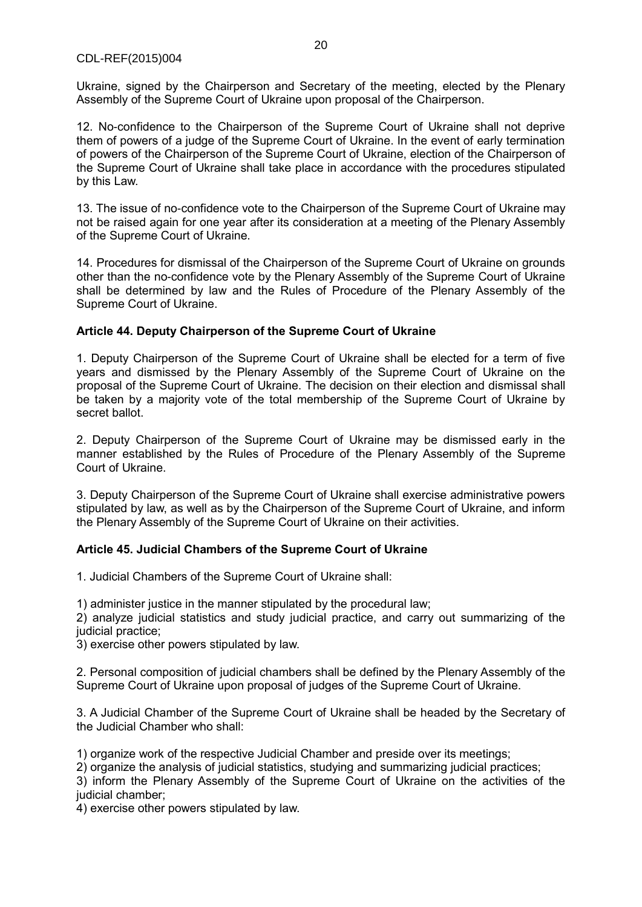Ukraine, signed by the Chairperson and Secretary of the meeting, elected by the Plenary Assembly of the Supreme Court of Ukraine upon proposal of the Chairperson.

12. No-confidence to the Chairperson of the Supreme Court of Ukraine shall not deprive them of powers of a judge of the Supreme Court of Ukraine. In the event of early termination of powers of the Chairperson of the Supreme Court of Ukraine, election of the Chairperson of the Supreme Court of Ukraine shall take place in accordance with the procedures stipulated by this Law.

13. The issue of no-confidence vote to the Chairperson of the Supreme Court of Ukraine may not be raised again for one year after its consideration at a meeting of the Plenary Assembly of the Supreme Court of Ukraine.

14. Procedures for dismissal of the Chairperson of the Supreme Court of Ukraine on grounds other than the no-confidence vote by the Plenary Assembly of the Supreme Court of Ukraine shall be determined by law and the Rules of Procedure of the Plenary Assembly of the Supreme Court of Ukraine.

**Article 44. Deputy Chairperson of the Supreme Court of Ukraine**

1. Deputy Chairperson of the Supreme Court of Ukraine shall be elected for a term of five years and dismissed by the Plenary Assembly of the Supreme Court of Ukraine on the proposal of the Supreme Court of Ukraine. The decision on their election and dismissal shall be taken by a majority vote of the total membership of the Supreme Court of Ukraine by secret ballot.

2. Deputy Chairperson of the Supreme Court of Ukraine may be dismissed early in the manner established by the Rules of Procedure of the Plenary Assembly of the Supreme Court of Ukraine.

3. Deputy Chairperson of the Supreme Court of Ukraine shall exercise administrative powers stipulated by law, as well as by the Chairperson of the Supreme Court of Ukraine, and inform the Plenary Assembly of the Supreme Court of Ukraine on their activities.

**Article 45. Judicial Chambers of the Supreme Court of Ukraine**

1. Judicial Chambers of the Supreme Court of Ukraine shall:

1) administer justice in the manner stipulated by the procedural law;
2) analyze judicial statistics and study judicial practice, and carry out summarizing of the judicial practice;
3) exercise other powers stipulated by law.

2. Personal composition of judicial chambers shall be defined by the Plenary Assembly of the Supreme Court of Ukraine upon proposal of judges of the Supreme Court of Ukraine.

3. A Judicial Chamber of the Supreme Court of Ukraine shall be headed by the Secretary of the Judicial Chamber who shall:

1) organize work of the respective Judicial Chamber and preside over its meetings;
2) organize the analysis of judicial statistics, studying and summarizing judicial practices;
3) inform the Plenary Assembly of the Supreme Court of Ukraine on the activities of the judicial chamber;
4) exercise other powers stipulated by law.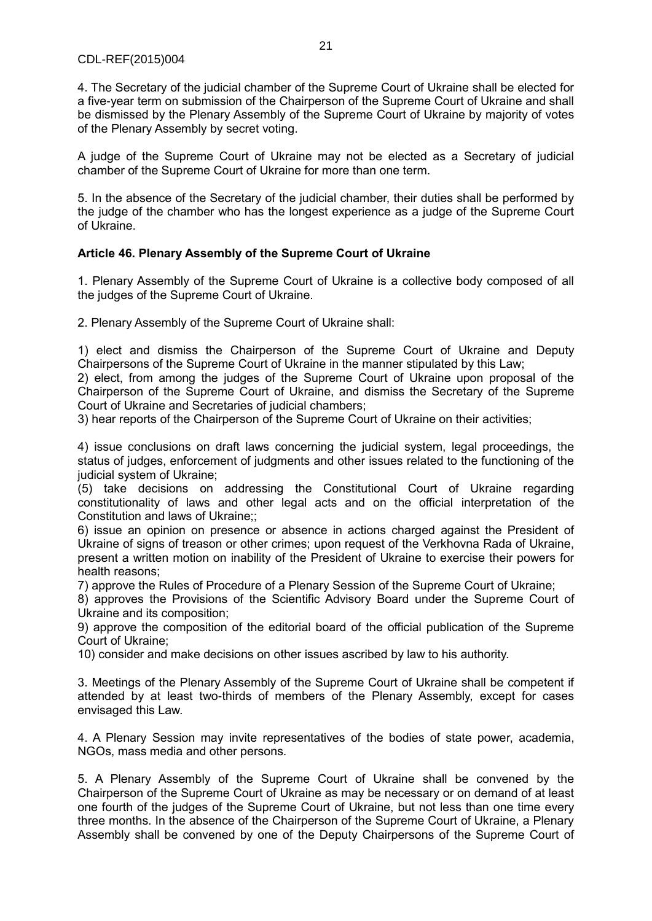4. The Secretary of the judicial chamber of the Supreme Court of Ukraine shall be elected for a five-year term on submission of the Chairperson of the Supreme Court of Ukraine and shall be dismissed by the Plenary Assembly of the Supreme Court of Ukraine by majority of votes of the Plenary Assembly by secret voting.

A judge of the Supreme Court of Ukraine may not be elected as a Secretary of judicial chamber of the Supreme Court of Ukraine for more than one term.

5. In the absence of the Secretary of the judicial chamber, their duties shall be performed by the judge of the chamber who has the longest experience as a judge of the Supreme Court of Ukraine.

**Article 46. Plenary Assembly of the Supreme Court of Ukraine**

1. Plenary Assembly of the Supreme Court of Ukraine is a collective body composed of all the judges of the Supreme Court of Ukraine.

2. Plenary Assembly of the Supreme Court of Ukraine shall:

1) elect and dismiss the Chairperson of the Supreme Court of Ukraine and Deputy Chairpersons of the Supreme Court of Ukraine in the manner stipulated by this Law;
2) elect, from among the judges of the Supreme Court of Ukraine upon proposal of the Chairperson of the Supreme Court of Ukraine, and dismiss the Secretary of the Supreme Court of Ukraine and Secretaries of judicial chambers;
3) hear reports of the Chairperson of the Supreme Court of Ukraine on their activities;

4) issue conclusions on draft laws concerning the judicial system, legal proceedings, the status of judges, enforcement of judgments and other issues related to the functioning of the judicial system of Ukraine;
(5) take decisions on addressing the Constitutional Court of Ukraine regarding constitutionality of laws and other legal acts and on the official interpretation of the Constitution and laws of Ukraine;;
6) issue an opinion on presence or absence in actions charged against the President of Ukraine of signs of treason or other crimes; upon request of the Verkhovna Rada of Ukraine, present a written motion on inability of the President of Ukraine to exercise their powers for health reasons;
7) approve the Rules of Procedure of a Plenary Session of the Supreme Court of Ukraine;
8) approves the Provisions of the Scientific Advisory Board under the Supreme Court of Ukraine and its composition;
9) approve the composition of the editorial board of the official publication of the Supreme Court of Ukraine;
10) consider and make decisions on other issues ascribed by law to his authority.

3. Meetings of the Plenary Assembly of the Supreme Court of Ukraine shall be competent if attended by at least two-thirds of members of the Plenary Assembly, except for cases envisaged this Law.

4. A Plenary Session may invite representatives of the bodies of state power, academia, NGOs, mass media and other persons.

5. A Plenary Assembly of the Supreme Court of Ukraine shall be convened by the Chairperson of the Supreme Court of Ukraine as may be necessary or on demand of at least one fourth of the judges of the Supreme Court of Ukraine, but not less than one time every three months. In the absence of the Chairperson of the Supreme Court of Ukraine, a Plenary Assembly shall be convened by one of the Deputy Chairpersons of the Supreme Court of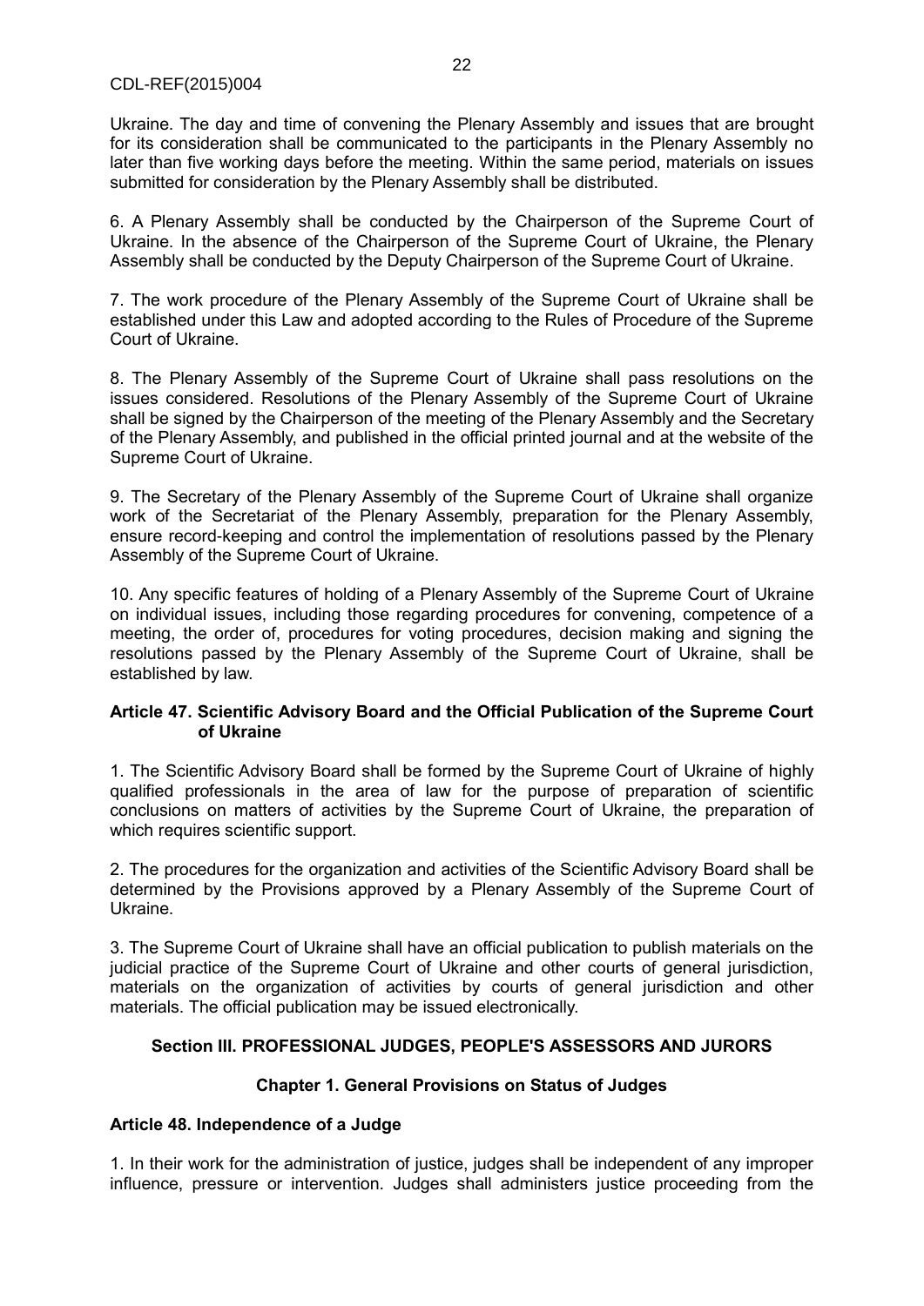Ukraine. The day and time of convening the Plenary Assembly and issues that are brought for its consideration shall be communicated to the participants in the Plenary Assembly no later than five working days before the meeting. Within the same period, materials on issues submitted for consideration by the Plenary Assembly shall be distributed.

6. A Plenary Assembly shall be conducted by the Chairperson of the Supreme Court of Ukraine. In the absence of the Chairperson of the Supreme Court of Ukraine, the Plenary Assembly shall be conducted by the Deputy Chairperson of the Supreme Court of Ukraine.

7. The work procedure of the Plenary Assembly of the Supreme Court of Ukraine shall be established under this Law and adopted according to the Rules of Procedure of the Supreme Court of Ukraine.

8. The Plenary Assembly of the Supreme Court of Ukraine shall pass resolutions on the issues considered. Resolutions of the Plenary Assembly of the Supreme Court of Ukraine shall be signed by the Chairperson of the meeting of the Plenary Assembly and the Secretary of the Plenary Assembly, and published in the official printed journal and at the website of the Supreme Court of Ukraine.

9. The Secretary of the Plenary Assembly of the Supreme Court of Ukraine shall organize work of the Secretariat of the Plenary Assembly, preparation for the Plenary Assembly, ensure record-keeping and control the implementation of resolutions passed by the Plenary Assembly of the Supreme Court of Ukraine.

10. Any specific features of holding of a Plenary Assembly of the Supreme Court of Ukraine on individual issues, including those regarding procedures for convening, competence of a meeting, the order of, procedures for voting procedures, decision making and signing the resolutions passed by the Plenary Assembly of the Supreme Court of Ukraine, shall be established by law.

#### Article 47. Scientific Advisory Board and the Official Publication of the Supreme Court of Ukraine

1. The Scientific Advisory Board shall be formed by the Supreme Court of Ukraine of highly qualified professionals in the area of law for the purpose of preparation of scientific conclusions on matters of activities by the Supreme Court of Ukraine, the preparation of which requires scientific support.

2. The procedures for the organization and activities of the Scientific Advisory Board shall be determined by the Provisions approved by a Plenary Assembly of the Supreme Court of Ukraine.

3. The Supreme Court of Ukraine shall have an official publication to publish materials on the judicial practice of the Supreme Court of Ukraine and other courts of general jurisdiction, materials on the organization of activities by courts of general jurisdiction and other materials. The official publication may be issued electronically.

## Section III. PROFESSIONAL JUDGES, PEOPLE'S ASSESSORS AND JURORS

### Chapter 1. General Provisions on Status of Judges

#### Article 48. Independence of a Judge

1. In their work for the administration of justice, judges shall be independent of any improper influence, pressure or intervention. Judges shall administers justice proceeding from the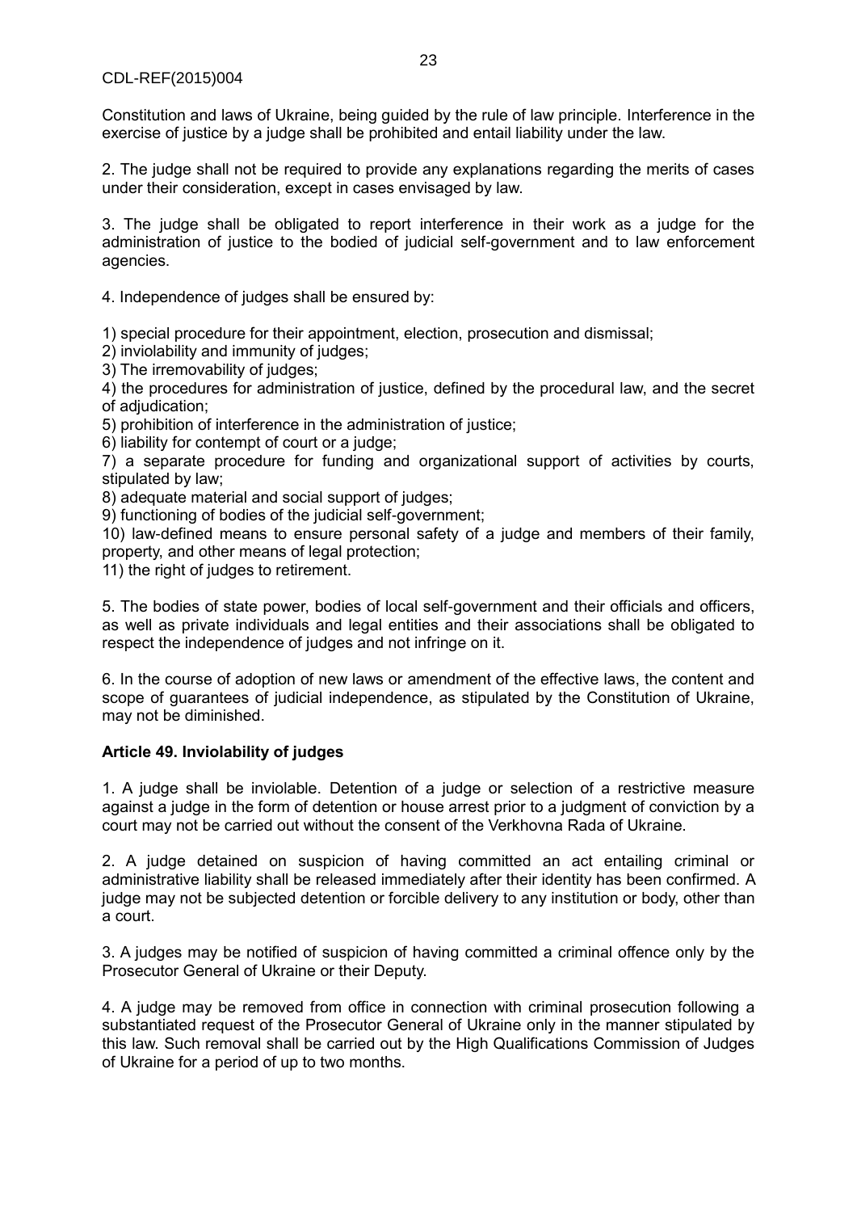Constitution and laws of Ukraine, being guided by the rule of law principle. Interference in the exercise of justice by a judge shall be prohibited and entail liability under the law.

2. The judge shall not be required to provide any explanations regarding the merits of cases under their consideration, except in cases envisaged by law.

3. The judge shall be obligated to report interference in their work as a judge for the administration of justice to the bodied of judicial self-government and to law enforcement agencies.

4. Independence of judges shall be ensured by:

1) special procedure for their appointment, election, prosecution and dismissal;
2) inviolability and immunity of judges;
3) The irremovability of judges;
4) the procedures for administration of justice, defined by the procedural law, and the secret of adjudication;
5) prohibition of interference in the administration of justice;
6) liability for contempt of court or a judge;
7) a separate procedure for funding and organizational support of activities by courts, stipulated by law;
8) adequate material and social support of judges;
9) functioning of bodies of the judicial self-government;
10) law-defined means to ensure personal safety of a judge and members of their family, property, and other means of legal protection;
11) the right of judges to retirement.

5. The bodies of state power, bodies of local self-government and their officials and officers, as well as private individuals and legal entities and their associations shall be obligated to respect the independence of judges and not infringe on it.

6. In the course of adoption of new laws or amendment of the effective laws, the content and scope of guarantees of judicial independence, as stipulated by the Constitution of Ukraine, may not be diminished.

**Article 49. Inviolability of judges**

1. A judge shall be inviolable. Detention of a judge or selection of a restrictive measure against a judge in the form of detention or house arrest prior to a judgment of conviction by a court may not be carried out without the consent of the Verkhovna Rada of Ukraine.

2. A judge detained on suspicion of having committed an act entailing criminal or administrative liability shall be released immediately after their identity has been confirmed. A judge may not be subjected detention or forcible delivery to any institution or body, other than a court.

3. A judges may be notified of suspicion of having committed a criminal offence only by the Prosecutor General of Ukraine or their Deputy.

4. A judge may be removed from office in connection with criminal prosecution following a substantiated request of the Prosecutor General of Ukraine only in the manner stipulated by this law. Such removal shall be carried out by the High Qualifications Commission of Judges of Ukraine for a period of up to two months.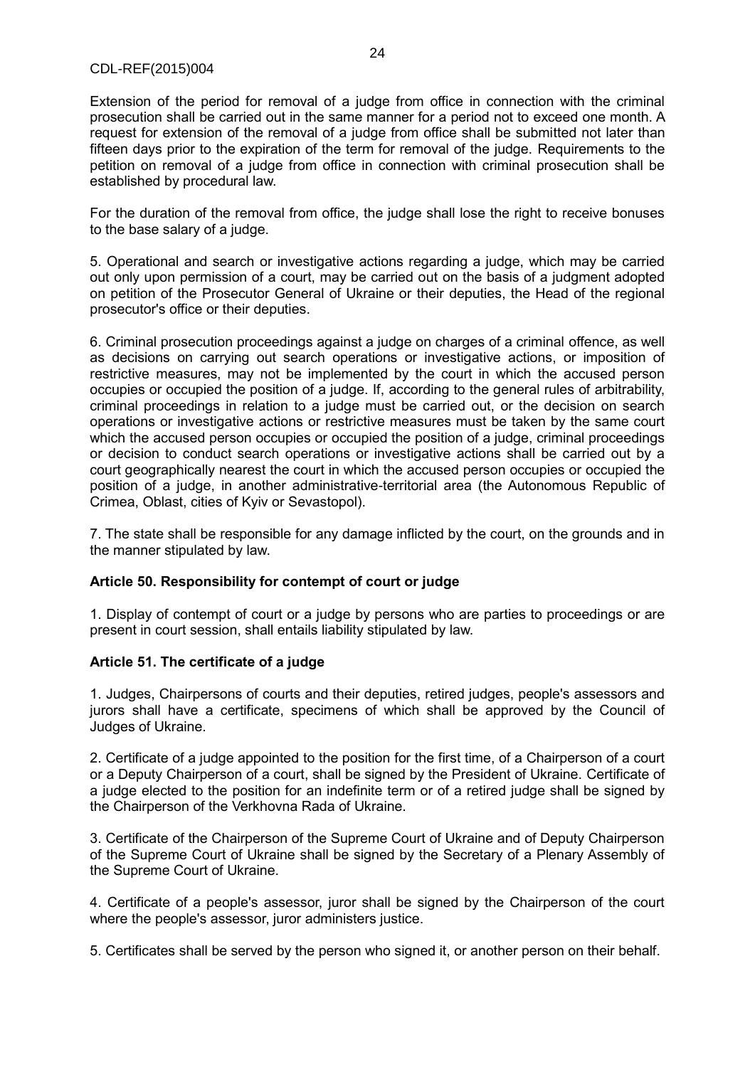Extension of the period for removal of a judge from office in connection with the criminal prosecution shall be carried out in the same manner for a period not to exceed one month. A request for extension of the removal of a judge from office shall be submitted not later than fifteen days prior to the expiration of the term for removal of the judge. Requirements to the petition on removal of a judge from office in connection with criminal prosecution shall be established by procedural law.

For the duration of the removal from office, the judge shall lose the right to receive bonuses to the base salary of a judge.

5. Operational and search or investigative actions regarding a judge, which may be carried out only upon permission of a court, may be carried out on the basis of a judgment adopted on petition of the Prosecutor General of Ukraine or their deputies, the Head of the regional prosecutor's office or their deputies.

6. Criminal prosecution proceedings against a judge on charges of a criminal offence, as well as decisions on carrying out search operations or investigative actions, or imposition of restrictive measures, may not be implemented by the court in which the accused person occupies or occupied the position of a judge. If, according to the general rules of arbitrability, criminal proceedings in relation to a judge must be carried out, or the decision on search operations or investigative actions or restrictive measures must be taken by the same court which the accused person occupies or occupied the position of a judge, criminal proceedings or decision to conduct search operations or investigative actions shall be carried out by a court geographically nearest the court in which the accused person occupies or occupied the position of a judge, in another administrative-territorial area (the Autonomous Republic of Crimea, Oblast, cities of Kyiv or Sevastopol).

7. The state shall be responsible for any damage inflicted by the court, on the grounds and in the manner stipulated by law.

### Article 50. Responsibility for contempt of court or judge

1. Display of contempt of court or a judge by persons who are parties to proceedings or are present in court session, shall entails liability stipulated by law.

### Article 51. The certificate of a judge

1. Judges, Chairpersons of courts and their deputies, retired judges, people's assessors and jurors shall have a certificate, specimens of which shall be approved by the Council of Judges of Ukraine.

2. Certificate of a judge appointed to the position for the first time, of a Chairperson of a court or a Deputy Chairperson of a court, shall be signed by the President of Ukraine. Certificate of a judge elected to the position for an indefinite term or of a retired judge shall be signed by the Chairperson of the Verkhovna Rada of Ukraine.

3. Certificate of the Chairperson of the Supreme Court of Ukraine and of Deputy Chairperson of the Supreme Court of Ukraine shall be signed by the Secretary of a Plenary Assembly of the Supreme Court of Ukraine.

4. Certificate of a people's assessor, juror shall be signed by the Chairperson of the court where the people's assessor, juror administers justice.

5. Certificates shall be served by the person who signed it, or another person on their behalf.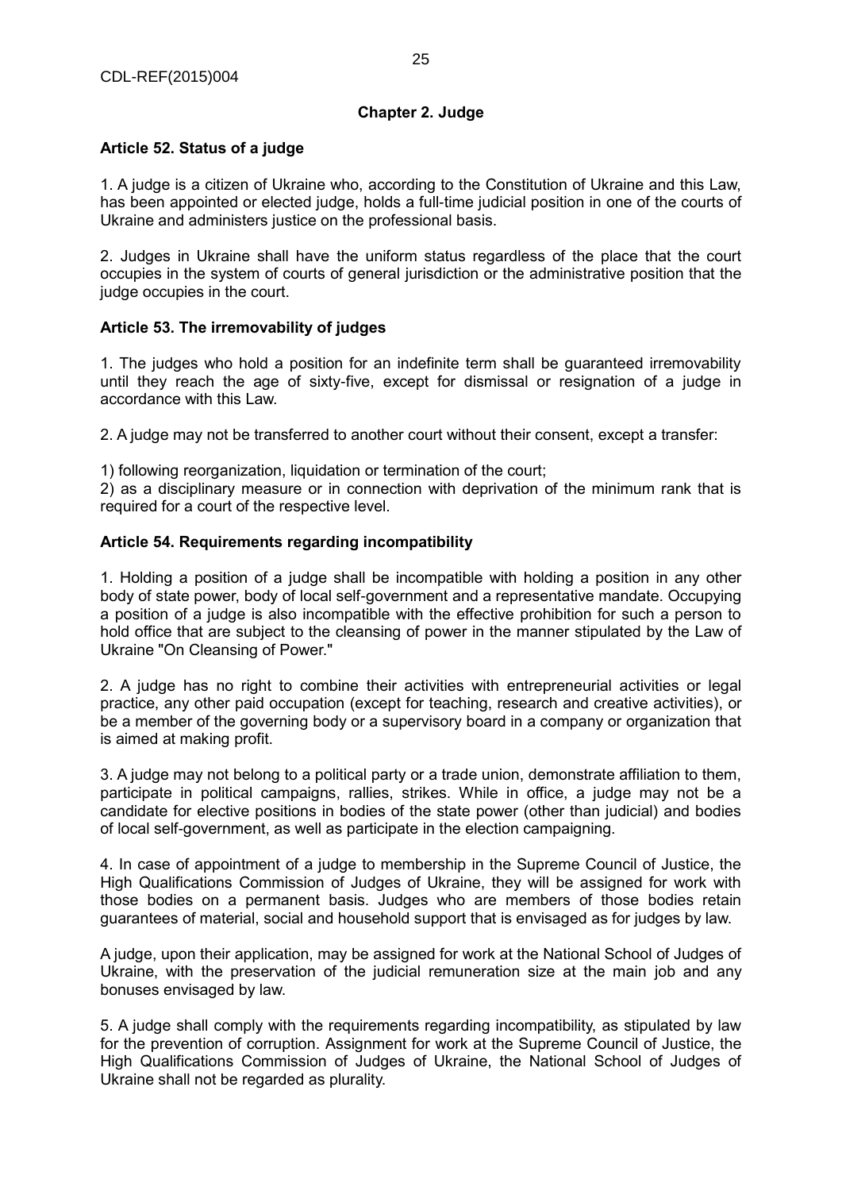## Chapter 2. Judge

### Article 52. Status of a judge

1. A judge is a citizen of Ukraine who, according to the Constitution of Ukraine and this Law, has been appointed or elected judge, holds a full-time judicial position in one of the courts of Ukraine and administers justice on the professional basis.

2. Judges in Ukraine shall have the uniform status regardless of the place that the court occupies in the system of courts of general jurisdiction or the administrative position that the judge occupies in the court.

### Article 53. The irremovability of judges

1. The judges who hold a position for an indefinite term shall be guaranteed irremovability until they reach the age of sixty-five, except for dismissal or resignation of a judge in accordance with this Law.

2. A judge may not be transferred to another court without their consent, except a transfer:

1) following reorganization, liquidation or termination of the court;
2) as a disciplinary measure or in connection with deprivation of the minimum rank that is required for a court of the respective level.

### Article 54. Requirements regarding incompatibility

1. Holding a position of a judge shall be incompatible with holding a position in any other body of state power, body of local self-government and a representative mandate. Occupying a position of a judge is also incompatible with the effective prohibition for such a person to hold office that are subject to the cleansing of power in the manner stipulated by the Law of Ukraine "On Cleansing of Power."

2. A judge has no right to combine their activities with entrepreneurial activities or legal practice, any other paid occupation (except for teaching, research and creative activities), or be a member of the governing body or a supervisory board in a company or organization that is aimed at making profit.

3. A judge may not belong to a political party or a trade union, demonstrate affiliation to them, participate in political campaigns, rallies, strikes. While in office, a judge may not be a candidate for elective positions in bodies of the state power (other than judicial) and bodies of local self-government, as well as participate in the election campaigning.

4. In case of appointment of a judge to membership in the Supreme Council of Justice, the High Qualifications Commission of Judges of Ukraine, they will be assigned for work with those bodies on a permanent basis. Judges who are members of those bodies retain guarantees of material, social and household support that is envisaged as for judges by law.

A judge, upon their application, may be assigned for work at the National School of Judges of Ukraine, with the preservation of the judicial remuneration size at the main job and any bonuses envisaged by law.

5. A judge shall comply with the requirements regarding incompatibility, as stipulated by law for the prevention of corruption. Assignment for work at the Supreme Council of Justice, the High Qualifications Commission of Judges of Ukraine, the National School of Judges of Ukraine shall not be regarded as plurality.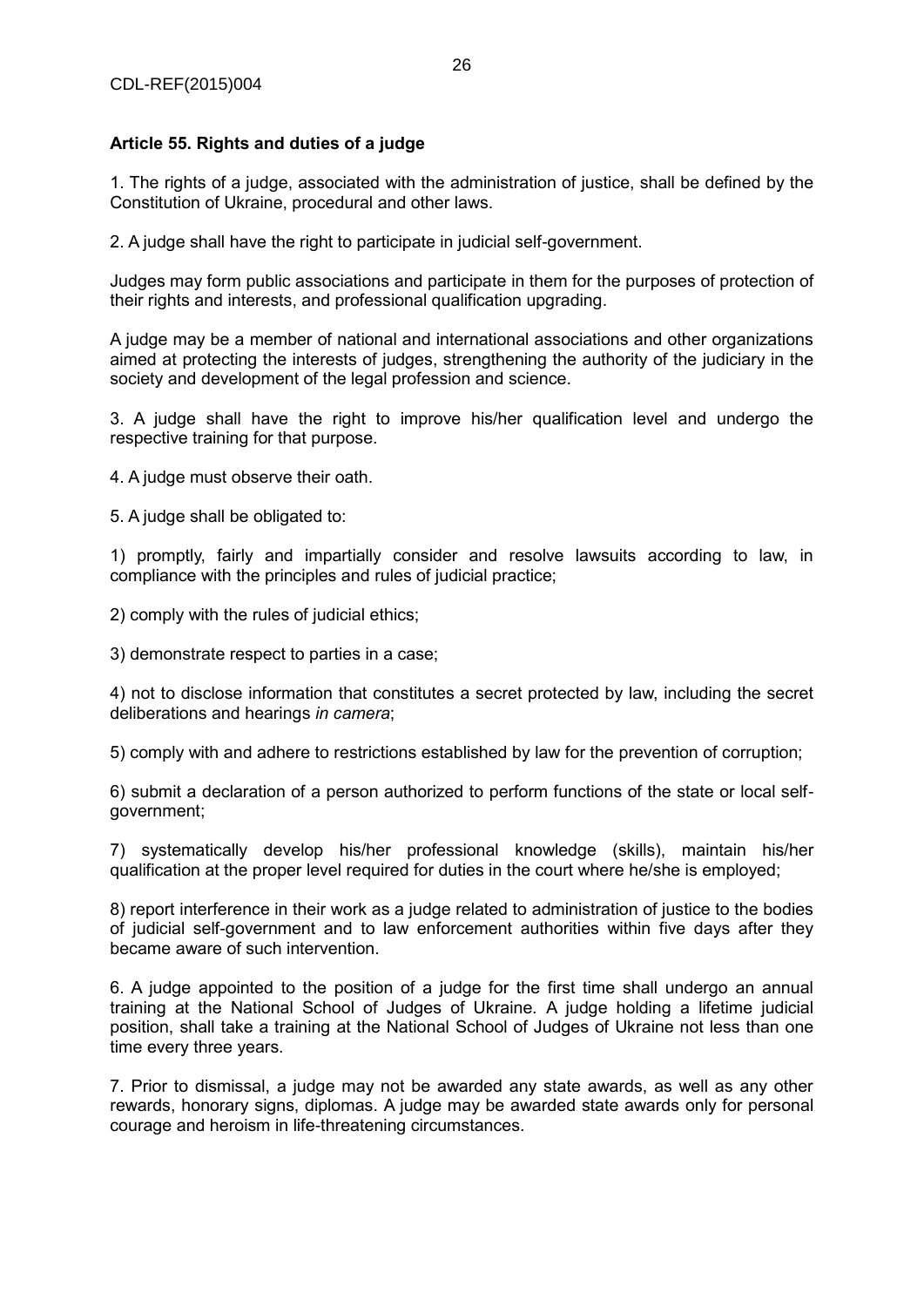**Article 55. Rights and duties of a judge**

1. The rights of a judge, associated with the administration of justice, shall be defined by the Constitution of Ukraine, procedural and other laws.

2. A judge shall have the right to participate in judicial self-government.

Judges may form public associations and participate in them for the purposes of protection of their rights and interests, and professional qualification upgrading.

A judge may be a member of national and international associations and other organizations aimed at protecting the interests of judges, strengthening the authority of the judiciary in the society and development of the legal profession and science.

3. A judge shall have the right to improve his/her qualification level and undergo the respective training for that purpose.

4. A judge must observe their oath.

5. A judge shall be obligated to:

1) promptly, fairly and impartially consider and resolve lawsuits according to law, in compliance with the principles and rules of judicial practice;

2) comply with the rules of judicial ethics;

3) demonstrate respect to parties in a case;

4) not to disclose information that constitutes a secret protected by law, including the secret deliberations and hearings *in camera*;

5) comply with and adhere to restrictions established by law for the prevention of corruption;

6) submit a declaration of a person authorized to perform functions of the state or local self-government;

7) systematically develop his/her professional knowledge (skills), maintain his/her qualification at the proper level required for duties in the court where he/she is employed;

8) report interference in their work as a judge related to administration of justice to the bodies of judicial self-government and to law enforcement authorities within five days after they became aware of such intervention.

6. A judge appointed to the position of a judge for the first time shall undergo an annual training at the National School of Judges of Ukraine. A judge holding a lifetime judicial position, shall take a training at the National School of Judges of Ukraine not less than one time every three years.

7. Prior to dismissal, a judge may not be awarded any state awards, as well as any other rewards, honorary signs, diplomas. A judge may be awarded state awards only for personal courage and heroism in life-threatening circumstances.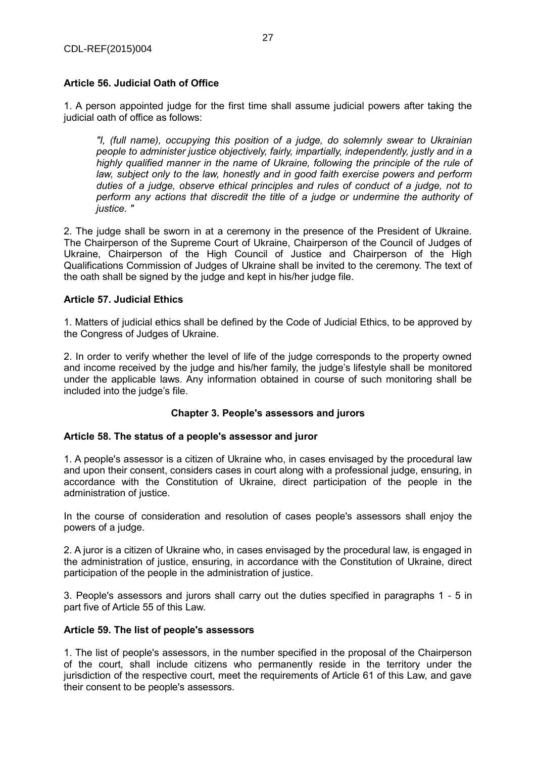**Article 56. Judicial Oath of Office**

1. A person appointed judge for the first time shall assume judicial powers after taking the judicial oath of office as follows:

> *"I, (full name), occupying this position of a judge, do solemnly swear to Ukrainian people to administer justice objectively, fairly, impartially, independently, justly and in a highly qualified manner in the name of Ukraine, following the principle of the rule of law, subject only to the law, honestly and in good faith exercise powers and perform duties of a judge, observe ethical principles and rules of conduct of a judge, not to perform any actions that discredit the title of a judge or undermine the authority of justice. "*

2. The judge shall be sworn in at a ceremony in the presence of the President of Ukraine. The Chairperson of the Supreme Court of Ukraine, Chairperson of the Council of Judges of Ukraine, Chairperson of the High Council of Justice and Chairperson of the High Qualifications Commission of Judges of Ukraine shall be invited to the ceremony. The text of the oath shall be signed by the judge and kept in his/her judge file.

**Article 57. Judicial Ethics**

1. Matters of judicial ethics shall be defined by the Code of Judicial Ethics, to be approved by the Congress of Judges of Ukraine.

2. In order to verify whether the level of life of the judge corresponds to the property owned and income received by the judge and his/her family, the judge's lifestyle shall be monitored under the applicable laws. Any information obtained in course of such monitoring shall be included into the judge's file.

**Chapter 3. People's assessors and jurors**

**Article 58. The status of a people's assessor and juror**

1. A people's assessor is a citizen of Ukraine who, in cases envisaged by the procedural law and upon their consent, considers cases in court along with a professional judge, ensuring, in accordance with the Constitution of Ukraine, direct participation of the people in the administration of justice.

In the course of consideration and resolution of cases people's assessors shall enjoy the powers of a judge.

2. A juror is a citizen of Ukraine who, in cases envisaged by the procedural law, is engaged in the administration of justice, ensuring, in accordance with the Constitution of Ukraine, direct participation of the people in the administration of justice.

3. People's assessors and jurors shall carry out the duties specified in paragraphs 1 - 5 in part five of Article 55 of this Law.

**Article 59. The list of people's assessors**

1. The list of people's assessors, in the number specified in the proposal of the Chairperson of the court, shall include citizens who permanently reside in the territory under the jurisdiction of the respective court, meet the requirements of Article 61 of this Law, and gave their consent to be people's assessors.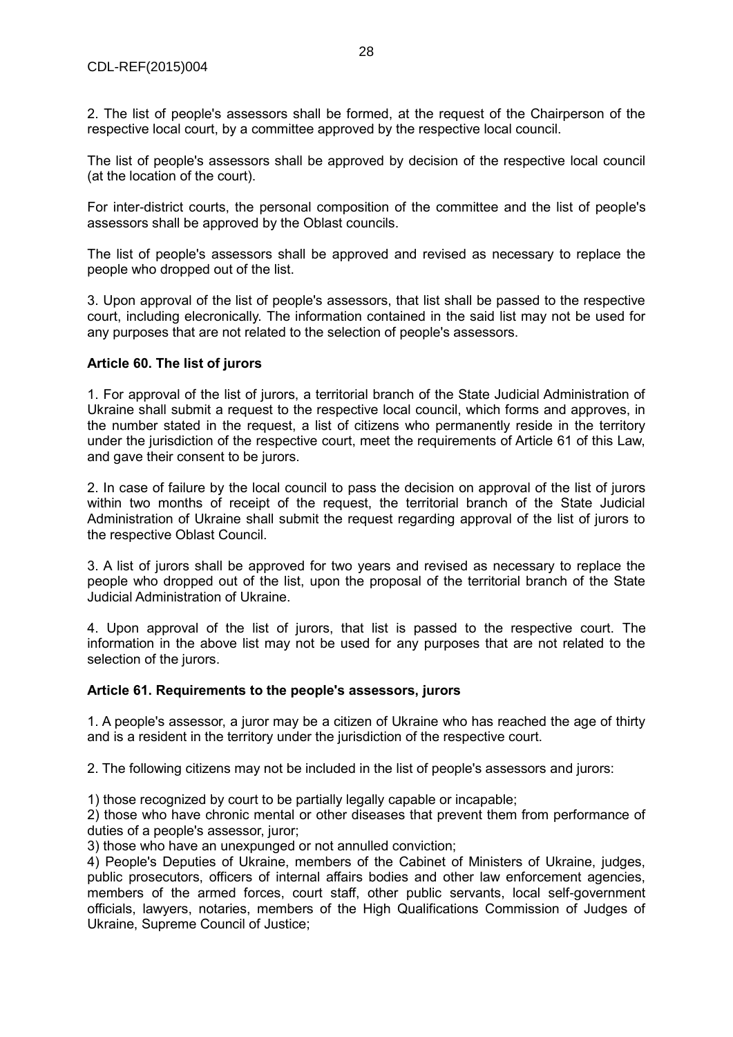2. The list of people's assessors shall be formed, at the request of the Chairperson of the respective local court, by a committee approved by the respective local council.

The list of people's assessors shall be approved by decision of the respective local council (at the location of the court).

For inter-district courts, the personal composition of the committee and the list of people's assessors shall be approved by the Oblast councils.

The list of people's assessors shall be approved and revised as necessary to replace the people who dropped out of the list.

3. Upon approval of the list of people's assessors, that list shall be passed to the respective court, including elecronically. The information contained in the said list may not be used for any purposes that are not related to the selection of people's assessors.

**Article 60. The list of jurors**

1. For approval of the list of jurors, a territorial branch of the State Judicial Administration of Ukraine shall submit a request to the respective local council, which forms and approves, in the number stated in the request, a list of citizens who permanently reside in the territory under the jurisdiction of the respective court, meet the requirements of Article 61 of this Law, and gave their consent to be jurors.

2. In case of failure by the local council to pass the decision on approval of the list of jurors within two months of receipt of the request, the territorial branch of the State Judicial Administration of Ukraine shall submit the request regarding approval of the list of jurors to the respective Oblast Council.

3. A list of jurors shall be approved for two years and revised as necessary to replace the people who dropped out of the list, upon the proposal of the territorial branch of the State Judicial Administration of Ukraine.

4. Upon approval of the list of jurors, that list is passed to the respective court. The information in the above list may not be used for any purposes that are not related to the selection of the jurors.

**Article 61. Requirements to the people's assessors, jurors**

1. A people's assessor, a juror may be a citizen of Ukraine who has reached the age of thirty and is a resident in the territory under the jurisdiction of the respective court.

2. The following citizens may not be included in the list of people's assessors and jurors:

1) those recognized by court to be partially legally capable or incapable;
2) those who have chronic mental or other diseases that prevent them from performance of duties of a people's assessor, juror;
3) those who have an unexpunged or not annulled conviction;
4) People's Deputies of Ukraine, members of the Cabinet of Ministers of Ukraine, judges, public prosecutors, officers of internal affairs bodies and other law enforcement agencies, members of the armed forces, court staff, other public servants, local self-government officials, lawyers, notaries, members of the High Qualifications Commission of Judges of Ukraine, Supreme Council of Justice;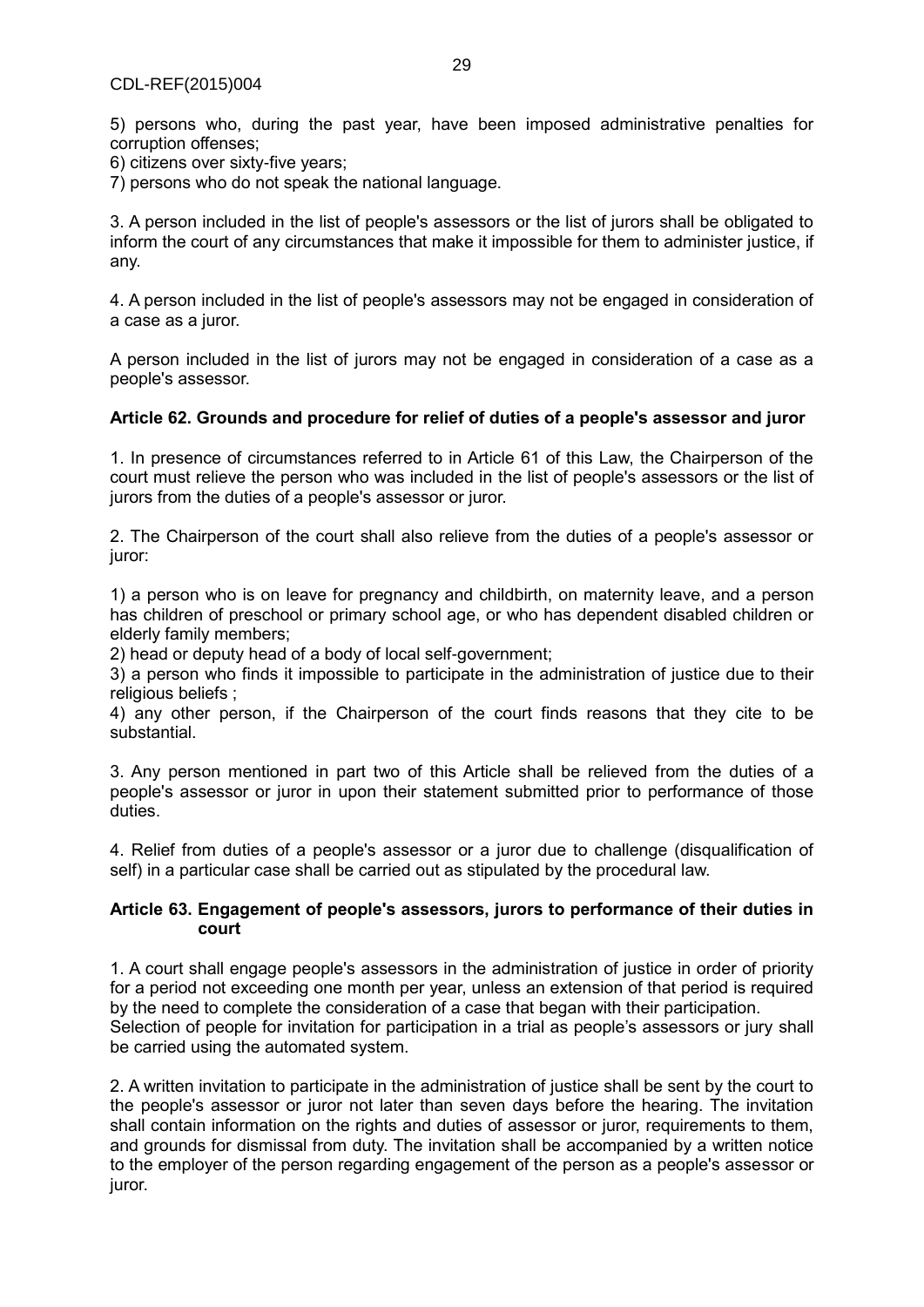5) persons who, during the past year, have been imposed administrative penalties for corruption offenses;

6) citizens over sixty-five years;

7) persons who do not speak the national language.

3. A person included in the list of people's assessors or the list of jurors shall be obligated to inform the court of any circumstances that make it impossible for them to administer justice, if any.

4. A person included in the list of people's assessors may not be engaged in consideration of a case as a juror.

A person included in the list of jurors may not be engaged in consideration of a case as a people's assessor.

**Article 62. Grounds and procedure for relief of duties of a people's assessor and juror**

1. In presence of circumstances referred to in Article 61 of this Law, the Chairperson of the court must relieve the person who was included in the list of people's assessors or the list of jurors from the duties of a people's assessor or juror.

2. The Chairperson of the court shall also relieve from the duties of a people's assessor or juror:

1) a person who is on leave for pregnancy and childbirth, on maternity leave, and a person has children of preschool or primary school age, or who has dependent disabled children or elderly family members;

2) head or deputy head of a body of local self-government;

3) a person who finds it impossible to participate in the administration of justice due to their religious beliefs ;

4) any other person, if the Chairperson of the court finds reasons that they cite to be substantial.

3. Any person mentioned in part two of this Article shall be relieved from the duties of a people's assessor or juror in upon their statement submitted prior to performance of those duties.

4. Relief from duties of a people's assessor or a juror due to challenge (disqualification of self) in a particular case shall be carried out as stipulated by the procedural law.

**Article 63. Engagement of people's assessors, jurors to performance of their duties in court**

1. A court shall engage people's assessors in the administration of justice in order of priority for a period not exceeding one month per year, unless an extension of that period is required by the need to complete the consideration of a case that began with their participation.
Selection of people for invitation for participation in a trial as people's assessors or jury shall be carried using the automated system.

2. A written invitation to participate in the administration of justice shall be sent by the court to the people's assessor or juror not later than seven days before the hearing. The invitation shall contain information on the rights and duties of assessor or juror, requirements to them, and grounds for dismissal from duty. The invitation shall be accompanied by a written notice to the employer of the person regarding engagement of the person as a people's assessor or juror.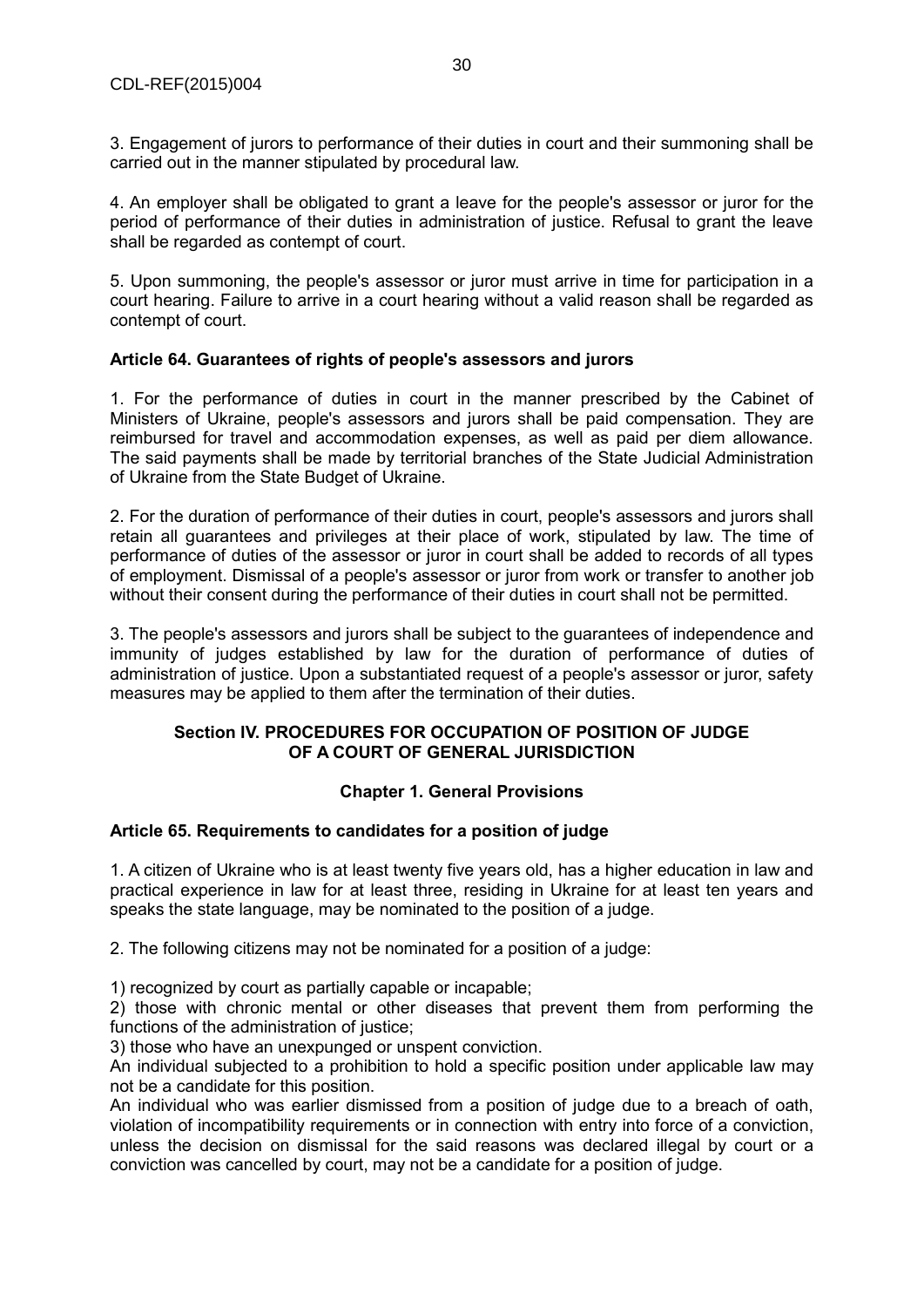3. Engagement of jurors to performance of their duties in court and their summoning shall be carried out in the manner stipulated by procedural law.

4. An employer shall be obligated to grant a leave for the people's assessor or juror for the period of performance of their duties in administration of justice. Refusal to grant the leave shall be regarded as contempt of court.

5. Upon summoning, the people's assessor or juror must arrive in time for participation in a court hearing. Failure to arrive in a court hearing without a valid reason shall be regarded as contempt of court.

#### Article 64. Guarantees of rights of people's assessors and jurors

1. For the performance of duties in court in the manner prescribed by the Cabinet of Ministers of Ukraine, people's assessors and jurors shall be paid compensation. They are reimbursed for travel and accommodation expenses, as well as paid per diem allowance. The said payments shall be made by territorial branches of the State Judicial Administration of Ukraine from the State Budget of Ukraine.

2. For the duration of performance of their duties in court, people's assessors and jurors shall retain all guarantees and privileges at their place of work, stipulated by law. The time of performance of duties of the assessor or juror in court shall be added to records of all types of employment. Dismissal of a people's assessor or juror from work or transfer to another job without their consent during the performance of their duties in court shall not be permitted.

3. The people's assessors and jurors shall be subject to the guarantees of independence and immunity of judges established by law for the duration of performance of duties of administration of justice. Upon a substantiated request of a people's assessor or juror, safety measures may be applied to them after the termination of their duties.

## Section IV. PROCEDURES FOR OCCUPATION OF POSITION OF JUDGE OF A COURT OF GENERAL JURISDICTION

### Chapter 1. General Provisions

#### Article 65. Requirements to candidates for a position of judge

1. A citizen of Ukraine who is at least twenty five years old, has a higher education in law and practical experience in law for at least three, residing in Ukraine for at least ten years and speaks the state language, may be nominated to the position of a judge.

2. The following citizens may not be nominated for a position of a judge:

1) recognized by court as partially capable or incapable;
2) those with chronic mental or other diseases that prevent them from performing the functions of the administration of justice;
3) those who have an unexpunged or unspent conviction.

An individual subjected to a prohibition to hold a specific position under applicable law may not be a candidate for this position.

An individual who was earlier dismissed from a position of judge due to a breach of oath, violation of incompatibility requirements or in connection with entry into force of a conviction, unless the decision on dismissal for the said reasons was declared illegal by court or a conviction was cancelled by court, may not be a candidate for a position of judge.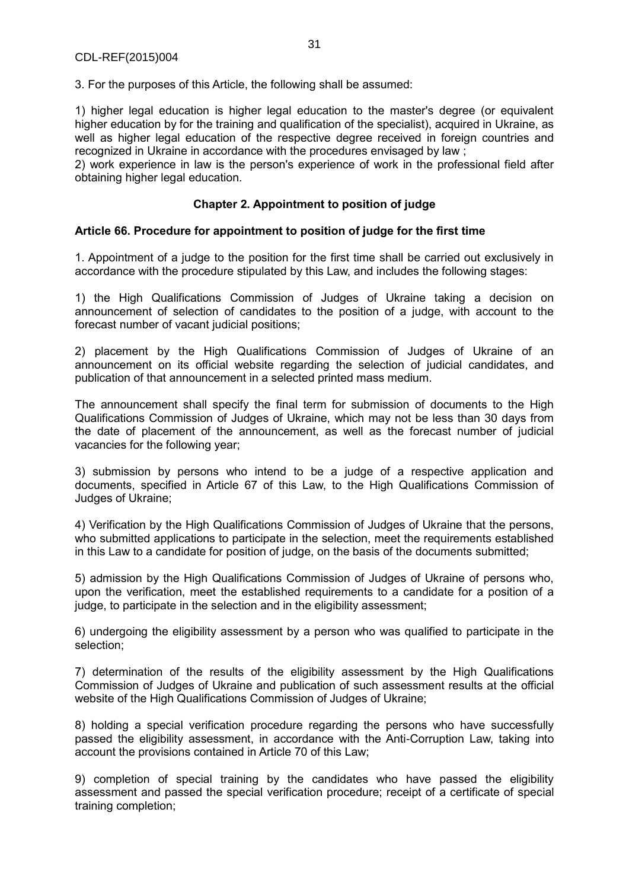3. For the purposes of this Article, the following shall be assumed:

1) higher legal education is higher legal education to the master's degree (or equivalent higher education by for the training and qualification of the specialist), acquired in Ukraine, as well as higher legal education of the respective degree received in foreign countries and recognized in Ukraine in accordance with the procedures envisaged by law ;
2) work experience in law is the person's experience of work in the professional field after obtaining higher legal education.

## Chapter 2. Appointment to position of judge

### Article 66. Procedure for appointment to position of judge for the first time

1. Appointment of a judge to the position for the first time shall be carried out exclusively in accordance with the procedure stipulated by this Law, and includes the following stages:

1) the High Qualifications Commission of Judges of Ukraine taking a decision on announcement of selection of candidates to the position of a judge, with account to the forecast number of vacant judicial positions;

2) placement by the High Qualifications Commission of Judges of Ukraine of an announcement on its official website regarding the selection of judicial candidates, and publication of that announcement in a selected printed mass medium.

The announcement shall specify the final term for submission of documents to the High Qualifications Commission of Judges of Ukraine, which may not be less than 30 days from the date of placement of the announcement, as well as the forecast number of judicial vacancies for the following year;

3) submission by persons who intend to be a judge of a respective application and documents, specified in Article 67 of this Law, to the High Qualifications Commission of Judges of Ukraine;

4) Verification by the High Qualifications Commission of Judges of Ukraine that the persons, who submitted applications to participate in the selection, meet the requirements established in this Law to a candidate for position of judge, on the basis of the documents submitted;

5) admission by the High Qualifications Commission of Judges of Ukraine of persons who, upon the verification, meet the established requirements to a candidate for a position of a judge, to participate in the selection and in the eligibility assessment;

6) undergoing the eligibility assessment by a person who was qualified to participate in the selection;

7) determination of the results of the eligibility assessment by the High Qualifications Commission of Judges of Ukraine and publication of such assessment results at the official website of the High Qualifications Commission of Judges of Ukraine;

8) holding a special verification procedure regarding the persons who have successfully passed the eligibility assessment, in accordance with the Anti-Corruption Law, taking into account the provisions contained in Article 70 of this Law;

9) completion of special training by the candidates who have passed the eligibility assessment and passed the special verification procedure; receipt of a certificate of special training completion;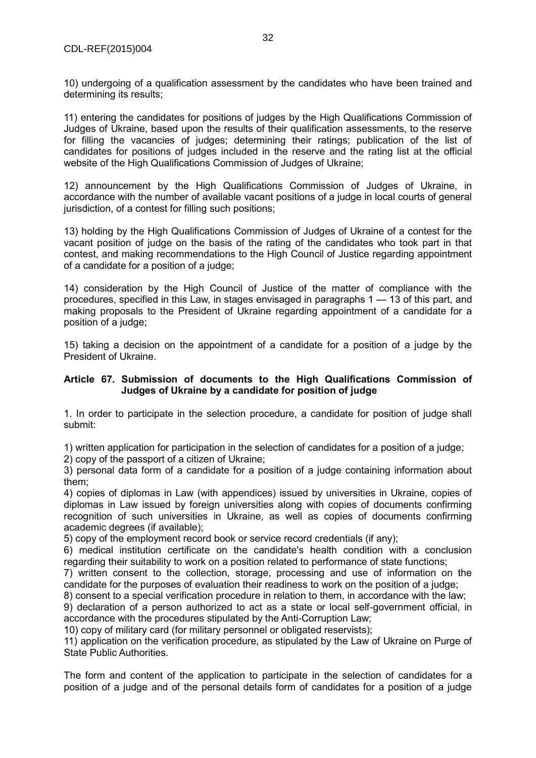10) undergoing of a qualification assessment by the candidates who have been trained and determining its results;

11) entering the candidates for positions of judges by the High Qualifications Commission of Judges of Ukraine, based upon the results of their qualification assessments, to the reserve for filling the vacancies of judges; determining their ratings; publication of the list of candidates for positions of judges included in the reserve and the rating list at the official website of the High Qualifications Commission of Judges of Ukraine;

12) announcement by the High Qualifications Commission of Judges of Ukraine, in accordance with the number of available vacant positions of a judge in local courts of general jurisdiction, of a contest for filling such positions;

13) holding by the High Qualifications Commission of Judges of Ukraine of a contest for the vacant position of judge on the basis of the rating of the candidates who took part in that contest, and making recommendations to the High Council of Justice regarding appointment of a candidate for a position of a judge;

14) consideration by the High Council of Justice of the matter of compliance with the procedures, specified in this Law, in stages envisaged in paragraphs 1 — 13 of this part, and making proposals to the President of Ukraine regarding appointment of a candidate for a position of a judge;

15) taking a decision on the appointment of a candidate for a position of a judge by the President of Ukraine.

**Article 67. Submission of documents to the High Qualifications Commission of Judges of Ukraine by a candidate for position of judge**

1. In order to participate in the selection procedure, a candidate for position of judge shall submit:

1) written application for participation in the selection of candidates for a position of a judge;
2) copy of the passport of a citizen of Ukraine;
3) personal data form of a candidate for a position of a judge containing information about them;
4) copies of diplomas in Law (with appendices) issued by universities in Ukraine, copies of diplomas in Law issued by foreign universities along with copies of documents confirming recognition of such universities in Ukraine, as well as copies of documents confirming academic degrees (if available);
5) copy of the employment record book or service record credentials (if any);
6) medical institution certificate on the candidate's health condition with a conclusion regarding their suitability to work on a position related to performance of state functions;
7) written consent to the collection, storage, processing and use of information on the candidate for the purposes of evaluation their readiness to work on the position of a judge;
8) consent to a special verification procedure in relation to them, in accordance with the law;
9) declaration of a person authorized to act as a state or local self-government official, in accordance with the procedures stipulated by the Anti-Corruption Law;
10) copy of military card (for military personnel or obligated reservists);
11) application on the verification procedure, as stipulated by the Law of Ukraine on Purge of State Public Authorities.

The form and content of the application to participate in the selection of candidates for a position of a judge and of the personal details form of candidates for a position of a judge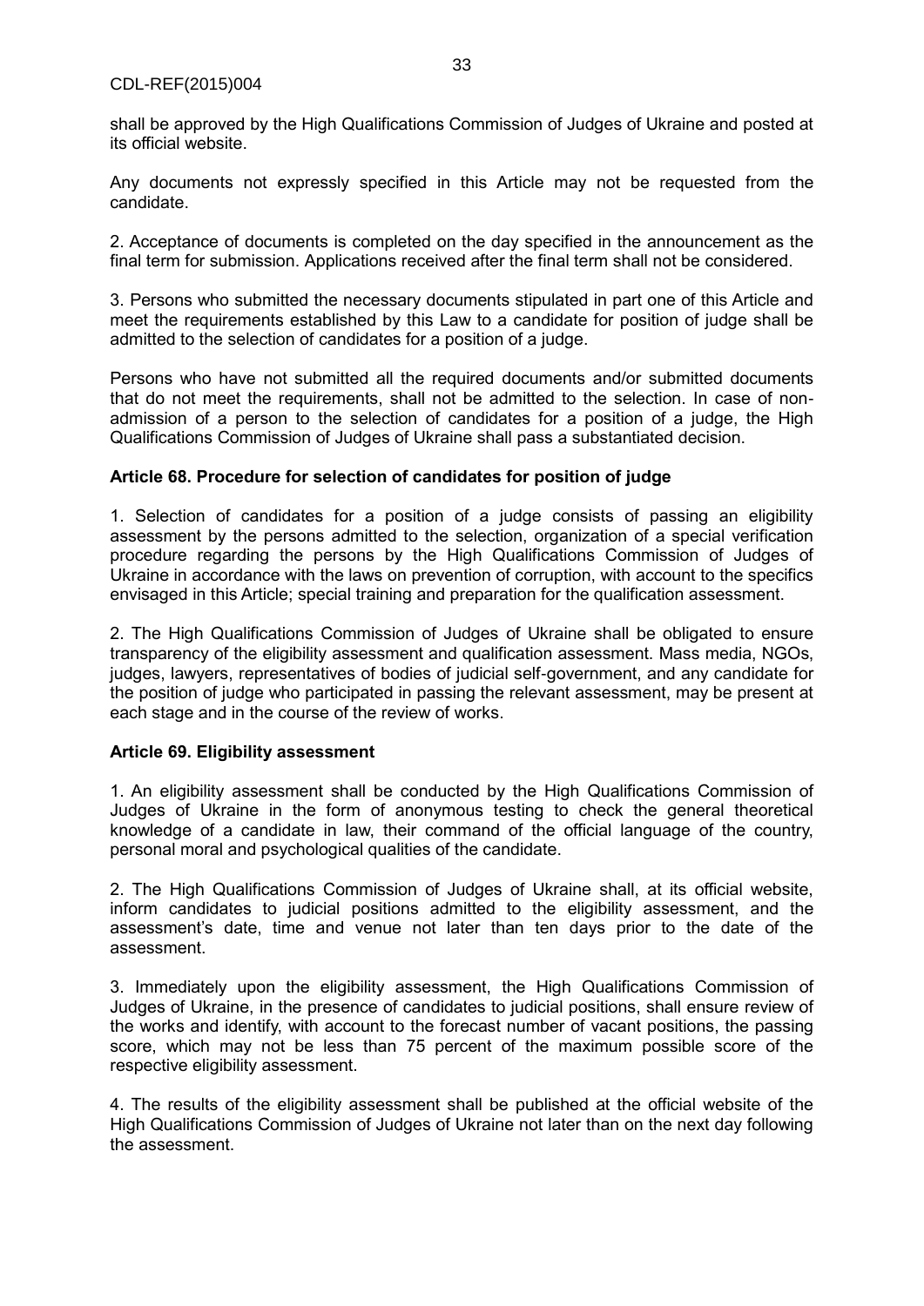shall be approved by the High Qualifications Commission of Judges of Ukraine and posted at its official website.

Any documents not expressly specified in this Article may not be requested from the candidate.

2. Acceptance of documents is completed on the day specified in the announcement as the final term for submission. Applications received after the final term shall not be considered.

3. Persons who submitted the necessary documents stipulated in part one of this Article and meet the requirements established by this Law to a candidate for position of judge shall be admitted to the selection of candidates for a position of a judge.

Persons who have not submitted all the required documents and/or submitted documents that do not meet the requirements, shall not be admitted to the selection. In case of non-admission of a person to the selection of candidates for a position of a judge, the High Qualifications Commission of Judges of Ukraine shall pass a substantiated decision.

**Article 68. Procedure for selection of candidates for position of judge**

1. Selection of candidates for a position of a judge consists of passing an eligibility assessment by the persons admitted to the selection, organization of a special verification procedure regarding the persons by the High Qualifications Commission of Judges of Ukraine in accordance with the laws on prevention of corruption, with account to the specifics envisaged in this Article; special training and preparation for the qualification assessment.

2. The High Qualifications Commission of Judges of Ukraine shall be obligated to ensure transparency of the eligibility assessment and qualification assessment. Mass media, NGOs, judges, lawyers, representatives of bodies of judicial self-government, and any candidate for the position of judge who participated in passing the relevant assessment, may be present at each stage and in the course of the review of works.

**Article 69. Eligibility assessment**

1. An eligibility assessment shall be conducted by the High Qualifications Commission of Judges of Ukraine in the form of anonymous testing to check the general theoretical knowledge of a candidate in law, their command of the official language of the country, personal moral and psychological qualities of the candidate.

2. The High Qualifications Commission of Judges of Ukraine shall, at its official website, inform candidates to judicial positions admitted to the eligibility assessment, and the assessment's date, time and venue not later than ten days prior to the date of the assessment.

3. Immediately upon the eligibility assessment, the High Qualifications Commission of Judges of Ukraine, in the presence of candidates to judicial positions, shall ensure review of the works and identify, with account to the forecast number of vacant positions, the passing score, which may not be less than 75 percent of the maximum possible score of the respective eligibility assessment.

4. The results of the eligibility assessment shall be published at the official website of the High Qualifications Commission of Judges of Ukraine not later than on the next day following the assessment.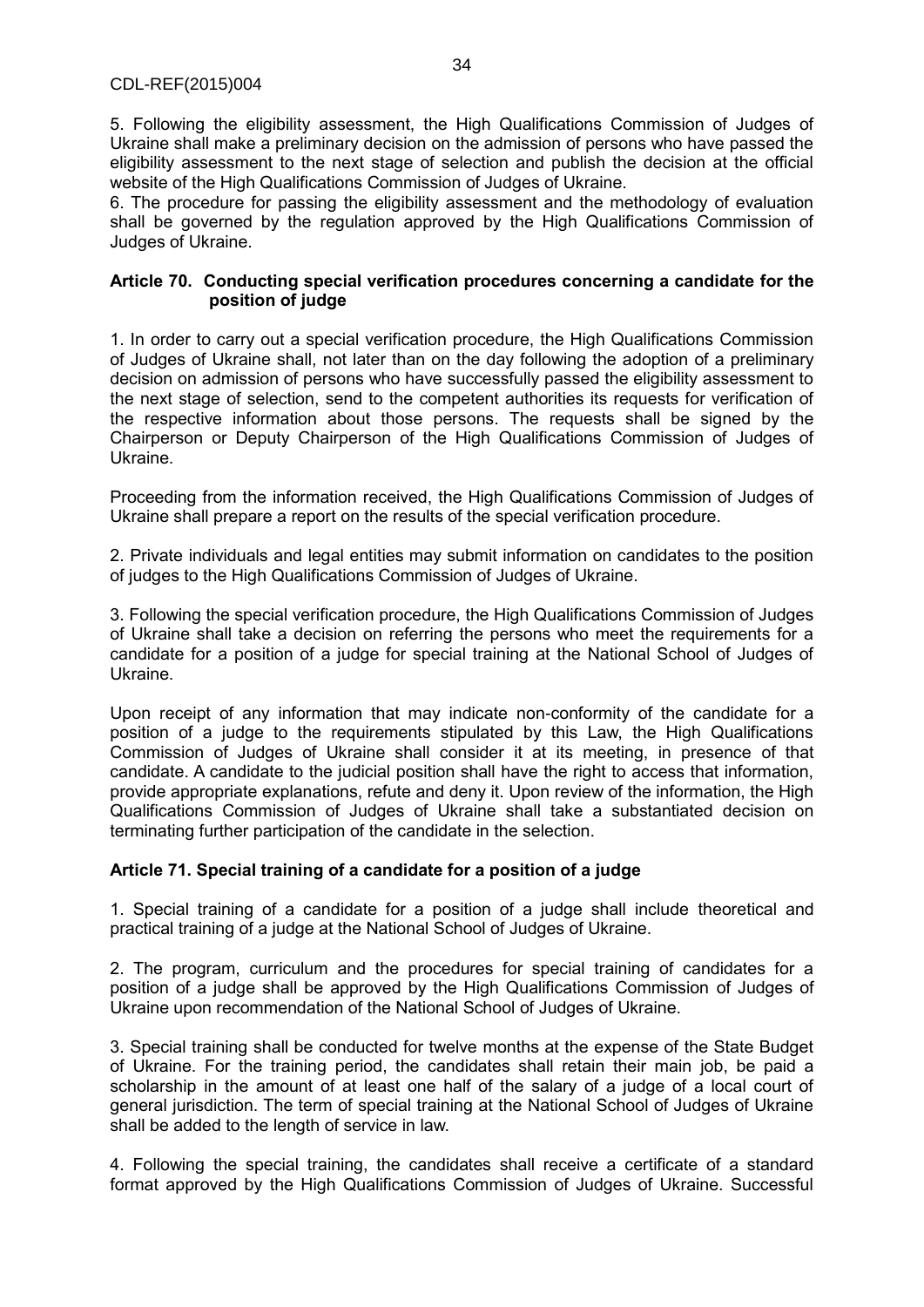5. Following the eligibility assessment, the High Qualifications Commission of Judges of Ukraine shall make a preliminary decision on the admission of persons who have passed the eligibility assessment to the next stage of selection and publish the decision at the official website of the High Qualifications Commission of Judges of Ukraine.

6. The procedure for passing the eligibility assessment and the methodology of evaluation shall be governed by the regulation approved by the High Qualifications Commission of Judges of Ukraine.

### Article 70. Conducting special verification procedures concerning a candidate for the position of judge

1. In order to carry out a special verification procedure, the High Qualifications Commission of Judges of Ukraine shall, not later than on the day following the adoption of a preliminary decision on admission of persons who have successfully passed the eligibility assessment to the next stage of selection, send to the competent authorities its requests for verification of the respective information about those persons. The requests shall be signed by the Chairperson or Deputy Chairperson of the High Qualifications Commission of Judges of Ukraine.

Proceeding from the information received, the High Qualifications Commission of Judges of Ukraine shall prepare a report on the results of the special verification procedure.

2. Private individuals and legal entities may submit information on candidates to the position of judges to the High Qualifications Commission of Judges of Ukraine.

3. Following the special verification procedure, the High Qualifications Commission of Judges of Ukraine shall take a decision on referring the persons who meet the requirements for a candidate for a position of a judge for special training at the National School of Judges of Ukraine.

Upon receipt of any information that may indicate non-conformity of the candidate for a position of a judge to the requirements stipulated by this Law, the High Qualifications Commission of Judges of Ukraine shall consider it at its meeting, in presence of that candidate. A candidate to the judicial position shall have the right to access that information, provide appropriate explanations, refute and deny it. Upon review of the information, the High Qualifications Commission of Judges of Ukraine shall take a substantiated decision on terminating further participation of the candidate in the selection.

### Article 71. Special training of a candidate for a position of a judge

1. Special training of a candidate for a position of a judge shall include theoretical and practical training of a judge at the National School of Judges of Ukraine.

2. The program, curriculum and the procedures for special training of candidates for a position of a judge shall be approved by the High Qualifications Commission of Judges of Ukraine upon recommendation of the National School of Judges of Ukraine.

3. Special training shall be conducted for twelve months at the expense of the State Budget of Ukraine. For the training period, the candidates shall retain their main job, be paid a scholarship in the amount of at least one half of the salary of a judge of a local court of general jurisdiction. The term of special training at the National School of Judges of Ukraine shall be added to the length of service in law.

4. Following the special training, the candidates shall receive a certificate of a standard format approved by the High Qualifications Commission of Judges of Ukraine. Successful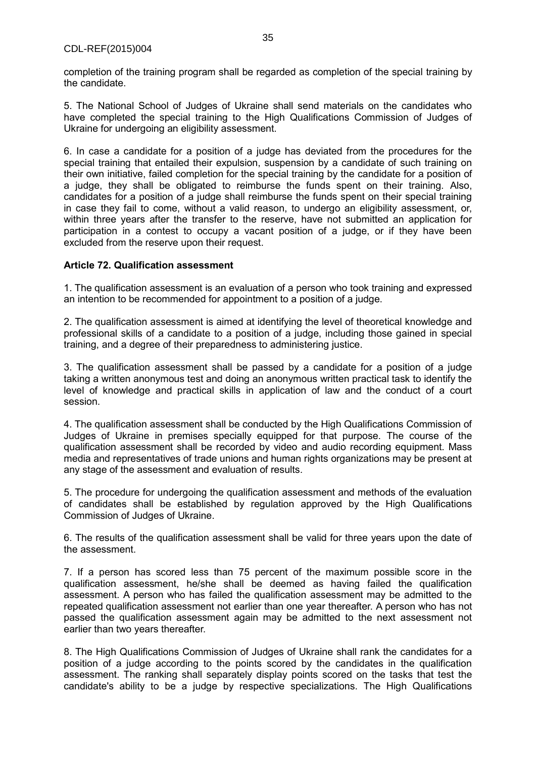completion of the training program shall be regarded as completion of the special training by the candidate.

5. The National School of Judges of Ukraine shall send materials on the candidates who have completed the special training to the High Qualifications Commission of Judges of Ukraine for undergoing an eligibility assessment.

6. In case a candidate for a position of a judge has deviated from the procedures for the special training that entailed their expulsion, suspension by a candidate of such training on their own initiative, failed completion for the special training by the candidate for a position of a judge, they shall be obligated to reimburse the funds spent on their training. Also, candidates for a position of a judge shall reimburse the funds spent on their special training in case they fail to come, without a valid reason, to undergo an eligibility assessment, or, within three years after the transfer to the reserve, have not submitted an application for participation in a contest to occupy a vacant position of a judge, or if they have been excluded from the reserve upon their request.

**Article 72. Qualification assessment**

1. The qualification assessment is an evaluation of a person who took training and expressed an intention to be recommended for appointment to a position of a judge.

2. The qualification assessment is aimed at identifying the level of theoretical knowledge and professional skills of a candidate to a position of a judge, including those gained in special training, and a degree of their preparedness to administering justice.

3. The qualification assessment shall be passed by a candidate for a position of a judge taking a written anonymous test and doing an anonymous written practical task to identify the level of knowledge and practical skills in application of law and the conduct of a court session.

4. The qualification assessment shall be conducted by the High Qualifications Commission of Judges of Ukraine in premises specially equipped for that purpose. The course of the qualification assessment shall be recorded by video and audio recording equipment. Mass media and representatives of trade unions and human rights organizations may be present at any stage of the assessment and evaluation of results.

5. The procedure for undergoing the qualification assessment and methods of the evaluation of candidates shall be established by regulation approved by the High Qualifications Commission of Judges of Ukraine.

6. The results of the qualification assessment shall be valid for three years upon the date of the assessment.

7. If a person has scored less than 75 percent of the maximum possible score in the qualification assessment, he/she shall be deemed as having failed the qualification assessment. A person who has failed the qualification assessment may be admitted to the repeated qualification assessment not earlier than one year thereafter. A person who has not passed the qualification assessment again may be admitted to the next assessment not earlier than two years thereafter.

8. The High Qualifications Commission of Judges of Ukraine shall rank the candidates for a position of a judge according to the points scored by the candidates in the qualification assessment. The ranking shall separately display points scored on the tasks that test the candidate's ability to be a judge by respective specializations. The High Qualifications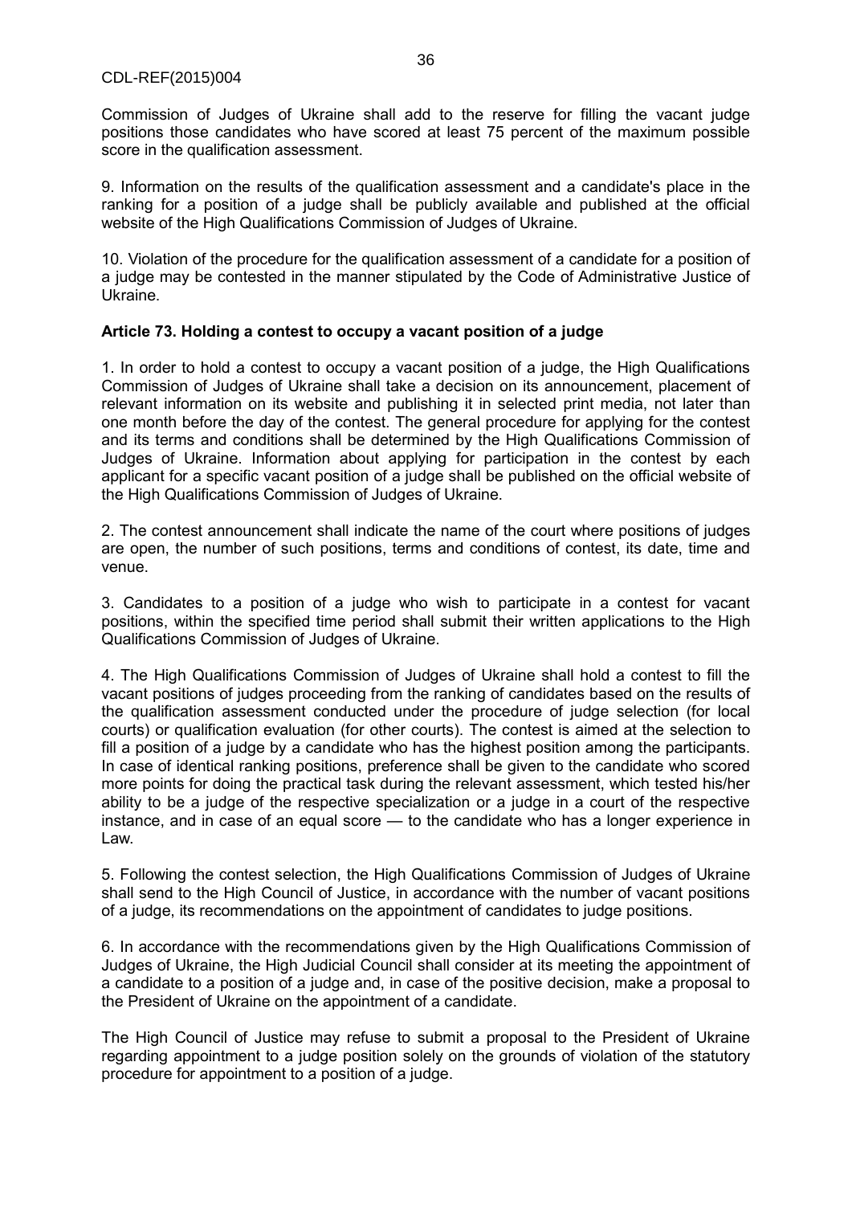Commission of Judges of Ukraine shall add to the reserve for filling the vacant judge positions those candidates who have scored at least 75 percent of the maximum possible score in the qualification assessment.

9. Information on the results of the qualification assessment and a candidate's place in the ranking for a position of a judge shall be publicly available and published at the official website of the High Qualifications Commission of Judges of Ukraine.

10. Violation of the procedure for the qualification assessment of a candidate for a position of a judge may be contested in the manner stipulated by the Code of Administrative Justice of Ukraine.

**Article 73. Holding a contest to occupy a vacant position of a judge**

1. In order to hold a contest to occupy a vacant position of a judge, the High Qualifications Commission of Judges of Ukraine shall take a decision on its announcement, placement of relevant information on its website and publishing it in selected print media, not later than one month before the day of the contest. The general procedure for applying for the contest and its terms and conditions shall be determined by the High Qualifications Commission of Judges of Ukraine. Information about applying for participation in the contest by each applicant for a specific vacant position of a judge shall be published on the official website of the High Qualifications Commission of Judges of Ukraine.

2. The contest announcement shall indicate the name of the court where positions of judges are open, the number of such positions, terms and conditions of contest, its date, time and venue.

3. Candidates to a position of a judge who wish to participate in a contest for vacant positions, within the specified time period shall submit their written applications to the High Qualifications Commission of Judges of Ukraine.

4. The High Qualifications Commission of Judges of Ukraine shall hold a contest to fill the vacant positions of judges proceeding from the ranking of candidates based on the results of the qualification assessment conducted under the procedure of judge selection (for local courts) or qualification evaluation (for other courts). The contest is aimed at the selection to fill a position of a judge by a candidate who has the highest position among the participants. In case of identical ranking positions, preference shall be given to the candidate who scored more points for doing the practical task during the relevant assessment, which tested his/her ability to be a judge of the respective specialization or a judge in a court of the respective instance, and in case of an equal score — to the candidate who has a longer experience in Law.

5. Following the contest selection, the High Qualifications Commission of Judges of Ukraine shall send to the High Council of Justice, in accordance with the number of vacant positions of a judge, its recommendations on the appointment of candidates to judge positions.

6. In accordance with the recommendations given by the High Qualifications Commission of Judges of Ukraine, the High Judicial Council shall consider at its meeting the appointment of a candidate to a position of a judge and, in case of the positive decision, make a proposal to the President of Ukraine on the appointment of a candidate.

The High Council of Justice may refuse to submit a proposal to the President of Ukraine regarding appointment to a judge position solely on the grounds of violation of the statutory procedure for appointment to a position of a judge.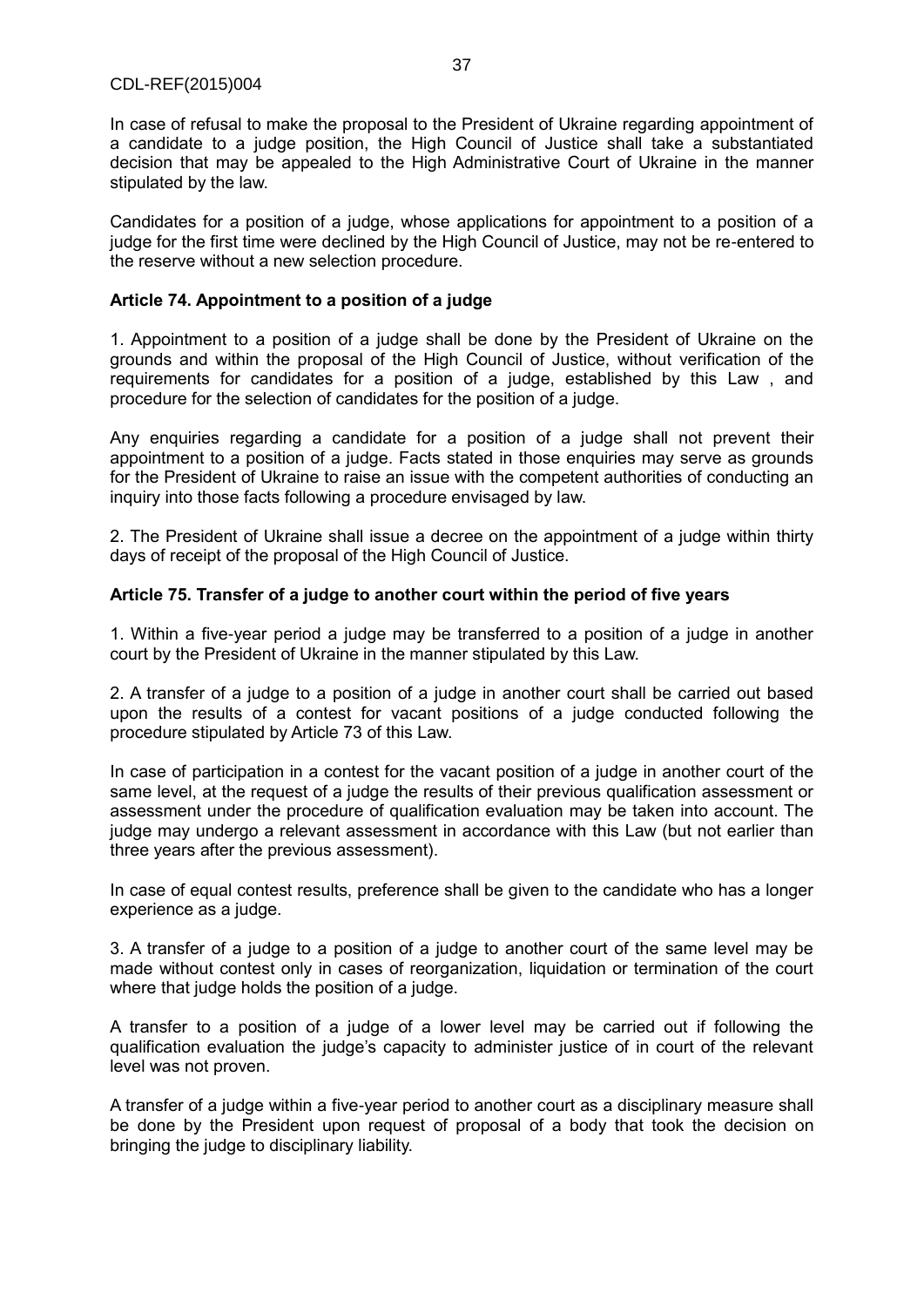In case of refusal to make the proposal to the President of Ukraine regarding appointment of a candidate to a judge position, the High Council of Justice shall take a substantiated decision that may be appealed to the High Administrative Court of Ukraine in the manner stipulated by the law.

Candidates for a position of a judge, whose applications for appointment to a position of a judge for the first time were declined by the High Council of Justice, may not be re-entered to the reserve without a new selection procedure.

**Article 74. Appointment to a position of a judge**

1. Appointment to a position of a judge shall be done by the President of Ukraine on the grounds and within the proposal of the High Council of Justice, without verification of the requirements for candidates for a position of a judge, established by this Law , and procedure for the selection of candidates for the position of a judge.

Any enquiries regarding a candidate for a position of a judge shall not prevent their appointment to a position of a judge. Facts stated in those enquiries may serve as grounds for the President of Ukraine to raise an issue with the competent authorities of conducting an inquiry into those facts following a procedure envisaged by law.

2. The President of Ukraine shall issue a decree on the appointment of a judge within thirty days of receipt of the proposal of the High Council of Justice.

**Article 75. Transfer of a judge to another court within the period of five years**

1. Within a five-year period a judge may be transferred to a position of a judge in another court by the President of Ukraine in the manner stipulated by this Law.

2. A transfer of a judge to a position of a judge in another court shall be carried out based upon the results of a contest for vacant positions of a judge conducted following the procedure stipulated by Article 73 of this Law.

In case of participation in a contest for the vacant position of a judge in another court of the same level, at the request of a judge the results of their previous qualification assessment or assessment under the procedure of qualification evaluation may be taken into account. The judge may undergo a relevant assessment in accordance with this Law (but not earlier than three years after the previous assessment).

In case of equal contest results, preference shall be given to the candidate who has a longer experience as a judge.

3. A transfer of a judge to a position of a judge to another court of the same level may be made without contest only in cases of reorganization, liquidation or termination of the court where that judge holds the position of a judge.

A transfer to a position of a judge of a lower level may be carried out if following the qualification evaluation the judge's capacity to administer justice of in court of the relevant level was not proven.

A transfer of a judge within a five-year period to another court as a disciplinary measure shall be done by the President upon request of proposal of a body that took the decision on bringing the judge to disciplinary liability.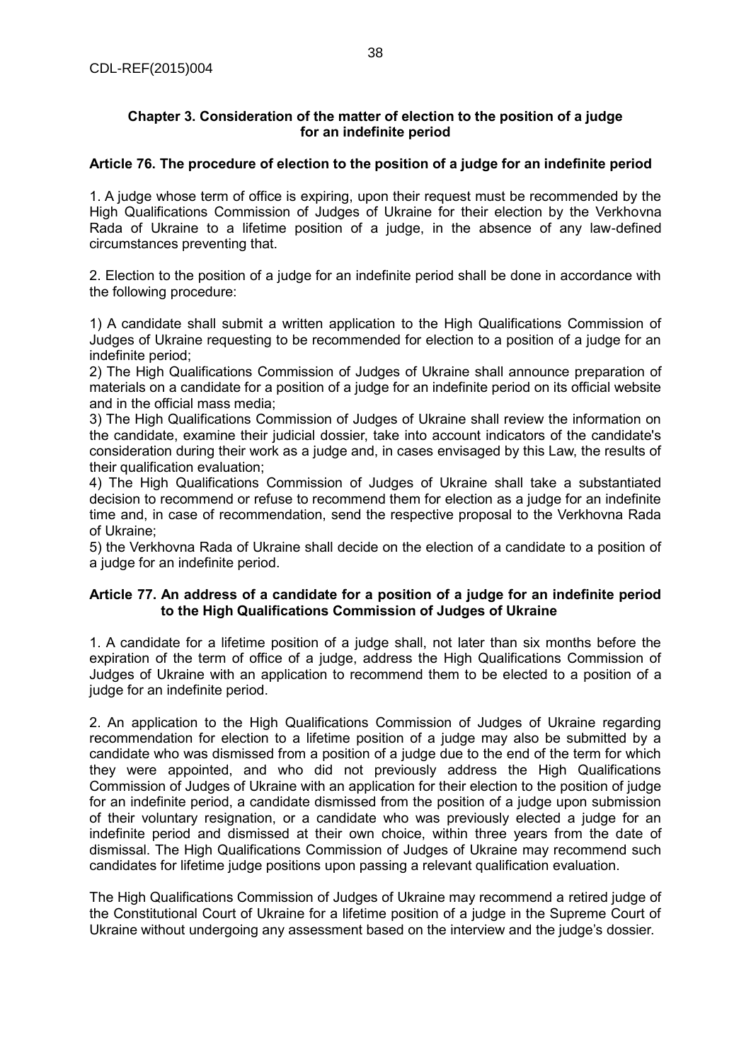### Chapter 3. Consideration of the matter of election to the position of a judge for an indefinite period

**Article 76. The procedure of election to the position of a judge for an indefinite period**

1. A judge whose term of office is expiring, upon their request must be recommended by the High Qualifications Commission of Judges of Ukraine for their election by the Verkhovna Rada of Ukraine to a lifetime position of a judge, in the absence of any law-defined circumstances preventing that.

2. Election to the position of a judge for an indefinite period shall be done in accordance with the following procedure:

1) A candidate shall submit a written application to the High Qualifications Commission of Judges of Ukraine requesting to be recommended for election to a position of a judge for an indefinite period;
2) The High Qualifications Commission of Judges of Ukraine shall announce preparation of materials on a candidate for a position of a judge for an indefinite period on its official website and in the official mass media;
3) The High Qualifications Commission of Judges of Ukraine shall review the information on the candidate, examine their judicial dossier, take into account indicators of the candidate's consideration during their work as a judge and, in cases envisaged by this Law, the results of their qualification evaluation;
4) The High Qualifications Commission of Judges of Ukraine shall take a substantiated decision to recommend or refuse to recommend them for election as a judge for an indefinite time and, in case of recommendation, send the respective proposal to the Verkhovna Rada of Ukraine;
5) the Verkhovna Rada of Ukraine shall decide on the election of a candidate to a position of a judge for an indefinite period.

**Article 77. An address of a candidate for a position of a judge for an indefinite period to the High Qualifications Commission of Judges of Ukraine**

1. A candidate for a lifetime position of a judge shall, not later than six months before the expiration of the term of office of a judge, address the High Qualifications Commission of Judges of Ukraine with an application to recommend them to be elected to a position of a judge for an indefinite period.

2. An application to the High Qualifications Commission of Judges of Ukraine regarding recommendation for election to a lifetime position of a judge may also be submitted by a candidate who was dismissed from a position of a judge due to the end of the term for which they were appointed, and who did not previously address the High Qualifications Commission of Judges of Ukraine with an application for their election to the position of judge for an indefinite period, a candidate dismissed from the position of a judge upon submission of their voluntary resignation, or a candidate who was previously elected a judge for an indefinite period and dismissed at their own choice, within three years from the date of dismissal. The High Qualifications Commission of Judges of Ukraine may recommend such candidates for lifetime judge positions upon passing a relevant qualification evaluation.

The High Qualifications Commission of Judges of Ukraine may recommend a retired judge of the Constitutional Court of Ukraine for a lifetime position of a judge in the Supreme Court of Ukraine without undergoing any assessment based on the interview and the judge's dossier.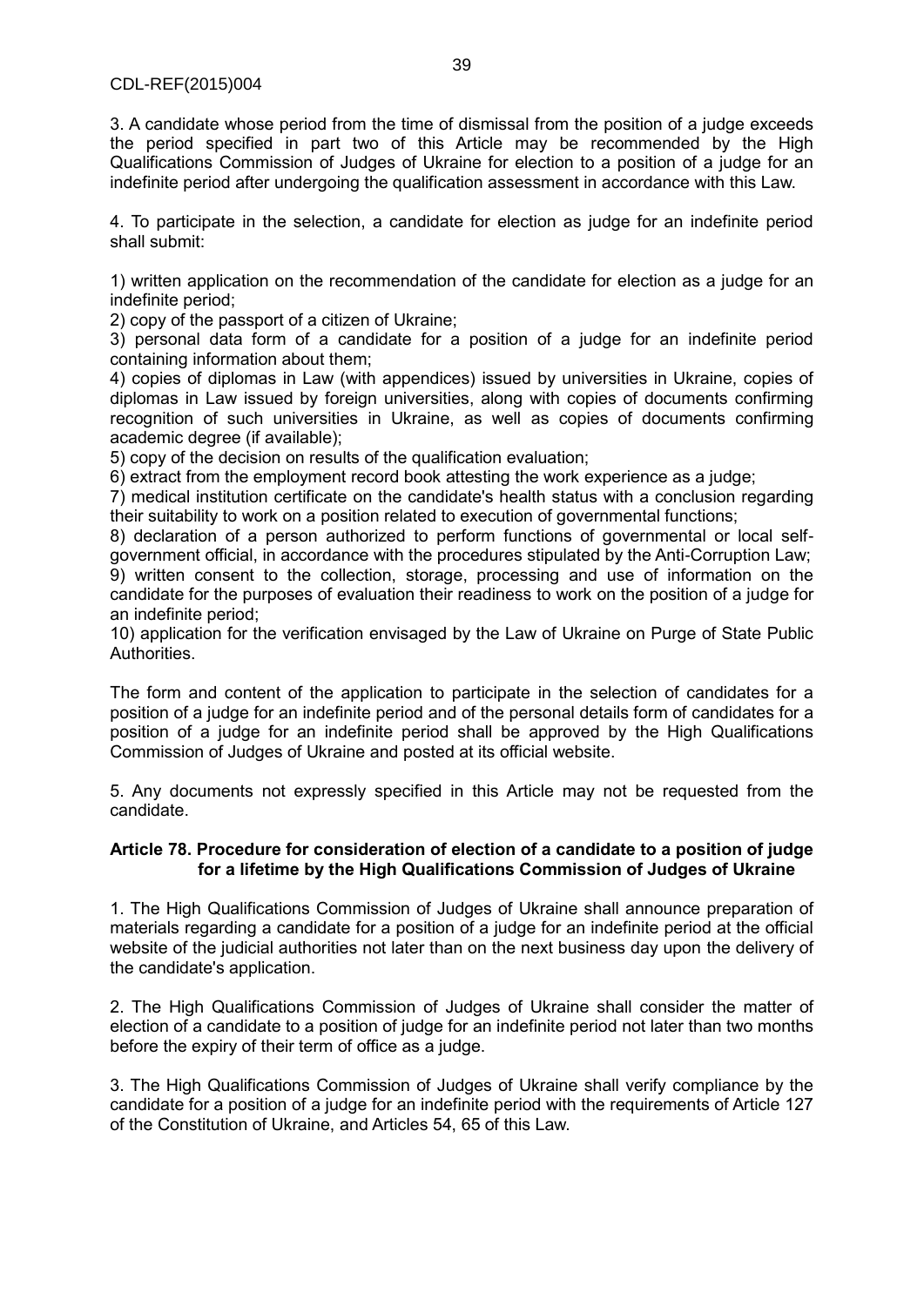3. A candidate whose period from the time of dismissal from the position of a judge exceeds the period specified in part two of this Article may be recommended by the High Qualifications Commission of Judges of Ukraine for election to a position of a judge for an indefinite period after undergoing the qualification assessment in accordance with this Law.

4. To participate in the selection, a candidate for election as judge for an indefinite period shall submit:

1) written application on the recommendation of the candidate for election as a judge for an indefinite period;
2) copy of the passport of a citizen of Ukraine;
3) personal data form of a candidate for a position of a judge for an indefinite period containing information about them;
4) copies of diplomas in Law (with appendices) issued by universities in Ukraine, copies of diplomas in Law issued by foreign universities, along with copies of documents confirming recognition of such universities in Ukraine, as well as copies of documents confirming academic degree (if available);
5) copy of the decision on results of the qualification evaluation;
6) extract from the employment record book attesting the work experience as a judge;
7) medical institution certificate on the candidate's health status with a conclusion regarding their suitability to work on a position related to execution of governmental functions;
8) declaration of a person authorized to perform functions of governmental or local self-government official, in accordance with the procedures stipulated by the Anti-Corruption Law;
9) written consent to the collection, storage, processing and use of information on the candidate for the purposes of evaluation their readiness to work on the position of a judge for an indefinite period;
10) application for the verification envisaged by the Law of Ukraine on Purge of State Public Authorities.

The form and content of the application to participate in the selection of candidates for a position of a judge for an indefinite period and of the personal details form of candidates for a position of a judge for an indefinite period shall be approved by the High Qualifications Commission of Judges of Ukraine and posted at its official website.

5. Any documents not expressly specified in this Article may not be requested from the candidate.

**Article 78. Procedure for consideration of election of a candidate to a position of judge for a lifetime by the High Qualifications Commission of Judges of Ukraine**

1. The High Qualifications Commission of Judges of Ukraine shall announce preparation of materials regarding a candidate for a position of a judge for an indefinite period at the official website of the judicial authorities not later than on the next business day upon the delivery of the candidate's application.

2. The High Qualifications Commission of Judges of Ukraine shall consider the matter of election of a candidate to a position of judge for an indefinite period not later than two months before the expiry of their term of office as a judge.

3. The High Qualifications Commission of Judges of Ukraine shall verify compliance by the candidate for a position of a judge for an indefinite period with the requirements of Article 127 of the Constitution of Ukraine, and Articles 54, 65 of this Law.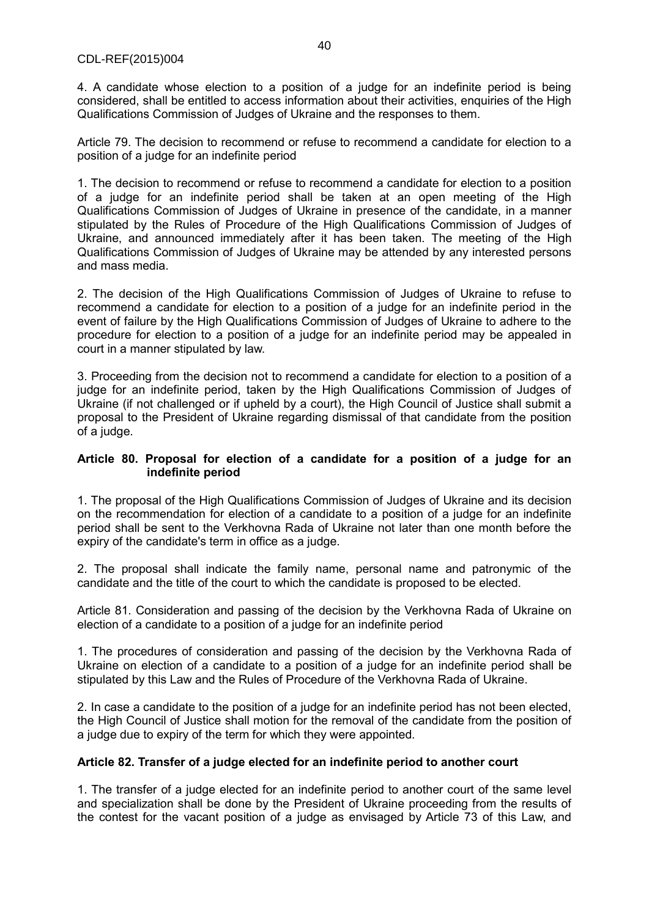4. A candidate whose election to a position of a judge for an indefinite period is being considered, shall be entitled to access information about their activities, enquiries of the High Qualifications Commission of Judges of Ukraine and the responses to them.

Article 79. The decision to recommend or refuse to recommend a candidate for election to a position of a judge for an indefinite period

1. The decision to recommend or refuse to recommend a candidate for election to a position of a judge for an indefinite period shall be taken at an open meeting of the High Qualifications Commission of Judges of Ukraine in presence of the candidate, in a manner stipulated by the Rules of Procedure of the High Qualifications Commission of Judges of Ukraine, and announced immediately after it has been taken. The meeting of the High Qualifications Commission of Judges of Ukraine may be attended by any interested persons and mass media.

2. The decision of the High Qualifications Commission of Judges of Ukraine to refuse to recommend a candidate for election to a position of a judge for an indefinite period in the event of failure by the High Qualifications Commission of Judges of Ukraine to adhere to the procedure for election to a position of a judge for an indefinite period may be appealed in court in a manner stipulated by law.

3. Proceeding from the decision not to recommend a candidate for election to a position of a judge for an indefinite period, taken by the High Qualifications Commission of Judges of Ukraine (if not challenged or if upheld by a court), the High Council of Justice shall submit a proposal to the President of Ukraine regarding dismissal of that candidate from the position of a judge.

**Article 80. Proposal for election of a candidate for a position of a judge for an indefinite period**

1. The proposal of the High Qualifications Commission of Judges of Ukraine and its decision on the recommendation for election of a candidate to a position of a judge for an indefinite period shall be sent to the Verkhovna Rada of Ukraine not later than one month before the expiry of the candidate's term in office as a judge.

2. The proposal shall indicate the family name, personal name and patronymic of the candidate and the title of the court to which the candidate is proposed to be elected.

Article 81. Consideration and passing of the decision by the Verkhovna Rada of Ukraine on election of a candidate to a position of a judge for an indefinite period

1. The procedures of consideration and passing of the decision by the Verkhovna Rada of Ukraine on election of a candidate to a position of a judge for an indefinite period shall be stipulated by this Law and the Rules of Procedure of the Verkhovna Rada of Ukraine.

2. In case a candidate to the position of a judge for an indefinite period has not been elected, the High Council of Justice shall motion for the removal of the candidate from the position of a judge due to expiry of the term for which they were appointed.

**Article 82. Transfer of a judge elected for an indefinite period to another court**

1. The transfer of a judge elected for an indefinite period to another court of the same level and specialization shall be done by the President of Ukraine proceeding from the results of the contest for the vacant position of a judge as envisaged by Article 73 of this Law, and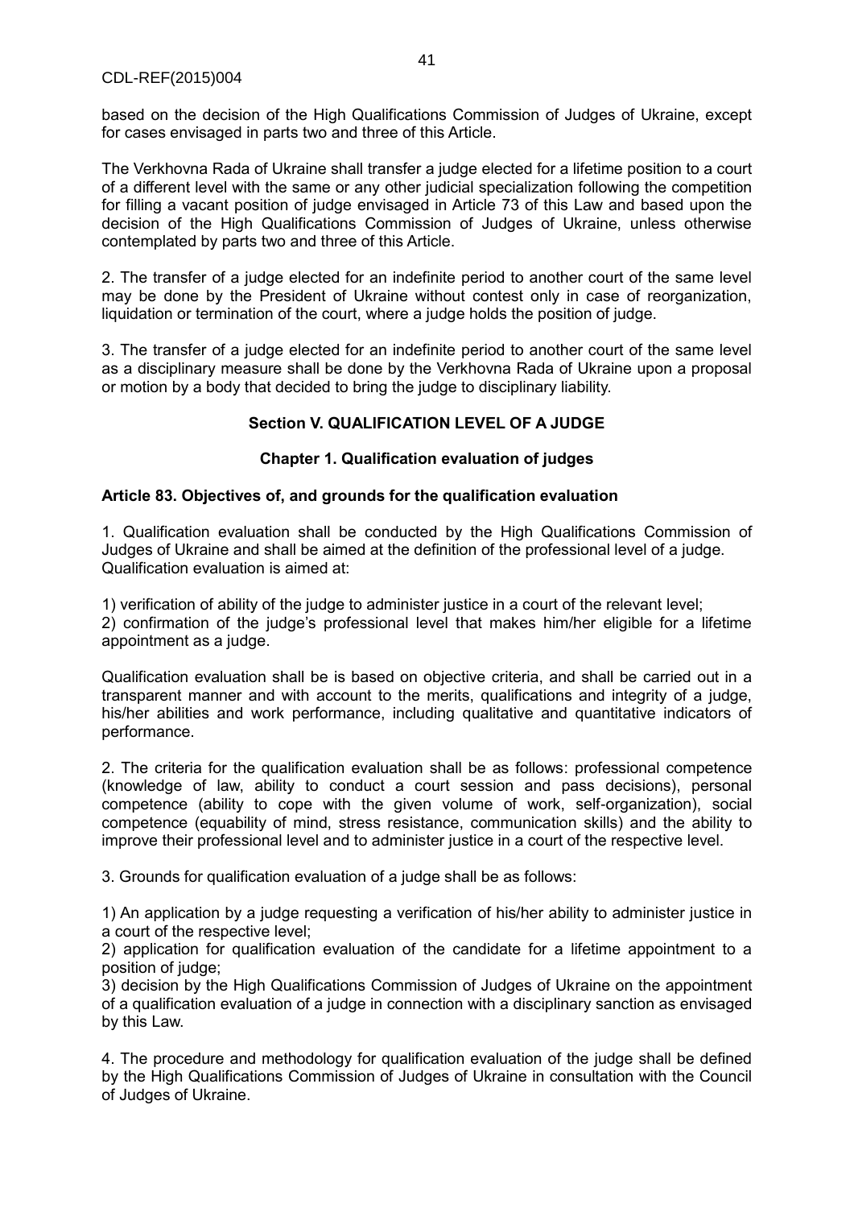based on the decision of the High Qualifications Commission of Judges of Ukraine, except for cases envisaged in parts two and three of this Article.

The Verkhovna Rada of Ukraine shall transfer a judge elected for a lifetime position to a court of a different level with the same or any other judicial specialization following the competition for filling a vacant position of judge envisaged in Article 73 of this Law and based upon the decision of the High Qualifications Commission of Judges of Ukraine, unless otherwise contemplated by parts two and three of this Article.

2. The transfer of a judge elected for an indefinite period to another court of the same level may be done by the President of Ukraine without contest only in case of reorganization, liquidation or termination of the court, where a judge holds the position of judge.

3. The transfer of a judge elected for an indefinite period to another court of the same level as a disciplinary measure shall be done by the Verkhovna Rada of Ukraine upon a proposal or motion by a body that decided to bring the judge to disciplinary liability.

## Section V. QUALIFICATION LEVEL OF A JUDGE

### Chapter 1. Qualification evaluation of judges

#### Article 83. Objectives of, and grounds for the qualification evaluation

1. Qualification evaluation shall be conducted by the High Qualifications Commission of Judges of Ukraine and shall be aimed at the definition of the professional level of a judge. Qualification evaluation is aimed at:

1) verification of ability of the judge to administer justice in a court of the relevant level;
2) confirmation of the judge's professional level that makes him/her eligible for a lifetime appointment as a judge.

Qualification evaluation shall be is based on objective criteria, and shall be carried out in a transparent manner and with account to the merits, qualifications and integrity of a judge, his/her abilities and work performance, including qualitative and quantitative indicators of performance.

2. The criteria for the qualification evaluation shall be as follows: professional competence (knowledge of law, ability to conduct a court session and pass decisions), personal competence (ability to cope with the given volume of work, self-organization), social competence (equability of mind, stress resistance, communication skills) and the ability to improve their professional level and to administer justice in a court of the respective level.

3. Grounds for qualification evaluation of a judge shall be as follows:

1) An application by a judge requesting a verification of his/her ability to administer justice in a court of the respective level;
2) application for qualification evaluation of the candidate for a lifetime appointment to a position of judge;
3) decision by the High Qualifications Commission of Judges of Ukraine on the appointment of a qualification evaluation of a judge in connection with a disciplinary sanction as envisaged by this Law.

4. The procedure and methodology for qualification evaluation of the judge shall be defined by the High Qualifications Commission of Judges of Ukraine in consultation with the Council of Judges of Ukraine.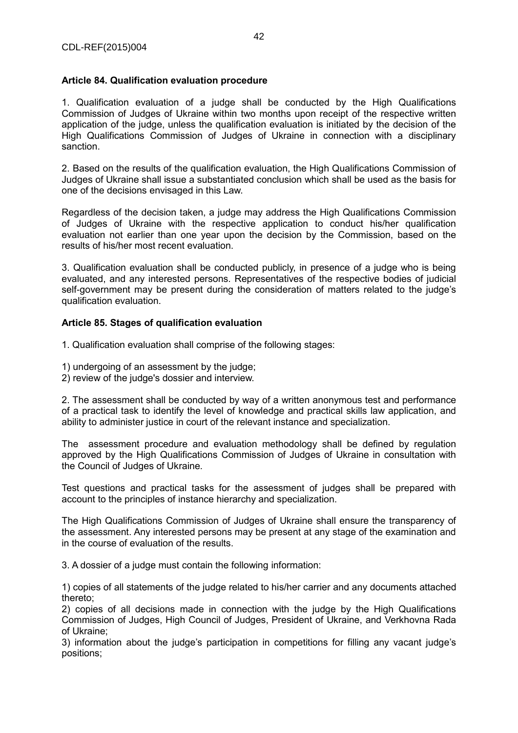**Article 84. Qualification evaluation procedure**

1. Qualification evaluation of a judge shall be conducted by the High Qualifications Commission of Judges of Ukraine within two months upon receipt of the respective written application of the judge, unless the qualification evaluation is initiated by the decision of the High Qualifications Commission of Judges of Ukraine in connection with a disciplinary sanction.

2. Based on the results of the qualification evaluation, the High Qualifications Commission of Judges of Ukraine shall issue a substantiated conclusion which shall be used as the basis for one of the decisions envisaged in this Law.

Regardless of the decision taken, a judge may address the High Qualifications Commission of Judges of Ukraine with the respective application to conduct his/her qualification evaluation not earlier than one year upon the decision by the Commission, based on the results of his/her most recent evaluation.

3. Qualification evaluation shall be conducted publicly, in presence of a judge who is being evaluated, and any interested persons. Representatives of the respective bodies of judicial self-government may be present during the consideration of matters related to the judge's qualification evaluation.

**Article 85. Stages of qualification evaluation**

1. Qualification evaluation shall comprise of the following stages:

1) undergoing of an assessment by the judge;
2) review of the judge's dossier and interview.

2. The assessment shall be conducted by way of a written anonymous test and performance of a practical task to identify the level of knowledge and practical skills law application, and ability to administer justice in court of the relevant instance and specialization.

The assessment procedure and evaluation methodology shall be defined by regulation approved by the High Qualifications Commission of Judges of Ukraine in consultation with the Council of Judges of Ukraine.

Test questions and practical tasks for the assessment of judges shall be prepared with account to the principles of instance hierarchy and specialization.

The High Qualifications Commission of Judges of Ukraine shall ensure the transparency of the assessment. Any interested persons may be present at any stage of the examination and in the course of evaluation of the results.

3. A dossier of a judge must contain the following information:

1) copies of all statements of the judge related to his/her carrier and any documents attached thereto;
2) copies of all decisions made in connection with the judge by the High Qualifications Commission of Judges, High Council of Judges, President of Ukraine, and Verkhovna Rada of Ukraine;
3) information about the judge's participation in competitions for filling any vacant judge's positions;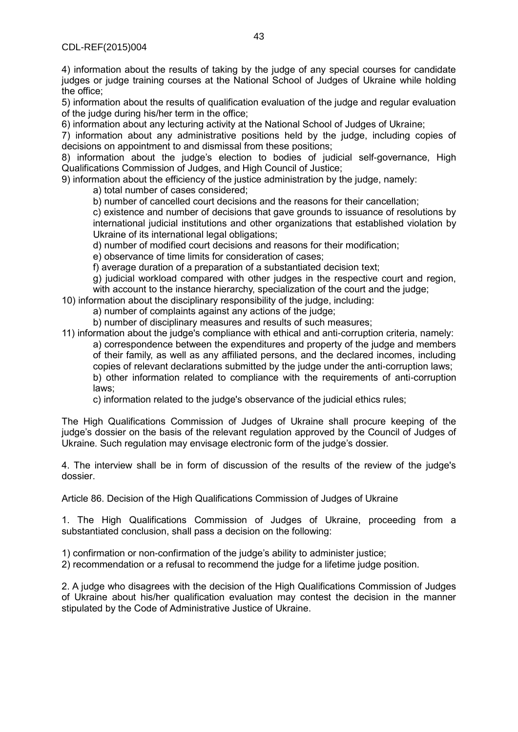4) information about the results of taking by the judge of any special courses for candidate judges or judge training courses at the National School of Judges of Ukraine while holding the office;

5) information about the results of qualification evaluation of the judge and regular evaluation of the judge during his/her term in the office;

6) information about any lecturing activity at the National School of Judges of Ukraine;

7) information about any administrative positions held by the judge, including copies of decisions on appointment to and dismissal from these positions;

8) information about the judge's election to bodies of judicial self-governance, High Qualifications Commission of Judges, and High Council of Justice;

9) information about the efficiency of the justice administration by the judge, namely:

   a) total number of cases considered;

   b) number of cancelled court decisions and the reasons for their cancellation;

   c) existence and number of decisions that gave grounds to issuance of resolutions by international judicial institutions and other organizations that established violation by Ukraine of its international legal obligations;

   d) number of modified court decisions and reasons for their modification;

   e) observance of time limits for consideration of cases;

   f) average duration of a preparation of a substantiated decision text;

   g) judicial workload compared with other judges in the respective court and region, with account to the instance hierarchy, specialization of the court and the judge;

10) information about the disciplinary responsibility of the judge, including:

   a) number of complaints against any actions of the judge;

   b) number of disciplinary measures and results of such measures;

11) information about the judge's compliance with ethical and anti-corruption criteria, namely:

   a) correspondence between the expenditures and property of the judge and members of their family, as well as any affiliated persons, and the declared incomes, including copies of relevant declarations submitted by the judge under the anti-corruption laws;

   b) other information related to compliance with the requirements of anti-corruption laws;

   c) information related to the judge's observance of the judicial ethics rules;

The High Qualifications Commission of Judges of Ukraine shall procure keeping of the judge's dossier on the basis of the relevant regulation approved by the Council of Judges of Ukraine. Such regulation may envisage electronic form of the judge's dossier.

4. The interview shall be in form of discussion of the results of the review of the judge's dossier.

Article 86. Decision of the High Qualifications Commission of Judges of Ukraine

1. The High Qualifications Commission of Judges of Ukraine, proceeding from a substantiated conclusion, shall pass a decision on the following:

1) confirmation or non-confirmation of the judge's ability to administer justice;

2) recommendation or a refusal to recommend the judge for a lifetime judge position.

2. A judge who disagrees with the decision of the High Qualifications Commission of Judges of Ukraine about his/her qualification evaluation may contest the decision in the manner stipulated by the Code of Administrative Justice of Ukraine.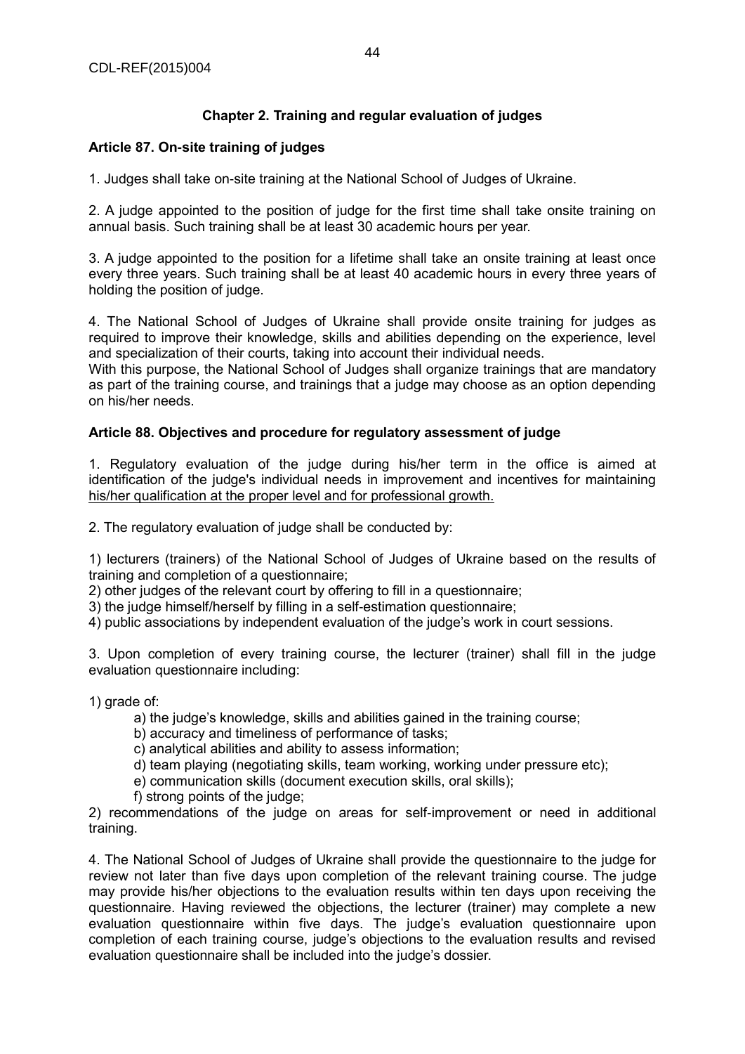## Chapter 2. Training and regular evaluation of judges

### Article 87. On-site training of judges

1. Judges shall take on-site training at the National School of Judges of Ukraine.

2. A judge appointed to the position of judge for the first time shall take onsite training on annual basis. Such training shall be at least 30 academic hours per year.

3. A judge appointed to the position for a lifetime shall take an onsite training at least once every three years. Such training shall be at least 40 academic hours in every three years of holding the position of judge.

4. The National School of Judges of Ukraine shall provide onsite training for judges as required to improve their knowledge, skills and abilities depending on the experience, level and specialization of their courts, taking into account their individual needs.
With this purpose, the National School of Judges shall organize trainings that are mandatory as part of the training course, and trainings that a judge may choose as an option depending on his/her needs.

### Article 88. Objectives and procedure for regulatory assessment of judge

1. Regulatory evaluation of the judge during his/her term in the office is aimed at identification of the judge's individual needs in improvement and incentives for maintaining his/her qualification at the proper level and for professional growth.

2. The regulatory evaluation of judge shall be conducted by:

1) lecturers (trainers) of the National School of Judges of Ukraine based on the results of training and completion of a questionnaire;
2) other judges of the relevant court by offering to fill in a questionnaire;
3) the judge himself/herself by filling in a self-estimation questionnaire;
4) public associations by independent evaluation of the judge's work in court sessions.

3. Upon completion of every training course, the lecturer (trainer) shall fill in the judge evaluation questionnaire including:

1) grade of:
   a) the judge's knowledge, skills and abilities gained in the training course;
   b) accuracy and timeliness of performance of tasks;
   c) analytical abilities and ability to assess information;
   d) team playing (negotiating skills, team working, working under pressure etc);
   e) communication skills (document execution skills, oral skills);
   f) strong points of the judge;

2) recommendations of the judge on areas for self-improvement or need in additional training.

4. The National School of Judges of Ukraine shall provide the questionnaire to the judge for review not later than five days upon completion of the relevant training course. The judge may provide his/her objections to the evaluation results within ten days upon receiving the questionnaire. Having reviewed the objections, the lecturer (trainer) may complete a new evaluation questionnaire within five days. The judge's evaluation questionnaire upon completion of each training course, judge's objections to the evaluation results and revised evaluation questionnaire shall be included into the judge's dossier.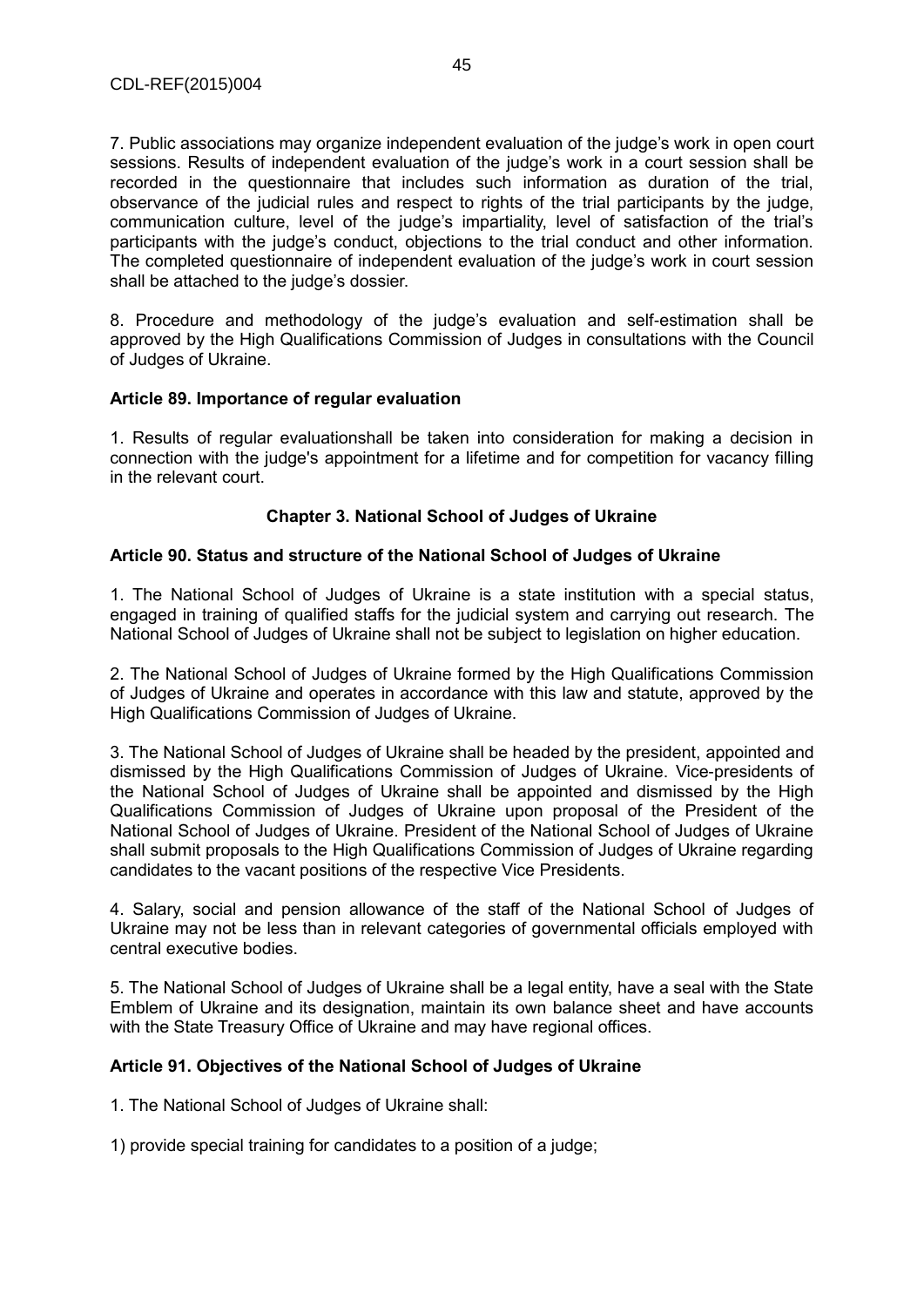7. Public associations may organize independent evaluation of the judge's work in open court sessions. Results of independent evaluation of the judge's work in a court session shall be recorded in the questionnaire that includes such information as duration of the trial, observance of the judicial rules and respect to rights of the trial participants by the judge, communication culture, level of the judge's impartiality, level of satisfaction of the trial's participants with the judge's conduct, objections to the trial conduct and other information. The completed questionnaire of independent evaluation of the judge's work in court session shall be attached to the judge's dossier.

8. Procedure and methodology of the judge's evaluation and self-estimation shall be approved by the High Qualifications Commission of Judges in consultations with the Council of Judges of Ukraine.

**Article 89. Importance of regular evaluation**

1. Results of regular evaluationshall be taken into consideration for making a decision in connection with the judge's appointment for a lifetime and for competition for vacancy filling in the relevant court.

## Chapter 3. National School of Judges of Ukraine

**Article 90. Status and structure of the National School of Judges of Ukraine**

1. The National School of Judges of Ukraine is a state institution with a special status, engaged in training of qualified staffs for the judicial system and carrying out research. The National School of Judges of Ukraine shall not be subject to legislation on higher education.

2. The National School of Judges of Ukraine formed by the High Qualifications Commission of Judges of Ukraine and operates in accordance with this law and statute, approved by the High Qualifications Commission of Judges of Ukraine.

3. The National School of Judges of Ukraine shall be headed by the president, appointed and dismissed by the High Qualifications Commission of Judges of Ukraine. Vice-presidents of the National School of Judges of Ukraine shall be appointed and dismissed by the High Qualifications Commission of Judges of Ukraine upon proposal of the President of the National School of Judges of Ukraine. President of the National School of Judges of Ukraine shall submit proposals to the High Qualifications Commission of Judges of Ukraine regarding candidates to the vacant positions of the respective Vice Presidents.

4. Salary, social and pension allowance of the staff of the National School of Judges of Ukraine may not be less than in relevant categories of governmental officials employed with central executive bodies.

5. The National School of Judges of Ukraine shall be a legal entity, have a seal with the State Emblem of Ukraine and its designation, maintain its own balance sheet and have accounts with the State Treasury Office of Ukraine and may have regional offices.

**Article 91. Objectives of the National School of Judges of Ukraine**

1. The National School of Judges of Ukraine shall:

1) provide special training for candidates to a position of a judge;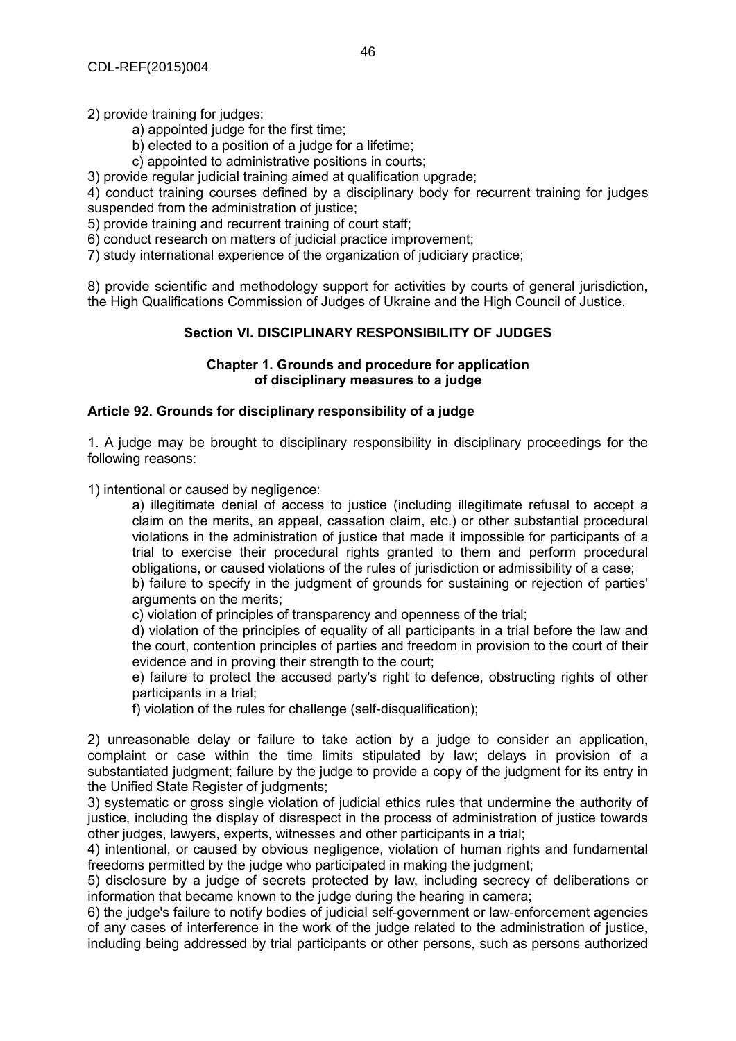2) provide training for judges:

a) appointed judge for the first time;

b) elected to a position of a judge for a lifetime;

c) appointed to administrative positions in courts;

3) provide regular judicial training aimed at qualification upgrade;

4) conduct training courses defined by a disciplinary body for recurrent training for judges suspended from the administration of justice;

5) provide training and recurrent training of court staff;

6) conduct research on matters of judicial practice improvement;

7) study international experience of the organization of judiciary practice;

8) provide scientific and methodology support for activities by courts of general jurisdiction, the High Qualifications Commission of Judges of Ukraine and the High Council of Justice.

## Section VI. DISCIPLINARY RESPONSIBILITY OF JUDGES

### Chapter 1. Grounds and procedure for application of disciplinary measures to a judge

#### Article 92. Grounds for disciplinary responsibility of a judge

1. A judge may be brought to disciplinary responsibility in disciplinary proceedings for the following reasons:

1) intentional or caused by negligence:

a) illegitimate denial of access to justice (including illegitimate refusal to accept a claim on the merits, an appeal, cassation claim, etc.) or other substantial procedural violations in the administration of justice that made it impossible for participants of a trial to exercise their procedural rights granted to them and perform procedural obligations, or caused violations of the rules of jurisdiction or admissibility of a case;

b) failure to specify in the judgment of grounds for sustaining or rejection of parties' arguments on the merits;

c) violation of principles of transparency and openness of the trial;

d) violation of the principles of equality of all participants in a trial before the law and the court, contention principles of parties and freedom in provision to the court of their evidence and in proving their strength to the court;

e) failure to protect the accused party's right to defence, obstructing rights of other participants in a trial;

f) violation of the rules for challenge (self-disqualification);

2) unreasonable delay or failure to take action by a judge to consider an application, complaint or case within the time limits stipulated by law; delays in provision of a substantiated judgment; failure by the judge to provide a copy of the judgment for its entry in the Unified State Register of judgments;

3) systematic or gross single violation of judicial ethics rules that undermine the authority of justice, including the display of disrespect in the process of administration of justice towards other judges, lawyers, experts, witnesses and other participants in a trial;

4) intentional, or caused by obvious negligence, violation of human rights and fundamental freedoms permitted by the judge who participated in making the judgment;

5) disclosure by a judge of secrets protected by law, including secrecy of deliberations or information that became known to the judge during the hearing in camera;

6) the judge's failure to notify bodies of judicial self-government or law-enforcement agencies of any cases of interference in the work of the judge related to the administration of justice, including being addressed by trial participants or other persons, such as persons authorized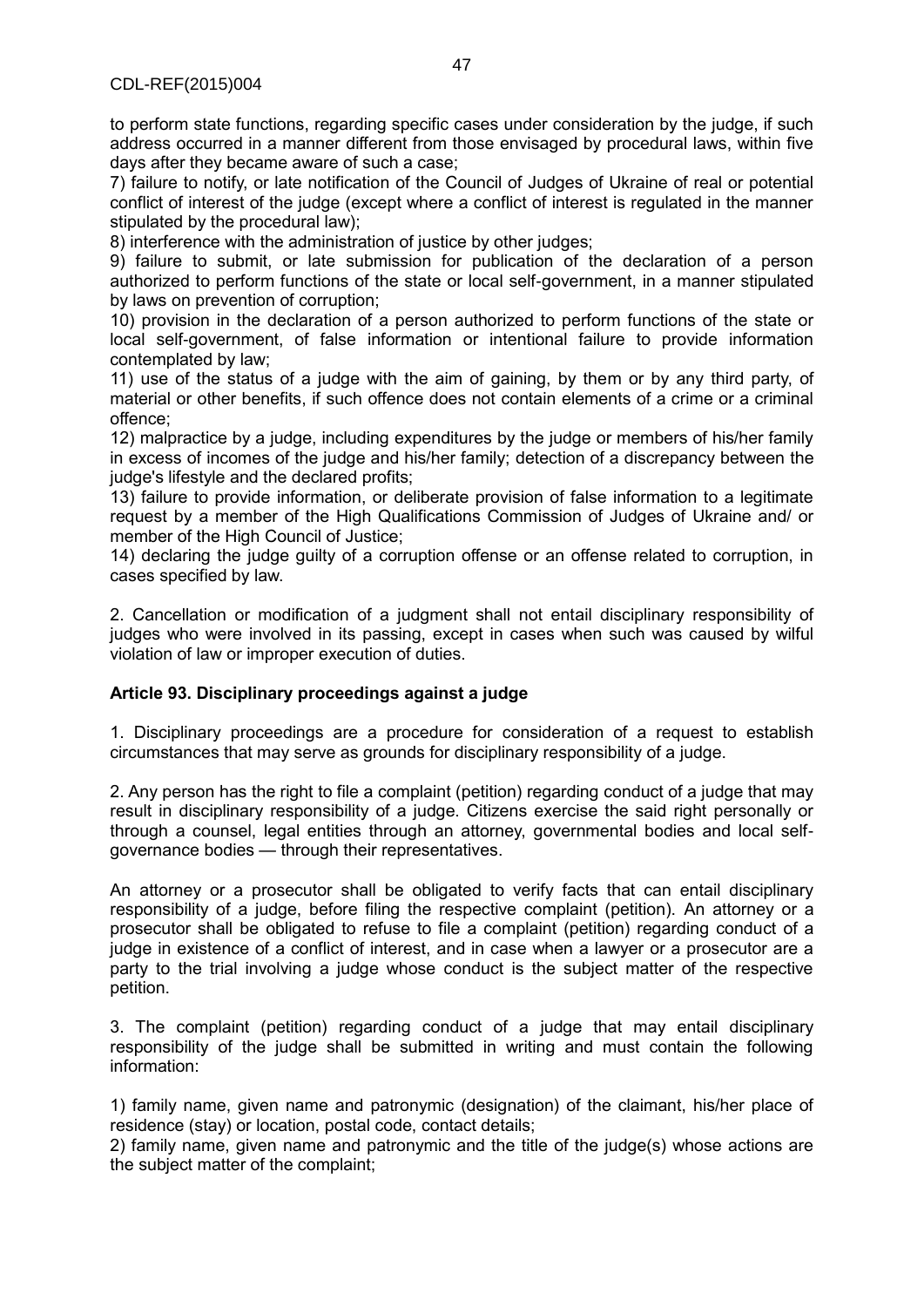to perform state functions, regarding specific cases under consideration by the judge, if such address occurred in a manner different from those envisaged by procedural laws, within five days after they became aware of such a case;

7) failure to notify, or late notification of the Council of Judges of Ukraine of real or potential conflict of interest of the judge (except where a conflict of interest is regulated in the manner stipulated by the procedural law);

8) interference with the administration of justice by other judges;

9) failure to submit, or late submission for publication of the declaration of a person authorized to perform functions of the state or local self-government, in a manner stipulated by laws on prevention of corruption;

10) provision in the declaration of a person authorized to perform functions of the state or local self-government, of false information or intentional failure to provide information contemplated by law;

11) use of the status of a judge with the aim of gaining, by them or by any third party, of material or other benefits, if such offence does not contain elements of a crime or a criminal offence;

12) malpractice by a judge, including expenditures by the judge or members of his/her family in excess of incomes of the judge and his/her family; detection of a discrepancy between the judge's lifestyle and the declared profits;

13) failure to provide information, or deliberate provision of false information to a legitimate request by a member of the High Qualifications Commission of Judges of Ukraine and/ or member of the High Council of Justice;

14) declaring the judge guilty of a corruption offense or an offense related to corruption, in cases specified by law.

2. Cancellation or modification of a judgment shall not entail disciplinary responsibility of judges who were involved in its passing, except in cases when such was caused by wilful violation of law or improper execution of duties.

**Article 93. Disciplinary proceedings against a judge**

1. Disciplinary proceedings are a procedure for consideration of a request to establish circumstances that may serve as grounds for disciplinary responsibility of a judge.

2. Any person has the right to file a complaint (petition) regarding conduct of a judge that may result in disciplinary responsibility of a judge. Citizens exercise the said right personally or through a counsel, legal entities through an attorney, governmental bodies and local self-governance bodies — through their representatives.

An attorney or a prosecutor shall be obligated to verify facts that can entail disciplinary responsibility of a judge, before filing the respective complaint (petition). An attorney or a prosecutor shall be obligated to refuse to file a complaint (petition) regarding conduct of a judge in existence of a conflict of interest, and in case when a lawyer or a prosecutor are a party to the trial involving a judge whose conduct is the subject matter of the respective petition.

3. The complaint (petition) regarding conduct of a judge that may entail disciplinary responsibility of the judge shall be submitted in writing and must contain the following information:

1) family name, given name and patronymic (designation) of the claimant, his/her place of residence (stay) or location, postal code, contact details;

2) family name, given name and patronymic and the title of the judge(s) whose actions are the subject matter of the complaint;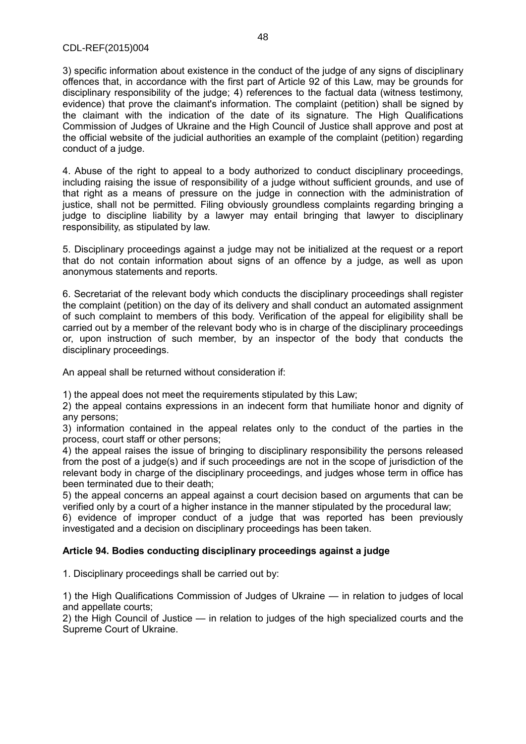3) specific information about existence in the conduct of the judge of any signs of disciplinary offences that, in accordance with the first part of Article 92 of this Law, may be grounds for disciplinary responsibility of the judge; 4) references to the factual data (witness testimony, evidence) that prove the claimant's information. The complaint (petition) shall be signed by the claimant with the indication of the date of its signature. The High Qualifications Commission of Judges of Ukraine and the High Council of Justice shall approve and post at the official website of the judicial authorities an example of the complaint (petition) regarding conduct of a judge.

4. Abuse of the right to appeal to a body authorized to conduct disciplinary proceedings, including raising the issue of responsibility of a judge without sufficient grounds, and use of that right as a means of pressure on the judge in connection with the administration of justice, shall not be permitted. Filing obviously groundless complaints regarding bringing a judge to discipline liability by a lawyer may entail bringing that lawyer to disciplinary responsibility, as stipulated by law.

5. Disciplinary proceedings against a judge may not be initialized at the request or a report that do not contain information about signs of an offence by a judge, as well as upon anonymous statements and reports.

6. Secretariat of the relevant body which conducts the disciplinary proceedings shall register the complaint (petition) on the day of its delivery and shall conduct an automated assignment of such complaint to members of this body. Verification of the appeal for eligibility shall be carried out by a member of the relevant body who is in charge of the disciplinary proceedings or, upon instruction of such member, by an inspector of the body that conducts the disciplinary proceedings.

An appeal shall be returned without consideration if:

1) the appeal does not meet the requirements stipulated by this Law;
2) the appeal contains expressions in an indecent form that humiliate honor and dignity of any persons;
3) information contained in the appeal relates only to the conduct of the parties in the process, court staff or other persons;
4) the appeal raises the issue of bringing to disciplinary responsibility the persons released from the post of a judge(s) and if such proceedings are not in the scope of jurisdiction of the relevant body in charge of the disciplinary proceedings, and judges whose term in office has been terminated due to their death;
5) the appeal concerns an appeal against a court decision based on arguments that can be verified only by a court of a higher instance in the manner stipulated by the procedural law;
6) evidence of improper conduct of a judge that was reported has been previously investigated and a decision on disciplinary proceedings has been taken.

**Article 94. Bodies conducting disciplinary proceedings against a judge**

1. Disciplinary proceedings shall be carried out by:

1) the High Qualifications Commission of Judges of Ukraine — in relation to judges of local and appellate courts;
2) the High Council of Justice — in relation to judges of the high specialized courts and the Supreme Court of Ukraine.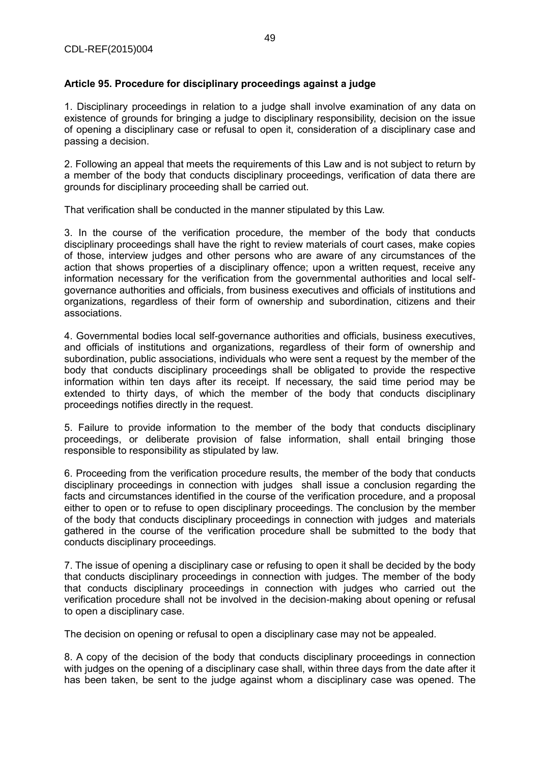**Article 95. Procedure for disciplinary proceedings against a judge**

1. Disciplinary proceedings in relation to a judge shall involve examination of any data on existence of grounds for bringing a judge to disciplinary responsibility, decision on the issue of opening a disciplinary case or refusal to open it, consideration of a disciplinary case and passing a decision.

2. Following an appeal that meets the requirements of this Law and is not subject to return by a member of the body that conducts disciplinary proceedings, verification of data there are grounds for disciplinary proceeding shall be carried out.

That verification shall be conducted in the manner stipulated by this Law.

3. In the course of the verification procedure, the member of the body that conducts disciplinary proceedings shall have the right to review materials of court cases, make copies of those, interview judges and other persons who are aware of any circumstances of the action that shows properties of a disciplinary offence; upon a written request, receive any information necessary for the verification from the governmental authorities and local self-governance authorities and officials, from business executives and officials of institutions and organizations, regardless of their form of ownership and subordination, citizens and their associations.

4. Governmental bodies local self-governance authorities and officials, business executives, and officials of institutions and organizations, regardless of their form of ownership and subordination, public associations, individuals who were sent a request by the member of the body that conducts disciplinary proceedings shall be obligated to provide the respective information within ten days after its receipt. If necessary, the said time period may be extended to thirty days, of which the member of the body that conducts disciplinary proceedings notifies directly in the request.

5. Failure to provide information to the member of the body that conducts disciplinary proceedings, or deliberate provision of false information, shall entail bringing those responsible to responsibility as stipulated by law.

6. Proceeding from the verification procedure results, the member of the body that conducts disciplinary proceedings in connection with judges shall issue a conclusion regarding the facts and circumstances identified in the course of the verification procedure, and a proposal either to open or to refuse to open disciplinary proceedings. The conclusion by the member of the body that conducts disciplinary proceedings in connection with judges and materials gathered in the course of the verification procedure shall be submitted to the body that conducts disciplinary proceedings.

7. The issue of opening a disciplinary case or refusing to open it shall be decided by the body that conducts disciplinary proceedings in connection with judges. The member of the body that conducts disciplinary proceedings in connection with judges who carried out the verification procedure shall not be involved in the decision-making about opening or refusal to open a disciplinary case.

The decision on opening or refusal to open a disciplinary case may not be appealed.

8. A copy of the decision of the body that conducts disciplinary proceedings in connection with judges on the opening of a disciplinary case shall, within three days from the date after it has been taken, be sent to the judge against whom a disciplinary case was opened. The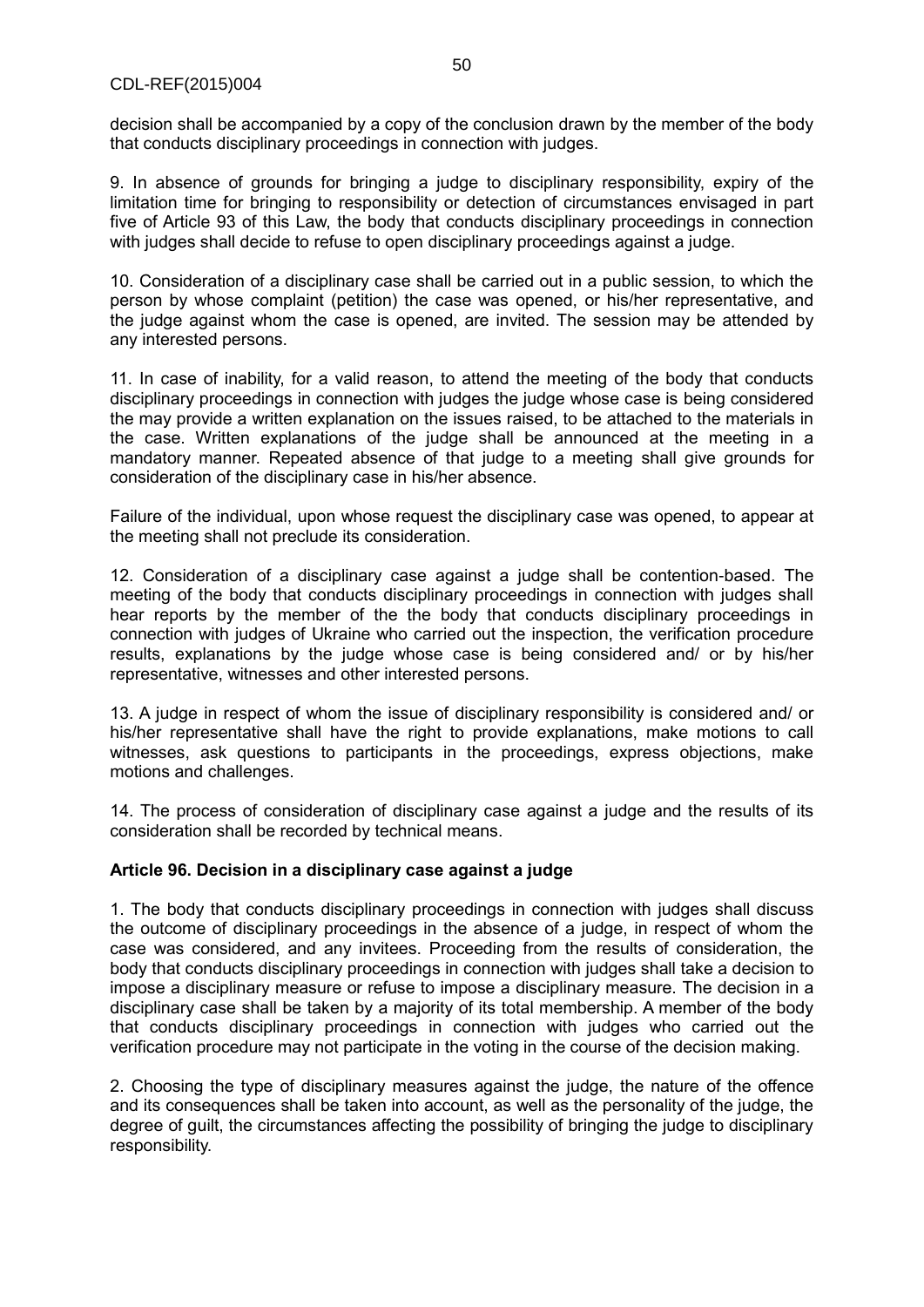decision shall be accompanied by a copy of the conclusion drawn by the member of the body that conducts disciplinary proceedings in connection with judges.

9. In absence of grounds for bringing a judge to disciplinary responsibility, expiry of the limitation time for bringing to responsibility or detection of circumstances envisaged in part five of Article 93 of this Law, the body that conducts disciplinary proceedings in connection with judges shall decide to refuse to open disciplinary proceedings against a judge.

10. Consideration of a disciplinary case shall be carried out in a public session, to which the person by whose complaint (petition) the case was opened, or his/her representative, and the judge against whom the case is opened, are invited. The session may be attended by any interested persons.

11. In case of inability, for a valid reason, to attend the meeting of the body that conducts disciplinary proceedings in connection with judges the judge whose case is being considered the may provide a written explanation on the issues raised, to be attached to the materials in the case. Written explanations of the judge shall be announced at the meeting in a mandatory manner. Repeated absence of that judge to a meeting shall give grounds for consideration of the disciplinary case in his/her absence.

Failure of the individual, upon whose request the disciplinary case was opened, to appear at the meeting shall not preclude its consideration.

12. Consideration of a disciplinary case against a judge shall be contention-based. The meeting of the body that conducts disciplinary proceedings in connection with judges shall hear reports by the member of the the body that conducts disciplinary proceedings in connection with judges of Ukraine who carried out the inspection, the verification procedure results, explanations by the judge whose case is being considered and/ or by his/her representative, witnesses and other interested persons.

13. A judge in respect of whom the issue of disciplinary responsibility is considered and/ or his/her representative shall have the right to provide explanations, make motions to call witnesses, ask questions to participants in the proceedings, express objections, make motions and challenges.

14. The process of consideration of disciplinary case against a judge and the results of its consideration shall be recorded by technical means.

**Article 96. Decision in a disciplinary case against a judge**

1. The body that conducts disciplinary proceedings in connection with judges shall discuss the outcome of disciplinary proceedings in the absence of a judge, in respect of whom the case was considered, and any invitees. Proceeding from the results of consideration, the body that conducts disciplinary proceedings in connection with judges shall take a decision to impose a disciplinary measure or refuse to impose a disciplinary measure. The decision in a disciplinary case shall be taken by a majority of its total membership. A member of the body that conducts disciplinary proceedings in connection with judges who carried out the verification procedure may not participate in the voting in the course of the decision making.

2. Choosing the type of disciplinary measures against the judge, the nature of the offence and its consequences shall be taken into account, as well as the personality of the judge, the degree of guilt, the circumstances affecting the possibility of bringing the judge to disciplinary responsibility.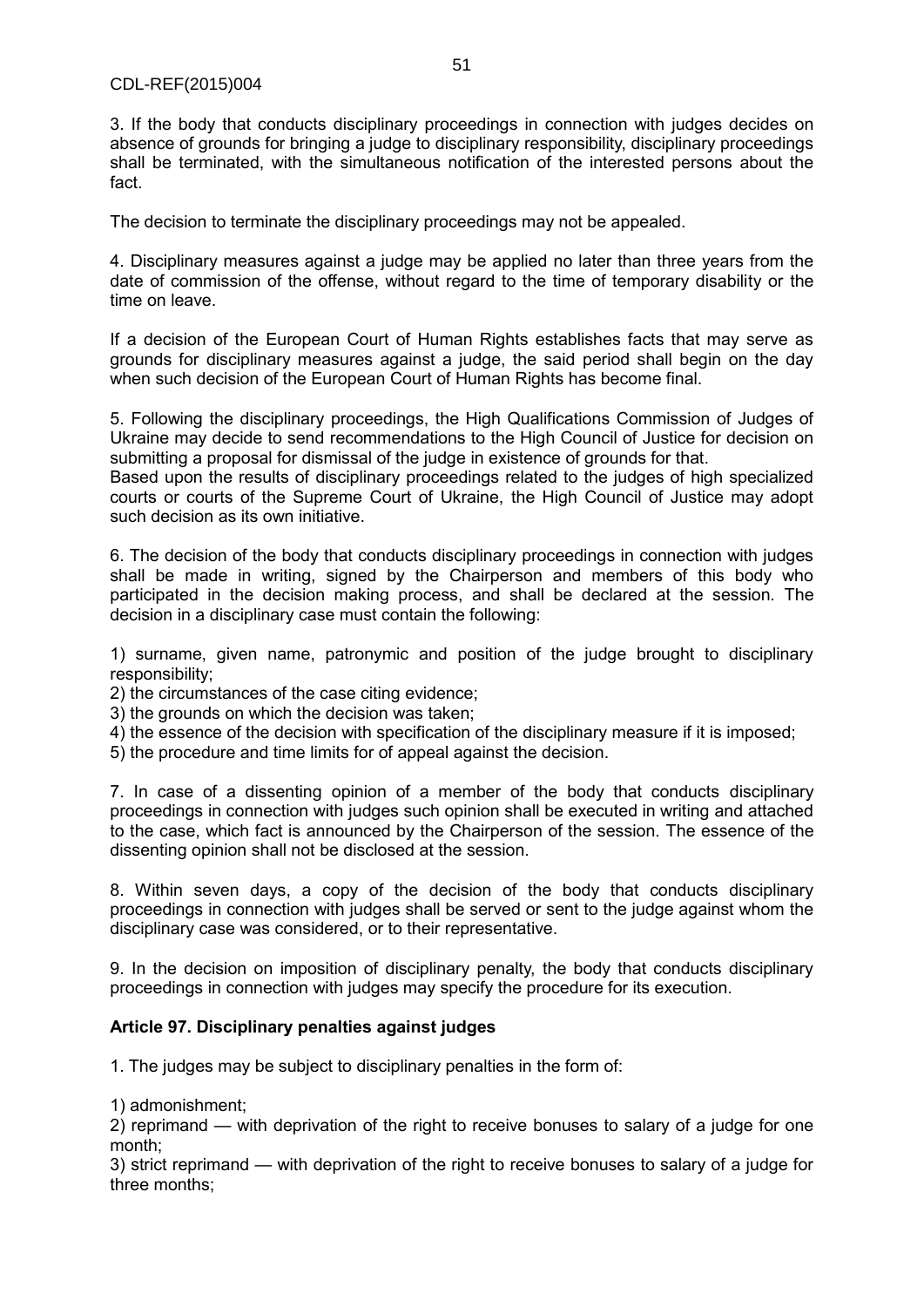3. If the body that conducts disciplinary proceedings in connection with judges decides on absence of grounds for bringing a judge to disciplinary responsibility, disciplinary proceedings shall be terminated, with the simultaneous notification of the interested persons about the fact.

The decision to terminate the disciplinary proceedings may not be appealed.

4. Disciplinary measures against a judge may be applied no later than three years from the date of commission of the offense, without regard to the time of temporary disability or the time on leave.

If a decision of the European Court of Human Rights establishes facts that may serve as grounds for disciplinary measures against a judge, the said period shall begin on the day when such decision of the European Court of Human Rights has become final.

5. Following the disciplinary proceedings, the High Qualifications Commission of Judges of Ukraine may decide to send recommendations to the High Council of Justice for decision on submitting a proposal for dismissal of the judge in existence of grounds for that.
Based upon the results of disciplinary proceedings related to the judges of high specialized courts or courts of the Supreme Court of Ukraine, the High Council of Justice may adopt such decision as its own initiative.

6. The decision of the body that conducts disciplinary proceedings in connection with judges shall be made in writing, signed by the Chairperson and members of this body who participated in the decision making process, and shall be declared at the session. The decision in a disciplinary case must contain the following:

1) surname, given name, patronymic and position of the judge brought to disciplinary responsibility;
2) the circumstances of the case citing evidence;
3) the grounds on which the decision was taken;
4) the essence of the decision with specification of the disciplinary measure if it is imposed;
5) the procedure and time limits for of appeal against the decision.

7. In case of a dissenting opinion of a member of the body that conducts disciplinary proceedings in connection with judges such opinion shall be executed in writing and attached to the case, which fact is announced by the Chairperson of the session. The essence of the dissenting opinion shall not be disclosed at the session.

8. Within seven days, a copy of the decision of the body that conducts disciplinary proceedings in connection with judges shall be served or sent to the judge against whom the disciplinary case was considered, or to their representative.

9. In the decision on imposition of disciplinary penalty, the body that conducts disciplinary proceedings in connection with judges may specify the procedure for its execution.

**Article 97. Disciplinary penalties against judges**

1. The judges may be subject to disciplinary penalties in the form of:

1) admonishment;
2) reprimand — with deprivation of the right to receive bonuses to salary of a judge for one month;
3) strict reprimand — with deprivation of the right to receive bonuses to salary of a judge for three months;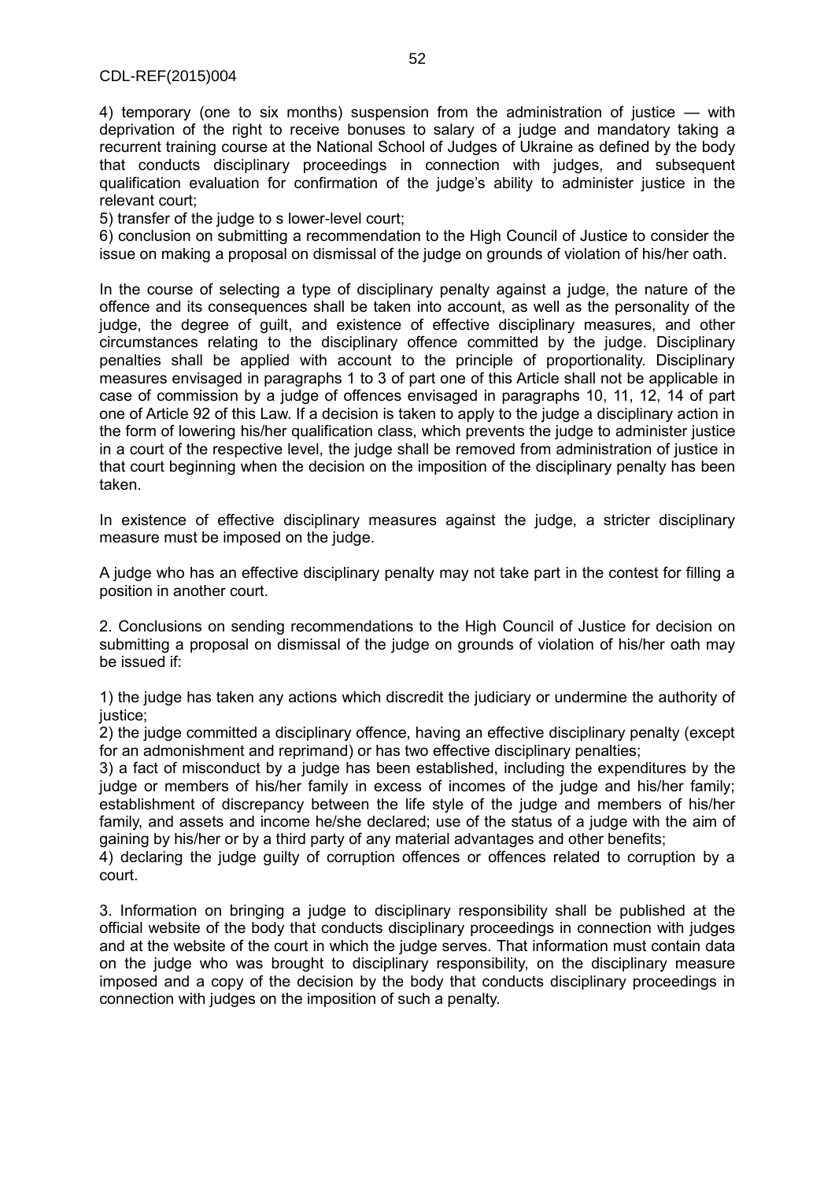4) temporary (one to six months) suspension from the administration of justice — with deprivation of the right to receive bonuses to salary of a judge and mandatory taking a recurrent training course at the National School of Judges of Ukraine as defined by the body that conducts disciplinary proceedings in connection with judges, and subsequent qualification evaluation for confirmation of the judge's ability to administer justice in the relevant court;

5) transfer of the judge to s lower-level court;

6) conclusion on submitting a recommendation to the High Council of Justice to consider the issue on making a proposal on dismissal of the judge on grounds of violation of his/her oath.

In the course of selecting a type of disciplinary penalty against a judge, the nature of the offence and its consequences shall be taken into account, as well as the personality of the judge, the degree of guilt, and existence of effective disciplinary measures, and other circumstances relating to the disciplinary offence committed by the judge. Disciplinary penalties shall be applied with account to the principle of proportionality. Disciplinary measures envisaged in paragraphs 1 to 3 of part one of this Article shall not be applicable in case of commission by a judge of offences envisaged in paragraphs 10, 11, 12, 14 of part one of Article 92 of this Law. If a decision is taken to apply to the judge a disciplinary action in the form of lowering his/her qualification class, which prevents the judge to administer justice in a court of the respective level, the judge shall be removed from administration of justice in that court beginning when the decision on the imposition of the disciplinary penalty has been taken.

In existence of effective disciplinary measures against the judge, a stricter disciplinary measure must be imposed on the judge.

A judge who has an effective disciplinary penalty may not take part in the contest for filling a position in another court.

2. Conclusions on sending recommendations to the High Council of Justice for decision on submitting a proposal on dismissal of the judge on grounds of violation of his/her oath may be issued if:

1) the judge has taken any actions which discredit the judiciary or undermine the authority of justice;

2) the judge committed a disciplinary offence, having an effective disciplinary penalty (except for an admonishment and reprimand) or has two effective disciplinary penalties;

3) a fact of misconduct by a judge has been established, including the expenditures by the judge or members of his/her family in excess of incomes of the judge and his/her family; establishment of discrepancy between the life style of the judge and members of his/her family, and assets and income he/she declared; use of the status of a judge with the aim of gaining by his/her or by a third party of any material advantages and other benefits;

4) declaring the judge guilty of corruption offences or offences related to corruption by a court.

3. Information on bringing a judge to disciplinary responsibility shall be published at the official website of the body that conducts disciplinary proceedings in connection with judges and at the website of the court in which the judge serves. That information must contain data on the judge who was brought to disciplinary responsibility, on the disciplinary measure imposed and a copy of the decision by the body that conducts disciplinary proceedings in connection with judges on the imposition of such a penalty.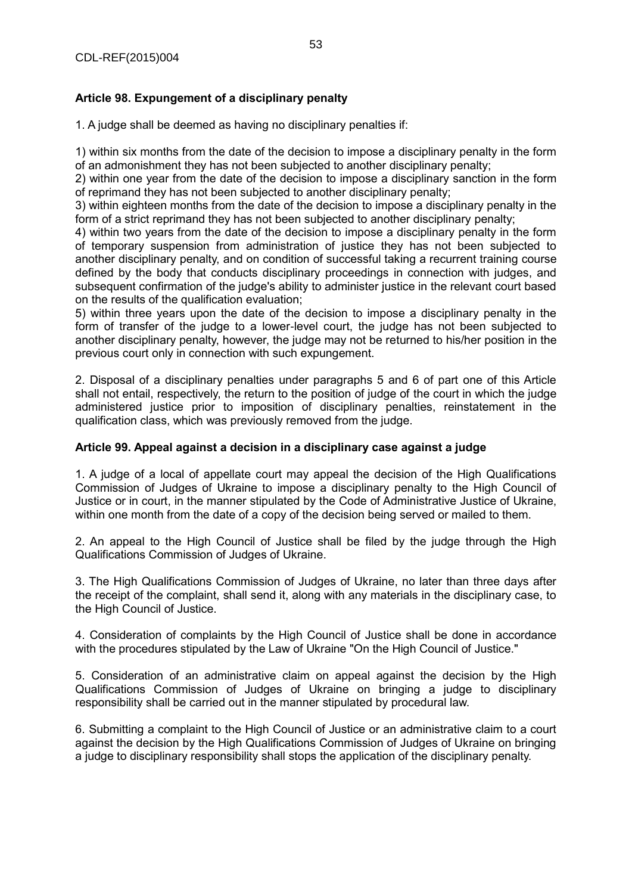**Article 98. Expungement of a disciplinary penalty**

1. A judge shall be deemed as having no disciplinary penalties if:

1) within six months from the date of the decision to impose a disciplinary penalty in the form of an admonishment they has not been subjected to another disciplinary penalty;
2) within one year from the date of the decision to impose a disciplinary sanction in the form of reprimand they has not been subjected to another disciplinary penalty;
3) within eighteen months from the date of the decision to impose a disciplinary penalty in the form of a strict reprimand they has not been subjected to another disciplinary penalty;
4) within two years from the date of the decision to impose a disciplinary penalty in the form of temporary suspension from administration of justice they has not been subjected to another disciplinary penalty, and on condition of successful taking a recurrent training course defined by the body that conducts disciplinary proceedings in connection with judges, and subsequent confirmation of the judge's ability to administer justice in the relevant court based on the results of the qualification evaluation;
5) within three years upon the date of the decision to impose a disciplinary penalty in the form of transfer of the judge to a lower-level court, the judge has not been subjected to another disciplinary penalty, however, the judge may not be returned to his/her position in the previous court only in connection with such expungement.

2. Disposal of a disciplinary penalties under paragraphs 5 and 6 of part one of this Article shall not entail, respectively, the return to the position of judge of the court in which the judge administered justice prior to imposition of disciplinary penalties, reinstatement in the qualification class, which was previously removed from the judge.

**Article 99. Appeal against a decision in a disciplinary case against a judge**

1. A judge of a local of appellate court may appeal the decision of the High Qualifications Commission of Judges of Ukraine to impose a disciplinary penalty to the High Council of Justice or in court, in the manner stipulated by the Code of Administrative Justice of Ukraine, within one month from the date of a copy of the decision being served or mailed to them.

2. An appeal to the High Council of Justice shall be filed by the judge through the High Qualifications Commission of Judges of Ukraine.

3. The High Qualifications Commission of Judges of Ukraine, no later than three days after the receipt of the complaint, shall send it, along with any materials in the disciplinary case, to the High Council of Justice.

4. Consideration of complaints by the High Council of Justice shall be done in accordance with the procedures stipulated by the Law of Ukraine "On the High Council of Justice."

5. Consideration of an administrative claim on appeal against the decision by the High Qualifications Commission of Judges of Ukraine on bringing a judge to disciplinary responsibility shall be carried out in the manner stipulated by procedural law.

6. Submitting a complaint to the High Council of Justice or an administrative claim to a court against the decision by the High Qualifications Commission of Judges of Ukraine on bringing a judge to disciplinary responsibility shall stops the application of the disciplinary penalty.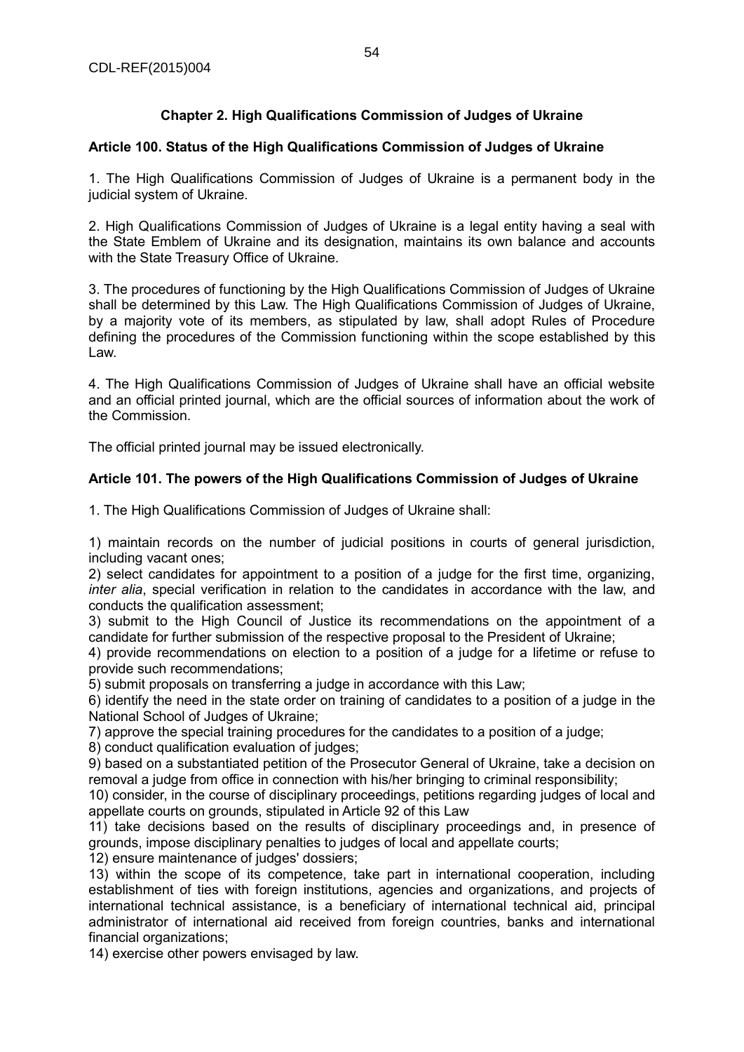## Chapter 2. High Qualifications Commission of Judges of Ukraine

### Article 100. Status of the High Qualifications Commission of Judges of Ukraine

1. The High Qualifications Commission of Judges of Ukraine is a permanent body in the judicial system of Ukraine.

2. High Qualifications Commission of Judges of Ukraine is a legal entity having a seal with the State Emblem of Ukraine and its designation, maintains its own balance and accounts with the State Treasury Office of Ukraine.

3. The procedures of functioning by the High Qualifications Commission of Judges of Ukraine shall be determined by this Law. The High Qualifications Commission of Judges of Ukraine, by a majority vote of its members, as stipulated by law, shall adopt Rules of Procedure defining the procedures of the Commission functioning within the scope established by this Law.

4. The High Qualifications Commission of Judges of Ukraine shall have an official website and an official printed journal, which are the official sources of information about the work of the Commission.

The official printed journal may be issued electronically.

### Article 101. The powers of the High Qualifications Commission of Judges of Ukraine

1. The High Qualifications Commission of Judges of Ukraine shall:

1) maintain records on the number of judicial positions in courts of general jurisdiction, including vacant ones;
2) select candidates for appointment to a position of a judge for the first time, organizing, *inter alia*, special verification in relation to the candidates in accordance with the law, and conducts the qualification assessment;
3) submit to the High Council of Justice its recommendations on the appointment of a candidate for further submission of the respective proposal to the President of Ukraine;
4) provide recommendations on election to a position of a judge for a lifetime or refuse to provide such recommendations;
5) submit proposals on transferring a judge in accordance with this Law;
6) identify the need in the state order on training of candidates to a position of a judge in the National School of Judges of Ukraine;
7) approve the special training procedures for the candidates to a position of a judge;
8) conduct qualification evaluation of judges;
9) based on a substantiated petition of the Prosecutor General of Ukraine, take a decision on removal a judge from office in connection with his/her bringing to criminal responsibility;
10) consider, in the course of disciplinary proceedings, petitions regarding judges of local and appellate courts on grounds, stipulated in Article 92 of this Law
11) take decisions based on the results of disciplinary proceedings and, in presence of grounds, impose disciplinary penalties to judges of local and appellate courts;
12) ensure maintenance of judges' dossiers;
13) within the scope of its competence, take part in international cooperation, including establishment of ties with foreign institutions, agencies and organizations, and projects of international technical assistance, is a beneficiary of international technical aid, principal administrator of international aid received from foreign countries, banks and international financial organizations;
14) exercise other powers envisaged by law.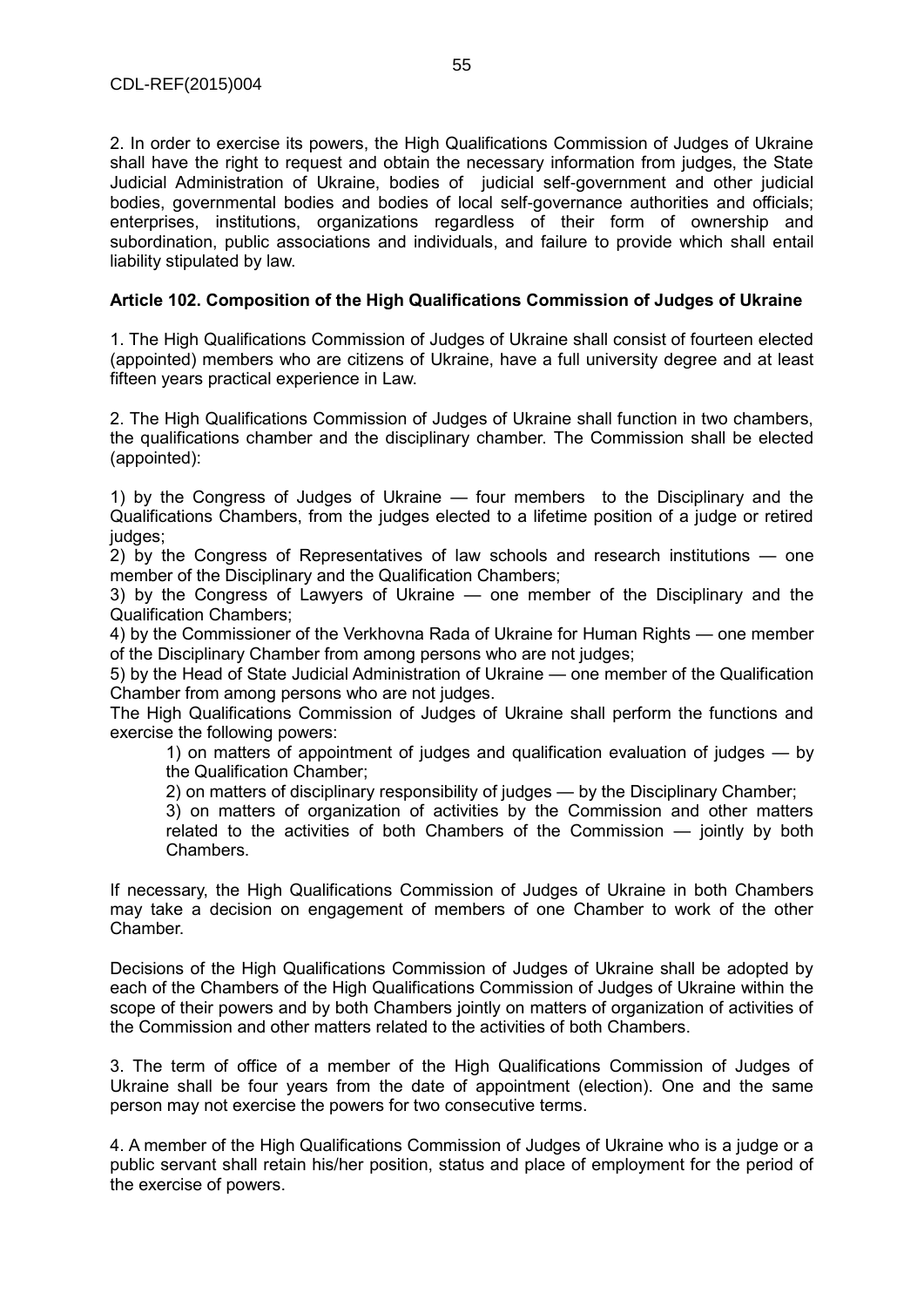2. In order to exercise its powers, the High Qualifications Commission of Judges of Ukraine shall have the right to request and obtain the necessary information from judges, the State Judicial Administration of Ukraine, bodies of judicial self-government and other judicial bodies, governmental bodies and bodies of local self-governance authorities and officials; enterprises, institutions, organizations regardless of their form of ownership and subordination, public associations and individuals, and failure to provide which shall entail liability stipulated by law.

**Article 102. Composition of the High Qualifications Commission of Judges of Ukraine**

1. The High Qualifications Commission of Judges of Ukraine shall consist of fourteen elected (appointed) members who are citizens of Ukraine, have a full university degree and at least fifteen years practical experience in Law.

2. The High Qualifications Commission of Judges of Ukraine shall function in two chambers, the qualifications chamber and the disciplinary chamber. The Commission shall be elected (appointed):

1) by the Congress of Judges of Ukraine — four members to the Disciplinary and the Qualifications Chambers, from the judges elected to a lifetime position of a judge or retired judges;
2) by the Congress of Representatives of law schools and research institutions — one member of the Disciplinary and the Qualification Chambers;
3) by the Congress of Lawyers of Ukraine — one member of the Disciplinary and the Qualification Chambers;
4) by the Commissioner of the Verkhovna Rada of Ukraine for Human Rights — one member of the Disciplinary Chamber from among persons who are not judges;
5) by the Head of State Judicial Administration of Ukraine — one member of the Qualification Chamber from among persons who are not judges.

The High Qualifications Commission of Judges of Ukraine shall perform the functions and exercise the following powers:

1) on matters of appointment of judges and qualification evaluation of judges — by the Qualification Chamber;
2) on matters of disciplinary responsibility of judges — by the Disciplinary Chamber;
3) on matters of organization of activities by the Commission and other matters related to the activities of both Chambers of the Commission — jointly by both Chambers.

If necessary, the High Qualifications Commission of Judges of Ukraine in both Chambers may take a decision on engagement of members of one Chamber to work of the other Chamber.

Decisions of the High Qualifications Commission of Judges of Ukraine shall be adopted by each of the Chambers of the High Qualifications Commission of Judges of Ukraine within the scope of their powers and by both Chambers jointly on matters of organization of activities of the Commission and other matters related to the activities of both Chambers.

3. The term of office of a member of the High Qualifications Commission of Judges of Ukraine shall be four years from the date of appointment (election). One and the same person may not exercise the powers for two consecutive terms.

4. A member of the High Qualifications Commission of Judges of Ukraine who is a judge or a public servant shall retain his/her position, status and place of employment for the period of the exercise of powers.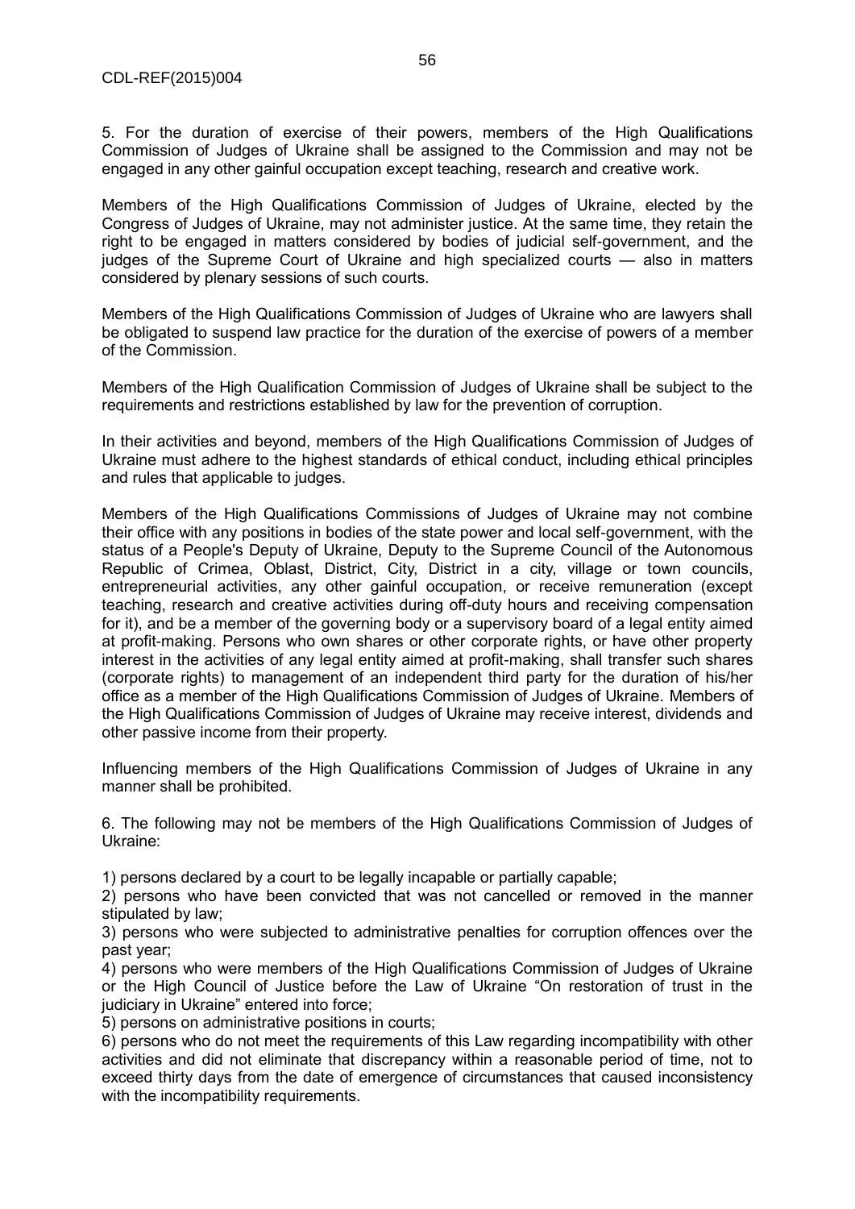5. For the duration of exercise of their powers, members of the High Qualifications Commission of Judges of Ukraine shall be assigned to the Commission and may not be engaged in any other gainful occupation except teaching, research and creative work.

Members of the High Qualifications Commission of Judges of Ukraine, elected by the Congress of Judges of Ukraine, may not administer justice. At the same time, they retain the right to be engaged in matters considered by bodies of judicial self-government, and the judges of the Supreme Court of Ukraine and high specialized courts — also in matters considered by plenary sessions of such courts.

Members of the High Qualifications Commission of Judges of Ukraine who are lawyers shall be obligated to suspend law practice for the duration of the exercise of powers of a member of the Commission.

Members of the High Qualification Commission of Judges of Ukraine shall be subject to the requirements and restrictions established by law for the prevention of corruption.

In their activities and beyond, members of the High Qualifications Commission of Judges of Ukraine must adhere to the highest standards of ethical conduct, including ethical principles and rules that applicable to judges.

Members of the High Qualifications Commissions of Judges of Ukraine may not combine their office with any positions in bodies of the state power and local self-government, with the status of a People's Deputy of Ukraine, Deputy to the Supreme Council of the Autonomous Republic of Crimea, Oblast, District, City, District in a city, village or town councils, entrepreneurial activities, any other gainful occupation, or receive remuneration (except teaching, research and creative activities during off-duty hours and receiving compensation for it), and be a member of the governing body or a supervisory board of a legal entity aimed at profit-making. Persons who own shares or other corporate rights, or have other property interest in the activities of any legal entity aimed at profit-making, shall transfer such shares (corporate rights) to management of an independent third party for the duration of his/her office as a member of the High Qualifications Commission of Judges of Ukraine. Members of the High Qualifications Commission of Judges of Ukraine may receive interest, dividends and other passive income from their property.

Influencing members of the High Qualifications Commission of Judges of Ukraine in any manner shall be prohibited.

6. The following may not be members of the High Qualifications Commission of Judges of Ukraine:

1) persons declared by a court to be legally incapable or partially capable;
2) persons who have been convicted that was not cancelled or removed in the manner stipulated by law;
3) persons who were subjected to administrative penalties for corruption offences over the past year;
4) persons who were members of the High Qualifications Commission of Judges of Ukraine or the High Council of Justice before the Law of Ukraine "On restoration of trust in the judiciary in Ukraine" entered into force;
5) persons on administrative positions in courts;
6) persons who do not meet the requirements of this Law regarding incompatibility with other activities and did not eliminate that discrepancy within a reasonable period of time, not to exceed thirty days from the date of emergence of circumstances that caused inconsistency with the incompatibility requirements.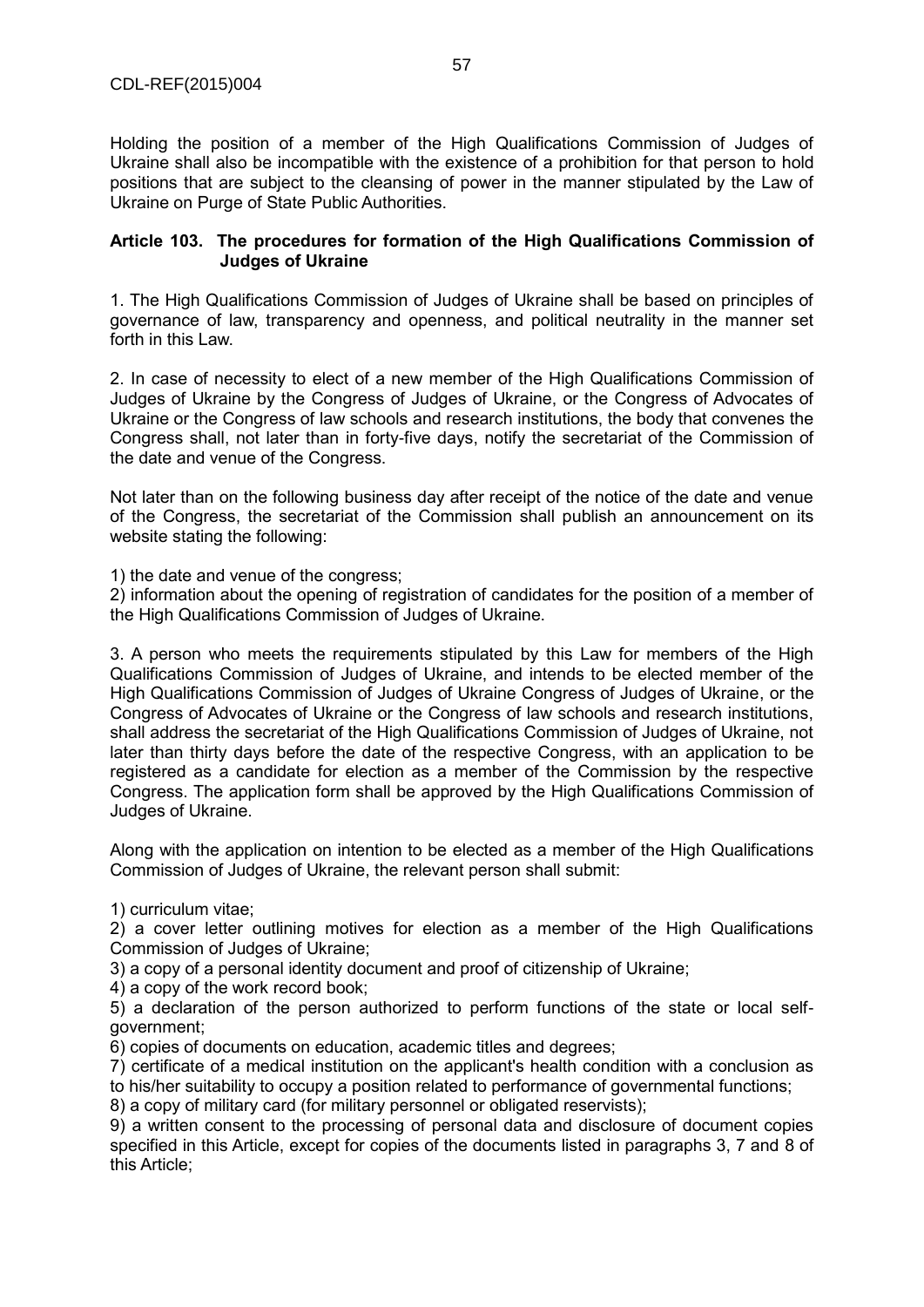Holding the position of a member of the High Qualifications Commission of Judges of Ukraine shall also be incompatible with the existence of a prohibition for that person to hold positions that are subject to the cleansing of power in the manner stipulated by the Law of Ukraine on Purge of State Public Authorities.

### Article 103. The procedures for formation of the High Qualifications Commission of Judges of Ukraine

1. The High Qualifications Commission of Judges of Ukraine shall be based on principles of governance of law, transparency and openness, and political neutrality in the manner set forth in this Law.

2. In case of necessity to elect of a new member of the High Qualifications Commission of Judges of Ukraine by the Congress of Judges of Ukraine, or the Congress of Advocates of Ukraine or the Congress of law schools and research institutions, the body that convenes the Congress shall, not later than in forty-five days, notify the secretariat of the Commission of the date and venue of the Congress.

Not later than on the following business day after receipt of the notice of the date and venue of the Congress, the secretariat of the Commission shall publish an announcement on its website stating the following:

1) the date and venue of the congress;
2) information about the opening of registration of candidates for the position of a member of the High Qualifications Commission of Judges of Ukraine.

3. A person who meets the requirements stipulated by this Law for members of the High Qualifications Commission of Judges of Ukraine, and intends to be elected member of the High Qualifications Commission of Judges of Ukraine Congress of Judges of Ukraine, or the Congress of Advocates of Ukraine or the Congress of law schools and research institutions, shall address the secretariat of the High Qualifications Commission of Judges of Ukraine, not later than thirty days before the date of the respective Congress, with an application to be registered as a candidate for election as a member of the Commission by the respective Congress. The application form shall be approved by the High Qualifications Commission of Judges of Ukraine.

Along with the application on intention to be elected as a member of the High Qualifications Commission of Judges of Ukraine, the relevant person shall submit:

1) curriculum vitae;
2) a cover letter outlining motives for election as a member of the High Qualifications Commission of Judges of Ukraine;
3) a copy of a personal identity document and proof of citizenship of Ukraine;
4) a copy of the work record book;
5) a declaration of the person authorized to perform functions of the state or local self-government;
6) copies of documents on education, academic titles and degrees;
7) certificate of a medical institution on the applicant's health condition with a conclusion as to his/her suitability to occupy a position related to performance of governmental functions;
8) a copy of military card (for military personnel or obligated reservists);
9) a written consent to the processing of personal data and disclosure of document copies specified in this Article, except for copies of the documents listed in paragraphs 3, 7 and 8 of this Article;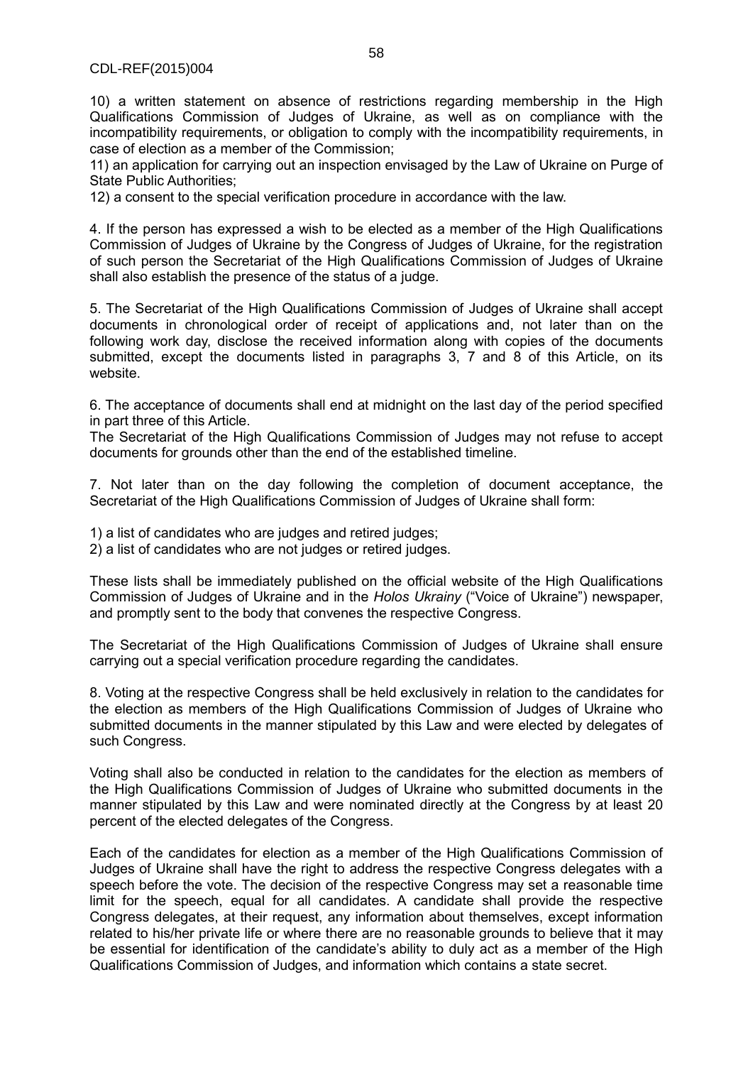10) a written statement on absence of restrictions regarding membership in the High Qualifications Commission of Judges of Ukraine, as well as on compliance with the incompatibility requirements, or obligation to comply with the incompatibility requirements, in case of election as a member of the Commission;

11) an application for carrying out an inspection envisaged by the Law of Ukraine on Purge of State Public Authorities;

12) a consent to the special verification procedure in accordance with the law.

4. If the person has expressed a wish to be elected as a member of the High Qualifications Commission of Judges of Ukraine by the Congress of Judges of Ukraine, for the registration of such person the Secretariat of the High Qualifications Commission of Judges of Ukraine shall also establish the presence of the status of a judge.

5. The Secretariat of the High Qualifications Commission of Judges of Ukraine shall accept documents in chronological order of receipt of applications and, not later than on the following work day, disclose the received information along with copies of the documents submitted, except the documents listed in paragraphs 3, 7 and 8 of this Article, on its website.

6. The acceptance of documents shall end at midnight on the last day of the period specified in part three of this Article.

The Secretariat of the High Qualifications Commission of Judges may not refuse to accept documents for grounds other than the end of the established timeline.

7. Not later than on the day following the completion of document acceptance, the Secretariat of the High Qualifications Commission of Judges of Ukraine shall form:

1) a list of candidates who are judges and retired judges;

2) a list of candidates who are not judges or retired judges.

These lists shall be immediately published on the official website of the High Qualifications Commission of Judges of Ukraine and in the *Holos Ukrainy* ("Voice of Ukraine") newspaper, and promptly sent to the body that convenes the respective Congress.

The Secretariat of the High Qualifications Commission of Judges of Ukraine shall ensure carrying out a special verification procedure regarding the candidates.

8. Voting at the respective Congress shall be held exclusively in relation to the candidates for the election as members of the High Qualifications Commission of Judges of Ukraine who submitted documents in the manner stipulated by this Law and were elected by delegates of such Congress.

Voting shall also be conducted in relation to the candidates for the election as members of the High Qualifications Commission of Judges of Ukraine who submitted documents in the manner stipulated by this Law and were nominated directly at the Congress by at least 20 percent of the elected delegates of the Congress.

Each of the candidates for election as a member of the High Qualifications Commission of Judges of Ukraine shall have the right to address the respective Congress delegates with a speech before the vote. The decision of the respective Congress may set a reasonable time limit for the speech, equal for all candidates. A candidate shall provide the respective Congress delegates, at their request, any information about themselves, except information related to his/her private life or where there are no reasonable grounds to believe that it may be essential for identification of the candidate's ability to duly act as a member of the High Qualifications Commission of Judges, and information which contains a state secret.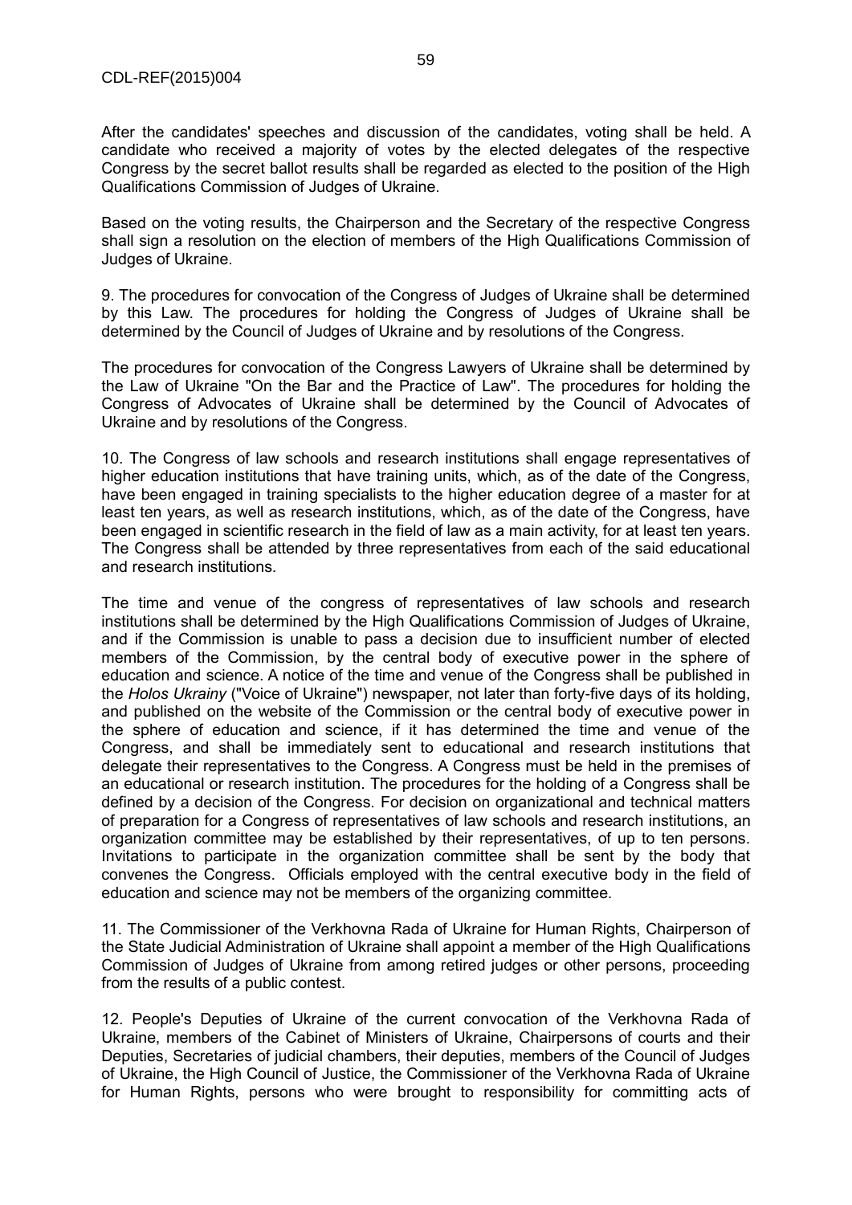After the candidates' speeches and discussion of the candidates, voting shall be held. A candidate who received a majority of votes by the elected delegates of the respective Congress by the secret ballot results shall be regarded as elected to the position of the High Qualifications Commission of Judges of Ukraine.

Based on the voting results, the Chairperson and the Secretary of the respective Congress shall sign a resolution on the election of members of the High Qualifications Commission of Judges of Ukraine.

9. The procedures for convocation of the Congress of Judges of Ukraine shall be determined by this Law. The procedures for holding the Congress of Judges of Ukraine shall be determined by the Council of Judges of Ukraine and by resolutions of the Congress.

The procedures for convocation of the Congress Lawyers of Ukraine shall be determined by the Law of Ukraine "On the Bar and the Practice of Law". The procedures for holding the Congress of Advocates of Ukraine shall be determined by the Council of Advocates of Ukraine and by resolutions of the Congress.

10. The Congress of law schools and research institutions shall engage representatives of higher education institutions that have training units, which, as of the date of the Congress, have been engaged in training specialists to the higher education degree of a master for at least ten years, as well as research institutions, which, as of the date of the Congress, have been engaged in scientific research in the field of law as a main activity, for at least ten years. The Congress shall be attended by three representatives from each of the said educational and research institutions.

The time and venue of the congress of representatives of law schools and research institutions shall be determined by the High Qualifications Commission of Judges of Ukraine, and if the Commission is unable to pass a decision due to insufficient number of elected members of the Commission, by the central body of executive power in the sphere of education and science. A notice of the time and venue of the Congress shall be published in the *Holos Ukrainy* ("Voice of Ukraine") newspaper, not later than forty-five days of its holding, and published on the website of the Commission or the central body of executive power in the sphere of education and science, if it has determined the time and venue of the Congress, and shall be immediately sent to educational and research institutions that delegate their representatives to the Congress. A Congress must be held in the premises of an educational or research institution. The procedures for the holding of a Congress shall be defined by a decision of the Congress. For decision on organizational and technical matters of preparation for a Congress of representatives of law schools and research institutions, an organization committee may be established by their representatives, of up to ten persons. Invitations to participate in the organization committee shall be sent by the body that convenes the Congress. Officials employed with the central executive body in the field of education and science may not be members of the organizing committee.

11. The Commissioner of the Verkhovna Rada of Ukraine for Human Rights, Chairperson of the State Judicial Administration of Ukraine shall appoint a member of the High Qualifications Commission of Judges of Ukraine from among retired judges or other persons, proceeding from the results of a public contest.

12. People's Deputies of Ukraine of the current convocation of the Verkhovna Rada of Ukraine, members of the Cabinet of Ministers of Ukraine, Chairpersons of courts and their Deputies, Secretaries of judicial chambers, their deputies, members of the Council of Judges of Ukraine, the High Council of Justice, the Commissioner of the Verkhovna Rada of Ukraine for Human Rights, persons who were brought to responsibility for committing acts of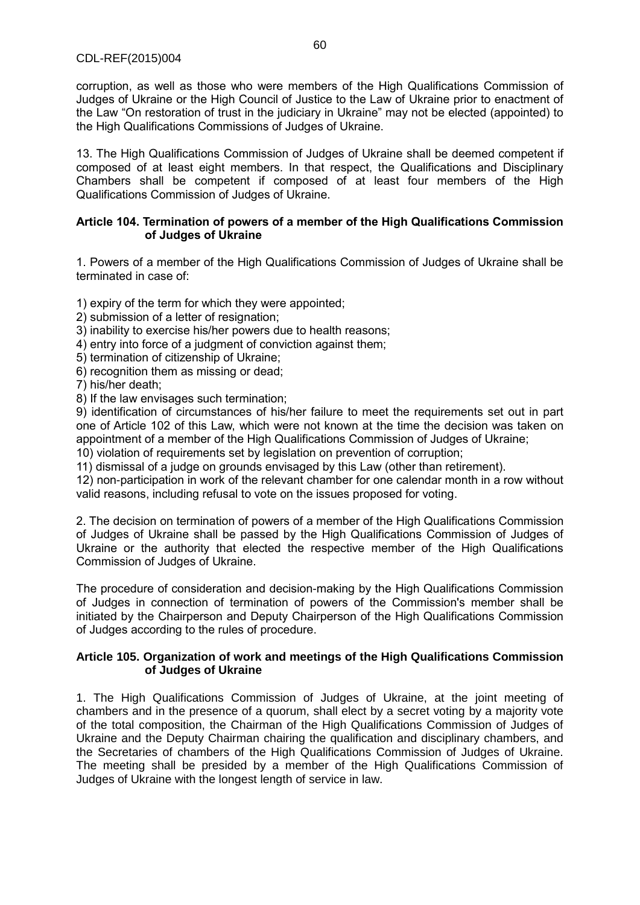corruption, as well as those who were members of the High Qualifications Commission of Judges of Ukraine or the High Council of Justice to the Law of Ukraine prior to enactment of the Law "On restoration of trust in the judiciary in Ukraine" may not be elected (appointed) to the High Qualifications Commissions of Judges of Ukraine.

13. The High Qualifications Commission of Judges of Ukraine shall be deemed competent if composed of at least eight members. In that respect, the Qualifications and Disciplinary Chambers shall be competent if composed of at least four members of the High Qualifications Commission of Judges of Ukraine.

**Article 104. Termination of powers of a member of the High Qualifications Commission of Judges of Ukraine**

1. Powers of a member of the High Qualifications Commission of Judges of Ukraine shall be terminated in case of:

1) expiry of the term for which they were appointed;
2) submission of a letter of resignation;
3) inability to exercise his/her powers due to health reasons;
4) entry into force of a judgment of conviction against them;
5) termination of citizenship of Ukraine;
6) recognition them as missing or dead;
7) his/her death;
8) If the law envisages such termination;
9) identification of circumstances of his/her failure to meet the requirements set out in part one of Article 102 of this Law, which were not known at the time the decision was taken on appointment of a member of the High Qualifications Commission of Judges of Ukraine;
10) violation of requirements set by legislation on prevention of corruption;
11) dismissal of a judge on grounds envisaged by this Law (other than retirement).
12) non-participation in work of the relevant chamber for one calendar month in a row without valid reasons, including refusal to vote on the issues proposed for voting.

2. The decision on termination of powers of a member of the High Qualifications Commission of Judges of Ukraine shall be passed by the High Qualifications Commission of Judges of Ukraine or the authority that elected the respective member of the High Qualifications Commission of Judges of Ukraine.

The procedure of consideration and decision-making by the High Qualifications Commission of Judges in connection of termination of powers of the Commission's member shall be initiated by the Chairperson and Deputy Chairperson of the High Qualifications Commission of Judges according to the rules of procedure.

**Article 105. Organization of work and meetings of the High Qualifications Commission of Judges of Ukraine**

1. The High Qualifications Commission of Judges of Ukraine, at the joint meeting of chambers and in the presence of a quorum, shall elect by a secret voting by a majority vote of the total composition, the Chairman of the High Qualifications Commission of Judges of Ukraine and the Deputy Chairman chairing the qualification and disciplinary chambers, and the Secretaries of chambers of the High Qualifications Commission of Judges of Ukraine. The meeting shall be presided by a member of the High Qualifications Commission of Judges of Ukraine with the longest length of service in law.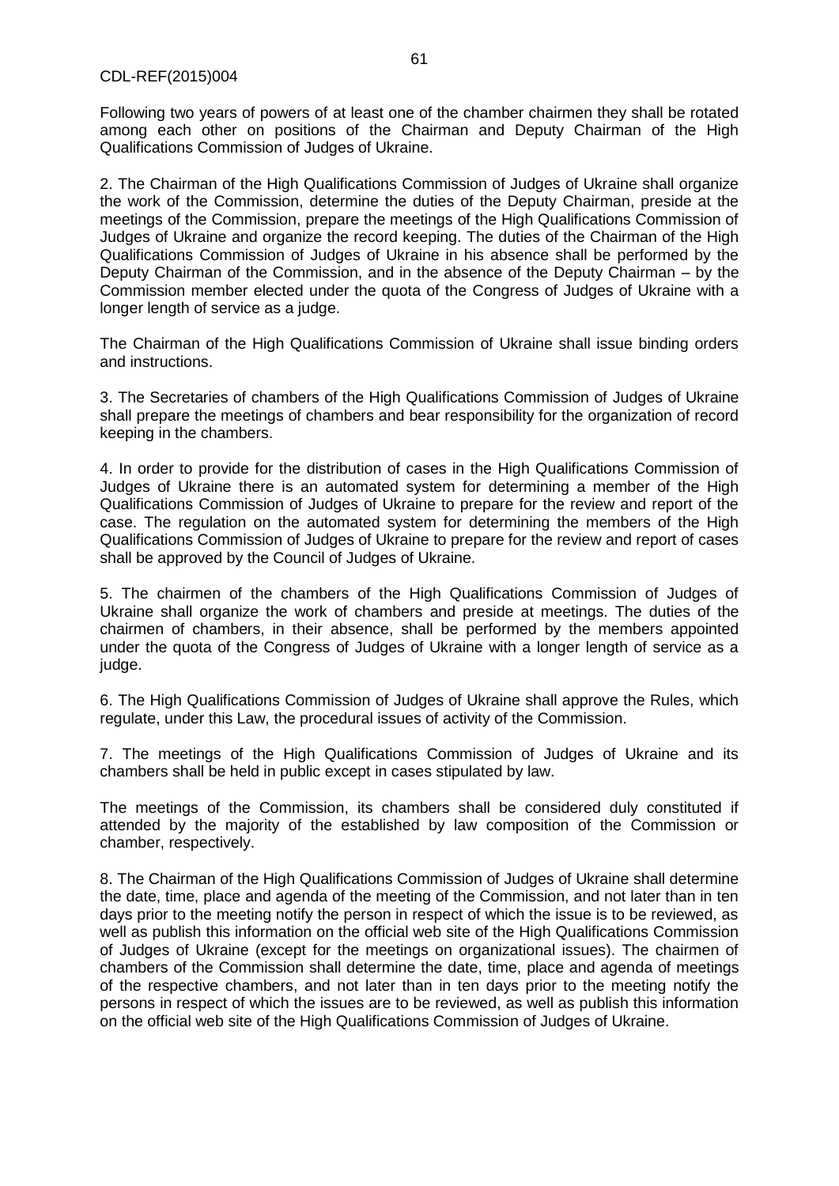Following two years of powers of at least one of the chamber chairmen they shall be rotated among each other on positions of the Chairman and Deputy Chairman of the High Qualifications Commission of Judges of Ukraine.

2. The Chairman of the High Qualifications Commission of Judges of Ukraine shall organize the work of the Commission, determine the duties of the Deputy Chairman, preside at the meetings of the Commission, prepare the meetings of the High Qualifications Commission of Judges of Ukraine and organize the record keeping. The duties of the Chairman of the High Qualifications Commission of Judges of Ukraine in his absence shall be performed by the Deputy Chairman of the Commission, and in the absence of the Deputy Chairman – by the Commission member elected under the quota of the Congress of Judges of Ukraine with a longer length of service as a judge.

The Chairman of the High Qualifications Commission of Ukraine shall issue binding orders and instructions.

3. The Secretaries of chambers of the High Qualifications Commission of Judges of Ukraine shall prepare the meetings of chambers and bear responsibility for the organization of record keeping in the chambers.

4. In order to provide for the distribution of cases in the High Qualifications Commission of Judges of Ukraine there is an automated system for determining a member of the High Qualifications Commission of Judges of Ukraine to prepare for the review and report of the case. The regulation on the automated system for determining the members of the High Qualifications Commission of Judges of Ukraine to prepare for the review and report of cases shall be approved by the Council of Judges of Ukraine.

5. The chairmen of the chambers of the High Qualifications Commission of Judges of Ukraine shall organize the work of chambers and preside at meetings. The duties of the chairmen of chambers, in their absence, shall be performed by the members appointed under the quota of the Congress of Judges of Ukraine with a longer length of service as a judge.

6. The High Qualifications Commission of Judges of Ukraine shall approve the Rules, which regulate, under this Law, the procedural issues of activity of the Commission.

7. The meetings of the High Qualifications Commission of Judges of Ukraine and its chambers shall be held in public except in cases stipulated by law.

The meetings of the Commission, its chambers shall be considered duly constituted if attended by the majority of the established by law composition of the Commission or chamber, respectively.

8. The Chairman of the High Qualifications Commission of Judges of Ukraine shall determine the date, time, place and agenda of the meeting of the Commission, and not later than in ten days prior to the meeting notify the person in respect of which the issue is to be reviewed, as well as publish this information on the official web site of the High Qualifications Commission of Judges of Ukraine (except for the meetings on organizational issues). The chairmen of chambers of the Commission shall determine the date, time, place and agenda of meetings of the respective chambers, and not later than in ten days prior to the meeting notify the persons in respect of which the issues are to be reviewed, as well as publish this information on the official web site of the High Qualifications Commission of Judges of Ukraine.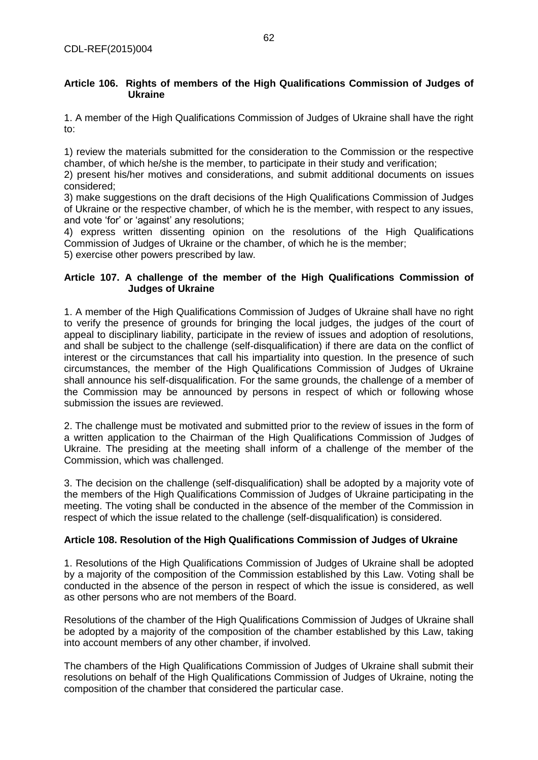### Article 106. Rights of members of the High Qualifications Commission of Judges of Ukraine

1. A member of the High Qualifications Commission of Judges of Ukraine shall have the right to:

1) review the materials submitted for the consideration to the Commission or the respective chamber, of which he/she is the member, to participate in their study and verification;
2) present his/her motives and considerations, and submit additional documents on issues considered;
3) make suggestions on the draft decisions of the High Qualifications Commission of Judges of Ukraine or the respective chamber, of which he is the member, with respect to any issues, and vote 'for' or 'against' any resolutions;
4) express written dissenting opinion on the resolutions of the High Qualifications Commission of Judges of Ukraine or the chamber, of which he is the member;
5) exercise other powers prescribed by law.

### Article 107. A challenge of the member of the High Qualifications Commission of Judges of Ukraine

1. A member of the High Qualifications Commission of Judges of Ukraine shall have no right to verify the presence of grounds for bringing the local judges, the judges of the court of appeal to disciplinary liability, participate in the review of issues and adoption of resolutions, and shall be subject to the challenge (self-disqualification) if there are data on the conflict of interest or the circumstances that call his impartiality into question. In the presence of such circumstances, the member of the High Qualifications Commission of Judges of Ukraine shall announce his self-disqualification. For the same grounds, the challenge of a member of the Commission may be announced by persons in respect of which or following whose submission the issues are reviewed.

2. The challenge must be motivated and submitted prior to the review of issues in the form of a written application to the Chairman of the High Qualifications Commission of Judges of Ukraine. The presiding at the meeting shall inform of a challenge of the member of the Commission, which was challenged.

3. The decision on the challenge (self-disqualification) shall be adopted by a majority vote of the members of the High Qualifications Commission of Judges of Ukraine participating in the meeting. The voting shall be conducted in the absence of the member of the Commission in respect of which the issue related to the challenge (self-disqualification) is considered.

### Article 108. Resolution of the High Qualifications Commission of Judges of Ukraine

1. Resolutions of the High Qualifications Commission of Judges of Ukraine shall be adopted by a majority of the composition of the Commission established by this Law. Voting shall be conducted in the absence of the person in respect of which the issue is considered, as well as other persons who are not members of the Board.

Resolutions of the chamber of the High Qualifications Commission of Judges of Ukraine shall be adopted by a majority of the composition of the chamber established by this Law, taking into account members of any other chamber, if involved.

The chambers of the High Qualifications Commission of Judges of Ukraine shall submit their resolutions on behalf of the High Qualifications Commission of Judges of Ukraine, noting the composition of the chamber that considered the particular case.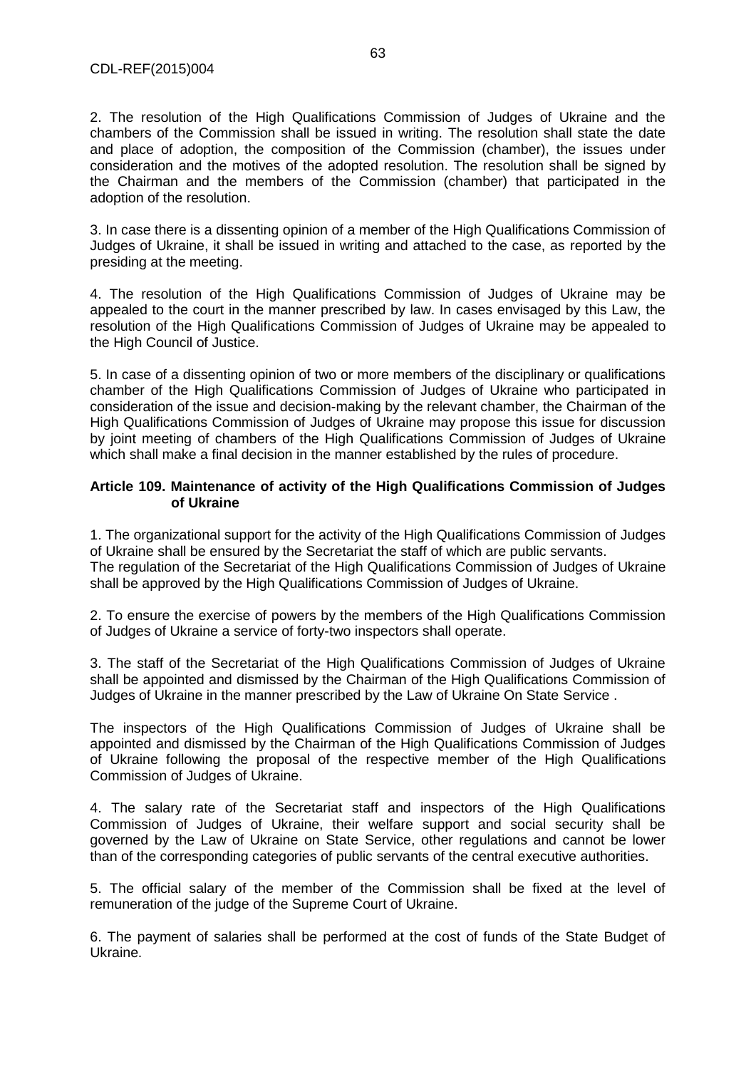2. The resolution of the High Qualifications Commission of Judges of Ukraine and the chambers of the Commission shall be issued in writing. The resolution shall state the date and place of adoption, the composition of the Commission (chamber), the issues under consideration and the motives of the adopted resolution. The resolution shall be signed by the Chairman and the members of the Commission (chamber) that participated in the adoption of the resolution.

3. In case there is a dissenting opinion of a member of the High Qualifications Commission of Judges of Ukraine, it shall be issued in writing and attached to the case, as reported by the presiding at the meeting.

4. The resolution of the High Qualifications Commission of Judges of Ukraine may be appealed to the court in the manner prescribed by law. In cases envisaged by this Law, the resolution of the High Qualifications Commission of Judges of Ukraine may be appealed to the High Council of Justice.

5. In case of a dissenting opinion of two or more members of the disciplinary or qualifications chamber of the High Qualifications Commission of Judges of Ukraine who participated in consideration of the issue and decision-making by the relevant chamber, the Chairman of the High Qualifications Commission of Judges of Ukraine may propose this issue for discussion by joint meeting of chambers of the High Qualifications Commission of Judges of Ukraine which shall make a final decision in the manner established by the rules of procedure.

**Article 109. Maintenance of activity of the High Qualifications Commission of Judges of Ukraine**

1. The organizational support for the activity of the High Qualifications Commission of Judges of Ukraine shall be ensured by the Secretariat the staff of which are public servants.
The regulation of the Secretariat of the High Qualifications Commission of Judges of Ukraine shall be approved by the High Qualifications Commission of Judges of Ukraine.

2. To ensure the exercise of powers by the members of the High Qualifications Commission of Judges of Ukraine a service of forty-two inspectors shall operate.

3. The staff of the Secretariat of the High Qualifications Commission of Judges of Ukraine shall be appointed and dismissed by the Chairman of the High Qualifications Commission of Judges of Ukraine in the manner prescribed by the Law of Ukraine On State Service .

The inspectors of the High Qualifications Commission of Judges of Ukraine shall be appointed and dismissed by the Chairman of the High Qualifications Commission of Judges of Ukraine following the proposal of the respective member of the High Qualifications Commission of Judges of Ukraine.

4. The salary rate of the Secretariat staff and inspectors of the High Qualifications Commission of Judges of Ukraine, their welfare support and social security shall be governed by the Law of Ukraine on State Service, other regulations and cannot be lower than of the corresponding categories of public servants of the central executive authorities.

5. The official salary of the member of the Commission shall be fixed at the level of remuneration of the judge of the Supreme Court of Ukraine.

6. The payment of salaries shall be performed at the cost of funds of the State Budget of Ukraine.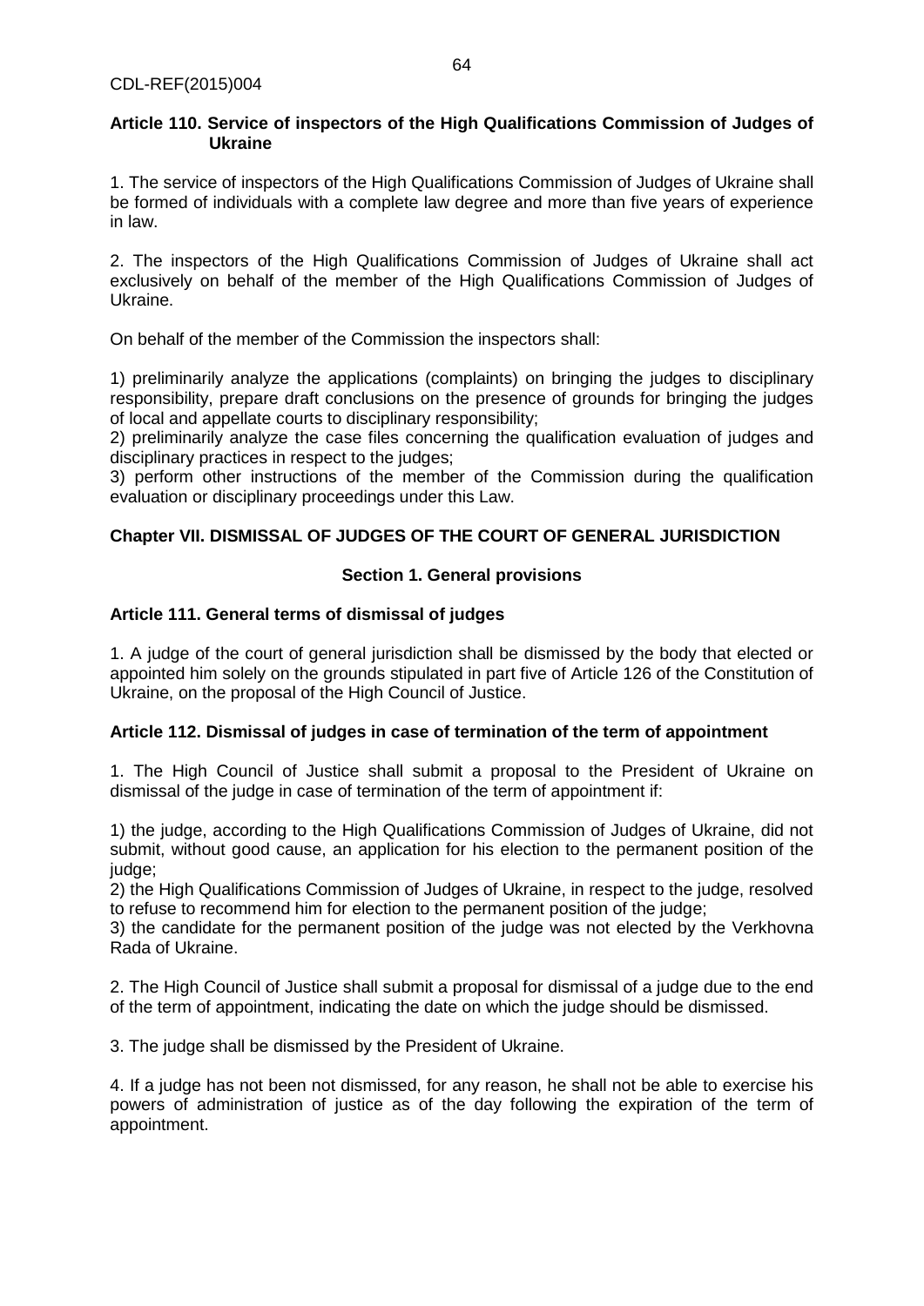### Article 110. Service of inspectors of the High Qualifications Commission of Judges of Ukraine

1. The service of inspectors of the High Qualifications Commission of Judges of Ukraine shall be formed of individuals with a complete law degree and more than five years of experience in law.

2. The inspectors of the High Qualifications Commission of Judges of Ukraine shall act exclusively on behalf of the member of the High Qualifications Commission of Judges of Ukraine.

On behalf of the member of the Commission the inspectors shall:

1) preliminarily analyze the applications (complaints) on bringing the judges to disciplinary responsibility, prepare draft conclusions on the presence of grounds for bringing the judges of local and appellate courts to disciplinary responsibility;
2) preliminarily analyze the case files concerning the qualification evaluation of judges and disciplinary practices in respect to the judges;
3) perform other instructions of the member of the Commission during the qualification evaluation or disciplinary proceedings under this Law.

## Chapter VII. DISMISSAL OF JUDGES OF THE COURT OF GENERAL JURISDICTION

### Section 1. General provisions

### Article 111. General terms of dismissal of judges

1. A judge of the court of general jurisdiction shall be dismissed by the body that elected or appointed him solely on the grounds stipulated in part five of Article 126 of the Constitution of Ukraine, on the proposal of the High Council of Justice.

### Article 112. Dismissal of judges in case of termination of the term of appointment

1. The High Council of Justice shall submit a proposal to the President of Ukraine on dismissal of the judge in case of termination of the term of appointment if:

1) the judge, according to the High Qualifications Commission of Judges of Ukraine, did not submit, without good cause, an application for his election to the permanent position of the judge;
2) the High Qualifications Commission of Judges of Ukraine, in respect to the judge, resolved to refuse to recommend him for election to the permanent position of the judge;
3) the candidate for the permanent position of the judge was not elected by the Verkhovna Rada of Ukraine.

2. The High Council of Justice shall submit a proposal for dismissal of a judge due to the end of the term of appointment, indicating the date on which the judge should be dismissed.

3. The judge shall be dismissed by the President of Ukraine.

4. If a judge has not been not dismissed, for any reason, he shall not be able to exercise his powers of administration of justice as of the day following the expiration of the term of appointment.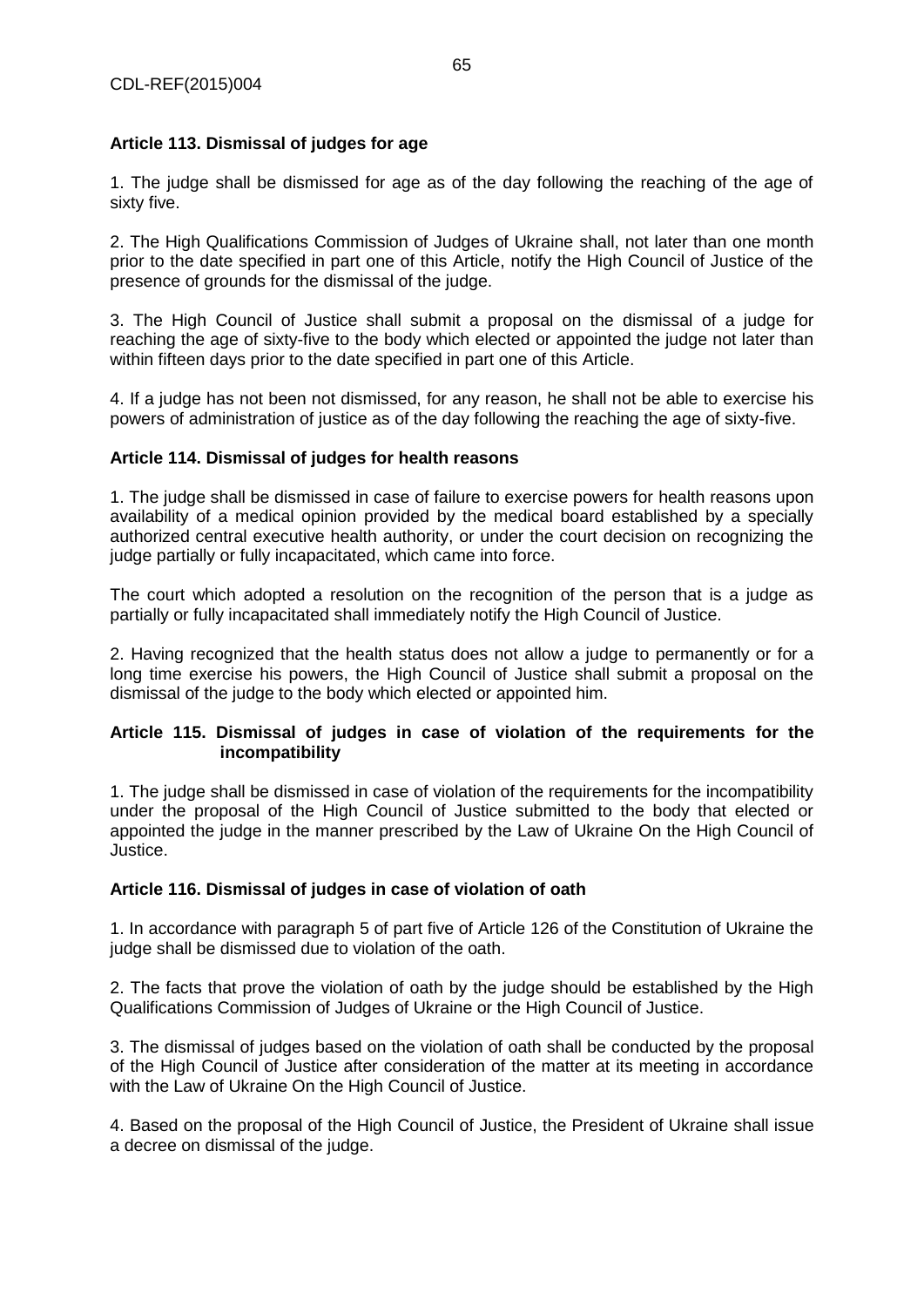**Article 113. Dismissal of judges for age**

1. The judge shall be dismissed for age as of the day following the reaching of the age of sixty five.

2. The High Qualifications Commission of Judges of Ukraine shall, not later than one month prior to the date specified in part one of this Article, notify the High Council of Justice of the presence of grounds for the dismissal of the judge.

3. The High Council of Justice shall submit a proposal on the dismissal of a judge for reaching the age of sixty-five to the body which elected or appointed the judge not later than within fifteen days prior to the date specified in part one of this Article.

4. If a judge has not been not dismissed, for any reason, he shall not be able to exercise his powers of administration of justice as of the day following the reaching the age of sixty-five.

**Article 114. Dismissal of judges for health reasons**

1. The judge shall be dismissed in case of failure to exercise powers for health reasons upon availability of a medical opinion provided by the medical board established by a specially authorized central executive health authority, or under the court decision on recognizing the judge partially or fully incapacitated, which came into force.

The court which adopted a resolution on the recognition of the person that is a judge as partially or fully incapacitated shall immediately notify the High Council of Justice.

2. Having recognized that the health status does not allow a judge to permanently or for a long time exercise his powers, the High Council of Justice shall submit a proposal on the dismissal of the judge to the body which elected or appointed him.

**Article 115. Dismissal of judges in case of violation of the requirements for the incompatibility**

1. The judge shall be dismissed in case of violation of the requirements for the incompatibility under the proposal of the High Council of Justice submitted to the body that elected or appointed the judge in the manner prescribed by the Law of Ukraine On the High Council of Justice.

**Article 116. Dismissal of judges in case of violation of oath**

1. In accordance with paragraph 5 of part five of Article 126 of the Constitution of Ukraine the judge shall be dismissed due to violation of the oath.

2. The facts that prove the violation of oath by the judge should be established by the High Qualifications Commission of Judges of Ukraine or the High Council of Justice.

3. The dismissal of judges based on the violation of oath shall be conducted by the proposal of the High Council of Justice after consideration of the matter at its meeting in accordance with the Law of Ukraine On the High Council of Justice.

4. Based on the proposal of the High Council of Justice, the President of Ukraine shall issue a decree on dismissal of the judge.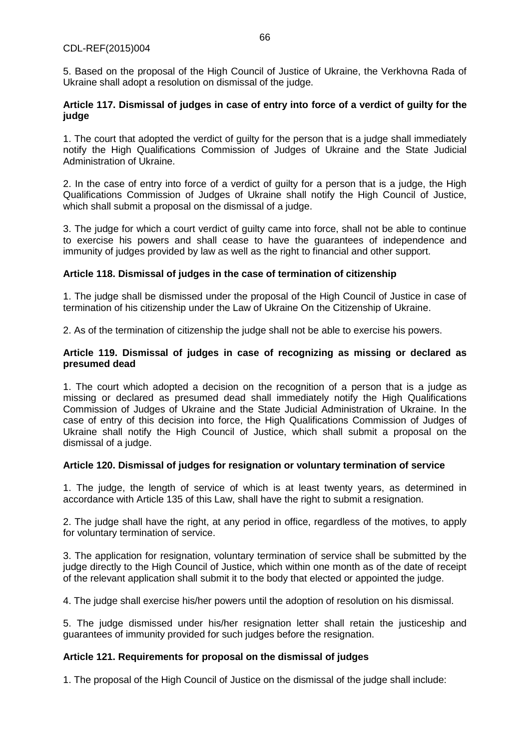5. Based on the proposal of the High Council of Justice of Ukraine, the Verkhovna Rada of Ukraine shall adopt a resolution on dismissal of the judge.

**Article 117. Dismissal of judges in case of entry into force of a verdict of guilty for the judge**

1. The court that adopted the verdict of guilty for the person that is a judge shall immediately notify the High Qualifications Commission of Judges of Ukraine and the State Judicial Administration of Ukraine.

2. In the case of entry into force of a verdict of guilty for a person that is a judge, the High Qualifications Commission of Judges of Ukraine shall notify the High Council of Justice, which shall submit a proposal on the dismissal of a judge.

3. The judge for which a court verdict of guilty came into force, shall not be able to continue to exercise his powers and shall cease to have the guarantees of independence and immunity of judges provided by law as well as the right to financial and other support.

**Article 118. Dismissal of judges in the case of termination of citizenship**

1. The judge shall be dismissed under the proposal of the High Council of Justice in case of termination of his citizenship under the Law of Ukraine On the Citizenship of Ukraine.

2. As of the termination of citizenship the judge shall not be able to exercise his powers.

**Article 119. Dismissal of judges in case of recognizing as missing or declared as presumed dead**

1. The court which adopted a decision on the recognition of a person that is a judge as missing or declared as presumed dead shall immediately notify the High Qualifications Commission of Judges of Ukraine and the State Judicial Administration of Ukraine. In the case of entry of this decision into force, the High Qualifications Commission of Judges of Ukraine shall notify the High Council of Justice, which shall submit a proposal on the dismissal of a judge.

**Article 120. Dismissal of judges for resignation or voluntary termination of service**

1. The judge, the length of service of which is at least twenty years, as determined in accordance with Article 135 of this Law, shall have the right to submit a resignation.

2. The judge shall have the right, at any period in office, regardless of the motives, to apply for voluntary termination of service.

3. The application for resignation, voluntary termination of service shall be submitted by the judge directly to the High Council of Justice, which within one month as of the date of receipt of the relevant application shall submit it to the body that elected or appointed the judge.

4. The judge shall exercise his/her powers until the adoption of resolution on his dismissal.

5. The judge dismissed under his/her resignation letter shall retain the justiceship and guarantees of immunity provided for such judges before the resignation.

**Article 121. Requirements for proposal on the dismissal of judges**

1. The proposal of the High Council of Justice on the dismissal of the judge shall include: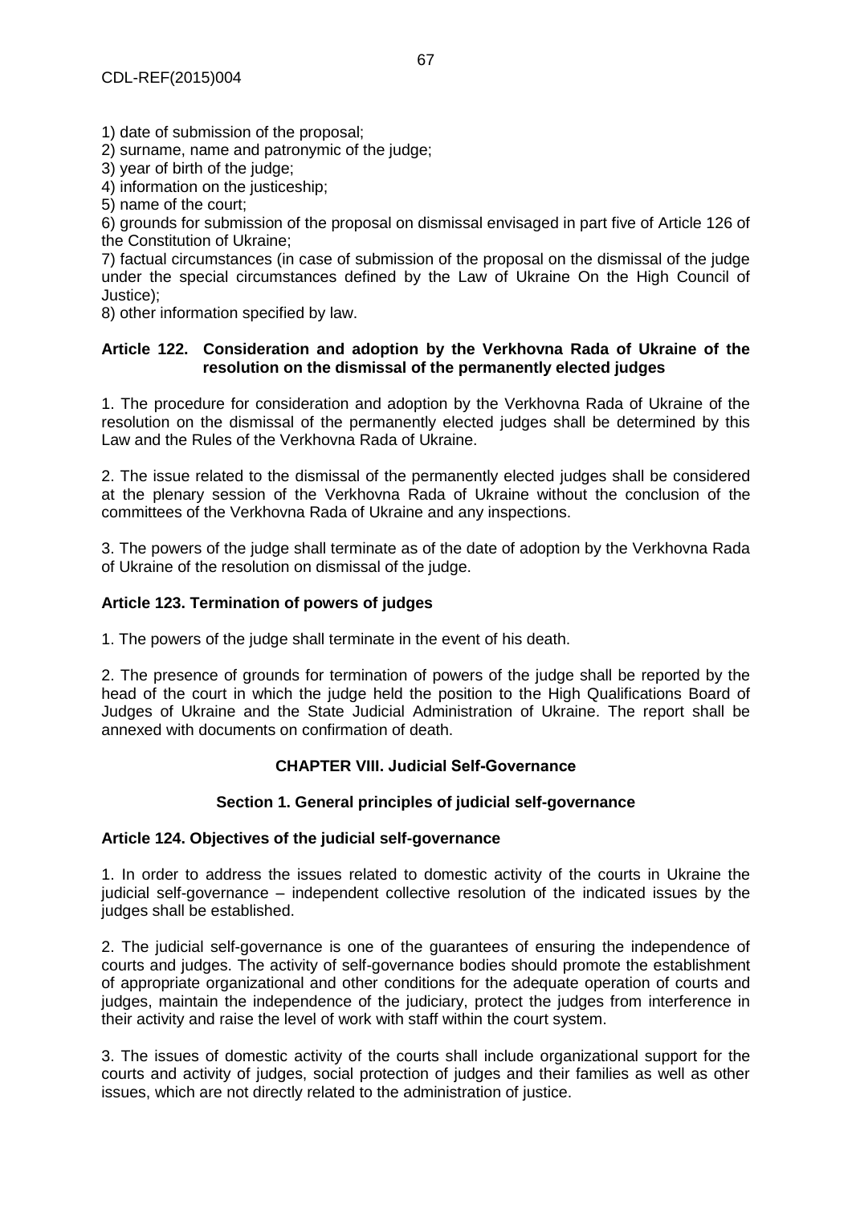1) date of submission of the proposal;
2) surname, name and patronymic of the judge;
3) year of birth of the judge;
4) information on the justiceship;
5) name of the court;
6) grounds for submission of the proposal on dismissal envisaged in part five of Article 126 of the Constitution of Ukraine;
7) factual circumstances (in case of submission of the proposal on the dismissal of the judge under the special circumstances defined by the Law of Ukraine On the High Council of Justice);
8) other information specified by law.

**Article 122. Consideration and adoption by the Verkhovna Rada of Ukraine of the resolution on the dismissal of the permanently elected judges**

1. The procedure for consideration and adoption by the Verkhovna Rada of Ukraine of the resolution on the dismissal of the permanently elected judges shall be determined by this Law and the Rules of the Verkhovna Rada of Ukraine.

2. The issue related to the dismissal of the permanently elected judges shall be considered at the plenary session of the Verkhovna Rada of Ukraine without the conclusion of the committees of the Verkhovna Rada of Ukraine and any inspections.

3. The powers of the judge shall terminate as of the date of adoption by the Verkhovna Rada of Ukraine of the resolution on dismissal of the judge.

**Article 123. Termination of powers of judges**

1. The powers of the judge shall terminate in the event of his death.

2. The presence of grounds for termination of powers of the judge shall be reported by the head of the court in which the judge held the position to the High Qualifications Board of Judges of Ukraine and the State Judicial Administration of Ukraine. The report shall be annexed with documents on confirmation of death.

## CHAPTER VIII. Judicial Self-Governance

### Section 1. General principles of judicial self-governance

**Article 124. Objectives of the judicial self-governance**

1. In order to address the issues related to domestic activity of the courts in Ukraine the judicial self-governance – independent collective resolution of the indicated issues by the judges shall be established.

2. The judicial self-governance is one of the guarantees of ensuring the independence of courts and judges. The activity of self-governance bodies should promote the establishment of appropriate organizational and other conditions for the adequate operation of courts and judges, maintain the independence of the judiciary, protect the judges from interference in their activity and raise the level of work with staff within the court system.

3. The issues of domestic activity of the courts shall include organizational support for the courts and activity of judges, social protection of judges and their families as well as other issues, which are not directly related to the administration of justice.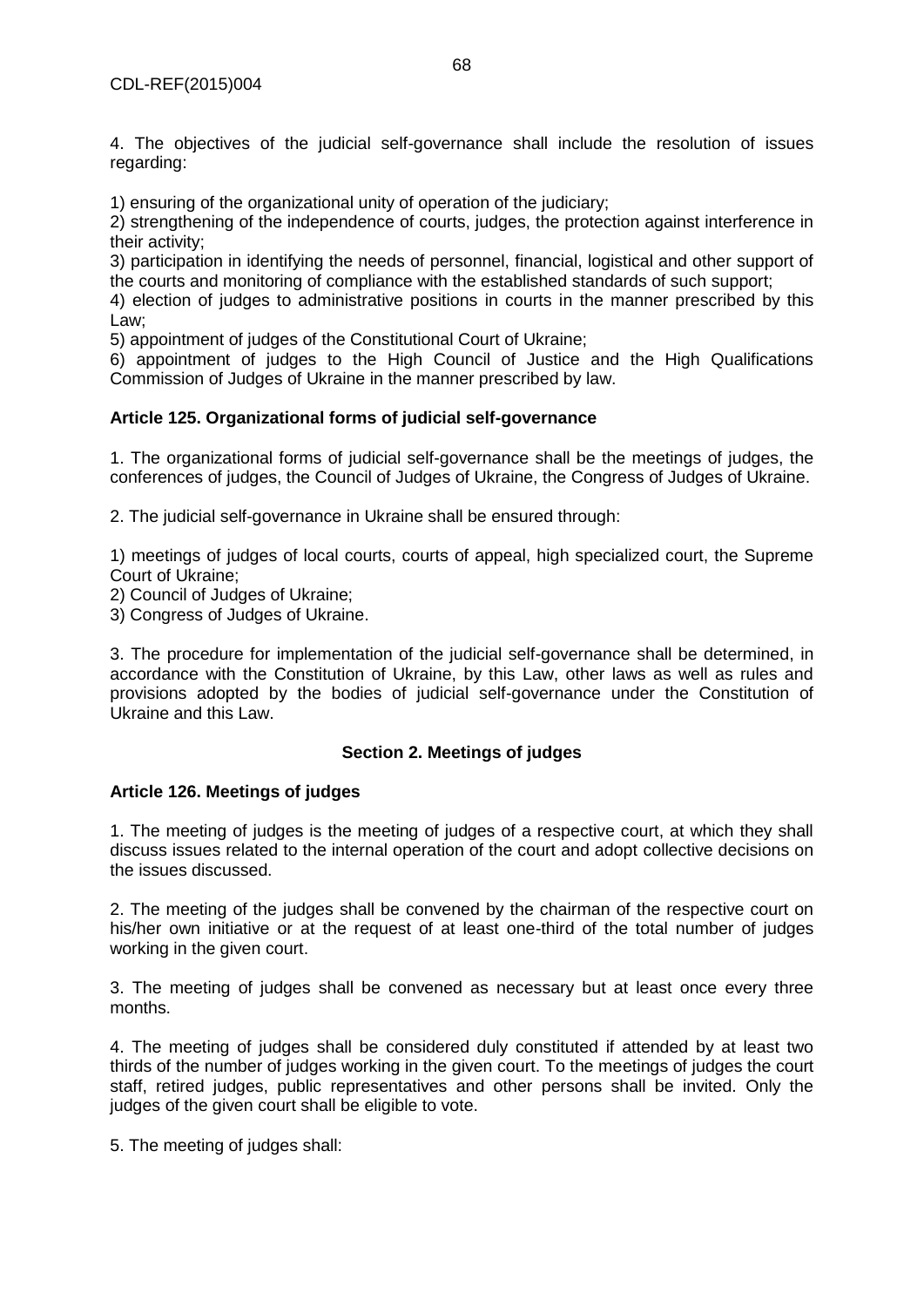4. The objectives of the judicial self-governance shall include the resolution of issues regarding:

1) ensuring of the organizational unity of operation of the judiciary;
2) strengthening of the independence of courts, judges, the protection against interference in their activity;
3) participation in identifying the needs of personnel, financial, logistical and other support of the courts and monitoring of compliance with the established standards of such support;
4) election of judges to administrative positions in courts in the manner prescribed by this Law;
5) appointment of judges of the Constitutional Court of Ukraine;
6) appointment of judges to the High Council of Justice and the High Qualifications Commission of Judges of Ukraine in the manner prescribed by law.

**Article 125. Organizational forms of judicial self-governance**

1. The organizational forms of judicial self-governance shall be the meetings of judges, the conferences of judges, the Council of Judges of Ukraine, the Congress of Judges of Ukraine.

2. The judicial self-governance in Ukraine shall be ensured through:

1) meetings of judges of local courts, courts of appeal, high specialized court, the Supreme Court of Ukraine;
2) Council of Judges of Ukraine;
3) Congress of Judges of Ukraine.

3. The procedure for implementation of the judicial self-governance shall be determined, in accordance with the Constitution of Ukraine, by this Law, other laws as well as rules and provisions adopted by the bodies of judicial self-governance under the Constitution of Ukraine and this Law.

## Section 2. Meetings of judges

**Article 126. Meetings of judges**

1. The meeting of judges is the meeting of judges of a respective court, at which they shall discuss issues related to the internal operation of the court and adopt collective decisions on the issues discussed.

2. The meeting of the judges shall be convened by the chairman of the respective court on his/her own initiative or at the request of at least one-third of the total number of judges working in the given court.

3. The meeting of judges shall be convened as necessary but at least once every three months.

4. The meeting of judges shall be considered duly constituted if attended by at least two thirds of the number of judges working in the given court. To the meetings of judges the court staff, retired judges, public representatives and other persons shall be invited. Only the judges of the given court shall be eligible to vote.

5. The meeting of judges shall: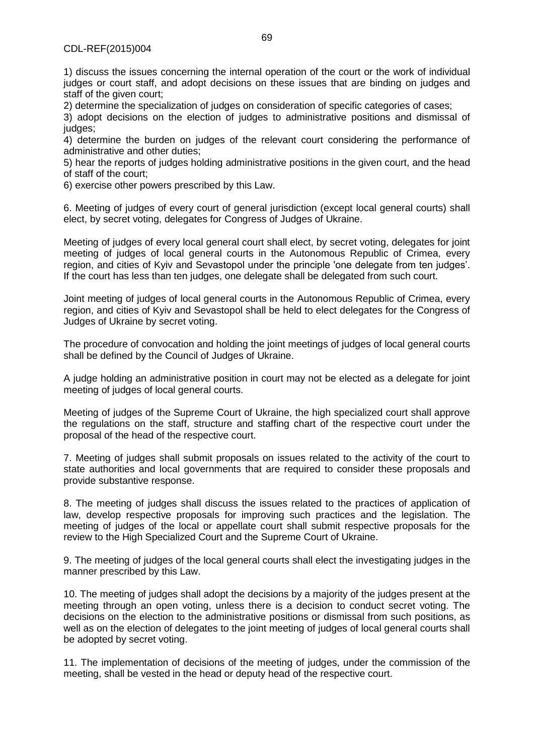1) discuss the issues concerning the internal operation of the court or the work of individual judges or court staff, and adopt decisions on these issues that are binding on judges and staff of the given court;

2) determine the specialization of judges on consideration of specific categories of cases;

3) adopt decisions on the election of judges to administrative positions and dismissal of judges;

4) determine the burden on judges of the relevant court considering the performance of administrative and other duties;

5) hear the reports of judges holding administrative positions in the given court, and the head of staff of the court;

6) exercise other powers prescribed by this Law.

6. Meeting of judges of every court of general jurisdiction (except local general courts) shall elect, by secret voting, delegates for Congress of Judges of Ukraine.

Meeting of judges of every local general court shall elect, by secret voting, delegates for joint meeting of judges of local general courts in the Autonomous Republic of Crimea, every region, and cities of Kyiv and Sevastopol under the principle 'one delegate from ten judges'. If the court has less than ten judges, one delegate shall be delegated from such court.

Joint meeting of judges of local general courts in the Autonomous Republic of Crimea, every region, and cities of Kyiv and Sevastopol shall be held to elect delegates for the Congress of Judges of Ukraine by secret voting.

The procedure of convocation and holding the joint meetings of judges of local general courts shall be defined by the Council of Judges of Ukraine.

A judge holding an administrative position in court may not be elected as a delegate for joint meeting of judges of local general courts.

Meeting of judges of the Supreme Court of Ukraine, the high specialized court shall approve the regulations on the staff, structure and staffing chart of the respective court under the proposal of the head of the respective court.

7. Meeting of judges shall submit proposals on issues related to the activity of the court to state authorities and local governments that are required to consider these proposals and provide substantive response.

8. The meeting of judges shall discuss the issues related to the practices of application of law, develop respective proposals for improving such practices and the legislation. The meeting of judges of the local or appellate court shall submit respective proposals for the review to the High Specialized Court and the Supreme Court of Ukraine.

9. The meeting of judges of the local general courts shall elect the investigating judges in the manner prescribed by this Law.

10. The meeting of judges shall adopt the decisions by a majority of the judges present at the meeting through an open voting, unless there is a decision to conduct secret voting. The decisions on the election to the administrative positions or dismissal from such positions, as well as on the election of delegates to the joint meeting of judges of local general courts shall be adopted by secret voting.

11. The implementation of decisions of the meeting of judges, under the commission of the meeting, shall be vested in the head or deputy head of the respective court.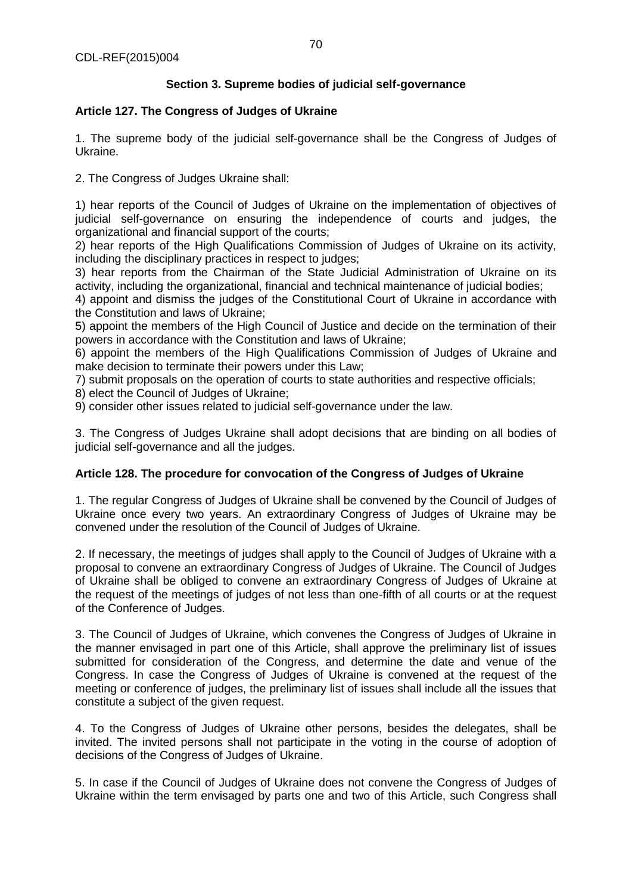### Section 3. Supreme bodies of judicial self-governance

**Article 127. The Congress of Judges of Ukraine**

1. The supreme body of the judicial self-governance shall be the Congress of Judges of Ukraine.

2. The Congress of Judges Ukraine shall:

1) hear reports of the Council of Judges of Ukraine on the implementation of objectives of judicial self-governance on ensuring the independence of courts and judges, the organizational and financial support of the courts;
2) hear reports of the High Qualifications Commission of Judges of Ukraine on its activity, including the disciplinary practices in respect to judges;
3) hear reports from the Chairman of the State Judicial Administration of Ukraine on its activity, including the organizational, financial and technical maintenance of judicial bodies;
4) appoint and dismiss the judges of the Constitutional Court of Ukraine in accordance with the Constitution and laws of Ukraine;
5) appoint the members of the High Council of Justice and decide on the termination of their powers in accordance with the Constitution and laws of Ukraine;
6) appoint the members of the High Qualifications Commission of Judges of Ukraine and make decision to terminate their powers under this Law;
7) submit proposals on the operation of courts to state authorities and respective officials;
8) elect the Council of Judges of Ukraine;
9) consider other issues related to judicial self-governance under the law.

3. The Congress of Judges Ukraine shall adopt decisions that are binding on all bodies of judicial self-governance and all the judges.

**Article 128. The procedure for convocation of the Congress of Judges of Ukraine**

1. The regular Congress of Judges of Ukraine shall be convened by the Council of Judges of Ukraine once every two years. An extraordinary Congress of Judges of Ukraine may be convened under the resolution of the Council of Judges of Ukraine.

2. If necessary, the meetings of judges shall apply to the Council of Judges of Ukraine with a proposal to convene an extraordinary Congress of Judges of Ukraine. The Council of Judges of Ukraine shall be obliged to convene an extraordinary Congress of Judges of Ukraine at the request of the meetings of judges of not less than one-fifth of all courts or at the request of the Conference of Judges.

3. The Council of Judges of Ukraine, which convenes the Congress of Judges of Ukraine in the manner envisaged in part one of this Article, shall approve the preliminary list of issues submitted for consideration of the Congress, and determine the date and venue of the Congress. In case the Congress of Judges of Ukraine is convened at the request of the meeting or conference of judges, the preliminary list of issues shall include all the issues that constitute a subject of the given request.

4. To the Congress of Judges of Ukraine other persons, besides the delegates, shall be invited. The invited persons shall not participate in the voting in the course of adoption of decisions of the Congress of Judges of Ukraine.

5. In case if the Council of Judges of Ukraine does not convene the Congress of Judges of Ukraine within the term envisaged by parts one and two of this Article, such Congress shall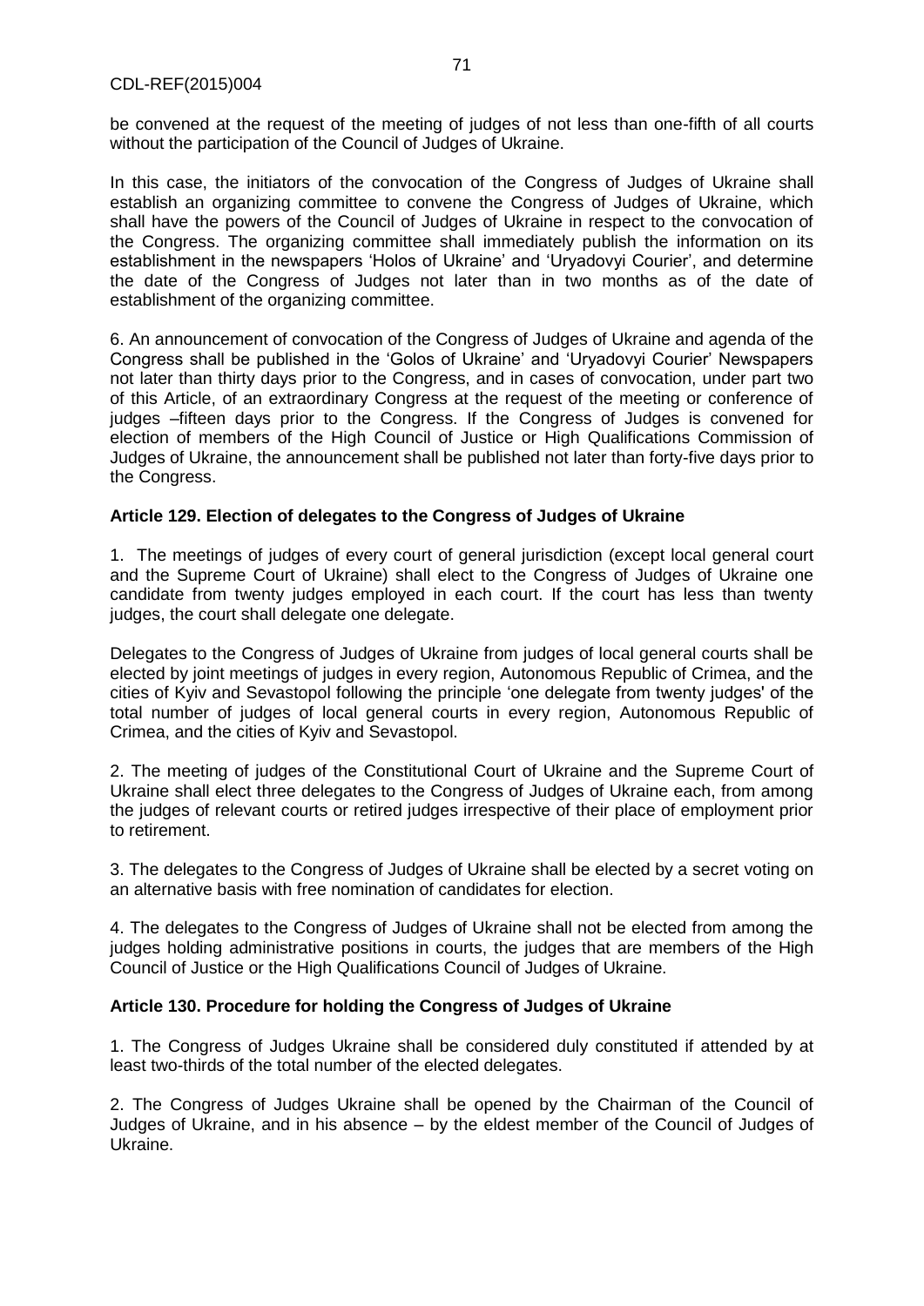be convened at the request of the meeting of judges of not less than one-fifth of all courts without the participation of the Council of Judges of Ukraine.

In this case, the initiators of the convocation of the Congress of Judges of Ukraine shall establish an organizing committee to convene the Congress of Judges of Ukraine, which shall have the powers of the Council of Judges of Ukraine in respect to the convocation of the Congress. The organizing committee shall immediately publish the information on its establishment in the newspapers 'Holos of Ukraine' and 'Uryadovyi Courier', and determine the date of the Congress of Judges not later than in two months as of the date of establishment of the organizing committee.

6. An announcement of convocation of the Congress of Judges of Ukraine and agenda of the Congress shall be published in the 'Golos of Ukraine' and 'Uryadovyi Courier' Newspapers not later than thirty days prior to the Congress, and in cases of convocation, under part two of this Article, of an extraordinary Congress at the request of the meeting or conference of judges –fifteen days prior to the Congress. If the Congress of Judges is convened for election of members of the High Council of Justice or High Qualifications Commission of Judges of Ukraine, the announcement shall be published not later than forty-five days prior to the Congress.

**Article 129. Election of delegates to the Congress of Judges of Ukraine**

1. The meetings of judges of every court of general jurisdiction (except local general court and the Supreme Court of Ukraine) shall elect to the Congress of Judges of Ukraine one candidate from twenty judges employed in each court. If the court has less than twenty judges, the court shall delegate one delegate.

Delegates to the Congress of Judges of Ukraine from judges of local general courts shall be elected by joint meetings of judges in every region, Autonomous Republic of Crimea, and the cities of Kyiv and Sevastopol following the principle 'one delegate from twenty judges' of the total number of judges of local general courts in every region, Autonomous Republic of Crimea, and the cities of Kyiv and Sevastopol.

2. The meeting of judges of the Constitutional Court of Ukraine and the Supreme Court of Ukraine shall elect three delegates to the Congress of Judges of Ukraine each, from among the judges of relevant courts or retired judges irrespective of their place of employment prior to retirement.

3. The delegates to the Congress of Judges of Ukraine shall be elected by a secret voting on an alternative basis with free nomination of candidates for election.

4. The delegates to the Congress of Judges of Ukraine shall not be elected from among the judges holding administrative positions in courts, the judges that are members of the High Council of Justice or the High Qualifications Council of Judges of Ukraine.

**Article 130. Procedure for holding the Congress of Judges of Ukraine**

1. The Congress of Judges Ukraine shall be considered duly constituted if attended by at least two-thirds of the total number of the elected delegates.

2. The Congress of Judges Ukraine shall be opened by the Chairman of the Council of Judges of Ukraine, and in his absence – by the eldest member of the Council of Judges of Ukraine.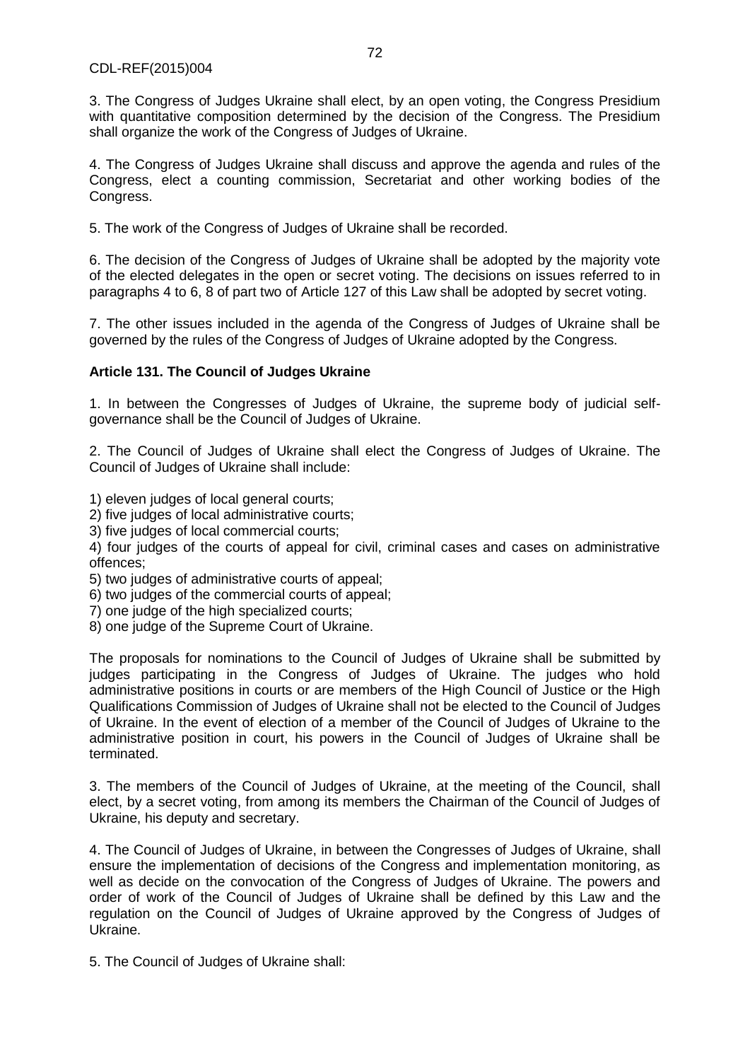3. The Congress of Judges Ukraine shall elect, by an open voting, the Congress Presidium with quantitative composition determined by the decision of the Congress. The Presidium shall organize the work of the Congress of Judges of Ukraine.

4. The Congress of Judges Ukraine shall discuss and approve the agenda and rules of the Congress, elect a counting commission, Secretariat and other working bodies of the Congress.

5. The work of the Congress of Judges of Ukraine shall be recorded.

6. The decision of the Congress of Judges of Ukraine shall be adopted by the majority vote of the elected delegates in the open or secret voting. The decisions on issues referred to in paragraphs 4 to 6, 8 of part two of Article 127 of this Law shall be adopted by secret voting.

7. The other issues included in the agenda of the Congress of Judges of Ukraine shall be governed by the rules of the Congress of Judges of Ukraine adopted by the Congress.

**Article 131. The Council of Judges Ukraine**

1. In between the Congresses of Judges of Ukraine, the supreme body of judicial self-governance shall be the Council of Judges of Ukraine.

2. The Council of Judges of Ukraine shall elect the Congress of Judges of Ukraine. The Council of Judges of Ukraine shall include:

1) eleven judges of local general courts;
2) five judges of local administrative courts;
3) five judges of local commercial courts;
4) four judges of the courts of appeal for civil, criminal cases and cases on administrative offences;
5) two judges of administrative courts of appeal;
6) two judges of the commercial courts of appeal;
7) one judge of the high specialized courts;
8) one judge of the Supreme Court of Ukraine.

The proposals for nominations to the Council of Judges of Ukraine shall be submitted by judges participating in the Congress of Judges of Ukraine. The judges who hold administrative positions in courts or are members of the High Council of Justice or the High Qualifications Commission of Judges of Ukraine shall not be elected to the Council of Judges of Ukraine. In the event of election of a member of the Council of Judges of Ukraine to the administrative position in court, his powers in the Council of Judges of Ukraine shall be terminated.

3. The members of the Council of Judges of Ukraine, at the meeting of the Council, shall elect, by a secret voting, from among its members the Chairman of the Council of Judges of Ukraine, his deputy and secretary.

4. The Council of Judges of Ukraine, in between the Congresses of Judges of Ukraine, shall ensure the implementation of decisions of the Congress and implementation monitoring, as well as decide on the convocation of the Congress of Judges of Ukraine. The powers and order of work of the Council of Judges of Ukraine shall be defined by this Law and the regulation on the Council of Judges of Ukraine approved by the Congress of Judges of Ukraine.

5. The Council of Judges of Ukraine shall: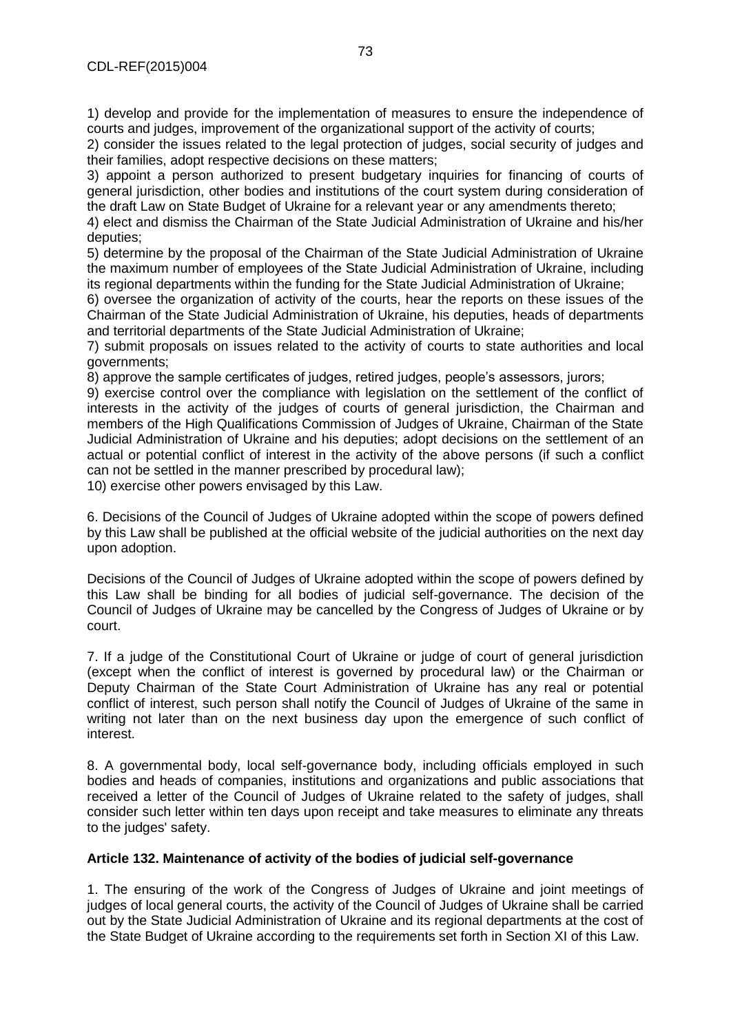1) develop and provide for the implementation of measures to ensure the independence of courts and judges, improvement of the organizational support of the activity of courts;

2) consider the issues related to the legal protection of judges, social security of judges and their families, adopt respective decisions on these matters;

3) appoint a person authorized to present budgetary inquiries for financing of courts of general jurisdiction, other bodies and institutions of the court system during consideration of the draft Law on State Budget of Ukraine for a relevant year or any amendments thereto;

4) elect and dismiss the Chairman of the State Judicial Administration of Ukraine and his/her deputies;

5) determine by the proposal of the Chairman of the State Judicial Administration of Ukraine the maximum number of employees of the State Judicial Administration of Ukraine, including its regional departments within the funding for the State Judicial Administration of Ukraine;

6) oversee the organization of activity of the courts, hear the reports on these issues of the Chairman of the State Judicial Administration of Ukraine, his deputies, heads of departments and territorial departments of the State Judicial Administration of Ukraine;

7) submit proposals on issues related to the activity of courts to state authorities and local governments;

8) approve the sample certificates of judges, retired judges, people's assessors, jurors;

9) exercise control over the compliance with legislation on the settlement of the conflict of interests in the activity of the judges of courts of general jurisdiction, the Chairman and members of the High Qualifications Commission of Judges of Ukraine, Chairman of the State Judicial Administration of Ukraine and his deputies; adopt decisions on the settlement of an actual or potential conflict of interest in the activity of the above persons (if such a conflict can not be settled in the manner prescribed by procedural law);

10) exercise other powers envisaged by this Law.

6. Decisions of the Council of Judges of Ukraine adopted within the scope of powers defined by this Law shall be published at the official website of the judicial authorities on the next day upon adoption.

Decisions of the Council of Judges of Ukraine adopted within the scope of powers defined by this Law shall be binding for all bodies of judicial self-governance. The decision of the Council of Judges of Ukraine may be cancelled by the Congress of Judges of Ukraine or by court.

7. If a judge of the Constitutional Court of Ukraine or judge of court of general jurisdiction (except when the conflict of interest is governed by procedural law) or the Chairman or Deputy Chairman of the State Court Administration of Ukraine has any real or potential conflict of interest, such person shall notify the Council of Judges of Ukraine of the same in writing not later than on the next business day upon the emergence of such conflict of interest.

8. A governmental body, local self-governance body, including officials employed in such bodies and heads of companies, institutions and organizations and public associations that received a letter of the Council of Judges of Ukraine related to the safety of judges, shall consider such letter within ten days upon receipt and take measures to eliminate any threats to the judges' safety.

**Article 132. Maintenance of activity of the bodies of judicial self-governance**

1. The ensuring of the work of the Congress of Judges of Ukraine and joint meetings of judges of local general courts, the activity of the Council of Judges of Ukraine shall be carried out by the State Judicial Administration of Ukraine and its regional departments at the cost of the State Budget of Ukraine according to the requirements set forth in Section XI of this Law.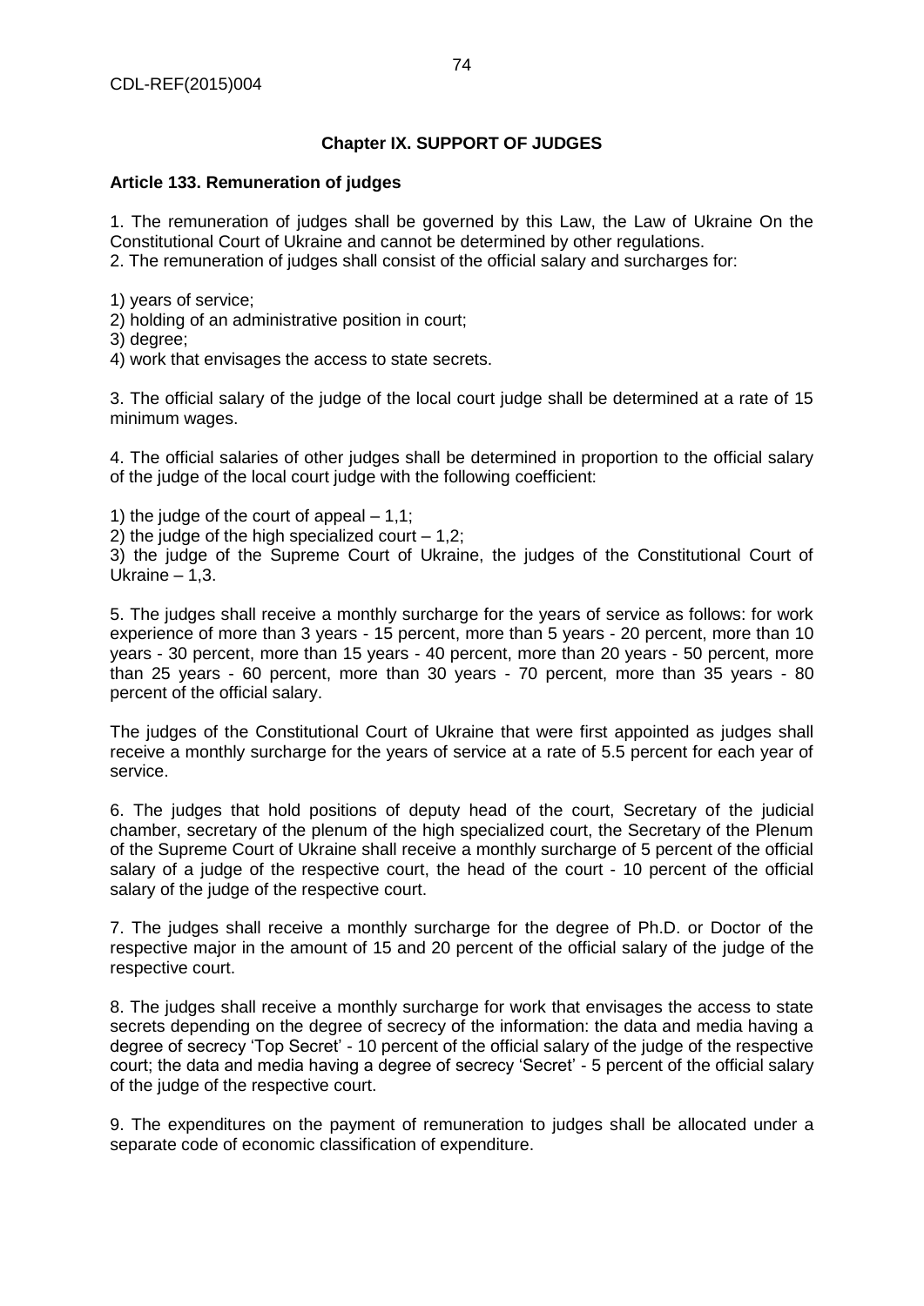## Chapter IX. SUPPORT OF JUDGES

### Article 133. Remuneration of judges

1. The remuneration of judges shall be governed by this Law, the Law of Ukraine On the Constitutional Court of Ukraine and cannot be determined by other regulations.
2. The remuneration of judges shall consist of the official salary and surcharges for:

1) years of service;
2) holding of an administrative position in court;
3) degree;
4) work that envisages the access to state secrets.

3. The official salary of the judge of the local court judge shall be determined at a rate of 15 minimum wages.

4. The official salaries of other judges shall be determined in proportion to the official salary of the judge of the local court judge with the following coefficient:

1) the judge of the court of appeal – 1,1;
2) the judge of the high specialized court – 1,2;
3) the judge of the Supreme Court of Ukraine, the judges of the Constitutional Court of Ukraine – 1,3.

5. The judges shall receive a monthly surcharge for the years of service as follows: for work experience of more than 3 years - 15 percent, more than 5 years - 20 percent, more than 10 years - 30 percent, more than 15 years - 40 percent, more than 20 years - 50 percent, more than 25 years - 60 percent, more than 30 years - 70 percent, more than 35 years - 80 percent of the official salary.

The judges of the Constitutional Court of Ukraine that were first appointed as judges shall receive a monthly surcharge for the years of service at a rate of 5.5 percent for each year of service.

6. The judges that hold positions of deputy head of the court, Secretary of the judicial chamber, secretary of the plenum of the high specialized court, the Secretary of the Plenum of the Supreme Court of Ukraine shall receive a monthly surcharge of 5 percent of the official salary of a judge of the respective court, the head of the court - 10 percent of the official salary of the judge of the respective court.

7. The judges shall receive a monthly surcharge for the degree of Ph.D. or Doctor of the respective major in the amount of 15 and 20 percent of the official salary of the judge of the respective court.

8. The judges shall receive a monthly surcharge for work that envisages the access to state secrets depending on the degree of secrecy of the information: the data and media having a degree of secrecy 'Top Secret' - 10 percent of the official salary of the judge of the respective court; the data and media having a degree of secrecy 'Secret' - 5 percent of the official salary of the judge of the respective court.

9. The expenditures on the payment of remuneration to judges shall be allocated under a separate code of economic classification of expenditure.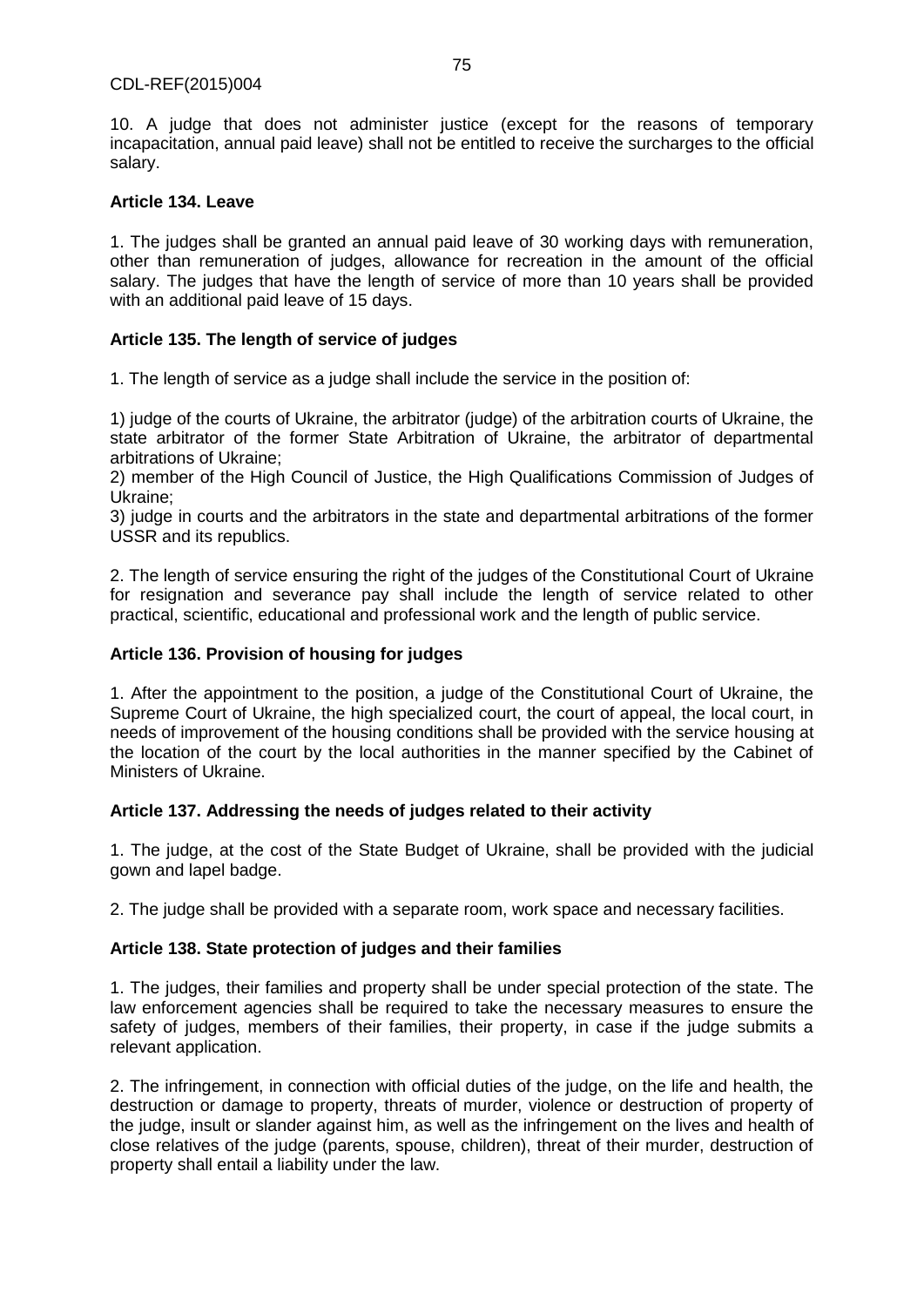10. A judge that does not administer justice (except for the reasons of temporary incapacitation, annual paid leave) shall not be entitled to receive the surcharges to the official salary.

**Article 134. Leave**

1. The judges shall be granted an annual paid leave of 30 working days with remuneration, other than remuneration of judges, allowance for recreation in the amount of the official salary. The judges that have the length of service of more than 10 years shall be provided with an additional paid leave of 15 days.

**Article 135. The length of service of judges**

1. The length of service as a judge shall include the service in the position of:

1) judge of the courts of Ukraine, the arbitrator (judge) of the arbitration courts of Ukraine, the state arbitrator of the former State Arbitration of Ukraine, the arbitrator of departmental arbitrations of Ukraine;
2) member of the High Council of Justice, the High Qualifications Commission of Judges of Ukraine;
3) judge in courts and the arbitrators in the state and departmental arbitrations of the former USSR and its republics.

2. The length of service ensuring the right of the judges of the Constitutional Court of Ukraine for resignation and severance pay shall include the length of service related to other practical, scientific, educational and professional work and the length of public service.

**Article 136. Provision of housing for judges**

1. After the appointment to the position, a judge of the Constitutional Court of Ukraine, the Supreme Court of Ukraine, the high specialized court, the court of appeal, the local court, in needs of improvement of the housing conditions shall be provided with the service housing at the location of the court by the local authorities in the manner specified by the Cabinet of Ministers of Ukraine.

**Article 137. Addressing the needs of judges related to their activity**

1. The judge, at the cost of the State Budget of Ukraine, shall be provided with the judicial gown and lapel badge.

2. The judge shall be provided with a separate room, work space and necessary facilities.

**Article 138. State protection of judges and their families**

1. The judges, their families and property shall be under special protection of the state. The law enforcement agencies shall be required to take the necessary measures to ensure the safety of judges, members of their families, their property, in case if the judge submits a relevant application.

2. The infringement, in connection with official duties of the judge, on the life and health, the destruction or damage to property, threats of murder, violence or destruction of property of the judge, insult or slander against him, as well as the infringement on the lives and health of close relatives of the judge (parents, spouse, children), threat of their murder, destruction of property shall entail a liability under the law.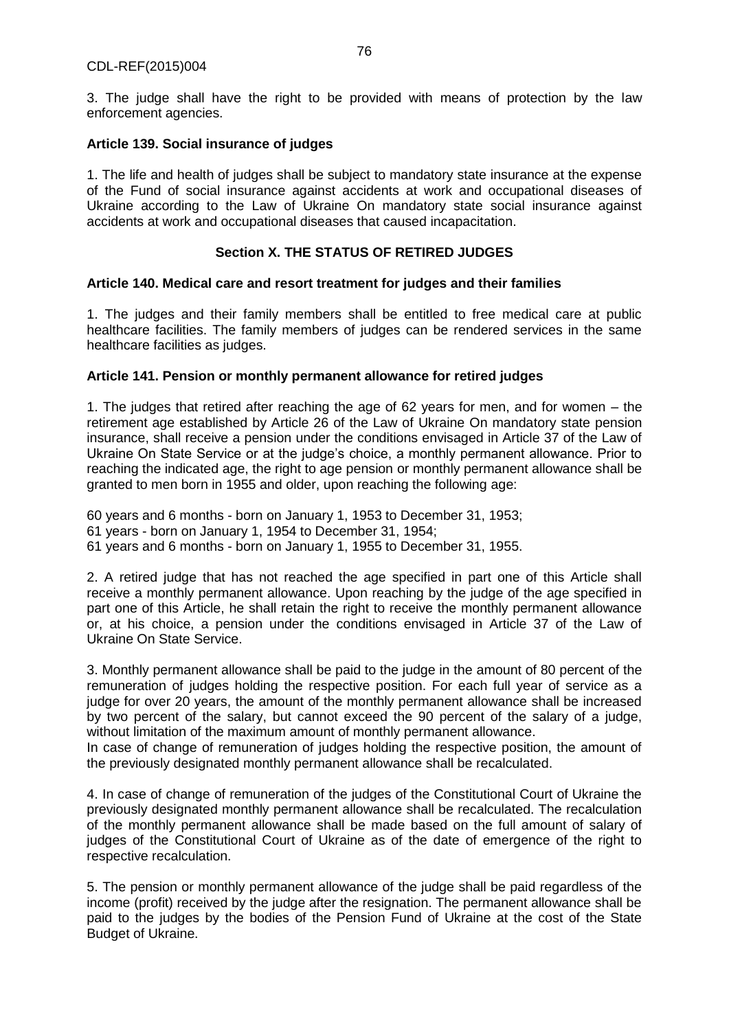3. The judge shall have the right to be provided with means of protection by the law enforcement agencies.

**Article 139. Social insurance of judges**

1. The life and health of judges shall be subject to mandatory state insurance at the expense of the Fund of social insurance against accidents at work and occupational diseases of Ukraine according to the Law of Ukraine On mandatory state social insurance against accidents at work and occupational diseases that caused incapacitation.

## Section X. THE STATUS OF RETIRED JUDGES

**Article 140. Medical care and resort treatment for judges and their families**

1. The judges and their family members shall be entitled to free medical care at public healthcare facilities. The family members of judges can be rendered services in the same healthcare facilities as judges.

**Article 141. Pension or monthly permanent allowance for retired judges**

1. The judges that retired after reaching the age of 62 years for men, and for women – the retirement age established by Article 26 of the Law of Ukraine On mandatory state pension insurance, shall receive a pension under the conditions envisaged in Article 37 of the Law of Ukraine On State Service or at the judge's choice, a monthly permanent allowance. Prior to reaching the indicated age, the right to age pension or monthly permanent allowance shall be granted to men born in 1955 and older, upon reaching the following age:

60 years and 6 months - born on January 1, 1953 to December 31, 1953;
61 years - born on January 1, 1954 to December 31, 1954;
61 years and 6 months - born on January 1, 1955 to December 31, 1955.

2. A retired judge that has not reached the age specified in part one of this Article shall receive a monthly permanent allowance. Upon reaching by the judge of the age specified in part one of this Article, he shall retain the right to receive the monthly permanent allowance or, at his choice, a pension under the conditions envisaged in Article 37 of the Law of Ukraine On State Service.

3. Monthly permanent allowance shall be paid to the judge in the amount of 80 percent of the remuneration of judges holding the respective position. For each full year of service as a judge for over 20 years, the amount of the monthly permanent allowance shall be increased by two percent of the salary, but cannot exceed the 90 percent of the salary of a judge, without limitation of the maximum amount of monthly permanent allowance.
In case of change of remuneration of judges holding the respective position, the amount of the previously designated monthly permanent allowance shall be recalculated.

4. In case of change of remuneration of the judges of the Constitutional Court of Ukraine the previously designated monthly permanent allowance shall be recalculated. The recalculation of the monthly permanent allowance shall be made based on the full amount of salary of judges of the Constitutional Court of Ukraine as of the date of emergence of the right to respective recalculation.

5. The pension or monthly permanent allowance of the judge shall be paid regardless of the income (profit) received by the judge after the resignation. The permanent allowance shall be paid to the judges by the bodies of the Pension Fund of Ukraine at the cost of the State Budget of Ukraine.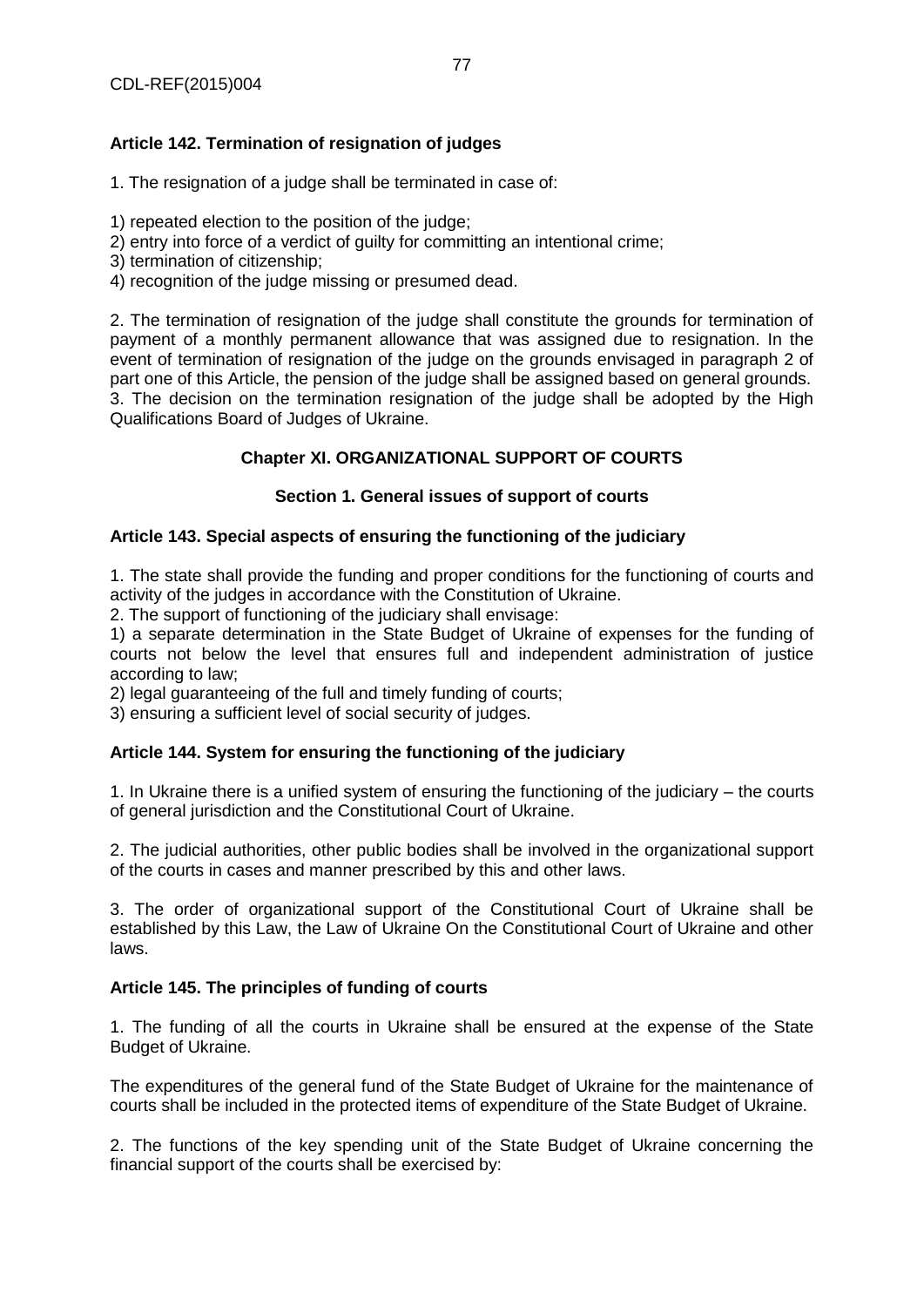**Article 142. Termination of resignation of judges**

1. The resignation of a judge shall be terminated in case of:

1) repeated election to the position of the judge;
2) entry into force of a verdict of guilty for committing an intentional crime;
3) termination of citizenship;
4) recognition of the judge missing or presumed dead.

2. The termination of resignation of the judge shall constitute the grounds for termination of payment of a monthly permanent allowance that was assigned due to resignation. In the event of termination of resignation of the judge on the grounds envisaged in paragraph 2 of part one of this Article, the pension of the judge shall be assigned based on general grounds.
3. The decision on the termination resignation of the judge shall be adopted by the High Qualifications Board of Judges of Ukraine.

## Chapter XI. ORGANIZATIONAL SUPPORT OF COURTS

### Section 1. General issues of support of courts

**Article 143. Special aspects of ensuring the functioning of the judiciary**

1. The state shall provide the funding and proper conditions for the functioning of courts and activity of the judges in accordance with the Constitution of Ukraine.
2. The support of functioning of the judiciary shall envisage:
1) a separate determination in the State Budget of Ukraine of expenses for the funding of courts not below the level that ensures full and independent administration of justice according to law;
2) legal guaranteeing of the full and timely funding of courts;
3) ensuring a sufficient level of social security of judges.

**Article 144. System for ensuring the functioning of the judiciary**

1. In Ukraine there is a unified system of ensuring the functioning of the judiciary – the courts of general jurisdiction and the Constitutional Court of Ukraine.

2. The judicial authorities, other public bodies shall be involved in the organizational support of the courts in cases and manner prescribed by this and other laws.

3. The order of organizational support of the Constitutional Court of Ukraine shall be established by this Law, the Law of Ukraine On the Constitutional Court of Ukraine and other laws.

**Article 145. The principles of funding of courts**

1. The funding of all the courts in Ukraine shall be ensured at the expense of the State Budget of Ukraine.

The expenditures of the general fund of the State Budget of Ukraine for the maintenance of courts shall be included in the protected items of expenditure of the State Budget of Ukraine.

2. The functions of the key spending unit of the State Budget of Ukraine concerning the financial support of the courts shall be exercised by: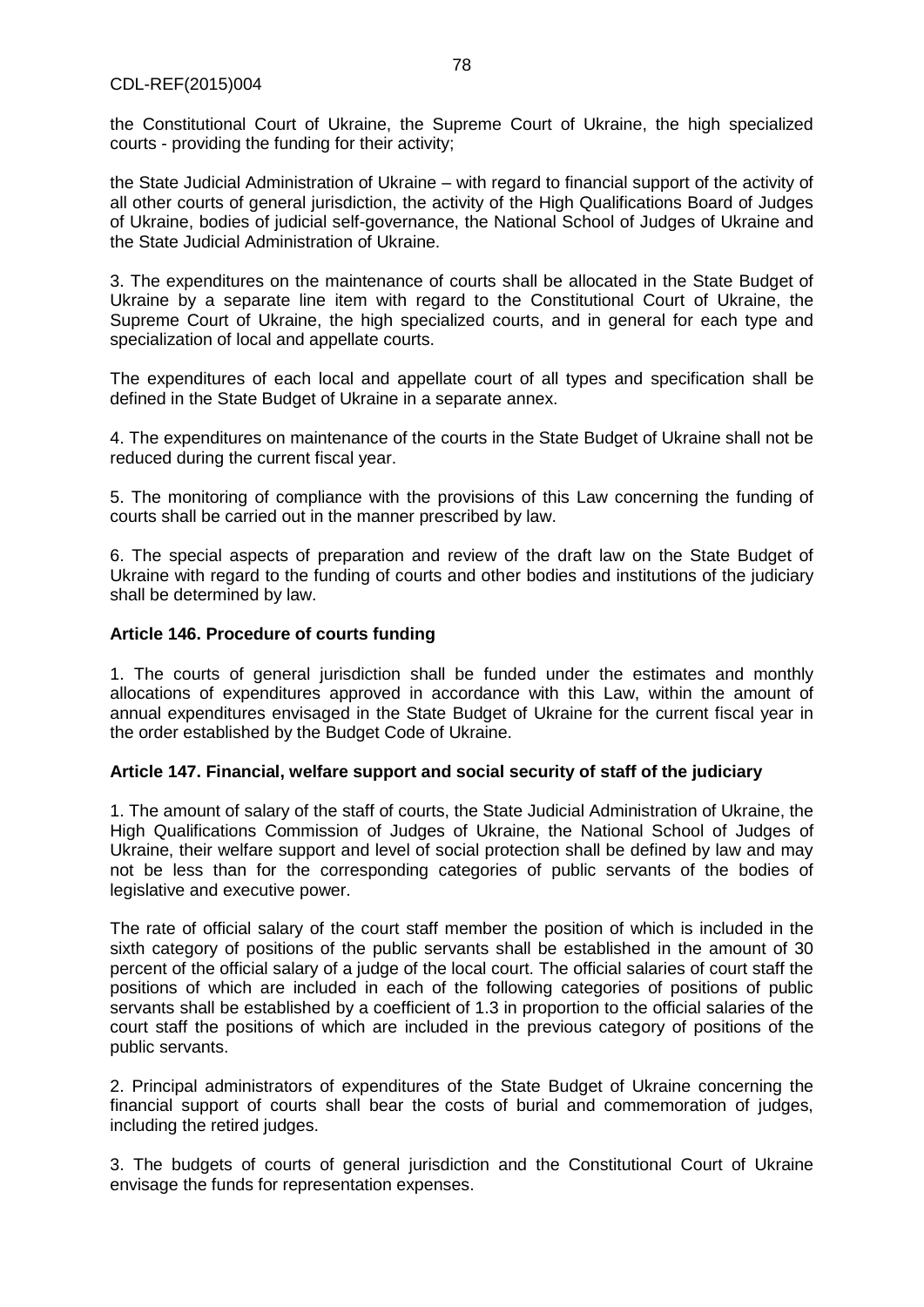the Constitutional Court of Ukraine, the Supreme Court of Ukraine, the high specialized courts - providing the funding for their activity;

the State Judicial Administration of Ukraine – with regard to financial support of the activity of all other courts of general jurisdiction, the activity of the High Qualifications Board of Judges of Ukraine, bodies of judicial self-governance, the National School of Judges of Ukraine and the State Judicial Administration of Ukraine.

3. The expenditures on the maintenance of courts shall be allocated in the State Budget of Ukraine by a separate line item with regard to the Constitutional Court of Ukraine, the Supreme Court of Ukraine, the high specialized courts, and in general for each type and specialization of local and appellate courts.

The expenditures of each local and appellate court of all types and specification shall be defined in the State Budget of Ukraine in a separate annex.

4. The expenditures on maintenance of the courts in the State Budget of Ukraine shall not be reduced during the current fiscal year.

5. The monitoring of compliance with the provisions of this Law concerning the funding of courts shall be carried out in the manner prescribed by law.

6. The special aspects of preparation and review of the draft law on the State Budget of Ukraine with regard to the funding of courts and other bodies and institutions of the judiciary shall be determined by law.

**Article 146. Procedure of courts funding**

1. The courts of general jurisdiction shall be funded under the estimates and monthly allocations of expenditures approved in accordance with this Law, within the amount of annual expenditures envisaged in the State Budget of Ukraine for the current fiscal year in the order established by the Budget Code of Ukraine.

**Article 147. Financial, welfare support and social security of staff of the judiciary**

1. The amount of salary of the staff of courts, the State Judicial Administration of Ukraine, the High Qualifications Commission of Judges of Ukraine, the National School of Judges of Ukraine, their welfare support and level of social protection shall be defined by law and may not be less than for the corresponding categories of public servants of the bodies of legislative and executive power.

The rate of official salary of the court staff member the position of which is included in the sixth category of positions of the public servants shall be established in the amount of 30 percent of the official salary of a judge of the local court. The official salaries of court staff the positions of which are included in each of the following categories of positions of public servants shall be established by a coefficient of 1.3 in proportion to the official salaries of the court staff the positions of which are included in the previous category of positions of the public servants.

2. Principal administrators of expenditures of the State Budget of Ukraine concerning the financial support of courts shall bear the costs of burial and commemoration of judges, including the retired judges.

3. The budgets of courts of general jurisdiction and the Constitutional Court of Ukraine envisage the funds for representation expenses.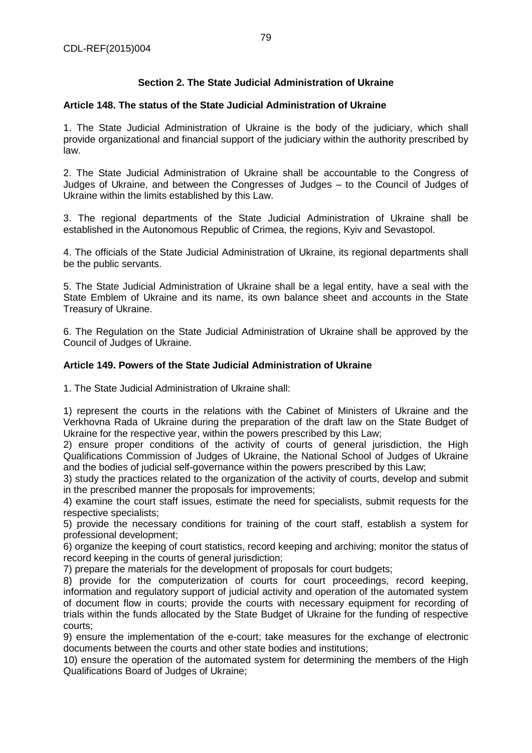## Section 2. The State Judicial Administration of Ukraine

### Article 148. The status of the State Judicial Administration of Ukraine

1. The State Judicial Administration of Ukraine is the body of the judiciary, which shall provide organizational and financial support of the judiciary within the authority prescribed by law.

2. The State Judicial Administration of Ukraine shall be accountable to the Congress of Judges of Ukraine, and between the Congresses of Judges – to the Council of Judges of Ukraine within the limits established by this Law.

3. The regional departments of the State Judicial Administration of Ukraine shall be established in the Autonomous Republic of Crimea, the regions, Kyiv and Sevastopol.

4. The officials of the State Judicial Administration of Ukraine, its regional departments shall be the public servants.

5. The State Judicial Administration of Ukraine shall be a legal entity, have a seal with the State Emblem of Ukraine and its name, its own balance sheet and accounts in the State Treasury of Ukraine.

6. The Regulation on the State Judicial Administration of Ukraine shall be approved by the Council of Judges of Ukraine.

### Article 149. Powers of the State Judicial Administration of Ukraine

1. The State Judicial Administration of Ukraine shall:

1) represent the courts in the relations with the Cabinet of Ministers of Ukraine and the Verkhovna Rada of Ukraine during the preparation of the draft law on the State Budget of Ukraine for the respective year, within the powers prescribed by this Law;
2) ensure proper conditions of the activity of courts of general jurisdiction, the High Qualifications Commission of Judges of Ukraine, the National School of Judges of Ukraine and the bodies of judicial self-governance within the powers prescribed by this Law;
3) study the practices related to the organization of the activity of courts, develop and submit in the prescribed manner the proposals for improvements;
4) examine the court staff issues, estimate the need for specialists, submit requests for the respective specialists;
5) provide the necessary conditions for training of the court staff, establish a system for professional development;
6) organize the keeping of court statistics, record keeping and archiving; monitor the status of record keeping in the courts of general jurisdiction;
7) prepare the materials for the development of proposals for court budgets;
8) provide for the computerization of courts for court proceedings, record keeping, information and regulatory support of judicial activity and operation of the automated system of document flow in courts; provide the courts with necessary equipment for recording of trials within the funds allocated by the State Budget of Ukraine for the funding of respective courts;
9) ensure the implementation of the e-court; take measures for the exchange of electronic documents between the courts and other state bodies and institutions;
10) ensure the operation of the automated system for determining the members of the High Qualifications Board of Judges of Ukraine;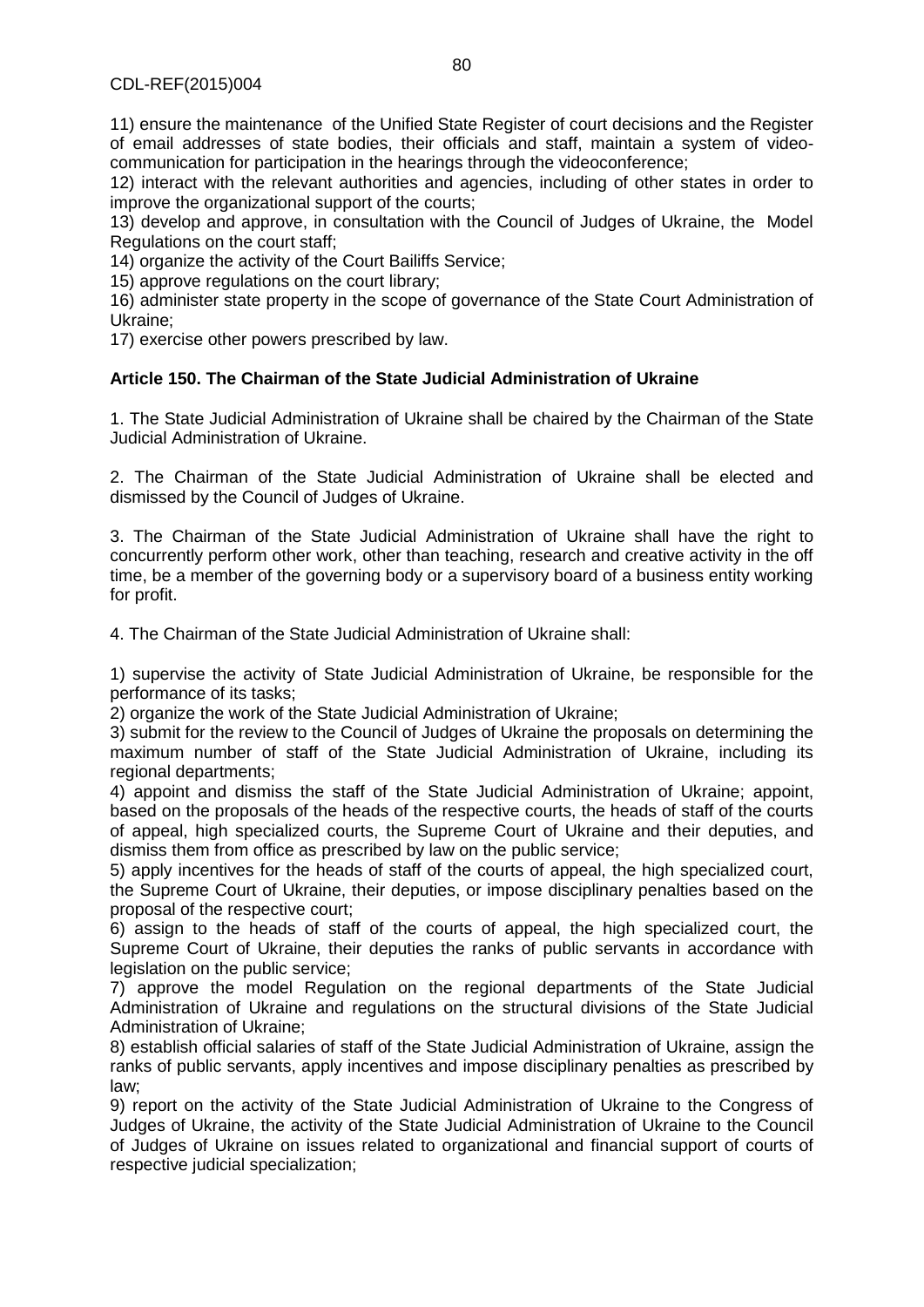11) ensure the maintenance of the Unified State Register of court decisions and the Register of email addresses of state bodies, their officials and staff, maintain a system of video-communication for participation in the hearings through the videoconference;

12) interact with the relevant authorities and agencies, including of other states in order to improve the organizational support of the courts;

13) develop and approve, in consultation with the Council of Judges of Ukraine, the Model Regulations on the court staff;

14) organize the activity of the Court Bailiffs Service;

15) approve regulations on the court library;

16) administer state property in the scope of governance of the State Court Administration of Ukraine;

17) exercise other powers prescribed by law.

**Article 150. The Chairman of the State Judicial Administration of Ukraine**

1. The State Judicial Administration of Ukraine shall be chaired by the Chairman of the State Judicial Administration of Ukraine.

2. The Chairman of the State Judicial Administration of Ukraine shall be elected and dismissed by the Council of Judges of Ukraine.

3. The Chairman of the State Judicial Administration of Ukraine shall have the right to concurrently perform other work, other than teaching, research and creative activity in the off time, be a member of the governing body or a supervisory board of a business entity working for profit.

4. The Chairman of the State Judicial Administration of Ukraine shall:

1) supervise the activity of State Judicial Administration of Ukraine, be responsible for the performance of its tasks;

2) organize the work of the State Judicial Administration of Ukraine;

3) submit for the review to the Council of Judges of Ukraine the proposals on determining the maximum number of staff of the State Judicial Administration of Ukraine, including its regional departments;

4) appoint and dismiss the staff of the State Judicial Administration of Ukraine; appoint, based on the proposals of the heads of the respective courts, the heads of staff of the courts of appeal, high specialized courts, the Supreme Court of Ukraine and their deputies, and dismiss them from office as prescribed by law on the public service;

5) apply incentives for the heads of staff of the courts of appeal, the high specialized court, the Supreme Court of Ukraine, their deputies, or impose disciplinary penalties based on the proposal of the respective court;

6) assign to the heads of staff of the courts of appeal, the high specialized court, the Supreme Court of Ukraine, their deputies the ranks of public servants in accordance with legislation on the public service;

7) approve the model Regulation on the regional departments of the State Judicial Administration of Ukraine and regulations on the structural divisions of the State Judicial Administration of Ukraine;

8) establish official salaries of staff of the State Judicial Administration of Ukraine, assign the ranks of public servants, apply incentives and impose disciplinary penalties as prescribed by law;

9) report on the activity of the State Judicial Administration of Ukraine to the Congress of Judges of Ukraine, the activity of the State Judicial Administration of Ukraine to the Council of Judges of Ukraine on issues related to organizational and financial support of courts of respective judicial specialization;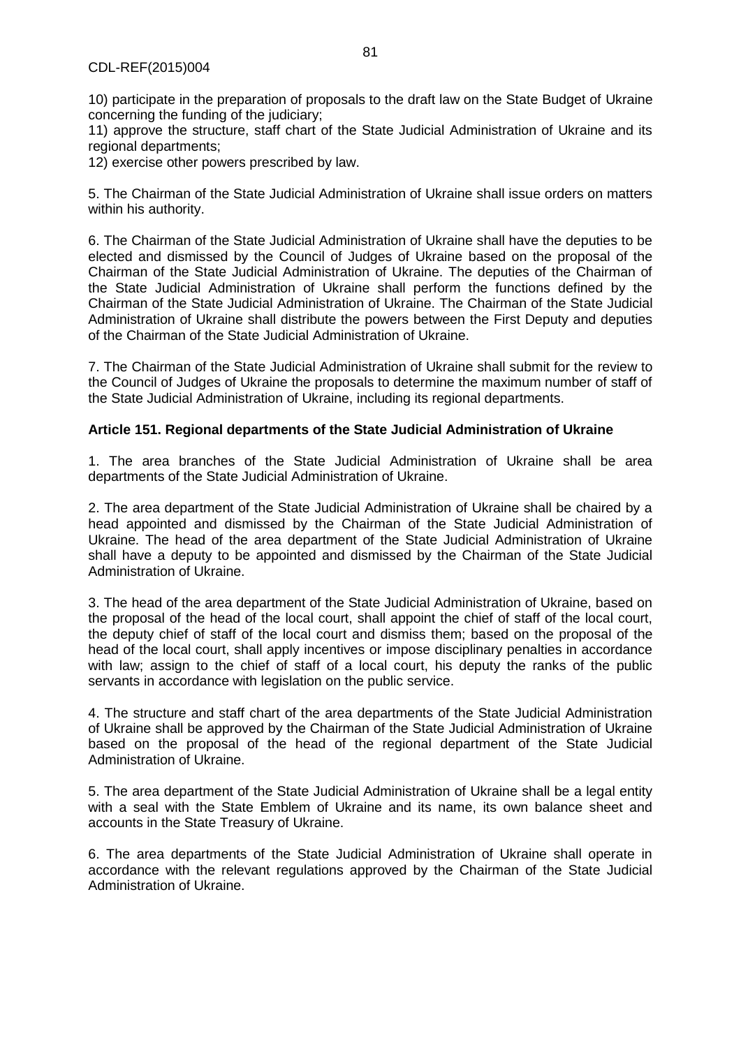10) participate in the preparation of proposals to the draft law on the State Budget of Ukraine concerning the funding of the judiciary;
11) approve the structure, staff chart of the State Judicial Administration of Ukraine and its regional departments;
12) exercise other powers prescribed by law.

5. The Chairman of the State Judicial Administration of Ukraine shall issue orders on matters within his authority.

6. The Chairman of the State Judicial Administration of Ukraine shall have the deputies to be elected and dismissed by the Council of Judges of Ukraine based on the proposal of the Chairman of the State Judicial Administration of Ukraine. The deputies of the Chairman of the State Judicial Administration of Ukraine shall perform the functions defined by the Chairman of the State Judicial Administration of Ukraine. The Chairman of the State Judicial Administration of Ukraine shall distribute the powers between the First Deputy and deputies of the Chairman of the State Judicial Administration of Ukraine.

7. The Chairman of the State Judicial Administration of Ukraine shall submit for the review to the Council of Judges of Ukraine the proposals to determine the maximum number of staff of the State Judicial Administration of Ukraine, including its regional departments.

**Article 151. Regional departments of the State Judicial Administration of Ukraine**

1. The area branches of the State Judicial Administration of Ukraine shall be area departments of the State Judicial Administration of Ukraine.

2. The area department of the State Judicial Administration of Ukraine shall be chaired by a head appointed and dismissed by the Chairman of the State Judicial Administration of Ukraine. The head of the area department of the State Judicial Administration of Ukraine shall have a deputy to be appointed and dismissed by the Chairman of the State Judicial Administration of Ukraine.

3. The head of the area department of the State Judicial Administration of Ukraine, based on the proposal of the head of the local court, shall appoint the chief of staff of the local court, the deputy chief of staff of the local court and dismiss them; based on the proposal of the head of the local court, shall apply incentives or impose disciplinary penalties in accordance with law; assign to the chief of staff of a local court, his deputy the ranks of the public servants in accordance with legislation on the public service.

4. The structure and staff chart of the area departments of the State Judicial Administration of Ukraine shall be approved by the Chairman of the State Judicial Administration of Ukraine based on the proposal of the head of the regional department of the State Judicial Administration of Ukraine.

5. The area department of the State Judicial Administration of Ukraine shall be a legal entity with a seal with the State Emblem of Ukraine and its name, its own balance sheet and accounts in the State Treasury of Ukraine.

6. The area departments of the State Judicial Administration of Ukraine shall operate in accordance with the relevant regulations approved by the Chairman of the State Judicial Administration of Ukraine.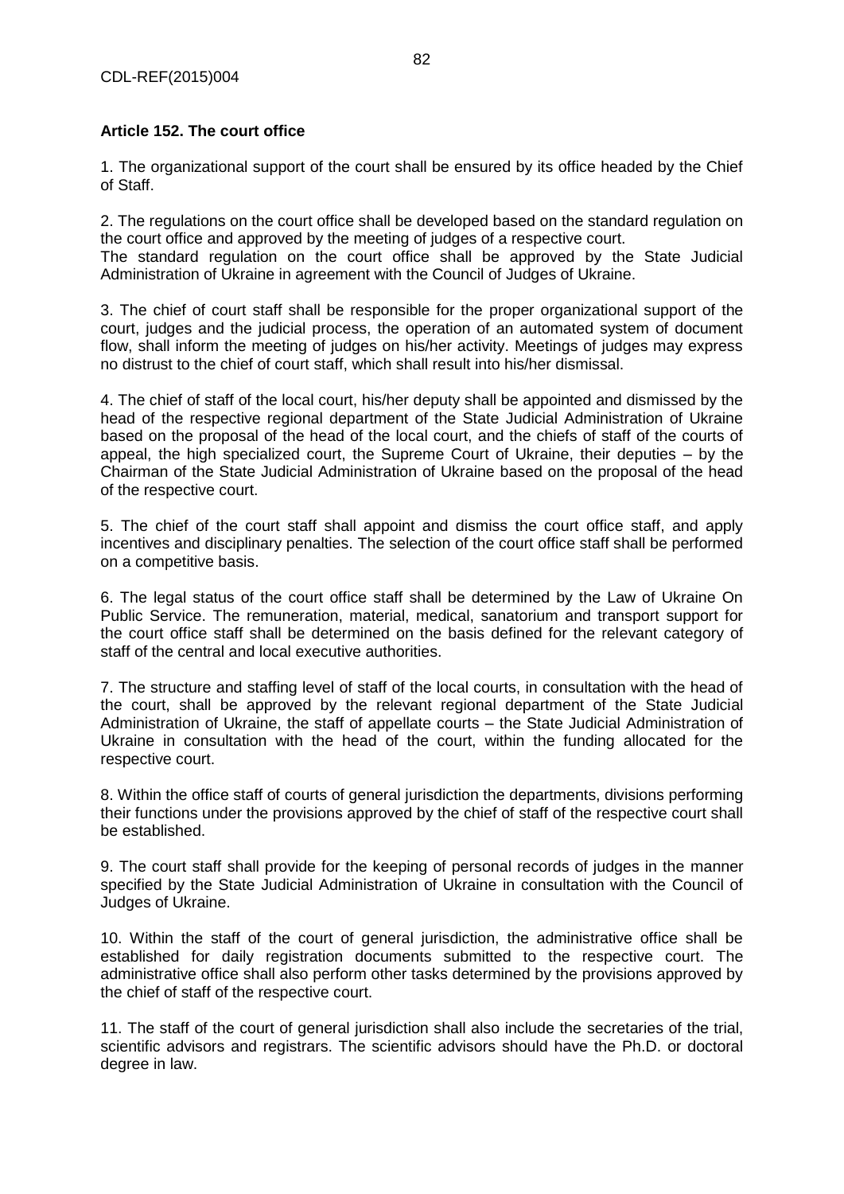**Article 152. The court office**

1. The organizational support of the court shall be ensured by its office headed by the Chief of Staff.

2. The regulations on the court office shall be developed based on the standard regulation on the court office and approved by the meeting of judges of a respective court.
The standard regulation on the court office shall be approved by the State Judicial Administration of Ukraine in agreement with the Council of Judges of Ukraine.

3. The chief of court staff shall be responsible for the proper organizational support of the court, judges and the judicial process, the operation of an automated system of document flow, shall inform the meeting of judges on his/her activity. Meetings of judges may express no distrust to the chief of court staff, which shall result into his/her dismissal.

4. The chief of staff of the local court, his/her deputy shall be appointed and dismissed by the head of the respective regional department of the State Judicial Administration of Ukraine based on the proposal of the head of the local court, and the chiefs of staff of the courts of appeal, the high specialized court, the Supreme Court of Ukraine, their deputies – by the Chairman of the State Judicial Administration of Ukraine based on the proposal of the head of the respective court.

5. The chief of the court staff shall appoint and dismiss the court office staff, and apply incentives and disciplinary penalties. The selection of the court office staff shall be performed on a competitive basis.

6. The legal status of the court office staff shall be determined by the Law of Ukraine On Public Service. The remuneration, material, medical, sanatorium and transport support for the court office staff shall be determined on the basis defined for the relevant category of staff of the central and local executive authorities.

7. The structure and staffing level of staff of the local courts, in consultation with the head of the court, shall be approved by the relevant regional department of the State Judicial Administration of Ukraine, the staff of appellate courts – the State Judicial Administration of Ukraine in consultation with the head of the court, within the funding allocated for the respective court.

8. Within the office staff of courts of general jurisdiction the departments, divisions performing their functions under the provisions approved by the chief of staff of the respective court shall be established.

9. The court staff shall provide for the keeping of personal records of judges in the manner specified by the State Judicial Administration of Ukraine in consultation with the Council of Judges of Ukraine.

10. Within the staff of the court of general jurisdiction, the administrative office shall be established for daily registration documents submitted to the respective court. The administrative office shall also perform other tasks determined by the provisions approved by the chief of staff of the respective court.

11. The staff of the court of general jurisdiction shall also include the secretaries of the trial, scientific advisors and registrars. The scientific advisors should have the Ph.D. or doctoral degree in law.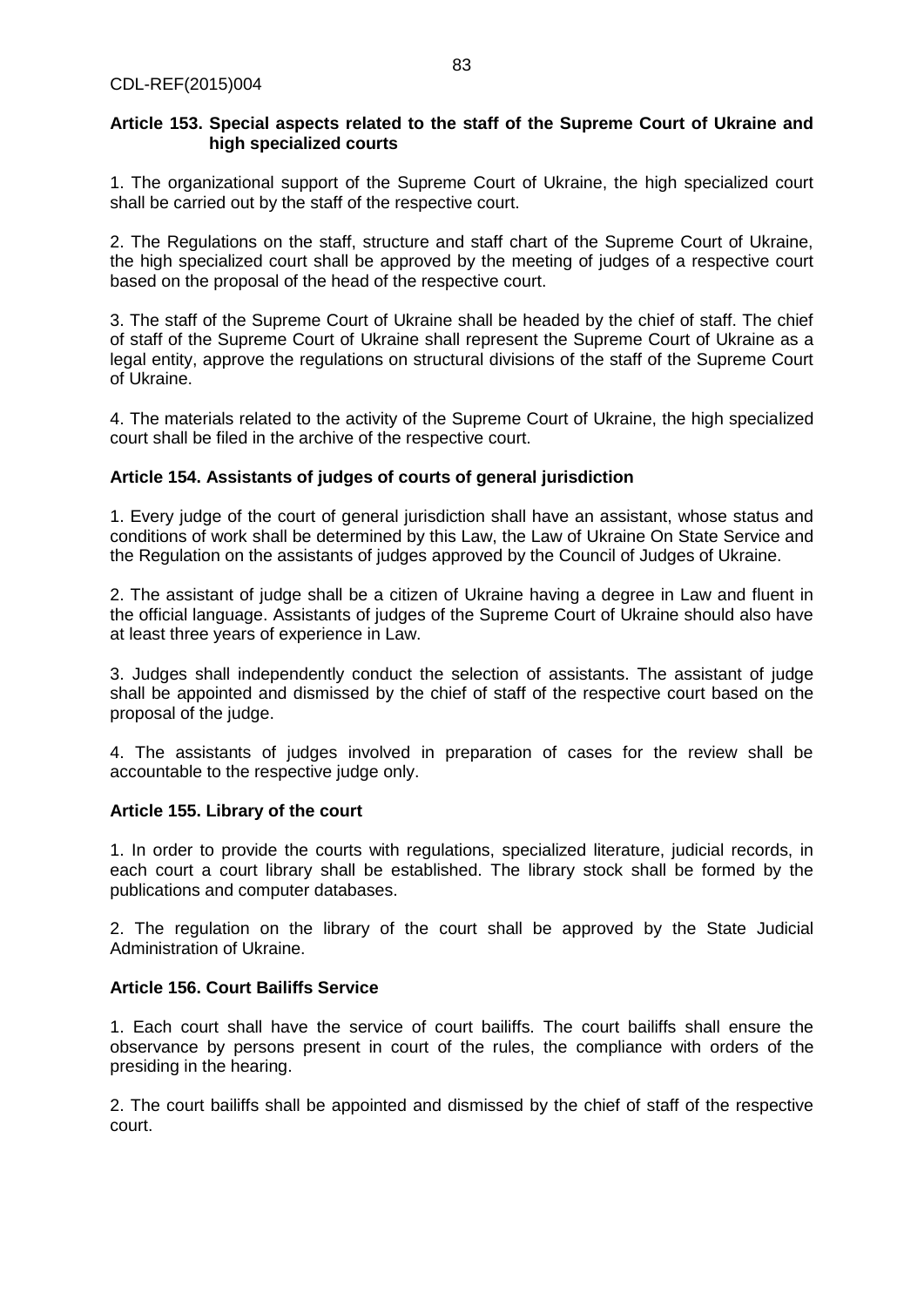**Article 153. Special aspects related to the staff of the Supreme Court of Ukraine and high specialized courts**

1. The organizational support of the Supreme Court of Ukraine, the high specialized court shall be carried out by the staff of the respective court.

2. The Regulations on the staff, structure and staff chart of the Supreme Court of Ukraine, the high specialized court shall be approved by the meeting of judges of a respective court based on the proposal of the head of the respective court.

3. The staff of the Supreme Court of Ukraine shall be headed by the chief of staff. The chief of staff of the Supreme Court of Ukraine shall represent the Supreme Court of Ukraine as a legal entity, approve the regulations on structural divisions of the staff of the Supreme Court of Ukraine.

4. The materials related to the activity of the Supreme Court of Ukraine, the high specialized court shall be filed in the archive of the respective court.

**Article 154. Assistants of judges of courts of general jurisdiction**

1. Every judge of the court of general jurisdiction shall have an assistant, whose status and conditions of work shall be determined by this Law, the Law of Ukraine On State Service and the Regulation on the assistants of judges approved by the Council of Judges of Ukraine.

2. The assistant of judge shall be a citizen of Ukraine having a degree in Law and fluent in the official language. Assistants of judges of the Supreme Court of Ukraine should also have at least three years of experience in Law.

3. Judges shall independently conduct the selection of assistants. The assistant of judge shall be appointed and dismissed by the chief of staff of the respective court based on the proposal of the judge.

4. The assistants of judges involved in preparation of cases for the review shall be accountable to the respective judge only.

**Article 155. Library of the court**

1. In order to provide the courts with regulations, specialized literature, judicial records, in each court a court library shall be established. The library stock shall be formed by the publications and computer databases.

2. The regulation on the library of the court shall be approved by the State Judicial Administration of Ukraine.

**Article 156. Court Bailiffs Service**

1. Each court shall have the service of court bailiffs. The court bailiffs shall ensure the observance by persons present in court of the rules, the compliance with orders of the presiding in the hearing.

2. The court bailiffs shall be appointed and dismissed by the chief of staff of the respective court.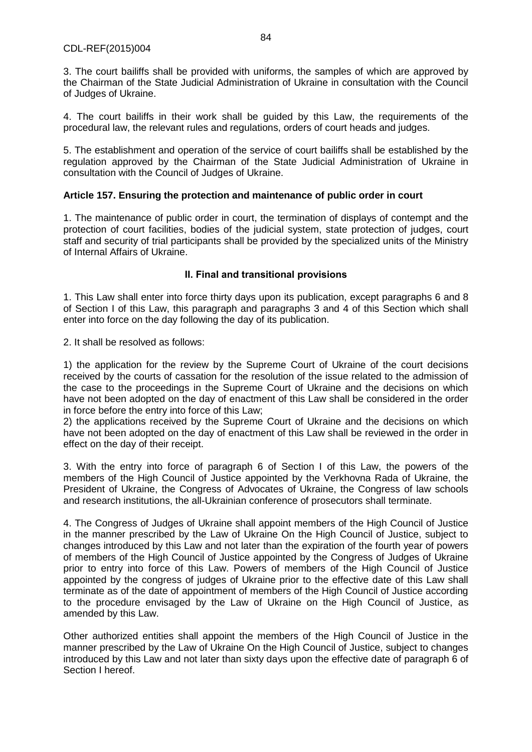3. The court bailiffs shall be provided with uniforms, the samples of which are approved by the Chairman of the State Judicial Administration of Ukraine in consultation with the Council of Judges of Ukraine.

4. The court bailiffs in their work shall be guided by this Law, the requirements of the procedural law, the relevant rules and regulations, orders of court heads and judges.

5. The establishment and operation of the service of court bailiffs shall be established by the regulation approved by the Chairman of the State Judicial Administration of Ukraine in consultation with the Council of Judges of Ukraine.

**Article 157. Ensuring the protection and maintenance of public order in court**

1. The maintenance of public order in court, the termination of displays of contempt and the protection of court facilities, bodies of the judicial system, state protection of judges, court staff and security of trial participants shall be provided by the specialized units of the Ministry of Internal Affairs of Ukraine.

## II. Final and transitional provisions

1. This Law shall enter into force thirty days upon its publication, except paragraphs 6 and 8 of Section I of this Law, this paragraph and paragraphs 3 and 4 of this Section which shall enter into force on the day following the day of its publication.

2. It shall be resolved as follows:

1) the application for the review by the Supreme Court of Ukraine of the court decisions received by the courts of cassation for the resolution of the issue related to the admission of the case to the proceedings in the Supreme Court of Ukraine and the decisions on which have not been adopted on the day of enactment of this Law shall be considered in the order in force before the entry into force of this Law;
2) the applications received by the Supreme Court of Ukraine and the decisions on which have not been adopted on the day of enactment of this Law shall be reviewed in the order in effect on the day of their receipt.

3. With the entry into force of paragraph 6 of Section I of this Law, the powers of the members of the High Council of Justice appointed by the Verkhovna Rada of Ukraine, the President of Ukraine, the Congress of Advocates of Ukraine, the Congress of law schools and research institutions, the all-Ukrainian conference of prosecutors shall terminate.

4. The Congress of Judges of Ukraine shall appoint members of the High Council of Justice in the manner prescribed by the Law of Ukraine On the High Council of Justice, subject to changes introduced by this Law and not later than the expiration of the fourth year of powers of members of the High Council of Justice appointed by the Congress of Judges of Ukraine prior to entry into force of this Law. Powers of members of the High Council of Justice appointed by the congress of judges of Ukraine prior to the effective date of this Law shall terminate as of the date of appointment of members of the High Council of Justice according to the procedure envisaged by the Law of Ukraine on the High Council of Justice, as amended by this Law.

Other authorized entities shall appoint the members of the High Council of Justice in the manner prescribed by the Law of Ukraine On the High Council of Justice, subject to changes introduced by this Law and not later than sixty days upon the effective date of paragraph 6 of Section I hereof.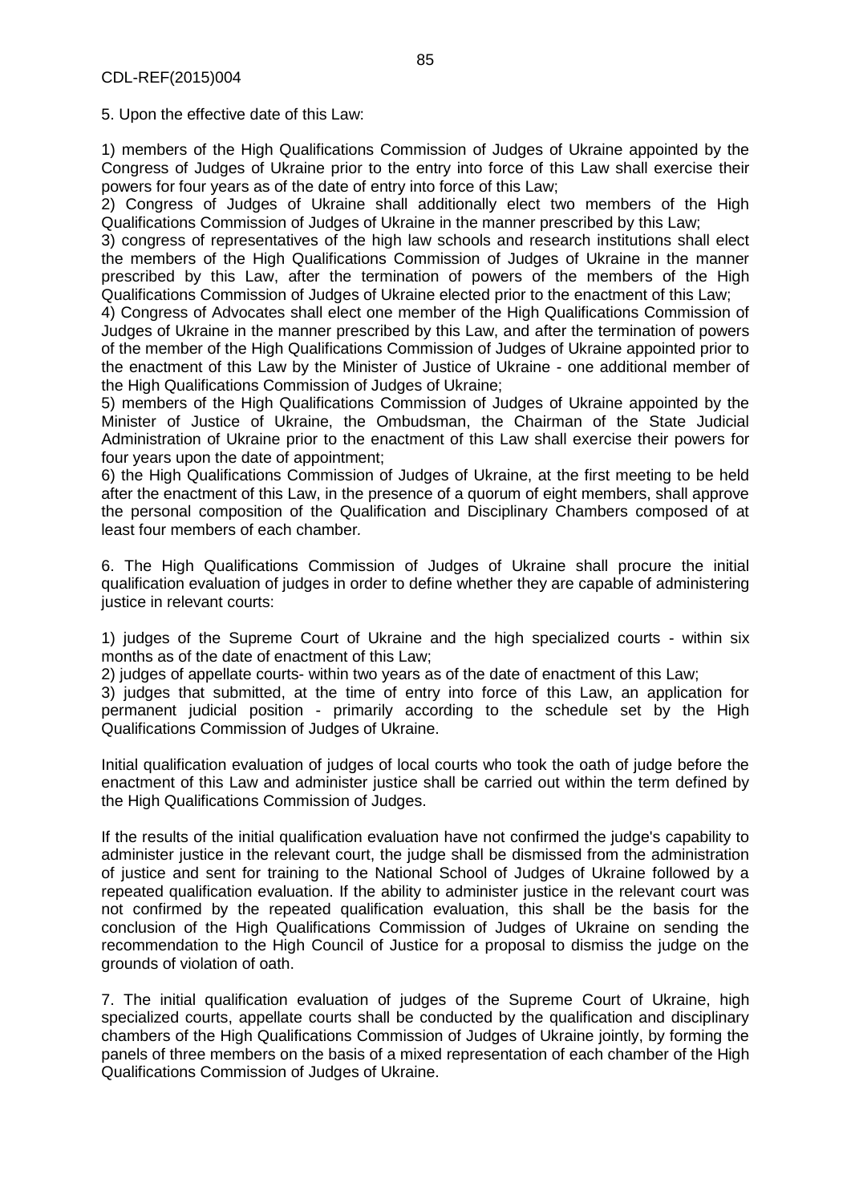5. Upon the effective date of this Law:

1) members of the High Qualifications Commission of Judges of Ukraine appointed by the Congress of Judges of Ukraine prior to the entry into force of this Law shall exercise their powers for four years as of the date of entry into force of this Law;
2) Congress of Judges of Ukraine shall additionally elect two members of the High Qualifications Commission of Judges of Ukraine in the manner prescribed by this Law;
3) congress of representatives of the high law schools and research institutions shall elect the members of the High Qualifications Commission of Judges of Ukraine in the manner prescribed by this Law, after the termination of powers of the members of the High Qualifications Commission of Judges of Ukraine elected prior to the enactment of this Law;
4) Congress of Advocates shall elect one member of the High Qualifications Commission of Judges of Ukraine in the manner prescribed by this Law, and after the termination of powers of the member of the High Qualifications Commission of Judges of Ukraine appointed prior to the enactment of this Law by the Minister of Justice of Ukraine - one additional member of the High Qualifications Commission of Judges of Ukraine;
5) members of the High Qualifications Commission of Judges of Ukraine appointed by the Minister of Justice of Ukraine, the Ombudsman, the Chairman of the State Judicial Administration of Ukraine prior to the enactment of this Law shall exercise their powers for four years upon the date of appointment;
6) the High Qualifications Commission of Judges of Ukraine, at the first meeting to be held after the enactment of this Law, in the presence of a quorum of eight members, shall approve the personal composition of the Qualification and Disciplinary Chambers composed of at least four members of each chamber.

6. The High Qualifications Commission of Judges of Ukraine shall procure the initial qualification evaluation of judges in order to define whether they are capable of administering justice in relevant courts:

1) judges of the Supreme Court of Ukraine and the high specialized courts - within six months as of the date of enactment of this Law;
2) judges of appellate courts- within two years as of the date of enactment of this Law;
3) judges that submitted, at the time of entry into force of this Law, an application for permanent judicial position - primarily according to the schedule set by the High Qualifications Commission of Judges of Ukraine.

Initial qualification evaluation of judges of local courts who took the oath of judge before the enactment of this Law and administer justice shall be carried out within the term defined by the High Qualifications Commission of Judges.

If the results of the initial qualification evaluation have not confirmed the judge's capability to administer justice in the relevant court, the judge shall be dismissed from the administration of justice and sent for training to the National School of Judges of Ukraine followed by a repeated qualification evaluation. If the ability to administer justice in the relevant court was not confirmed by the repeated qualification evaluation, this shall be the basis for the conclusion of the High Qualifications Commission of Judges of Ukraine on sending the recommendation to the High Council of Justice for a proposal to dismiss the judge on the grounds of violation of oath.

7. The initial qualification evaluation of judges of the Supreme Court of Ukraine, high specialized courts, appellate courts shall be conducted by the qualification and disciplinary chambers of the High Qualifications Commission of Judges of Ukraine jointly, by forming the panels of three members on the basis of a mixed representation of each chamber of the High Qualifications Commission of Judges of Ukraine.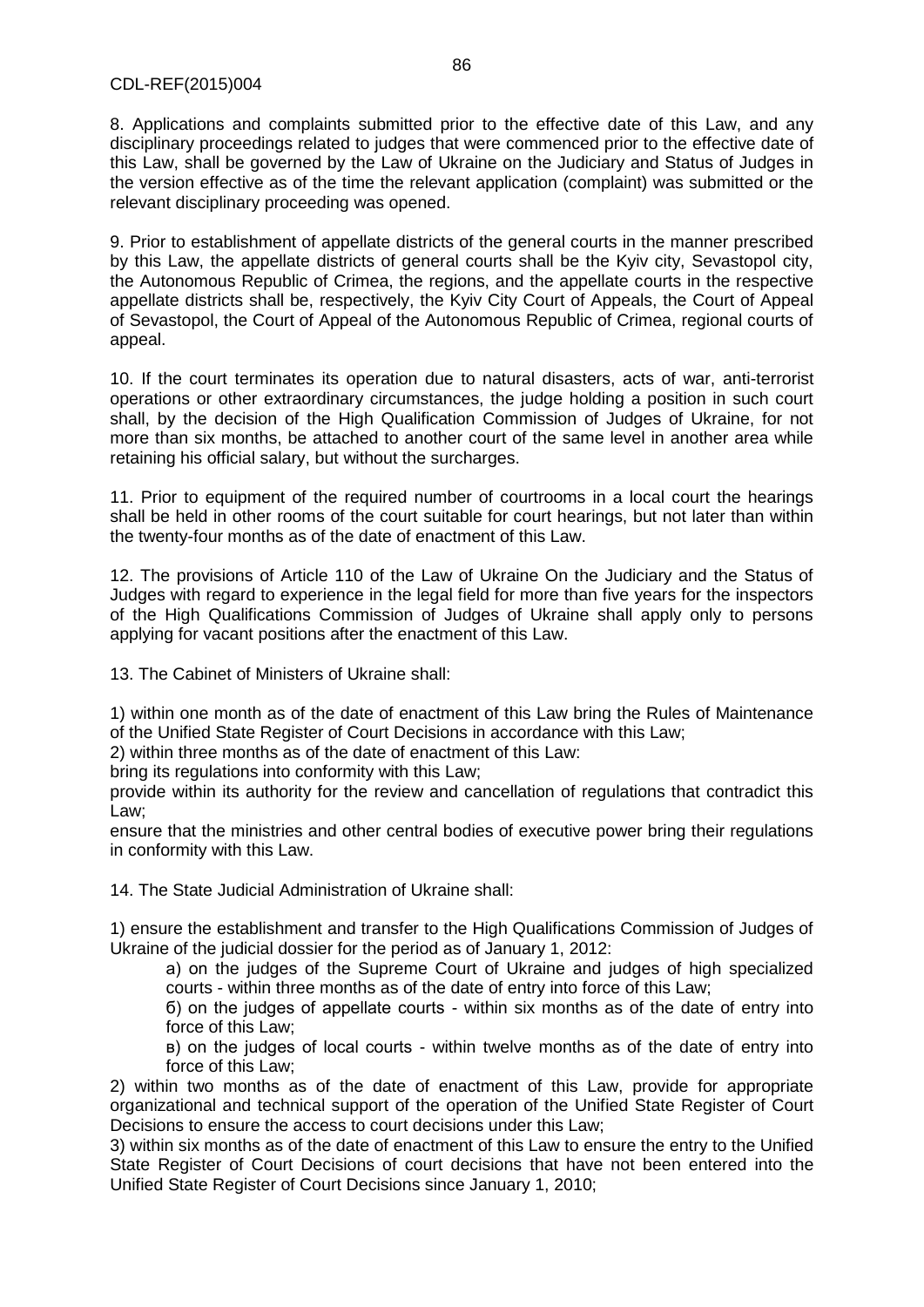8. Applications and complaints submitted prior to the effective date of this Law, and any disciplinary proceedings related to judges that were commenced prior to the effective date of this Law, shall be governed by the Law of Ukraine on the Judiciary and Status of Judges in the version effective as of the time the relevant application (complaint) was submitted or the relevant disciplinary proceeding was opened.

9. Prior to establishment of appellate districts of the general courts in the manner prescribed by this Law, the appellate districts of general courts shall be the Kyiv city, Sevastopol city, the Autonomous Republic of Crimea, the regions, and the appellate courts in the respective appellate districts shall be, respectively, the Kyiv City Court of Appeals, the Court of Appeal of Sevastopol, the Court of Appeal of the Autonomous Republic of Crimea, regional courts of appeal.

10. If the court terminates its operation due to natural disasters, acts of war, anti-terrorist operations or other extraordinary circumstances, the judge holding a position in such court shall, by the decision of the High Qualification Commission of Judges of Ukraine, for not more than six months, be attached to another court of the same level in another area while retaining his official salary, but without the surcharges.

11. Prior to equipment of the required number of courtrooms in a local court the hearings shall be held in other rooms of the court suitable for court hearings, but not later than within the twenty-four months as of the date of enactment of this Law.

12. The provisions of Article 110 of the Law of Ukraine On the Judiciary and the Status of Judges with regard to experience in the legal field for more than five years for the inspectors of the High Qualifications Commission of Judges of Ukraine shall apply only to persons applying for vacant positions after the enactment of this Law.

13. The Cabinet of Ministers of Ukraine shall:

1) within one month as of the date of enactment of this Law bring the Rules of Maintenance of the Unified State Register of Court Decisions in accordance with this Law;
2) within three months as of the date of enactment of this Law:
bring its regulations into conformity with this Law;
provide within its authority for the review and cancellation of regulations that contradict this Law;
ensure that the ministries and other central bodies of executive power bring their regulations in conformity with this Law.

14. The State Judicial Administration of Ukraine shall:

1) ensure the establishment and transfer to the High Qualifications Commission of Judges of Ukraine of the judicial dossier for the period as of January 1, 2012:

а) on the judges of the Supreme Court of Ukraine and judges of high specialized courts - within three months as of the date of entry into force of this Law;

б) on the judges of appellate courts - within six months as of the date of entry into force of this Law;

в) on the judges of local courts - within twelve months as of the date of entry into force of this Law;

2) within two months as of the date of enactment of this Law, provide for appropriate organizational and technical support of the operation of the Unified State Register of Court Decisions to ensure the access to court decisions under this Law;
3) within six months as of the date of enactment of this Law to ensure the entry to the Unified State Register of Court Decisions of court decisions that have not been entered into the Unified State Register of Court Decisions since January 1, 2010;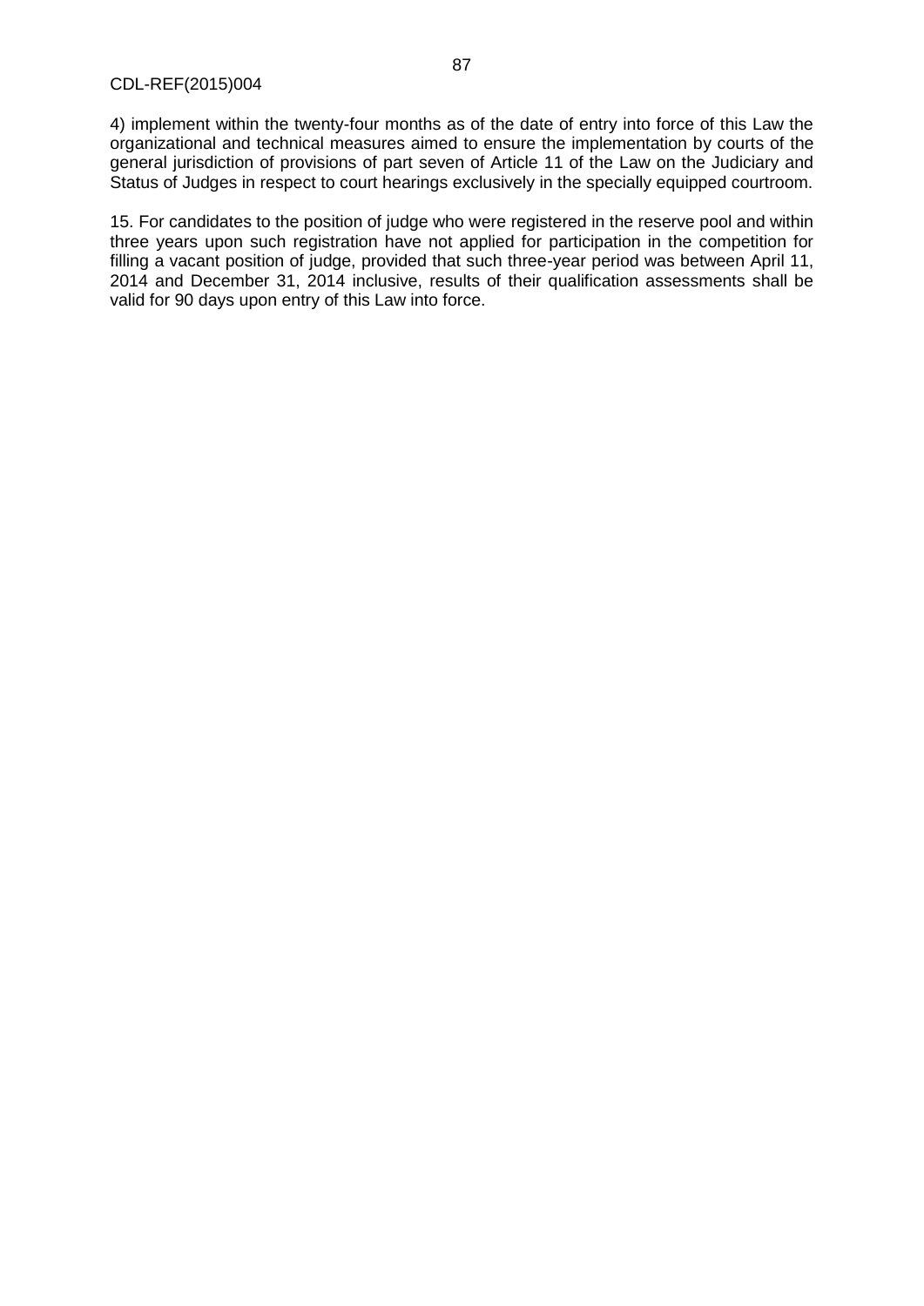4) implement within the twenty-four months as of the date of entry into force of this Law the organizational and technical measures aimed to ensure the implementation by courts of the general jurisdiction of provisions of part seven of Article 11 of the Law on the Judiciary and Status of Judges in respect to court hearings exclusively in the specially equipped courtroom.

15. For candidates to the position of judge who were registered in the reserve pool and within three years upon such registration have not applied for participation in the competition for filling a vacant position of judge, provided that such three-year period was between April 11, 2014 and December 31, 2014 inclusive, results of their qualification assessments shall be valid for 90 days upon entry of this Law into force.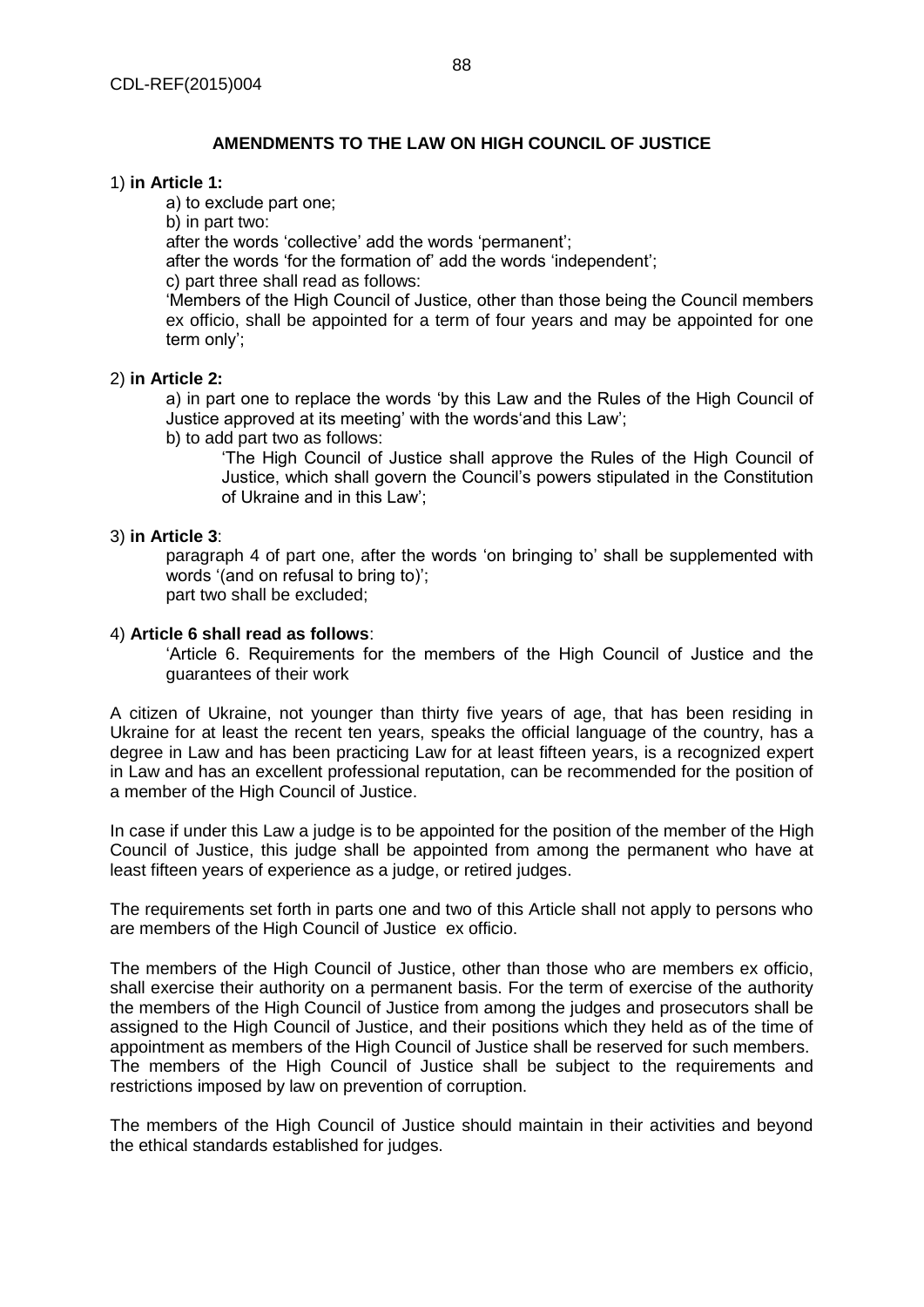## AMENDMENTS TO THE LAW ON HIGH COUNCIL OF JUSTICE

1) **in Article 1:**

a) to exclude part one;

b) in part two:

after the words 'collective' add the words 'permanent';

after the words 'for the formation of' add the words 'independent';

c) part three shall read as follows:

'Members of the High Council of Justice, other than those being the Council members ex officio, shall be appointed for a term of four years and may be appointed for one term only';

2) **in Article 2:**

a) in part one to replace the words 'by this Law and the Rules of the High Council of Justice approved at its meeting' with the words'and this Law';

b) to add part two as follows:

'The High Council of Justice shall approve the Rules of the High Council of Justice, which shall govern the Council's powers stipulated in the Constitution of Ukraine and in this Law';

3) **in Article 3**:

paragraph 4 of part one, after the words 'on bringing to' shall be supplemented with words '(and on refusal to bring to)';

part two shall be excluded;

4) **Article 6 shall read as follows**:

'Article 6. Requirements for the members of the High Council of Justice and the guarantees of their work

A citizen of Ukraine, not younger than thirty five years of age, that has been residing in Ukraine for at least the recent ten years, speaks the official language of the country, has a degree in Law and has been practicing Law for at least fifteen years, is a recognized expert in Law and has an excellent professional reputation, can be recommended for the position of a member of the High Council of Justice.

In case if under this Law a judge is to be appointed for the position of the member of the High Council of Justice, this judge shall be appointed from among the permanent who have at least fifteen years of experience as a judge, or retired judges.

The requirements set forth in parts one and two of this Article shall not apply to persons who are members of the High Council of Justice ex officio.

The members of the High Council of Justice, other than those who are members ex officio, shall exercise their authority on a permanent basis. For the term of exercise of the authority the members of the High Council of Justice from among the judges and prosecutors shall be assigned to the High Council of Justice, and their positions which they held as of the time of appointment as members of the High Council of Justice shall be reserved for such members. The members of the High Council of Justice shall be subject to the requirements and restrictions imposed by law on prevention of corruption.

The members of the High Council of Justice should maintain in their activities and beyond the ethical standards established for judges.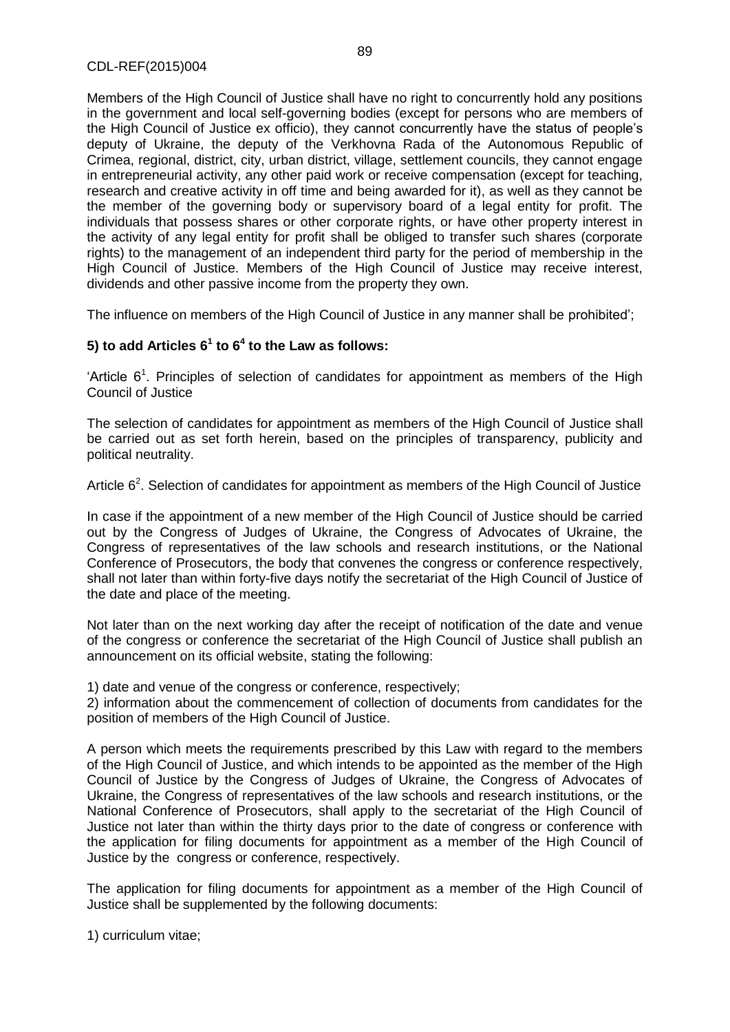Members of the High Council of Justice shall have no right to concurrently hold any positions in the government and local self-governing bodies (except for persons who are members of the High Council of Justice ex officio), they cannot concurrently have the status of people's deputy of Ukraine, the deputy of the Verkhovna Rada of the Autonomous Republic of Crimea, regional, district, city, urban district, village, settlement councils, they cannot engage in entrepreneurial activity, any other paid work or receive compensation (except for teaching, research and creative activity in off time and being awarded for it), as well as they cannot be the member of the governing body or supervisory board of a legal entity for profit. The individuals that possess shares or other corporate rights, or have other property interest in the activity of any legal entity for profit shall be obliged to transfer such shares (corporate rights) to the management of an independent third party for the period of membership in the High Council of Justice. Members of the High Council of Justice may receive interest, dividends and other passive income from the property they own.

The influence on members of the High Council of Justice in any manner shall be prohibited';

**5) to add Articles $6^1$ to $6^4$ to the Law as follows:**

'Article $6^1$. Principles of selection of candidates for appointment as members of the High Council of Justice

The selection of candidates for appointment as members of the High Council of Justice shall be carried out as set forth herein, based on the principles of transparency, publicity and political neutrality.

Article $6^2$. Selection of candidates for appointment as members of the High Council of Justice

In case if the appointment of a new member of the High Council of Justice should be carried out by the Congress of Judges of Ukraine, the Congress of Advocates of Ukraine, the Congress of representatives of the law schools and research institutions, or the National Conference of Prosecutors, the body that convenes the congress or conference respectively, shall not later than within forty-five days notify the secretariat of the High Council of Justice of the date and place of the meeting.

Not later than on the next working day after the receipt of notification of the date and venue of the congress or conference the secretariat of the High Council of Justice shall publish an announcement on its official website, stating the following:

1) date and venue of the congress or conference, respectively;
2) information about the commencement of collection of documents from candidates for the position of members of the High Council of Justice.

A person which meets the requirements prescribed by this Law with regard to the members of the High Council of Justice, and which intends to be appointed as the member of the High Council of Justice by the Congress of Judges of Ukraine, the Congress of Advocates of Ukraine, the Congress of representatives of the law schools and research institutions, or the National Conference of Prosecutors, shall apply to the secretariat of the High Council of Justice not later than within the thirty days prior to the date of congress or conference with the application for filing documents for appointment as a member of the High Council of Justice by the congress or conference, respectively.

The application for filing documents for appointment as a member of the High Council of Justice shall be supplemented by the following documents:

1) curriculum vitae;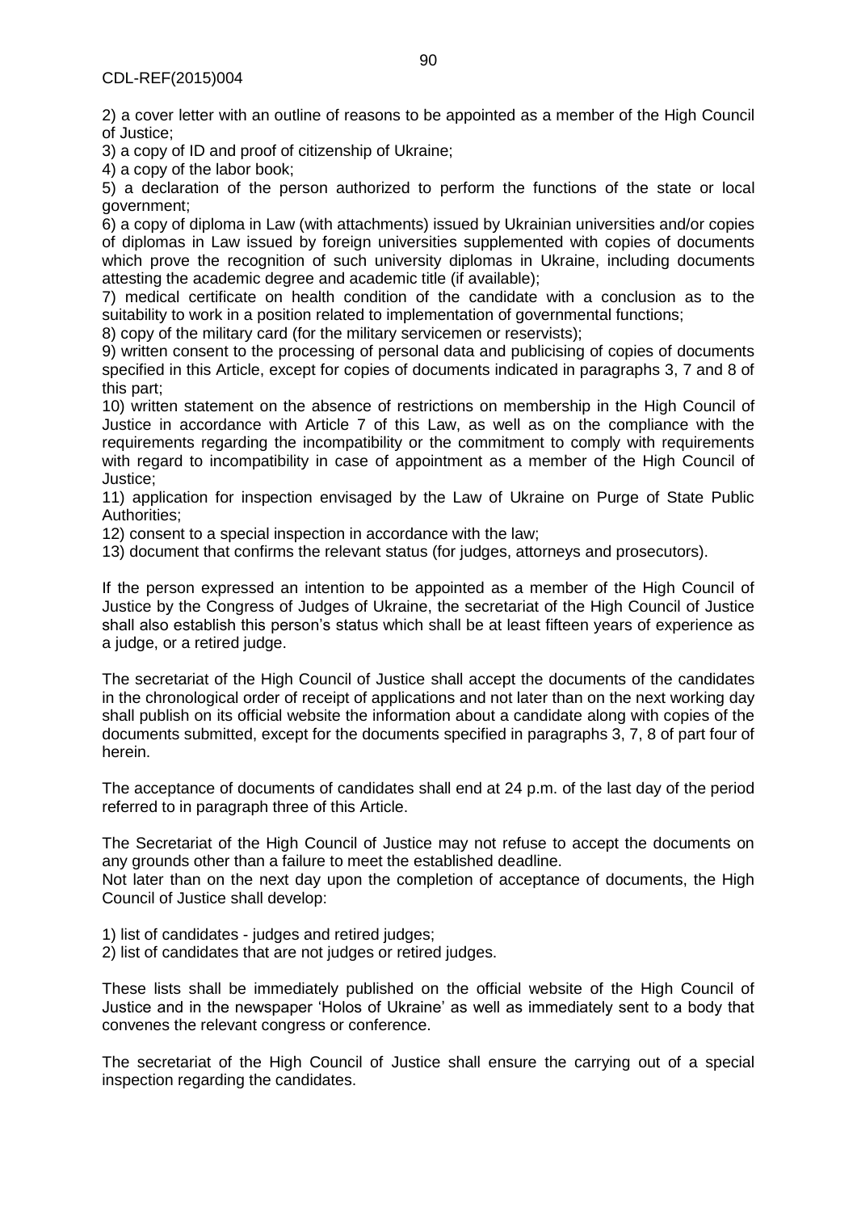2) a cover letter with an outline of reasons to be appointed as a member of the High Council of Justice;

3) a copy of ID and proof of citizenship of Ukraine;

4) a copy of the labor book;

5) a declaration of the person authorized to perform the functions of the state or local government;

6) a copy of diploma in Law (with attachments) issued by Ukrainian universities and/or copies of diplomas in Law issued by foreign universities supplemented with copies of documents which prove the recognition of such university diplomas in Ukraine, including documents attesting the academic degree and academic title (if available);

7) medical certificate on health condition of the candidate with a conclusion as to the suitability to work in a position related to implementation of governmental functions;

8) copy of the military card (for the military servicemen or reservists);

9) written consent to the processing of personal data and publicising of copies of documents specified in this Article, except for copies of documents indicated in paragraphs 3, 7 and 8 of this part;

10) written statement on the absence of restrictions on membership in the High Council of Justice in accordance with Article 7 of this Law, as well as on the compliance with the requirements regarding the incompatibility or the commitment to comply with requirements with regard to incompatibility in case of appointment as a member of the High Council of Justice;

11) application for inspection envisaged by the Law of Ukraine on Purge of State Public Authorities;

12) consent to a special inspection in accordance with the law;

13) document that confirms the relevant status (for judges, attorneys and prosecutors).

If the person expressed an intention to be appointed as a member of the High Council of Justice by the Congress of Judges of Ukraine, the secretariat of the High Council of Justice shall also establish this person's status which shall be at least fifteen years of experience as a judge, or a retired judge.

The secretariat of the High Council of Justice shall accept the documents of the candidates in the chronological order of receipt of applications and not later than on the next working day shall publish on its official website the information about a candidate along with copies of the documents submitted, except for the documents specified in paragraphs 3, 7, 8 of part four of herein.

The acceptance of documents of candidates shall end at 24 p.m. of the last day of the period referred to in paragraph three of this Article.

The Secretariat of the High Council of Justice may not refuse to accept the documents on any grounds other than a failure to meet the established deadline.

Not later than on the next day upon the completion of acceptance of documents, the High Council of Justice shall develop:

1) list of candidates - judges and retired judges;

2) list of candidates that are not judges or retired judges.

These lists shall be immediately published on the official website of the High Council of Justice and in the newspaper 'Holos of Ukraine' as well as immediately sent to a body that convenes the relevant congress or conference.

The secretariat of the High Council of Justice shall ensure the carrying out of a special inspection regarding the candidates.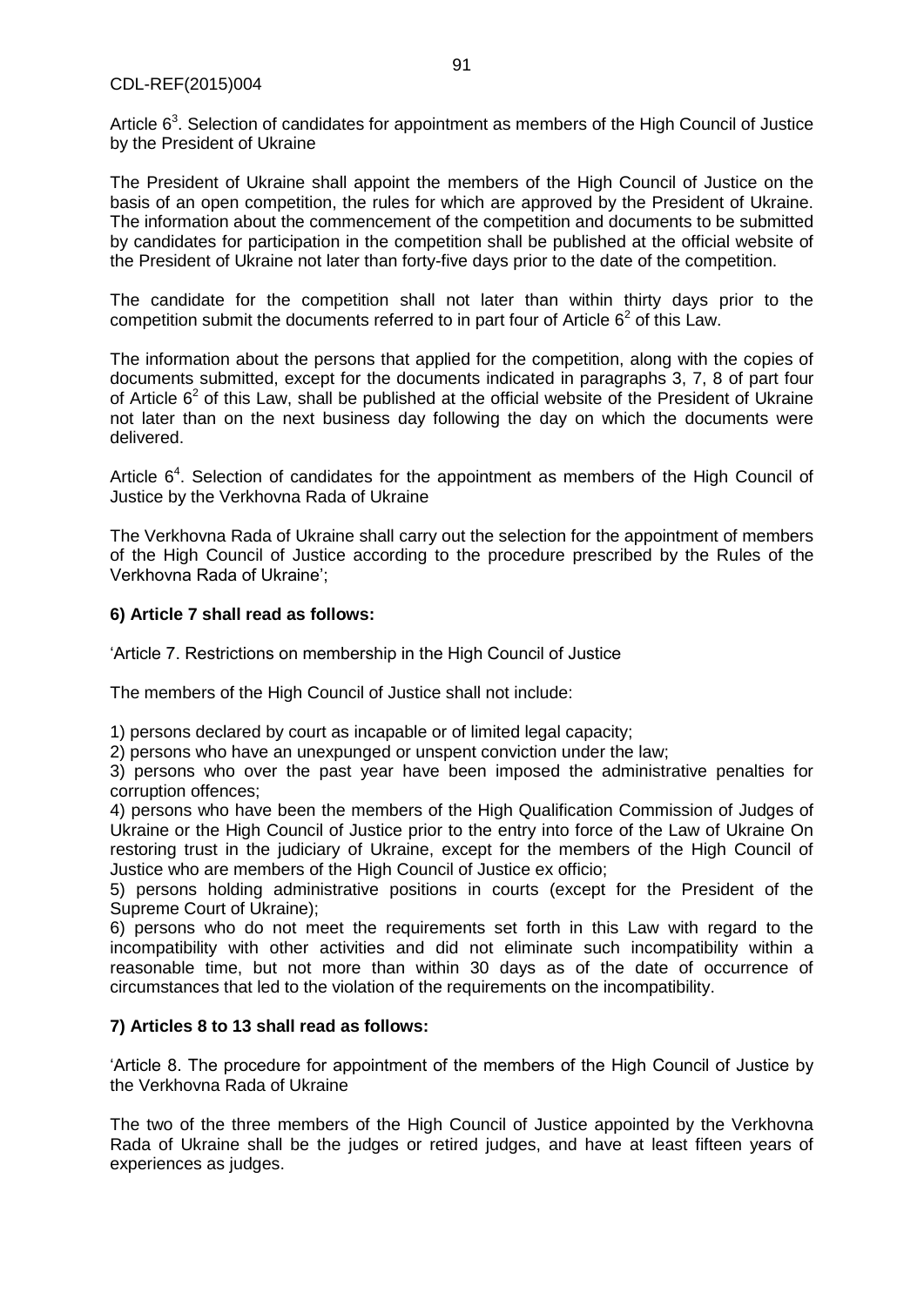Article $6^3$. Selection of candidates for appointment as members of the High Council of Justice by the President of Ukraine

The President of Ukraine shall appoint the members of the High Council of Justice on the basis of an open competition, the rules for which are approved by the President of Ukraine. The information about the commencement of the competition and documents to be submitted by candidates for participation in the competition shall be published at the official website of the President of Ukraine not later than forty-five days prior to the date of the competition.

The candidate for the competition shall not later than within thirty days prior to the competition submit the documents referred to in part four of Article $6^2$ of this Law.

The information about the persons that applied for the competition, along with the copies of documents submitted, except for the documents indicated in paragraphs 3, 7, 8 of part four of Article $6^2$ of this Law, shall be published at the official website of the President of Ukraine not later than on the next business day following the day on which the documents were delivered.

Article $6^4$. Selection of candidates for the appointment as members of the High Council of Justice by the Verkhovna Rada of Ukraine

The Verkhovna Rada of Ukraine shall carry out the selection for the appointment of members of the High Council of Justice according to the procedure prescribed by the Rules of the Verkhovna Rada of Ukraine';

**6) Article 7 shall read as follows:**

'Article 7. Restrictions on membership in the High Council of Justice

The members of the High Council of Justice shall not include:

1) persons declared by court as incapable or of limited legal capacity;
2) persons who have an unexpunged or unspent conviction under the law;
3) persons who over the past year have been imposed the administrative penalties for corruption offences;
4) persons who have been the members of the High Qualification Commission of Judges of Ukraine or the High Council of Justice prior to the entry into force of the Law of Ukraine On restoring trust in the judiciary of Ukraine, except for the members of the High Council of Justice who are members of the High Council of Justice ex officio;
5) persons holding administrative positions in courts (except for the President of the Supreme Court of Ukraine);
6) persons who do not meet the requirements set forth in this Law with regard to the incompatibility with other activities and did not eliminate such incompatibility within a reasonable time, but not more than within 30 days as of the date of occurrence of circumstances that led to the violation of the requirements on the incompatibility.

**7) Articles 8 to 13 shall read as follows:**

'Article 8. The procedure for appointment of the members of the High Council of Justice by the Verkhovna Rada of Ukraine

The two of the three members of the High Council of Justice appointed by the Verkhovna Rada of Ukraine shall be the judges or retired judges, and have at least fifteen years of experiences as judges.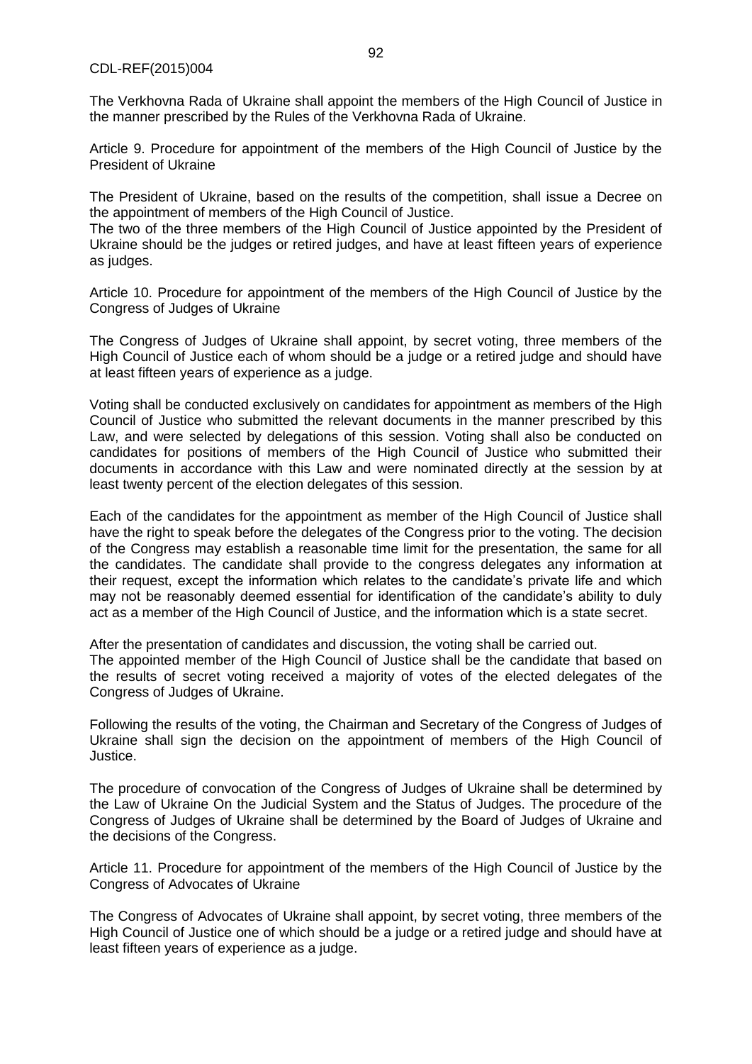The Verkhovna Rada of Ukraine shall appoint the members of the High Council of Justice in the manner prescribed by the Rules of the Verkhovna Rada of Ukraine.

Article 9. Procedure for appointment of the members of the High Council of Justice by the President of Ukraine

The President of Ukraine, based on the results of the competition, shall issue a Decree on the appointment of members of the High Council of Justice.
The two of the three members of the High Council of Justice appointed by the President of Ukraine should be the judges or retired judges, and have at least fifteen years of experience as judges.

Article 10. Procedure for appointment of the members of the High Council of Justice by the Congress of Judges of Ukraine

The Congress of Judges of Ukraine shall appoint, by secret voting, three members of the High Council of Justice each of whom should be a judge or a retired judge and should have at least fifteen years of experience as a judge.

Voting shall be conducted exclusively on candidates for appointment as members of the High Council of Justice who submitted the relevant documents in the manner prescribed by this Law, and were selected by delegations of this session. Voting shall also be conducted on candidates for positions of members of the High Council of Justice who submitted their documents in accordance with this Law and were nominated directly at the session by at least twenty percent of the election delegates of this session.

Each of the candidates for the appointment as member of the High Council of Justice shall have the right to speak before the delegates of the Congress prior to the voting. The decision of the Congress may establish a reasonable time limit for the presentation, the same for all the candidates. The candidate shall provide to the congress delegates any information at their request, except the information which relates to the candidate's private life and which may not be reasonably deemed essential for identification of the candidate's ability to duly act as a member of the High Council of Justice, and the information which is a state secret.

After the presentation of candidates and discussion, the voting shall be carried out.
The appointed member of the High Council of Justice shall be the candidate that based on the results of secret voting received a majority of votes of the elected delegates of the Congress of Judges of Ukraine.

Following the results of the voting, the Chairman and Secretary of the Congress of Judges of Ukraine shall sign the decision on the appointment of members of the High Council of Justice.

The procedure of convocation of the Congress of Judges of Ukraine shall be determined by the Law of Ukraine On the Judicial System and the Status of Judges. The procedure of the Congress of Judges of Ukraine shall be determined by the Board of Judges of Ukraine and the decisions of the Congress.

Article 11. Procedure for appointment of the members of the High Council of Justice by the Congress of Advocates of Ukraine

The Congress of Advocates of Ukraine shall appoint, by secret voting, three members of the High Council of Justice one of which should be a judge or a retired judge and should have at least fifteen years of experience as a judge.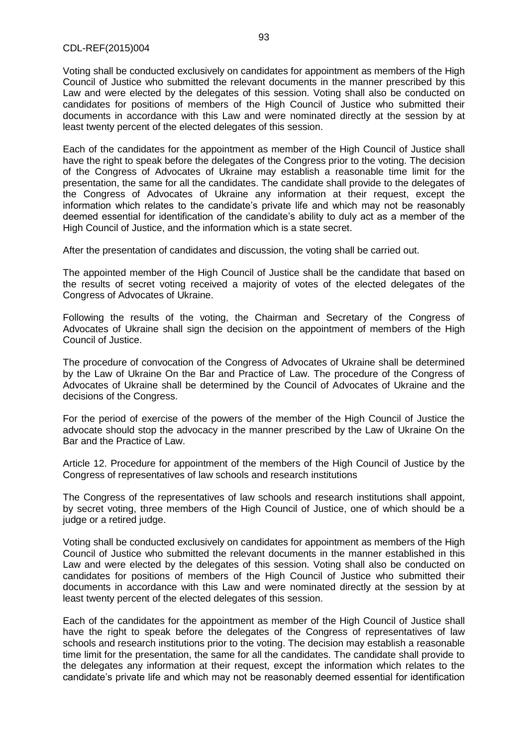Voting shall be conducted exclusively on candidates for appointment as members of the High Council of Justice who submitted the relevant documents in the manner prescribed by this Law and were elected by the delegates of this session. Voting shall also be conducted on candidates for positions of members of the High Council of Justice who submitted their documents in accordance with this Law and were nominated directly at the session by at least twenty percent of the elected delegates of this session.

Each of the candidates for the appointment as member of the High Council of Justice shall have the right to speak before the delegates of the Congress prior to the voting. The decision of the Congress of Advocates of Ukraine may establish a reasonable time limit for the presentation, the same for all the candidates. The candidate shall provide to the delegates of the Congress of Advocates of Ukraine any information at their request, except the information which relates to the candidate's private life and which may not be reasonably deemed essential for identification of the candidate's ability to duly act as a member of the High Council of Justice, and the information which is a state secret.

After the presentation of candidates and discussion, the voting shall be carried out.

The appointed member of the High Council of Justice shall be the candidate that based on the results of secret voting received a majority of votes of the elected delegates of the Congress of Advocates of Ukraine.

Following the results of the voting, the Chairman and Secretary of the Congress of Advocates of Ukraine shall sign the decision on the appointment of members of the High Council of Justice.

The procedure of convocation of the Congress of Advocates of Ukraine shall be determined by the Law of Ukraine On the Bar and Practice of Law. The procedure of the Congress of Advocates of Ukraine shall be determined by the Council of Advocates of Ukraine and the decisions of the Congress.

For the period of exercise of the powers of the member of the High Council of Justice the advocate should stop the advocacy in the manner prescribed by the Law of Ukraine On the Bar and the Practice of Law.

Article 12. Procedure for appointment of the members of the High Council of Justice by the Congress of representatives of law schools and research institutions

The Congress of the representatives of law schools and research institutions shall appoint, by secret voting, three members of the High Council of Justice, one of which should be a judge or a retired judge.

Voting shall be conducted exclusively on candidates for appointment as members of the High Council of Justice who submitted the relevant documents in the manner established in this Law and were elected by the delegates of this session. Voting shall also be conducted on candidates for positions of members of the High Council of Justice who submitted their documents in accordance with this Law and were nominated directly at the session by at least twenty percent of the elected delegates of this session.

Each of the candidates for the appointment as member of the High Council of Justice shall have the right to speak before the delegates of the Congress of representatives of law schools and research institutions prior to the voting. The decision may establish a reasonable time limit for the presentation, the same for all the candidates. The candidate shall provide to the delegates any information at their request, except the information which relates to the candidate's private life and which may not be reasonably deemed essential for identification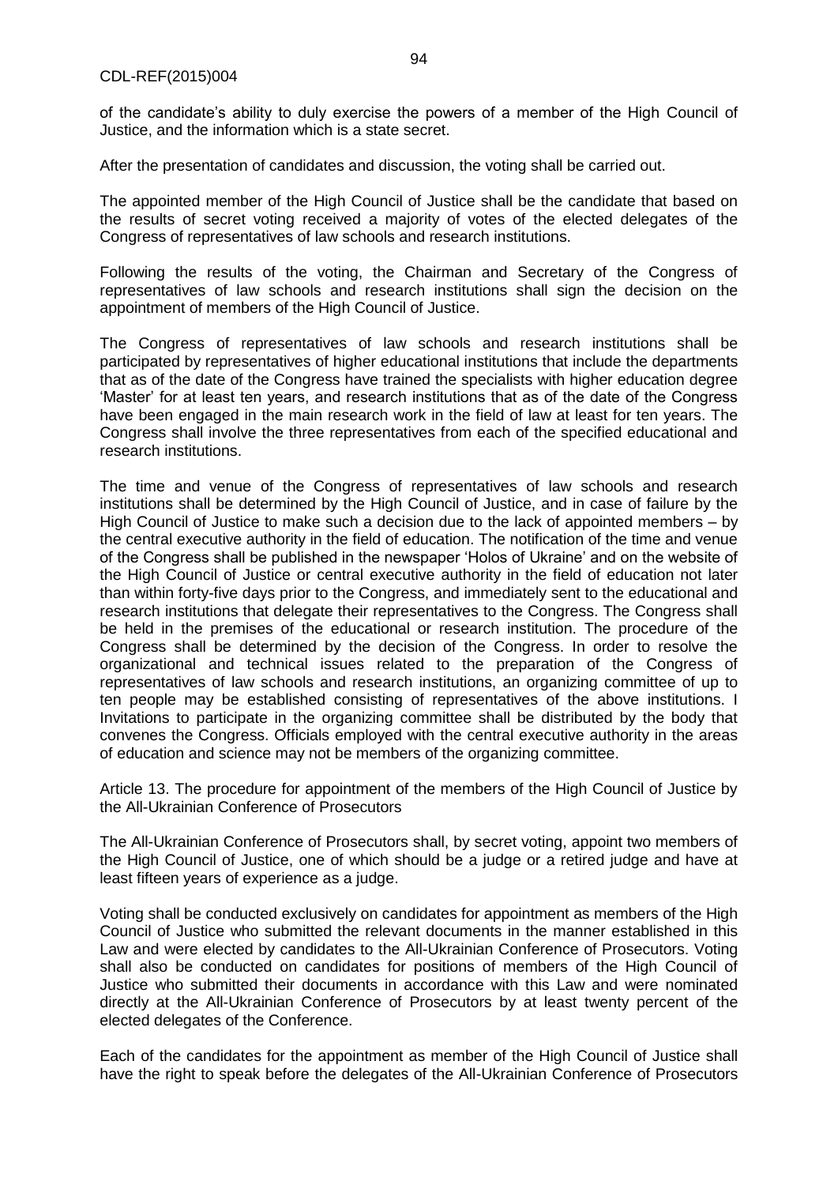of the candidate's ability to duly exercise the powers of a member of the High Council of Justice, and the information which is a state secret.

After the presentation of candidates and discussion, the voting shall be carried out.

The appointed member of the High Council of Justice shall be the candidate that based on the results of secret voting received a majority of votes of the elected delegates of the Congress of representatives of law schools and research institutions.

Following the results of the voting, the Chairman and Secretary of the Congress of representatives of law schools and research institutions shall sign the decision on the appointment of members of the High Council of Justice.

The Congress of representatives of law schools and research institutions shall be participated by representatives of higher educational institutions that include the departments that as of the date of the Congress have trained the specialists with higher education degree 'Master' for at least ten years, and research institutions that as of the date of the Congress have been engaged in the main research work in the field of law at least for ten years. The Congress shall involve the three representatives from each of the specified educational and research institutions.

The time and venue of the Congress of representatives of law schools and research institutions shall be determined by the High Council of Justice, and in case of failure by the High Council of Justice to make such a decision due to the lack of appointed members – by the central executive authority in the field of education. The notification of the time and venue of the Congress shall be published in the newspaper 'Holos of Ukraine' and on the website of the High Council of Justice or central executive authority in the field of education not later than within forty-five days prior to the Congress, and immediately sent to the educational and research institutions that delegate their representatives to the Congress. The Congress shall be held in the premises of the educational or research institution. The procedure of the Congress shall be determined by the decision of the Congress. In order to resolve the organizational and technical issues related to the preparation of the Congress of representatives of law schools and research institutions, an organizing committee of up to ten people may be established consisting of representatives of the above institutions. I Invitations to participate in the organizing committee shall be distributed by the body that convenes the Congress. Officials employed with the central executive authority in the areas of education and science may not be members of the organizing committee.

Article 13. The procedure for appointment of the members of the High Council of Justice by the All-Ukrainian Conference of Prosecutors

The All-Ukrainian Conference of Prosecutors shall, by secret voting, appoint two members of the High Council of Justice, one of which should be a judge or a retired judge and have at least fifteen years of experience as a judge.

Voting shall be conducted exclusively on candidates for appointment as members of the High Council of Justice who submitted the relevant documents in the manner established in this Law and were elected by candidates to the All-Ukrainian Conference of Prosecutors. Voting shall also be conducted on candidates for positions of members of the High Council of Justice who submitted their documents in accordance with this Law and were nominated directly at the All-Ukrainian Conference of Prosecutors by at least twenty percent of the elected delegates of the Conference.

Each of the candidates for the appointment as member of the High Council of Justice shall have the right to speak before the delegates of the All-Ukrainian Conference of Prosecutors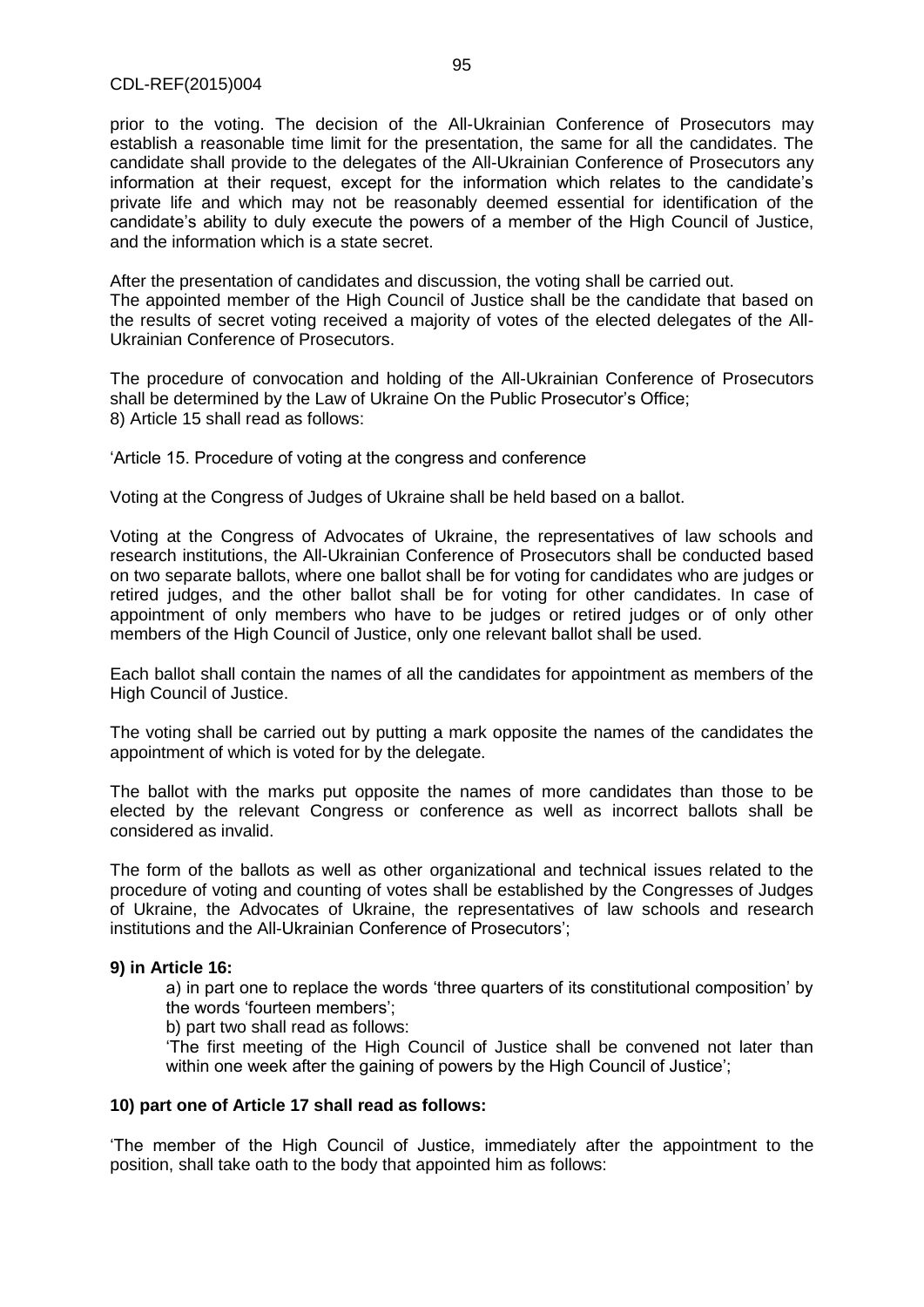prior to the voting. The decision of the All-Ukrainian Conference of Prosecutors may establish a reasonable time limit for the presentation, the same for all the candidates. The candidate shall provide to the delegates of the All-Ukrainian Conference of Prosecutors any information at their request, except for the information which relates to the candidate's private life and which may not be reasonably deemed essential for identification of the candidate's ability to duly execute the powers of a member of the High Council of Justice, and the information which is a state secret.

After the presentation of candidates and discussion, the voting shall be carried out.
The appointed member of the High Council of Justice shall be the candidate that based on the results of secret voting received a majority of votes of the elected delegates of the All-Ukrainian Conference of Prosecutors.

The procedure of convocation and holding of the All-Ukrainian Conference of Prosecutors shall be determined by the Law of Ukraine On the Public Prosecutor's Office;
8) Article 15 shall read as follows:

'Article 15. Procedure of voting at the congress and conference

Voting at the Congress of Judges of Ukraine shall be held based on a ballot.

Voting at the Congress of Advocates of Ukraine, the representatives of law schools and research institutions, the All-Ukrainian Conference of Prosecutors shall be conducted based on two separate ballots, where one ballot shall be for voting for candidates who are judges or retired judges, and the other ballot shall be for voting for other candidates. In case of appointment of only members who have to be judges or retired judges or of only other members of the High Council of Justice, only one relevant ballot shall be used.

Each ballot shall contain the names of all the candidates for appointment as members of the High Council of Justice.

The voting shall be carried out by putting a mark opposite the names of the candidates the appointment of which is voted for by the delegate.

The ballot with the marks put opposite the names of more candidates than those to be elected by the relevant Congress or conference as well as incorrect ballots shall be considered as invalid.

The form of the ballots as well as other organizational and technical issues related to the procedure of voting and counting of votes shall be established by the Congresses of Judges of Ukraine, the Advocates of Ukraine, the representatives of law schools and research institutions and the All-Ukrainian Conference of Prosecutors';

**9) in Article 16:**

a) in part one to replace the words 'three quarters of its constitutional composition' by the words 'fourteen members';

b) part two shall read as follows:

'The first meeting of the High Council of Justice shall be convened not later than within one week after the gaining of powers by the High Council of Justice';

**10) part one of Article 17 shall read as follows:**

'The member of the High Council of Justice, immediately after the appointment to the position, shall take oath to the body that appointed him as follows: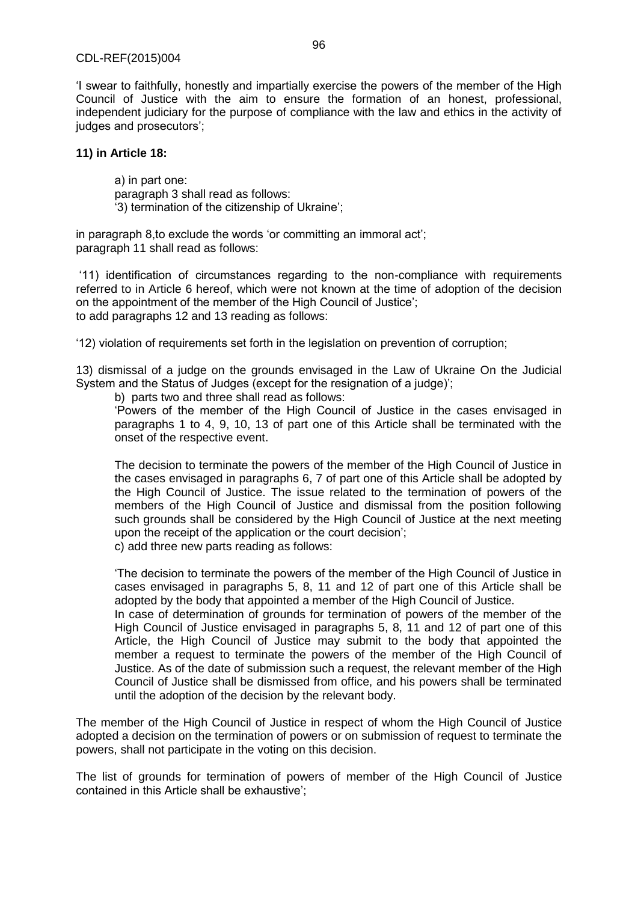'I swear to faithfully, honestly and impartially exercise the powers of the member of the High Council of Justice with the aim to ensure the formation of an honest, professional, independent judiciary for the purpose of compliance with the law and ethics in the activity of judges and prosecutors';

**11) in Article 18:**

a) in part one:
paragraph 3 shall read as follows:
'3) termination of the citizenship of Ukraine';

in paragraph 8,to exclude the words 'or committing an immoral act';
paragraph 11 shall read as follows:

'11) identification of circumstances regarding to the non-compliance with requirements referred to in Article 6 hereof, which were not known at the time of adoption of the decision on the appointment of the member of the High Council of Justice';
to add paragraphs 12 and 13 reading as follows:

'12) violation of requirements set forth in the legislation on prevention of corruption;

13) dismissal of a judge on the grounds envisaged in the Law of Ukraine On the Judicial System and the Status of Judges (except for the resignation of a judge)';

b) parts two and three shall read as follows:
'Powers of the member of the High Council of Justice in the cases envisaged in paragraphs 1 to 4, 9, 10, 13 of part one of this Article shall be terminated with the onset of the respective event.

The decision to terminate the powers of the member of the High Council of Justice in the cases envisaged in paragraphs 6, 7 of part one of this Article shall be adopted by the High Council of Justice. The issue related to the termination of powers of the members of the High Council of Justice and dismissal from the position following such grounds shall be considered by the High Council of Justice at the next meeting upon the receipt of the application or the court decision';
c) add three new parts reading as follows:

'The decision to terminate the powers of the member of the High Council of Justice in cases envisaged in paragraphs 5, 8, 11 and 12 of part one of this Article shall be adopted by the body that appointed a member of the High Council of Justice.
In case of determination of grounds for termination of powers of the member of the High Council of Justice envisaged in paragraphs 5, 8, 11 and 12 of part one of this Article, the High Council of Justice may submit to the body that appointed the member a request to terminate the powers of the member of the High Council of Justice. As of the date of submission such a request, the relevant member of the High Council of Justice shall be dismissed from office, and his powers shall be terminated until the adoption of the decision by the relevant body.

The member of the High Council of Justice in respect of whom the High Council of Justice adopted a decision on the termination of powers or on submission of request to terminate the powers, shall not participate in the voting on this decision.

The list of grounds for termination of powers of member of the High Council of Justice contained in this Article shall be exhaustive';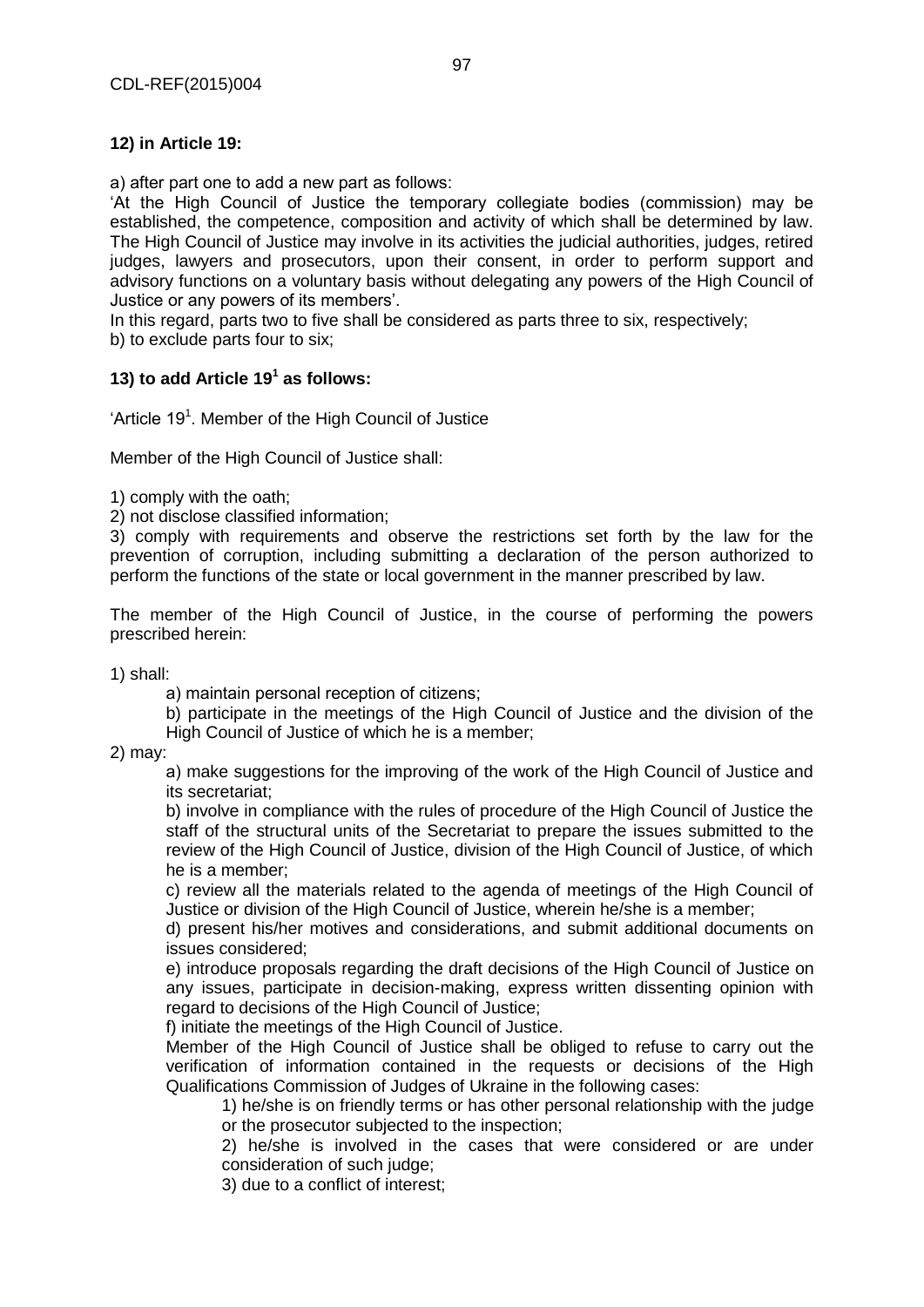**12) in Article 19:**

a) after part one to add a new part as follows:

'At the High Council of Justice the temporary collegiate bodies (commission) may be established, the competence, composition and activity of which shall be determined by law. The High Council of Justice may involve in its activities the judicial authorities, judges, retired judges, lawyers and prosecutors, upon their consent, in order to perform support and advisory functions on a voluntary basis without delegating any powers of the High Council of Justice or any powers of its members'.

In this regard, parts two to five shall be considered as parts three to six, respectively;

b) to exclude parts four to six;

**13) to add Article 19[1] as follows:**

'Article 19[1]. Member of the High Council of Justice

Member of the High Council of Justice shall:

1) comply with the oath;

2) not disclose classified information;

3) comply with requirements and observe the restrictions set forth by the law for the prevention of corruption, including submitting a declaration of the person authorized to perform the functions of the state or local government in the manner prescribed by law.

The member of the High Council of Justice, in the course of performing the powers prescribed herein:

1) shall:

a) maintain personal reception of citizens;

b) participate in the meetings of the High Council of Justice and the division of the High Council of Justice of which he is a member;

2) may:

a) make suggestions for the improving of the work of the High Council of Justice and its secretariat;

b) involve in compliance with the rules of procedure of the High Council of Justice the staff of the structural units of the Secretariat to prepare the issues submitted to the review of the High Council of Justice, division of the High Council of Justice, of which he is a member;

c) review all the materials related to the agenda of meetings of the High Council of Justice or division of the High Council of Justice, wherein he/she is a member;

d) present his/her motives and considerations, and submit additional documents on issues considered;

e) introduce proposals regarding the draft decisions of the High Council of Justice on any issues, participate in decision-making, express written dissenting opinion with regard to decisions of the High Council of Justice;

f) initiate the meetings of the High Council of Justice.

Member of the High Council of Justice shall be obliged to refuse to carry out the verification of information contained in the requests or decisions of the High Qualifications Commission of Judges of Ukraine in the following cases:

1) he/she is on friendly terms or has other personal relationship with the judge or the prosecutor subjected to the inspection;

2) he/she is involved in the cases that were considered or are under consideration of such judge;

3) due to a conflict of interest;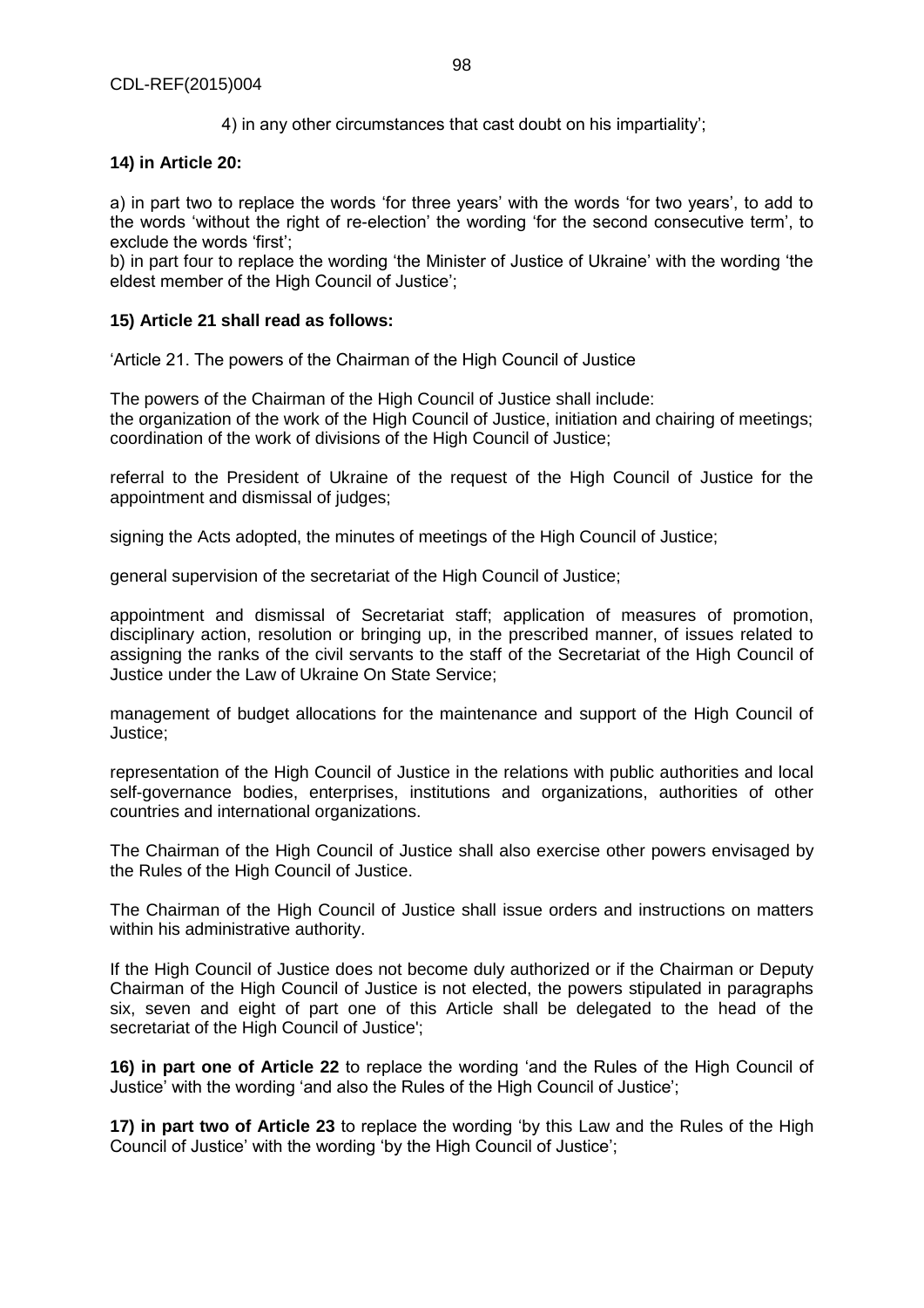4) in any other circumstances that cast doubt on his impartiality';

**14) in Article 20:**

a) in part two to replace the words 'for three years' with the words 'for two years', to add to the words 'without the right of re-election' the wording 'for the second consecutive term', to exclude the words 'first';
b) in part four to replace the wording 'the Minister of Justice of Ukraine' with the wording 'the eldest member of the High Council of Justice';

**15) Article 21 shall read as follows:**

'Article 21. The powers of the Chairman of the High Council of Justice

The powers of the Chairman of the High Council of Justice shall include:
the organization of the work of the High Council of Justice, initiation and chairing of meetings; coordination of the work of divisions of the High Council of Justice;

referral to the President of Ukraine of the request of the High Council of Justice for the appointment and dismissal of judges;

signing the Acts adopted, the minutes of meetings of the High Council of Justice;

general supervision of the secretariat of the High Council of Justice;

appointment and dismissal of Secretariat staff; application of measures of promotion, disciplinary action, resolution or bringing up, in the prescribed manner, of issues related to assigning the ranks of the civil servants to the staff of the Secretariat of the High Council of Justice under the Law of Ukraine On State Service;

management of budget allocations for the maintenance and support of the High Council of Justice;

representation of the High Council of Justice in the relations with public authorities and local self-governance bodies, enterprises, institutions and organizations, authorities of other countries and international organizations.

The Chairman of the High Council of Justice shall also exercise other powers envisaged by the Rules of the High Council of Justice.

The Chairman of the High Council of Justice shall issue orders and instructions on matters within his administrative authority.

If the High Council of Justice does not become duly authorized or if the Chairman or Deputy Chairman of the High Council of Justice is not elected, the powers stipulated in paragraphs six, seven and eight of part one of this Article shall be delegated to the head of the secretariat of the High Council of Justice';

**16) in part one of Article 22** to replace the wording 'and the Rules of the High Council of Justice' with the wording 'and also the Rules of the High Council of Justice';

**17) in part two of Article 23** to replace the wording 'by this Law and the Rules of the High Council of Justice' with the wording 'by the High Council of Justice';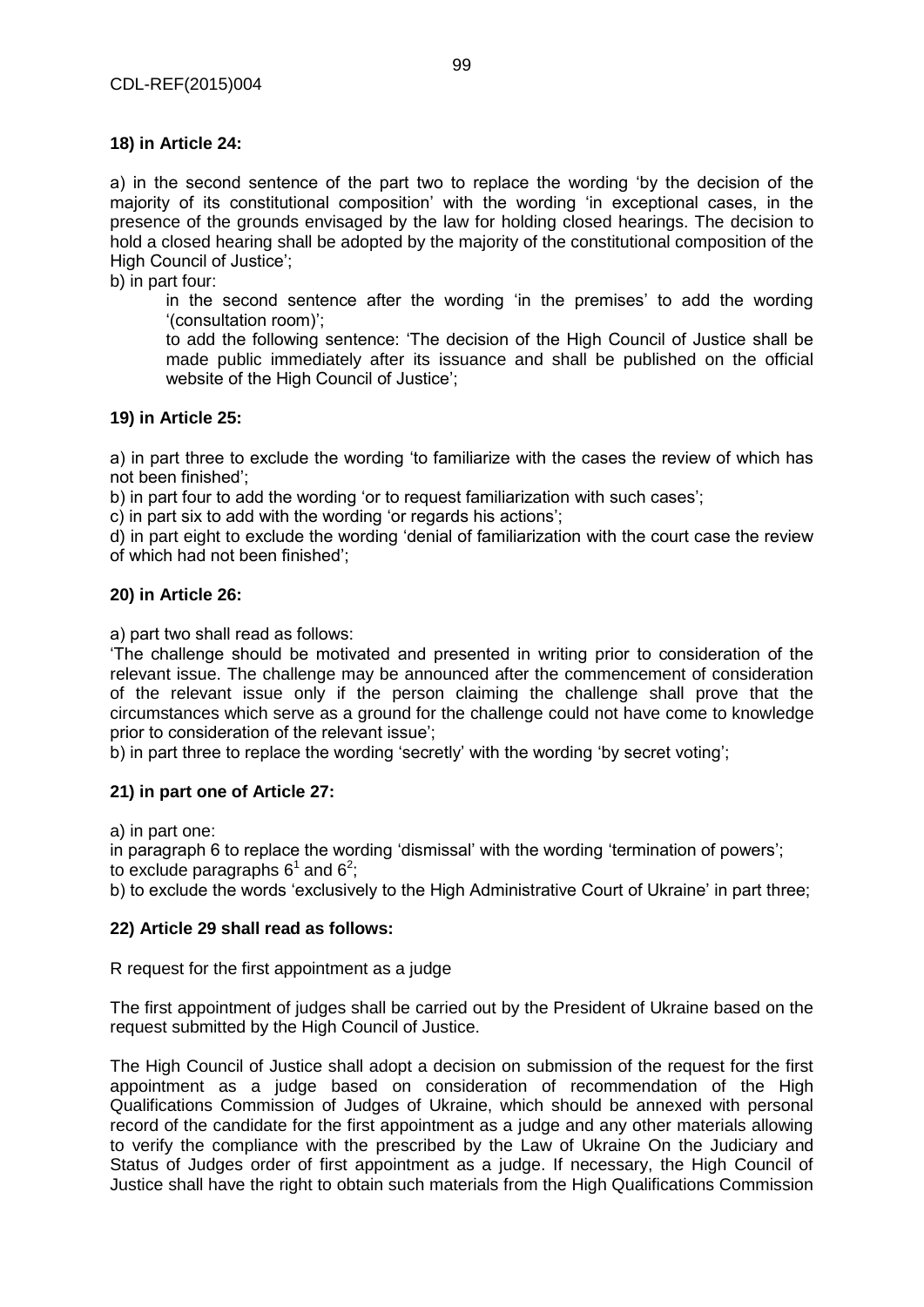**18) in Article 24:**

a) in the second sentence of the part two to replace the wording 'by the decision of the majority of its constitutional composition' with the wording 'in exceptional cases, in the presence of the grounds envisaged by the law for holding closed hearings. The decision to hold a closed hearing shall be adopted by the majority of the constitutional composition of the High Council of Justice';

b) in part four:

in the second sentence after the wording 'in the premises' to add the wording '(consultation room)';

to add the following sentence: 'The decision of the High Council of Justice shall be made public immediately after its issuance and shall be published on the official website of the High Council of Justice';

**19) in Article 25:**

a) in part three to exclude the wording 'to familiarize with the cases the review of which has not been finished';

b) in part four to add the wording 'or to request familiarization with such cases';

c) in part six to add with the wording 'or regards his actions';

d) in part eight to exclude the wording 'denial of familiarization with the court case the review of which had not been finished';

**20) in Article 26:**

a) part two shall read as follows:

'The challenge should be motivated and presented in writing prior to consideration of the relevant issue. The challenge may be announced after the commencement of consideration of the relevant issue only if the person claiming the challenge shall prove that the circumstances which serve as a ground for the challenge could not have come to knowledge prior to consideration of the relevant issue';

b) in part three to replace the wording 'secretly' with the wording 'by secret voting';

**21) in part one of Article 27:**

a) in part one:

in paragraph 6 to replace the wording 'dismissal' with the wording 'termination of powers';

to exclude paragraphs $6^1$ and $6^2$;

b) to exclude the words 'exclusively to the High Administrative Court of Ukraine' in part three;

**22) Article 29 shall read as follows:**

R request for the first appointment as a judge

The first appointment of judges shall be carried out by the President of Ukraine based on the request submitted by the High Council of Justice.

The High Council of Justice shall adopt a decision on submission of the request for the first appointment as a judge based on consideration of recommendation of the High Qualifications Commission of Judges of Ukraine, which should be annexed with personal record of the candidate for the first appointment as a judge and any other materials allowing to verify the compliance with the prescribed by the Law of Ukraine On the Judiciary and Status of Judges order of first appointment as a judge. If necessary, the High Council of Justice shall have the right to obtain such materials from the High Qualifications Commission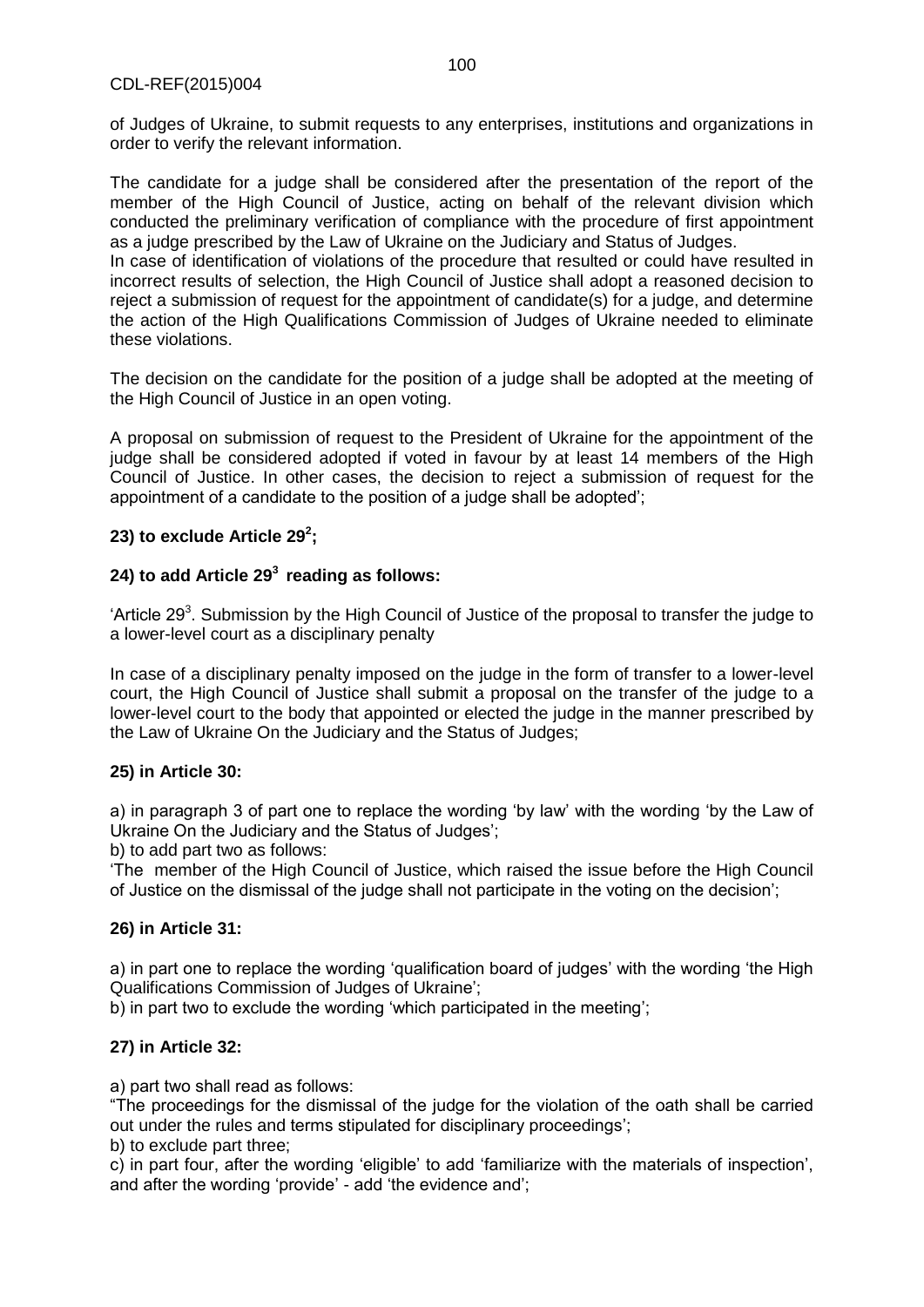of Judges of Ukraine, to submit requests to any enterprises, institutions and organizations in order to verify the relevant information.

The candidate for a judge shall be considered after the presentation of the report of the member of the High Council of Justice, acting on behalf of the relevant division which conducted the preliminary verification of compliance with the procedure of first appointment as a judge prescribed by the Law of Ukraine on the Judiciary and Status of Judges.
In case of identification of violations of the procedure that resulted or could have resulted in incorrect results of selection, the High Council of Justice shall adopt a reasoned decision to reject a submission of request for the appointment of candidate(s) for a judge, and determine the action of the High Qualifications Commission of Judges of Ukraine needed to eliminate these violations.

The decision on the candidate for the position of a judge shall be adopted at the meeting of the High Council of Justice in an open voting.

A proposal on submission of request to the President of Ukraine for the appointment of the judge shall be considered adopted if voted in favour by at least 14 members of the High Council of Justice. In other cases, the decision to reject a submission of request for the appointment of a candidate to the position of a judge shall be adopted';

**23) to exclude Article $29^2$;**

**24) to add Article $29^3$ reading as follows:**

'Article $29^3$. Submission by the High Council of Justice of the proposal to transfer the judge to a lower-level court as a disciplinary penalty

In case of a disciplinary penalty imposed on the judge in the form of transfer to a lower-level court, the High Council of Justice shall submit a proposal on the transfer of the judge to a lower-level court to the body that appointed or elected the judge in the manner prescribed by the Law of Ukraine On the Judiciary and the Status of Judges;

**25) in Article 30:**

a) in paragraph 3 of part one to replace the wording 'by law' with the wording 'by the Law of Ukraine On the Judiciary and the Status of Judges';
b) to add part two as follows:
'The member of the High Council of Justice, which raised the issue before the High Council of Justice on the dismissal of the judge shall not participate in the voting on the decision';

**26) in Article 31:**

a) in part one to replace the wording 'qualification board of judges' with the wording 'the High Qualifications Commission of Judges of Ukraine';
b) in part two to exclude the wording 'which participated in the meeting';

**27) in Article 32:**

a) part two shall read as follows:
"The proceedings for the dismissal of the judge for the violation of the oath shall be carried out under the rules and terms stipulated for disciplinary proceedings';
b) to exclude part three;
c) in part four, after the wording 'eligible' to add 'familiarize with the materials of inspection', and after the wording 'provide' - add 'the evidence and';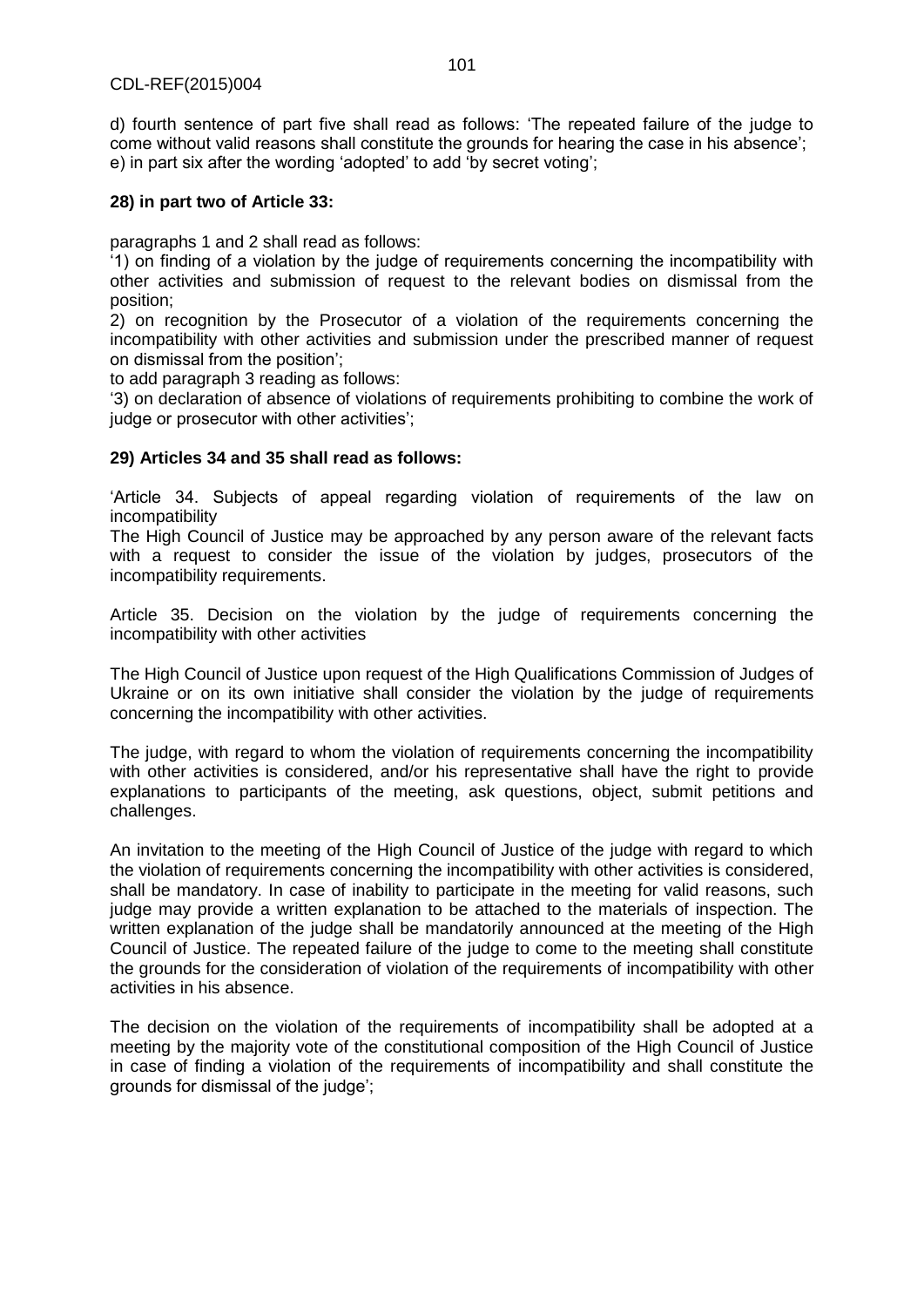d) fourth sentence of part five shall read as follows: 'The repeated failure of the judge to come without valid reasons shall constitute the grounds for hearing the case in his absence';
e) in part six after the wording 'adopted' to add 'by secret voting';

**28) in part two of Article 33:**

paragraphs 1 and 2 shall read as follows:
'1) on finding of a violation by the judge of requirements concerning the incompatibility with other activities and submission of request to the relevant bodies on dismissal from the position;
2) on recognition by the Prosecutor of a violation of the requirements concerning the incompatibility with other activities and submission under the prescribed manner of request on dismissal from the position';
to add paragraph 3 reading as follows:
'3) on declaration of absence of violations of requirements prohibiting to combine the work of judge or prosecutor with other activities';

**29) Articles 34 and 35 shall read as follows:**

'Article 34. Subjects of appeal regarding violation of requirements of the law on incompatibility
The High Council of Justice may be approached by any person aware of the relevant facts with a request to consider the issue of the violation by judges, prosecutors of the incompatibility requirements.

Article 35. Decision on the violation by the judge of requirements concerning the incompatibility with other activities

The High Council of Justice upon request of the High Qualifications Commission of Judges of Ukraine or on its own initiative shall consider the violation by the judge of requirements concerning the incompatibility with other activities.

The judge, with regard to whom the violation of requirements concerning the incompatibility with other activities is considered, and/or his representative shall have the right to provide explanations to participants of the meeting, ask questions, object, submit petitions and challenges.

An invitation to the meeting of the High Council of Justice of the judge with regard to which the violation of requirements concerning the incompatibility with other activities is considered, shall be mandatory. In case of inability to participate in the meeting for valid reasons, such judge may provide a written explanation to be attached to the materials of inspection. The written explanation of the judge shall be mandatorily announced at the meeting of the High Council of Justice. The repeated failure of the judge to come to the meeting shall constitute the grounds for the consideration of violation of the requirements of incompatibility with other activities in his absence.

The decision on the violation of the requirements of incompatibility shall be adopted at a meeting by the majority vote of the constitutional composition of the High Council of Justice in case of finding a violation of the requirements of incompatibility and shall constitute the grounds for dismissal of the judge';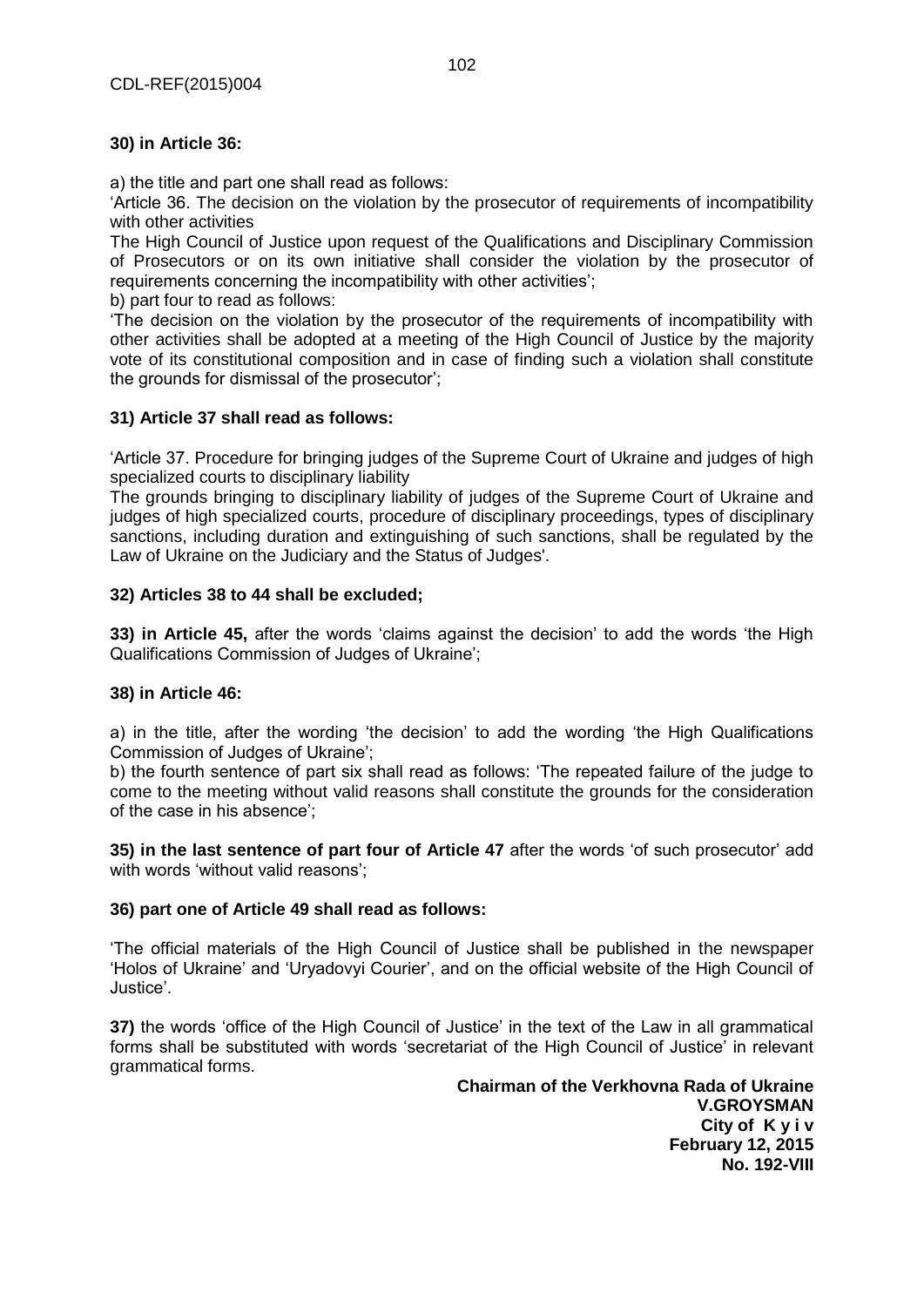**30) in Article 36:**

a) the title and part one shall read as follows:
'Article 36. The decision on the violation by the prosecutor of requirements of incompatibility with other activities
The High Council of Justice upon request of the Qualifications and Disciplinary Commission of Prosecutors or on its own initiative shall consider the violation by the prosecutor of requirements concerning the incompatibility with other activities';
b) part four to read as follows:
'The decision on the violation by the prosecutor of the requirements of incompatibility with other activities shall be adopted at a meeting of the High Council of Justice by the majority vote of its constitutional composition and in case of finding such a violation shall constitute the grounds for dismissal of the prosecutor';

**31) Article 37 shall read as follows:**

'Article 37. Procedure for bringing judges of the Supreme Court of Ukraine and judges of high specialized courts to disciplinary liability
The grounds bringing to disciplinary liability of judges of the Supreme Court of Ukraine and judges of high specialized courts, procedure of disciplinary proceedings, types of disciplinary sanctions, including duration and extinguishing of such sanctions, shall be regulated by the Law of Ukraine on the Judiciary and the Status of Judges'.

**32) Articles 38 to 44 shall be excluded;**

**33) in Article 45,** after the words 'claims against the decision' to add the words 'the High Qualifications Commission of Judges of Ukraine';

**38) in Article 46:**

a) in the title, after the wording 'the decision' to add the wording 'the High Qualifications Commission of Judges of Ukraine';
b) the fourth sentence of part six shall read as follows: 'The repeated failure of the judge to come to the meeting without valid reasons shall constitute the grounds for the consideration of the case in his absence';

**35) in the last sentence of part four of Article 47** after the words 'of such prosecutor' add with words 'without valid reasons';

**36) part one of Article 49 shall read as follows:**

'The official materials of the High Council of Justice shall be published in the newspaper 'Holos of Ukraine' and 'Uryadovyi Courier', and on the official website of the High Council of Justice'.

**37)** the words 'office of the High Council of Justice' in the text of the Law in all grammatical forms shall be substituted with words 'secretariat of the High Council of Justice' in relevant grammatical forms.

**Chairman of the Verkhovna Rada of Ukraine**
**V.GROYSMAN**
**City of K y i v**
**February 12, 2015**
**No. 192-VIII**